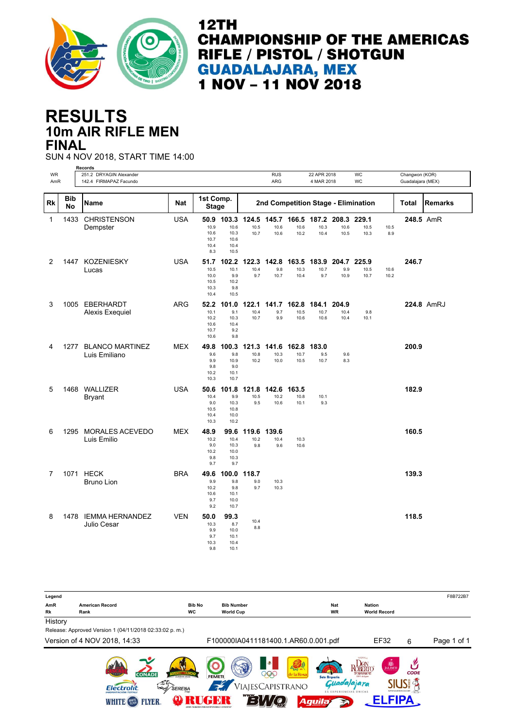# 12TH CHAMPIONSHIP OF THE AMERICAS RIFLE / PISTOL / SHOTGUN

## GUADALAJARA, MEX

## 1 NOV – 11 NOV 2018

# RESULTS

## 10m AIR RIFLE MEN

## FINAL

SUN 4 NOV 2018, START TIME 14:00

**Records**

| | | | | | |
|---|---|---|---|---|---|
| WR | 251.2 DRYAGIN Alexander | RUS | 22 APR 2018 | WC | Changwon (KOR) |
| AmR | 142.4 FIRMAPAZ Facundo | ARG | 4 MAR 2018 | WC | Guadalajara (MEX) |

| Rk | Bib No | Name | Nat | 1st Comp. Stage | | 2nd Competition Stage - Elimination | | | | | | | Total | Remarks |
|---|---|---|---|---|---|---|---|---|---|---|---|---|---|---|
| 1 | 1433 | CHRISTENSON Dempster | USA | **50.9** 10.9 10.6 10.7 10.4 8.3 | **103.3** 10.6 10.3 10.6 10.4 10.5 | **124.5** 10.5 10.7 | **145.7** 10.6 10.6 | **166.5** 10.6 10.2 | **187.2** 10.3 10.4 | **208.3** 10.6 10.5 | **229.1** 10.5 10.3 | 10.5 8.9 | **248.5** | AmR |
| 2 | 1447 | KOZENIESKY Lucas | USA | **51.7** 10.5 10.0 10.5 10.3 10.4 | **102.2** 10.1 9.9 10.2 9.8 10.5 | **122.3** 10.4 9.7 | **142.8** 9.8 10.7 | **163.5** 10.3 10.4 | **183.9** 10.7 9.7 | **204.7** 9.9 10.9 | **225.9** 10.5 10.7 | 10.6 10.2 | **246.7** | |
| 3 | 1005 | EBERHARDT Alexis Exequiel | ARG | **52.2** 10.1 10.2 10.6 10.7 10.6 | **101.0** 9.1 10.3 10.4 9.2 9.8 | **122.1** 10.4 10.7 | **141.7** 9.7 9.9 | **162.8** 10.5 10.6 | **184.1** 10.7 10.6 | **204.9** 10.4 10.4 | 9.8 10.1 | | **224.8** | AmRJ |
| 4 | 1277 | BLANCO MARTINEZ Luis Emiliano | MEX | **49.8** 9.6 9.9 9.8 10.2 10.3 | **100.3** 9.8 10.9 9.0 10.1 10.7 | **121.3** 10.8 10.2 | **141.6** 10.3 10.0 | **162.8** 10.7 10.5 | **183.0** 9.5 10.7 | 9.6 8.3 | | | **200.9** | |
| 5 | 1468 | WALLIZER Bryant | USA | **50.6** 10.4 9.0 10.5 10.4 10.3 | **101.8** 9.9 10.3 10.8 10.0 10.2 | **121.8** 10.5 9.5 | **142.6** 10.2 10.6 | **163.5** 10.8 10.1 | 10.1 9.3 | | | | **182.9** | |
| 6 | 1295 | MORALES ACEVEDO Luis Emilio | MEX | **48.9** 10.2 9.0 10.2 9.8 9.7 | **99.6** 10.4 10.3 10.0 10.3 9.7 | **119.6** 10.2 9.8 | **139.6** 10.4 9.6 | 10.3 10.6 | | | | | **160.5** | |
| 7 | 1071 | HECK Bruno Lion | BRA | **49.6** 9.9 10.2 10.6 9.7 9.2 | **100.0** 9.8 9.8 10.1 10.0 10.7 | **118.7** 9.0 9.7 | 10.3 10.3 | | | | | | **139.3** | |
| 8 | 1478 | IEMMA HERNANDEZ Julio Cesar | VEN | **50.0** 10.3 9.9 9.7 10.3 9.8 | **99.3** 8.7 10.0 10.1 10.4 10.1 | 10.4 8.8 | | | | | | | **118.5** | |

**Legend**

| | | | | | |
|---|---|---|---|---|---|
| AmR | American Record | Bib No | Bib Number | Nat | Nation |
| Rk | Rank | WC | World Cup | WR | World Record |

F8B722B7

History

Release: Approved Version 1 (04/11/2018 02:33:02 p. m.)

Version of 4 NOV 2018, 14:33 F100000IA0411181400.1.AR60.0.001.pdf EF32 6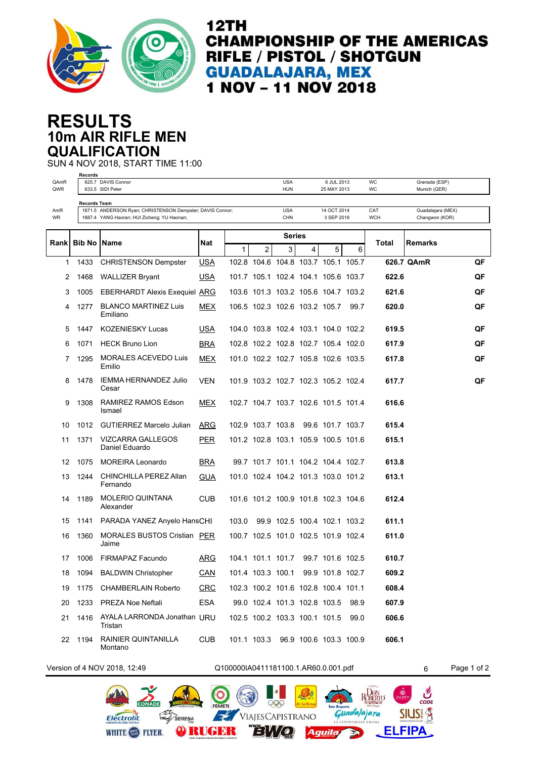# 12TH CHAMPIONSHIP OF THE AMERICAS RIFLE / PISTOL / SHOTGUN GUADALAJARA, MEX 1 NOV – 11 NOV 2018

# RESULTS
## 10m AIR RIFLE MEN QUALIFICATION

SUN 4 NOV 2018, START TIME 11:00

**Records**

| | | | | | |
|---|---|---|---|---|---|
| QAmR | 625.7 DAVIS Connor | USA | 6 JUL 2013 | WC | Granada (ESP) |
| QWR | 633.5 SIDI Peter | HUN | 25 MAY 2013 | WC | Munich (GER) |

**Records Team**

| | | | | | |
|---|---|---|---|---|---|
| AmR | 1871.5 ANDERSON Ryan; CHRISTENSON Dempster; DAVIS Connor; | USA | 14 OCT 2014 | CAT | Guadalajara (MEX) |
| WR | 1887.4 YANG Haoran; HUI Zicheng; YU Haonan; | CHN | 3 SEP 2018 | WCH | Changwon (KOR) |

| Rank | Bib No | Name | Nat | Series 1 | 2 | 3 | 4 | 5 | 6 | Total | Remarks | |
|---|---|---|---|---|---|---|---|---|---|---|---|---|
| 1 | 1433 | CHRISTENSON Dempster | USA | 102.8 | 104.6 | 104.8 | 103.7 | 105.1 | 105.7 | 626.7 | QAmR | QF |
| 2 | 1468 | WALLIZER Bryant | USA | 101.7 | 105.1 | 102.4 | 104.1 | 105.6 | 103.7 | 622.6 | | QF |
| 3 | 1005 | EBERHARDT Alexis Exequiel | ARG | 103.6 | 101.3 | 103.2 | 105.6 | 104.7 | 103.2 | 621.6 | | QF |
| 4 | 1277 | BLANCO MARTINEZ Luis Emiliano | MEX | 106.5 | 102.3 | 102.6 | 103.2 | 105.7 | 99.7 | 620.0 | | QF |
| 5 | 1447 | KOZENIESKY Lucas | USA | 104.0 | 103.8 | 102.4 | 103.1 | 104.0 | 102.2 | 619.5 | | QF |
| 6 | 1071 | HECK Bruno Lion | BRA | 102.8 | 102.2 | 102.8 | 102.7 | 105.4 | 102.0 | 617.9 | | QF |
| 7 | 1295 | MORALES ACEVEDO Luis Emilio | MEX | 101.0 | 102.2 | 102.7 | 105.8 | 102.6 | 103.5 | 617.8 | | QF |
| 8 | 1478 | IEMMA HERNANDEZ Julio Cesar | VEN | 101.9 | 103.2 | 102.7 | 102.3 | 105.2 | 102.4 | 617.7 | | QF |
| 9 | 1308 | RAMIREZ RAMOS Edson Ismael | MEX | 102.7 | 104.7 | 103.7 | 102.6 | 101.5 | 101.4 | 616.6 | | |
| 10 | 1012 | GUTIERREZ Marcelo Julian | ARG | 102.9 | 103.7 | 103.8 | 99.6 | 101.7 | 103.7 | 615.4 | | |
| 11 | 1371 | VIZCARRA GALLEGOS Daniel Eduardo | PER | 101.2 | 102.8 | 103.1 | 105.9 | 100.5 | 101.6 | 615.1 | | |
| 12 | 1075 | MOREIRA Leonardo | BRA | 99.7 | 101.7 | 101.1 | 104.2 | 104.4 | 102.7 | 613.8 | | |
| 13 | 1244 | CHINCHILLA PEREZ Allan Fernando | GUA | 101.0 | 102.4 | 104.2 | 101.3 | 103.0 | 101.2 | 613.1 | | |
| 14 | 1189 | MOLERIO QUINTANA Alexander | CUB | 101.6 | 101.2 | 100.9 | 101.8 | 102.3 | 104.6 | 612.4 | | |
| 15 | 1141 | PARADA YANEZ Anyelo Hans | CHI | 103.0 | 99.9 | 102.5 | 100.4 | 102.1 | 103.2 | 611.1 | | |
| 16 | 1360 | MORALES BUSTOS Cristian Jaime | PER | 100.7 | 102.5 | 101.0 | 102.5 | 101.9 | 102.4 | 611.0 | | |
| 17 | 1006 | FIRMAPAZ Facundo | ARG | 104.1 | 101.1 | 101.7 | 99.7 | 101.6 | 102.5 | 610.7 | | |
| 18 | 1094 | BALDWIN Christopher | CAN | 101.4 | 103.3 | 100.1 | 99.9 | 101.8 | 102.7 | 609.2 | | |
| 19 | 1175 | CHAMBERLAIN Roberto | CRC | 102.3 | 100.2 | 101.6 | 102.8 | 100.4 | 101.1 | 608.4 | | |
| 20 | 1233 | PREZA Noe Neftali | ESA | 99.0 | 102.4 | 101.3 | 102.8 | 103.5 | 98.9 | 607.9 | | |
| 21 | 1416 | AYALA LARRONDA Jonathan Tristan | URU | 102.5 | 100.2 | 103.3 | 100.1 | 101.5 | 99.0 | 606.6 | | |
| 22 | 1194 | RAINIER QUINTANILLA Montano | CUB | 101.1 | 103.3 | 96.9 | 100.6 | 103.3 | 100.9 | 606.1 | | |

Version of 4 NOV 2018, 12:49 Q100000IA0411181100.1.AR60.0.001.pdf 6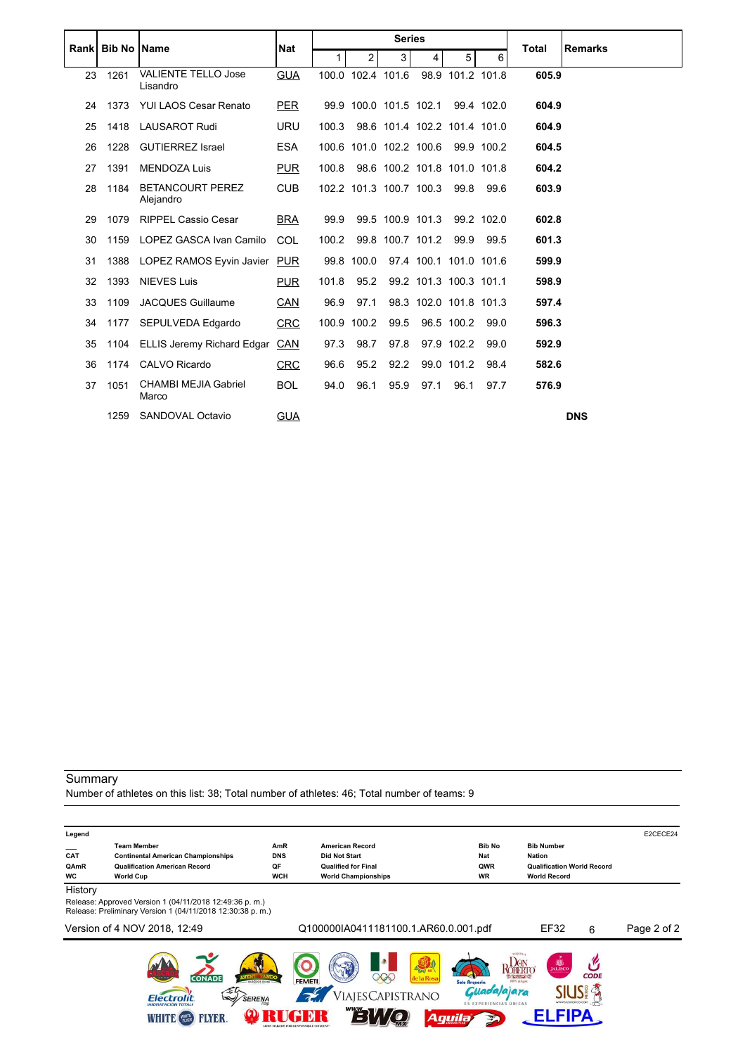| Rank | Bib No | Name | Nat | Series | | | | | | Total | Remarks |
|---|---|---|---|---|---|---|---|---|---|---|---|
| | | | | 1 | 2 | 3 | 4 | 5 | 6 | | |
| 23 | 1261 | VALIENTE TELLO Jose Lisandro | GUA | 100.0 | 102.4 | 101.6 | 98.9 | 101.2 | 101.8 | **605.9** | |
| 24 | 1373 | YUI LAOS Cesar Renato | PER | 99.9 | 100.0 | 101.5 | 102.1 | 99.4 | 102.0 | **604.9** | |
| 25 | 1418 | LAUSAROT Rudi | URU | 100.3 | 98.6 | 101.4 | 102.2 | 101.4 | 101.0 | **604.9** | |
| 26 | 1228 | GUTIERREZ Israel | ESA | 100.6 | 101.0 | 102.2 | 100.6 | 99.9 | 100.2 | **604.5** | |
| 27 | 1391 | MENDOZA Luis | PUR | 100.8 | 98.6 | 100.2 | 101.8 | 101.0 | 101.8 | **604.2** | |
| 28 | 1184 | BETANCOURT PEREZ Alejandro | CUB | 102.2 | 101.3 | 100.7 | 100.3 | 99.8 | 99.6 | **603.9** | |
| 29 | 1079 | RIPPEL Cassio Cesar | BRA | 99.9 | 99.5 | 100.9 | 101.3 | 99.2 | 102.0 | **602.8** | |
| 30 | 1159 | LOPEZ GASCA Ivan Camilo | COL | 100.2 | 99.8 | 100.7 | 101.2 | 99.9 | 99.5 | **601.3** | |
| 31 | 1388 | LOPEZ RAMOS Eyvin Javier | PUR | 99.8 | 100.0 | 97.4 | 100.1 | 101.0 | 101.6 | **599.9** | |
| 32 | 1393 | NIEVES Luis | PUR | 101.8 | 95.2 | 99.2 | 101.3 | 100.3 | 101.1 | **598.9** | |
| 33 | 1109 | JACQUES Guillaume | CAN | 96.9 | 97.1 | 98.3 | 102.0 | 101.8 | 101.3 | **597.4** | |
| 34 | 1177 | SEPULVEDA Edgardo | CRC | 100.9 | 100.2 | 99.5 | 96.5 | 100.2 | 99.0 | **596.3** | |
| 35 | 1104 | ELLIS Jeremy Richard Edgar | CAN | 97.3 | 98.7 | 97.8 | 97.9 | 102.2 | 99.0 | **592.9** | |
| 36 | 1174 | CALVO Ricardo | CRC | 96.6 | 95.2 | 92.2 | 99.0 | 101.2 | 98.4 | **582.6** | |
| 37 | 1051 | CHAMBI MEJIA Gabriel Marco | BOL | 94.0 | 96.1 | 95.9 | 97.1 | 96.1 | 97.7 | **576.9** | |
| | 1259 | SANDOVAL Octavio | GUA | | | | | | | | **DNS** |

## Summary

Number of athletes on this list: 38; Total number of athletes: 46; Total number of teams: 9

**Legend**

| | | | | | |
|---|---|---|---|---|---|
| ___ | Team Member | AmR | American Record | Bib No | Bib Number |
| CAT | Continental American Championships | DNS | Did Not Start | Nat | Nation |
| QAmR | Qualification American Record | QF | Qualified for Final | QWR | Qualification World Record |
| WC | World Cup | WCH | World Championships | WR | World Record |

E2CECE24

**History**

Release: Approved Version 1 (04/11/2018 12:49:36 p. m.)
Release: Preliminary Version 1 (04/11/2018 12:30:38 p. m.)

Version of 4 NOV 2018, 12:49 Q100000IA0411181100.1.AR60.0.001.pdf EF32 6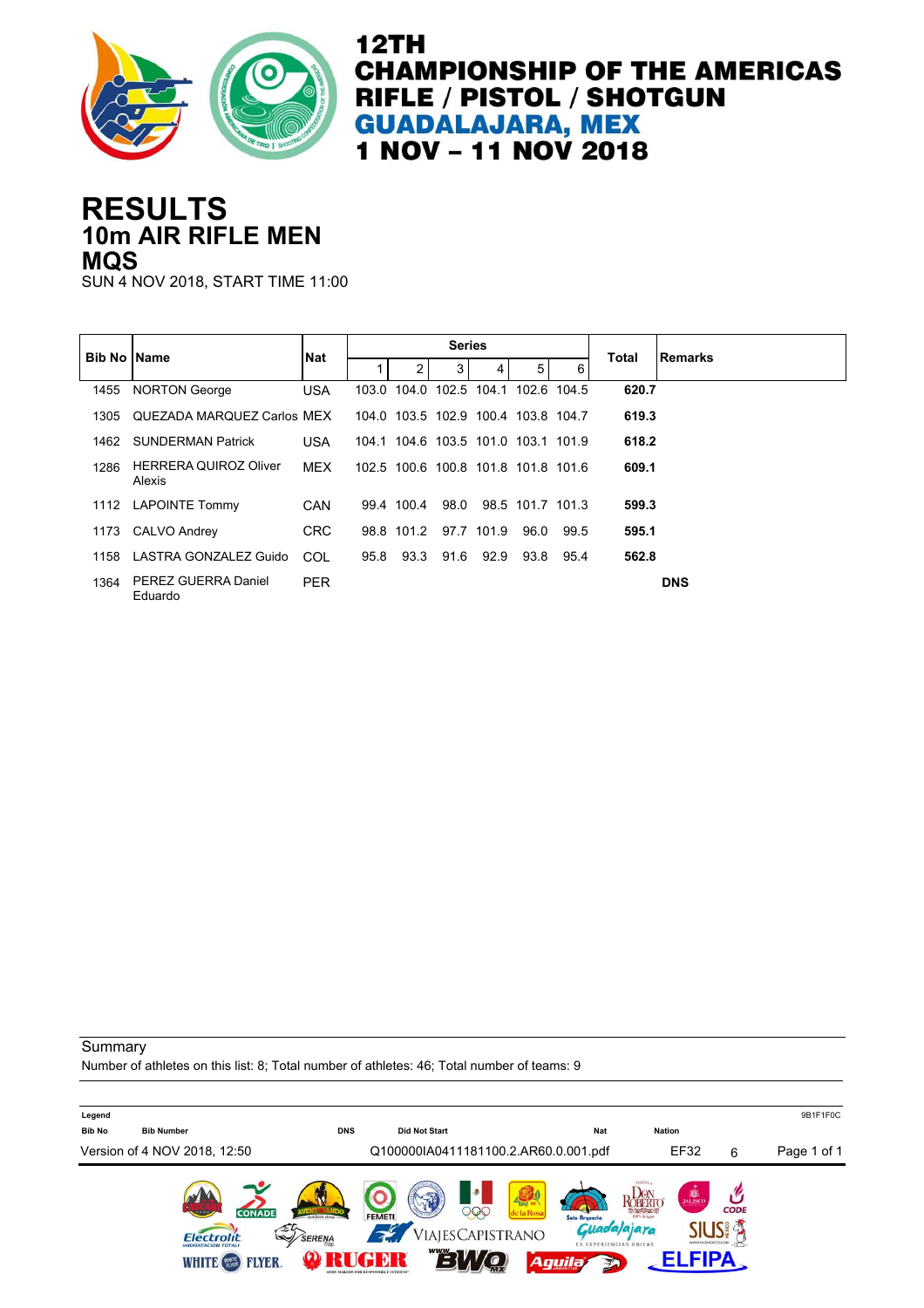# 12TH CHAMPIONSHIP OF THE AMERICAS
## RIFLE / PISTOL / SHOTGUN
## GUADALAJARA, MEX
## 1 NOV – 11 NOV 2018

# RESULTS
## 10m AIR RIFLE MEN
## MQS

SUN 4 NOV 2018, START TIME 11:00

| Bib No | Name | Nat | Series | | | | | | Total | Remarks |
|---|---|---|---|---|---|---|---|---|---|---|
| | | | 1 | 2 | 3 | 4 | 5 | 6 | | |
| 1455 | NORTON George | USA | 103.0 | 104.0 | 102.5 | 104.1 | 102.6 | 104.5 | **620.7** | |
| 1305 | QUEZADA MARQUEZ Carlos | MEX | 104.0 | 103.5 | 102.9 | 100.4 | 103.8 | 104.7 | **619.3** | |
| 1462 | SUNDERMAN Patrick | USA | 104.1 | 104.6 | 103.5 | 101.0 | 103.1 | 101.9 | **618.2** | |
| 1286 | HERRERA QUIROZ Oliver Alexis | MEX | 102.5 | 100.6 | 100.8 | 101.8 | 101.8 | 101.6 | **609.1** | |
| 1112 | LAPOINTE Tommy | CAN | 99.4 | 100.4 | 98.0 | 98.5 | 101.7 | 101.3 | **599.3** | |
| 1173 | CALVO Andrey | CRC | 98.8 | 101.2 | 97.7 | 101.9 | 96.0 | 99.5 | **595.1** | |
| 1158 | LASTRA GONZALEZ Guido | COL | 95.8 | 93.3 | 91.6 | 92.9 | 93.8 | 95.4 | **562.8** | |
| 1364 | PEREZ GUERRA Daniel Eduardo | PER | | | | | | | | **DNS** |

Summary

Number of athletes on this list: 8; Total number of athletes: 46; Total number of teams: 9

Legend

| | | | |
|---|---|---|---|
| **Bib No** Bib Number | **DNS** Did Not Start | **Nat** Nation | |

Version of 4 NOV 2018, 12:50 Q100000IA0411181100.2.AR60.0.001.pdf EF32 6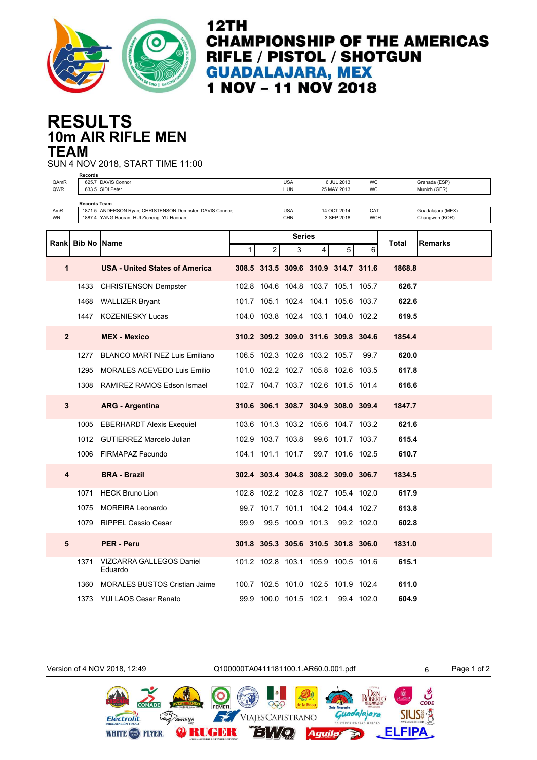# 12TH CHAMPIONSHIP OF THE AMERICAS RIFLE / PISTOL / SHOTGUN GUADALAJARA, MEX 1 NOV – 11 NOV 2018

# RESULTS
## 10m AIR RIFLE MEN
## TEAM

SUN 4 NOV 2018, START TIME 11:00

**Records**

| | | | | | |
|---|---|---|---|---|---|
| QAmR | 625.7 DAVIS Connor | USA | 6 JUL 2013 | WC | Granada (ESP) |
| QWR | 633.5 SIDI Peter | HUN | 25 MAY 2013 | WC | Munich (GER) |

**Records Team**

| | | | | | |
|---|---|---|---|---|---|
| AmR | 1871.5 ANDERSON Ryan; CHRISTENSON Dempster; DAVIS Connor; | USA | 14 OCT 2014 | CAT | Guadalajara (MEX) |
| WR | 1887.4 YANG Haoran; HUI Zicheng; YU Haonan; | CHN | 3 SEP 2018 | WCH | Changwon (KOR) |

| Rank | Bib No | Name | Series 1 | 2 | 3 | 4 | 5 | 6 | Total | Remarks |
|---|---|---|---|---|---|---|---|---|---|---|
| **1** | | **USA - United States of America** | **308.5** | **313.5** | **309.6** | **310.9** | **314.7** | **311.6** | **1868.8** | |
| | 1433 | CHRISTENSON Dempster | 102.8 | 104.6 | 104.8 | 103.7 | 105.1 | 105.7 | **626.7** | |
| | 1468 | WALLIZER Bryant | 101.7 | 105.1 | 102.4 | 104.1 | 105.6 | 103.7 | **622.6** | |
| | 1447 | KOZENIESKY Lucas | 104.0 | 103.8 | 102.4 | 103.1 | 104.0 | 102.2 | **619.5** | |
| **2** | | **MEX - Mexico** | **310.2** | **309.2** | **309.0** | **311.6** | **309.8** | **304.6** | **1854.4** | |
| | 1277 | BLANCO MARTINEZ Luis Emiliano | 106.5 | 102.3 | 102.6 | 103.2 | 105.7 | 99.7 | **620.0** | |
| | 1295 | MORALES ACEVEDO Luis Emilio | 101.0 | 102.2 | 102.7 | 105.8 | 102.6 | 103.5 | **617.8** | |
| | 1308 | RAMIREZ RAMOS Edson Ismael | 102.7 | 104.7 | 103.7 | 102.6 | 101.5 | 101.4 | **616.6** | |
| **3** | | **ARG - Argentina** | **310.6** | **306.1** | **308.7** | **304.9** | **308.0** | **309.4** | **1847.7** | |
| | 1005 | EBERHARDT Alexis Exequiel | 103.6 | 101.3 | 103.2 | 105.6 | 104.7 | 103.2 | **621.6** | |
| | 1012 | GUTIERREZ Marcelo Julian | 102.9 | 103.7 | 103.8 | 99.6 | 101.7 | 103.7 | **615.4** | |
| | 1006 | FIRMAPAZ Facundo | 104.1 | 101.1 | 101.7 | 99.7 | 101.6 | 102.5 | **610.7** | |
| **4** | | **BRA - Brazil** | **302.4** | **303.4** | **304.8** | **308.2** | **309.0** | **306.7** | **1834.5** | |
| | 1071 | HECK Bruno Lion | 102.8 | 102.2 | 102.8 | 102.7 | 105.4 | 102.0 | **617.9** | |
| | 1075 | MOREIRA Leonardo | 99.7 | 101.7 | 101.1 | 104.2 | 104.4 | 102.7 | **613.8** | |
| | 1079 | RIPPEL Cassio Cesar | 99.9 | 99.5 | 100.9 | 101.3 | 99.2 | 102.0 | **602.8** | |
| **5** | | **PER - Peru** | **301.8** | **305.3** | **305.6** | **310.5** | **301.8** | **306.0** | **1831.0** | |
| | 1371 | VIZCARRA GALLEGOS Daniel Eduardo | 101.2 | 102.8 | 103.1 | 105.9 | 100.5 | 101.6 | **615.1** | |
| | 1360 | MORALES BUSTOS Cristian Jaime | 100.7 | 102.5 | 101.0 | 102.5 | 101.9 | 102.4 | **611.0** | |
| | 1373 | YUI LAOS Cesar Renato | 99.9 | 100.0 | 101.5 | 102.1 | 99.4 | 102.0 | **604.9** | |

Version of 4 NOV 2018, 12:49 Q100000TA0411181100.1.AR60.0.001.pdf 6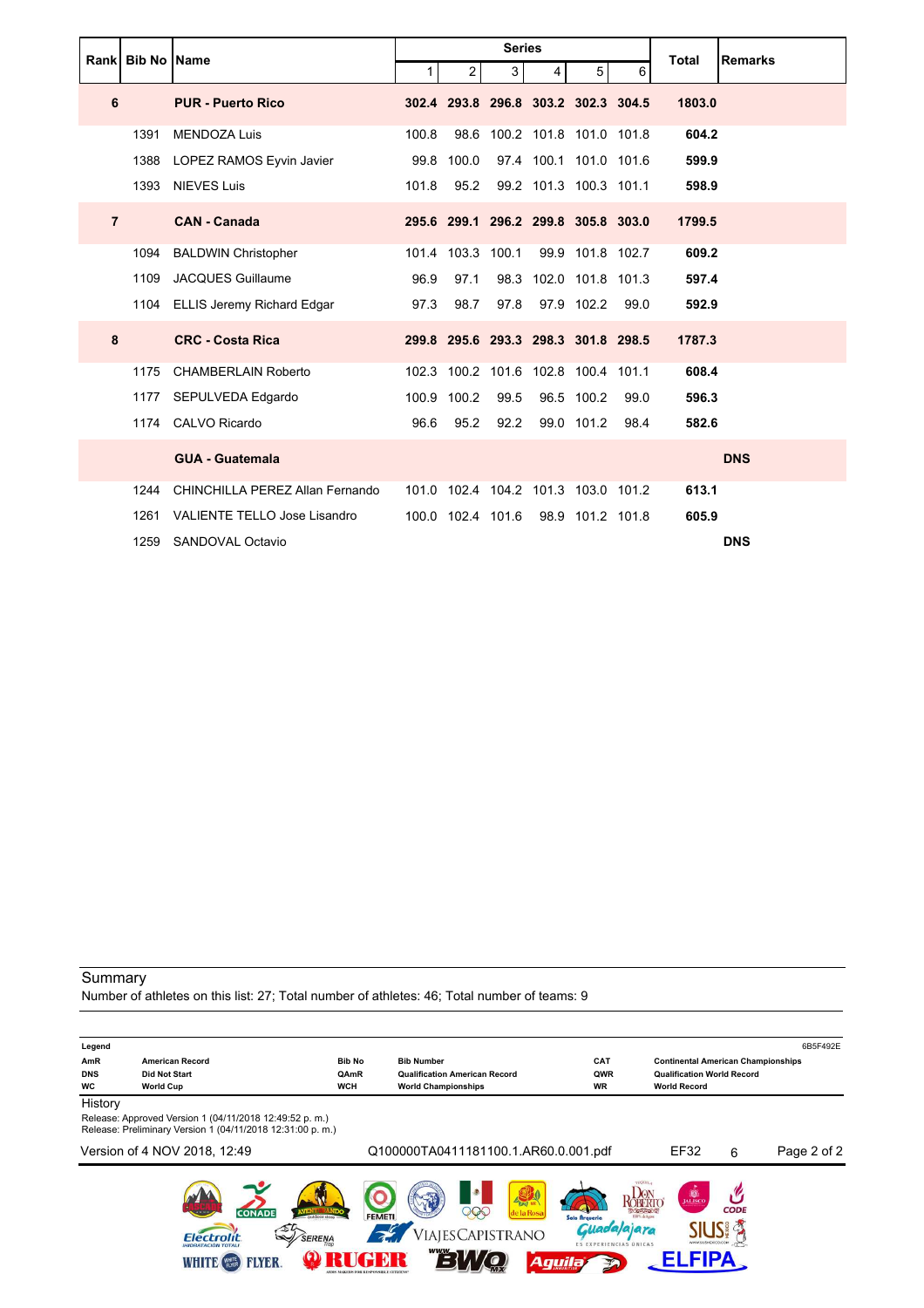| Rank | Bib No | Name | Series | | | | | | Total | Remarks |
|---|---|---|---|---|---|---|---|---|---|---|
| | | | 1 | 2 | 3 | 4 | 5 | 6 | | |
| **6** | | **PUR - Puerto Rico** | **302.4** | **293.8** | **296.8** | **303.2** | **302.3** | **304.5** | **1803.0** | |
| | 1391 | MENDOZA Luis | 100.8 | 98.6 | 100.2 | 101.8 | 101.0 | 101.8 | **604.2** | |
| | 1388 | LOPEZ RAMOS Eyvin Javier | 99.8 | 100.0 | 97.4 | 100.1 | 101.0 | 101.6 | **599.9** | |
| | 1393 | NIEVES Luis | 101.8 | 95.2 | 99.2 | 101.3 | 100.3 | 101.1 | **598.9** | |
| **7** | | **CAN - Canada** | **295.6** | **299.1** | **296.2** | **299.8** | **305.8** | **303.0** | **1799.5** | |
| | 1094 | BALDWIN Christopher | 101.4 | 103.3 | 100.1 | 99.9 | 101.8 | 102.7 | **609.2** | |
| | 1109 | JACQUES Guillaume | 96.9 | 97.1 | 98.3 | 102.0 | 101.8 | 101.3 | **597.4** | |
| | 1104 | ELLIS Jeremy Richard Edgar | 97.3 | 98.7 | 97.8 | 97.9 | 102.2 | 99.0 | **592.9** | |
| **8** | | **CRC - Costa Rica** | **299.8** | **295.6** | **293.3** | **298.3** | **301.8** | **298.5** | **1787.3** | |
| | 1175 | CHAMBERLAIN Roberto | 102.3 | 100.2 | 101.6 | 102.8 | 100.4 | 101.1 | **608.4** | |
| | 1177 | SEPULVEDA Edgardo | 100.9 | 100.2 | 99.5 | 96.5 | 100.2 | 99.0 | **596.3** | |
| | 1174 | CALVO Ricardo | 96.6 | 95.2 | 92.2 | 99.0 | 101.2 | 98.4 | **582.6** | |
| | | **GUA - Guatemala** | | | | | | | | **DNS** |
| | 1244 | CHINCHILLA PEREZ Allan Fernando | 101.0 | 102.4 | 104.2 | 101.3 | 103.0 | 101.2 | **613.1** | |
| | 1261 | VALIENTE TELLO Jose Lisandro | 100.0 | 102.4 | 101.6 | 98.9 | 101.2 | 101.8 | **605.9** | |
| | 1259 | SANDOVAL Octavio | | | | | | | | **DNS** |

Summary

Number of athletes on this list: 27; Total number of athletes: 46; Total number of teams: 9

**Legend**

| | | | | | |
|---|---|---|---|---|---|
| **AmR** | **American Record** | **Bib No** | **Bib Number** | **CAT** | **Continental American Championships** |
| **DNS** | **Did Not Start** | **QAmR** | **Qualification American Record** | **QWR** | **Qualification World Record** |
| **WC** | **World Cup** | **WCH** | **World Championships** | **WR** | **World Record** |

History

Release: Approved Version 1 (04/11/2018 12:49:52 p. m.)
Release: Preliminary Version 1 (04/11/2018 12:31:00 p. m.)

Version of 4 NOV 2018, 12:49 Q100000TA0411181100.1.AR60.0.001.pdf EF32 6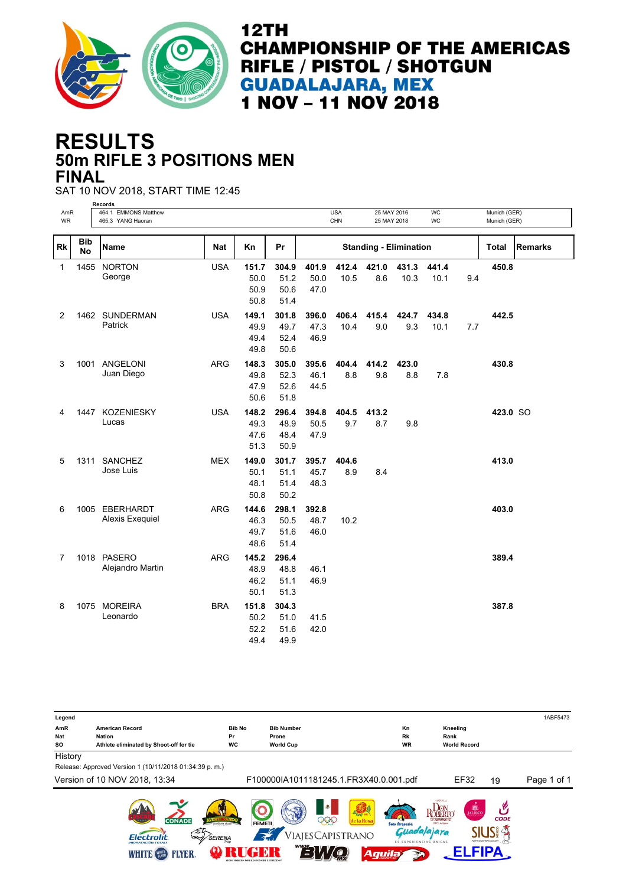# 12TH CHAMPIONSHIP OF THE AMERICAS RIFLE / PISTOL / SHOTGUN GUADALAJARA, MEX 1 NOV – 11 NOV 2018

# RESULTS
## 50m RIFLE 3 POSITIONS MEN
## FINAL

SAT 10 NOV 2018, START TIME 12:45

**Records**

| | | | | | |
|---|---|---|---|---|---|
| AmR | 464.1 EMMONS Matthew | USA | 25 MAY 2016 | WC | Munich (GER) |
| WR | 465.3 YANG Haoran | CHN | 25 MAY 2018 | WC | Munich (GER) |

| Rk | Bib No | Name | Nat | Kn | Pr | Standing - Elimination | | | | | | Total | Remarks |
|---|---|---|---|---|---|---|---|---|---|---|---|---|---|
| 1 | 1455 | NORTON George | USA | 151.7 | 304.9 | 401.9 | 412.4 | 421.0 | 431.3 | 441.4 | | 450.8 | |
| | | | | 50.0 | 51.2 | 50.0 | 10.5 | 8.6 | 10.3 | 10.1 | 9.4 | | |
| | | | | 50.9 | 50.6 | 47.0 | | | | | | | |
| | | | | 50.8 | 51.4 | | | | | | | | |
| 2 | 1462 | SUNDERMAN Patrick | USA | 149.1 | 301.8 | 396.0 | 406.4 | 415.4 | 424.7 | 434.8 | | 442.5 | |
| | | | | 49.9 | 49.7 | 47.3 | 10.4 | 9.0 | 9.3 | 10.1 | 7.7 | | |
| | | | | 49.4 | 52.4 | 46.9 | | | | | | | |
| | | | | 49.8 | 50.6 | | | | | | | | |
| 3 | 1001 | ANGELONI Juan Diego | ARG | 148.3 | 305.0 | 395.6 | 404.4 | 414.2 | 423.0 | | | 430.8 | |
| | | | | 49.8 | 52.3 | 46.1 | 8.8 | 9.8 | 8.8 | 7.8 | | | |
| | | | | 47.9 | 52.6 | 44.5 | | | | | | | |
| | | | | 50.6 | 51.8 | | | | | | | | |
| 4 | 1447 | KOZENIESKY Lucas | USA | 148.2 | 296.4 | 394.8 | 404.5 | 413.2 | | | | 423.0 | SO |
| | | | | 49.3 | 48.9 | 50.5 | 9.7 | 8.7 | 9.8 | | | | |
| | | | | 47.6 | 48.4 | 47.9 | | | | | | | |
| | | | | 51.3 | 50.9 | | | | | | | | |
| 5 | 1311 | SANCHEZ Jose Luis | MEX | 149.0 | 301.7 | 395.7 | 404.6 | | | | | 413.0 | |
| | | | | 50.1 | 51.1 | 45.7 | 8.9 | 8.4 | | | | | |
| | | | | 48.1 | 51.4 | 48.3 | | | | | | | |
| | | | | 50.8 | 50.2 | | | | | | | | |
| 6 | 1005 | EBERHARDT Alexis Exequiel | ARG | 144.6 | 298.1 | 392.8 | | | | | | 403.0 | |
| | | | | 46.3 | 50.5 | 48.7 | 10.2 | | | | | | |
| | | | | 49.7 | 51.6 | 46.0 | | | | | | | |
| | | | | 48.6 | 51.4 | | | | | | | | |
| 7 | 1018 | PASERO Alejandro Martin | ARG | 145.2 | 296.4 | | | | | | | 389.4 | |
| | | | | 48.9 | 48.8 | 46.1 | | | | | | | |
| | | | | 46.2 | 51.1 | 46.9 | | | | | | | |
| | | | | 50.1 | 51.3 | | | | | | | | |
| 8 | 1075 | MOREIRA Leonardo | BRA | 151.8 | 304.3 | | | | | | | 387.8 | |
| | | | | 50.2 | 51.0 | 41.5 | | | | | | | |
| | | | | 52.2 | 51.6 | 42.0 | | | | | | | |
| | | | | 49.4 | 49.9 | | | | | | | | |

**Legend**

| | | | | | |
|---|---|---|---|---|---|
| AmR | American Record | Bib No | Bib Number | Kn | Kneeling |
| Nat | Nation | Pr | Prone | Rk | Rank |
| SO | Athlete eliminated by Shoot-off for tie | WC | World Cup | WR | World Record |

History

Release: Approved Version 1 (10/11/2018 01:34:39 p. m.)

Version of 10 NOV 2018, 13:34 F100000IA1011181245.1.FR3X40.0.001.pdf EF32 19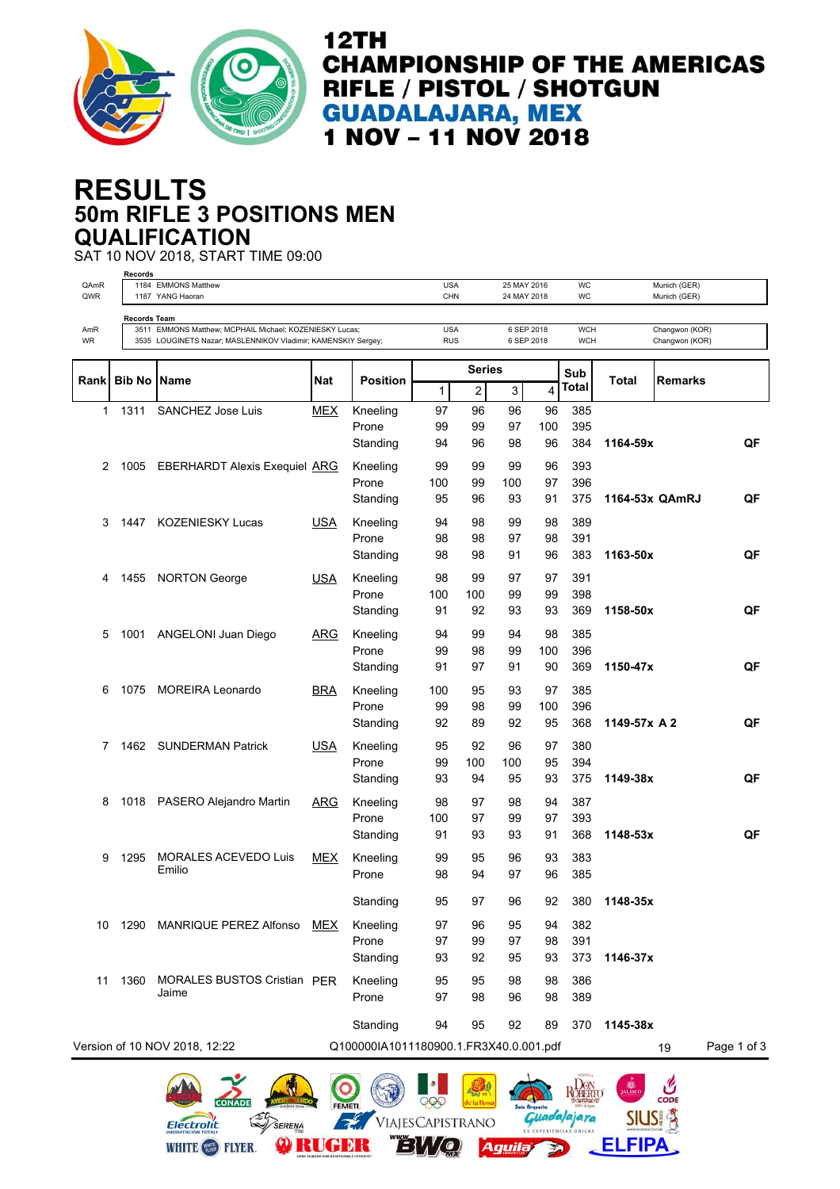# 12TH CHAMPIONSHIP OF THE AMERICAS RIFLE / PISTOL / SHOTGUN GUADALAJARA, MEX 1 NOV – 11 NOV 2018

# RESULTS

## 50m RIFLE 3 POSITIONS MEN

## QUALIFICATION

SAT 10 NOV 2018, START TIME 09:00

**Records**

| | | | | | |
|---|---|---|---|---|---|
| QAmR | 1184 EMMONS Matthew | USA | 25 MAY 2016 | WC | Munich (GER) |
| QWR | 1187 YANG Haoran | CHN | 24 MAY 2018 | WC | Munich (GER) |

**Records Team**

| | | | | | |
|---|---|---|---|---|---|
| AmR | 3511 EMMONS Matthew; MCPHAIL Michael; KOZENIESKY Lucas; | USA | 6 SEP 2018 | WCH | Changwon (KOR) |
| WR | 3535 LOUGINETS Nazar; MASLENNIKOV Vladimir; KAMENSKIY Sergey; | RUS | 6 SEP 2018 | WCH | Changwon (KOR) |

| Rank | Bib No | Name | Nat | Position | Series 1 | 2 | 3 | 4 | Sub Total | Total | Remarks | |
|---|---|---|---|---|---|---|---|---|---|---|---|---|
| 1 | 1311 | SANCHEZ Jose Luis | MEX | Kneeling | 97 | 96 | 96 | 96 | 385 | | | |
| | | | | Prone | 99 | 99 | 97 | 100 | 395 | | | |
| | | | | Standing | 94 | 96 | 98 | 96 | 384 | **1164-59x** | | **QF** |
| 2 | 1005 | EBERHARDT Alexis Exequiel | ARG | Kneeling | 99 | 99 | 99 | 96 | 393 | | | |
| | | | | Prone | 100 | 99 | 100 | 97 | 396 | | | |
| | | | | Standing | 95 | 96 | 93 | 91 | 375 | **1164-53x** | **QAmRJ** | **QF** |
| 3 | 1447 | KOZENIESKY Lucas | USA | Kneeling | 94 | 98 | 99 | 98 | 389 | | | |
| | | | | Prone | 98 | 98 | 97 | 98 | 391 | | | |
| | | | | Standing | 98 | 98 | 91 | 96 | 383 | **1163-50x** | | **QF** |
| 4 | 1455 | NORTON George | USA | Kneeling | 98 | 99 | 97 | 97 | 391 | | | |
| | | | | Prone | 100 | 100 | 99 | 99 | 398 | | | |
| | | | | Standing | 91 | 92 | 93 | 93 | 369 | **1158-50x** | | **QF** |
| 5 | 1001 | ANGELONI Juan Diego | ARG | Kneeling | 94 | 99 | 94 | 98 | 385 | | | |
| | | | | Prone | 99 | 98 | 99 | 100 | 396 | | | |
| | | | | Standing | 91 | 97 | 91 | 90 | 369 | **1150-47x** | | **QF** |
| 6 | 1075 | MOREIRA Leonardo | BRA | Kneeling | 100 | 95 | 93 | 97 | 385 | | | |
| | | | | Prone | 99 | 98 | 99 | 100 | 396 | | | |
| | | | | Standing | 92 | 89 | 92 | 95 | 368 | **1149-57x** | **A 2** | **QF** |
| 7 | 1462 | SUNDERMAN Patrick | USA | Kneeling | 95 | 92 | 96 | 97 | 380 | | | |
| | | | | Prone | 99 | 100 | 100 | 95 | 394 | | | |
| | | | | Standing | 93 | 94 | 95 | 93 | 375 | **1149-38x** | | **QF** |
| 8 | 1018 | PASERO Alejandro Martin | ARG | Kneeling | 98 | 97 | 98 | 94 | 387 | | | |
| | | | | Prone | 100 | 97 | 99 | 97 | 393 | | | |
| | | | | Standing | 91 | 93 | 93 | 91 | 368 | **1148-53x** | | **QF** |
| 9 | 1295 | MORALES ACEVEDO Luis Emilio | MEX | Kneeling | 99 | 95 | 96 | 93 | 383 | | | |
| | | | | Prone | 98 | 94 | 97 | 96 | 385 | | | |
| | | | | Standing | 95 | 97 | 96 | 92 | 380 | **1148-35x** | | |
| 10 | 1290 | MANRIQUE PEREZ Alfonso | MEX | Kneeling | 97 | 96 | 95 | 94 | 382 | | | |
| | | | | Prone | 97 | 99 | 97 | 98 | 391 | | | |
| | | | | Standing | 93 | 92 | 95 | 93 | 373 | **1146-37x** | | |
| 11 | 1360 | MORALES BUSTOS Cristian Jaime | PER | Kneeling | 95 | 95 | 98 | 98 | 386 | | | |
| | | | | Prone | 97 | 98 | 96 | 98 | 389 | | | |
| | | | | Standing | 94 | 95 | 92 | 89 | 370 | **1145-38x** | | |

Version of 10 NOV 2018, 12:22 Q100000IA1011180900.1.FR3X40.0.001.pdf 19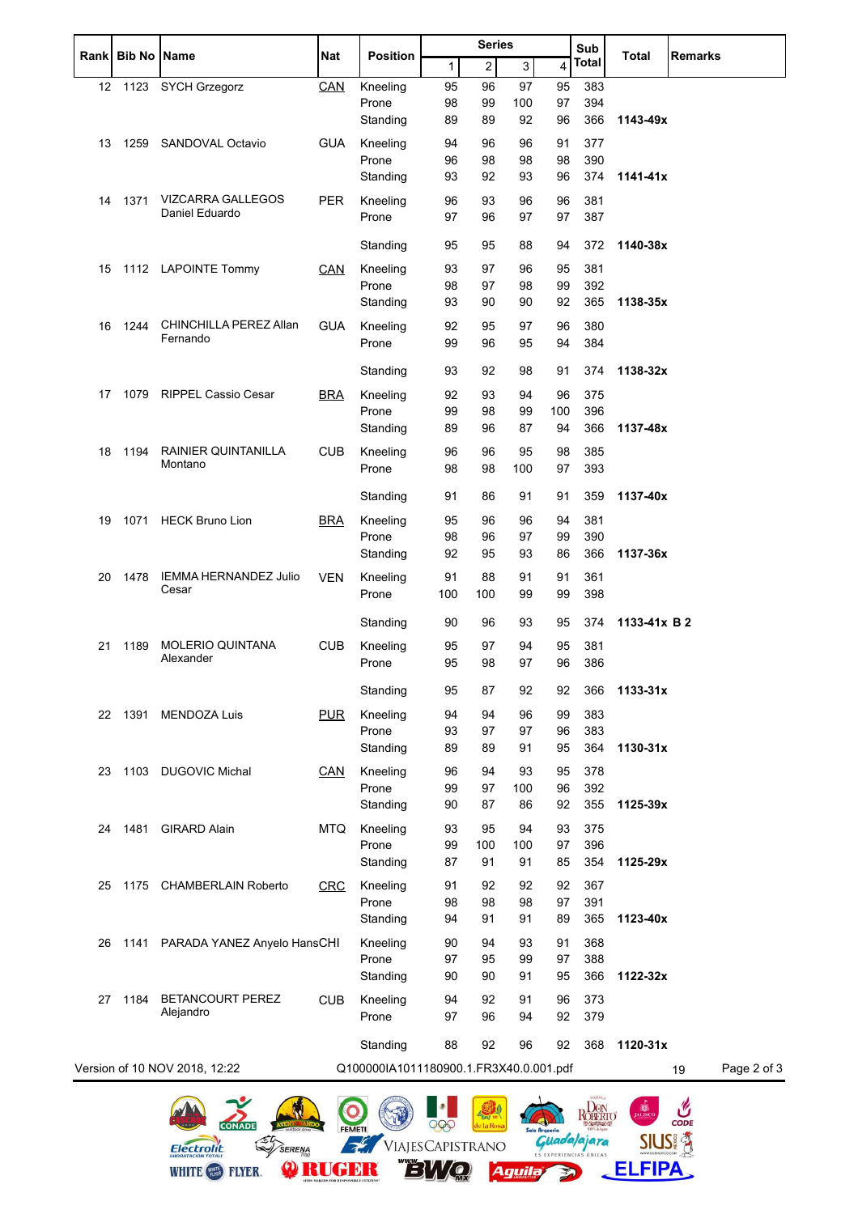| Rank | Bib No | Name | Nat | Position | Series 1 | 2 | 3 | 4 | Sub Total | Total | Remarks |
|---|---|---|---|---|---|---|---|---|---|---|---|
| 12 | 1123 | SYCH Grzegorz | CAN | Kneeling | 95 | 96 | 97 | 95 | 383 | | |
| | | | | Prone | 98 | 99 | 100 | 97 | 394 | | |
| | | | | Standing | 89 | 89 | 92 | 96 | 366 | **1143-49x** | |
| 13 | 1259 | SANDOVAL Octavio | GUA | Kneeling | 94 | 96 | 96 | 91 | 377 | | |
| | | | | Prone | 96 | 98 | 98 | 98 | 390 | | |
| | | | | Standing | 93 | 92 | 93 | 96 | 374 | **1141-41x** | |
| 14 | 1371 | VIZCARRA GALLEGOS Daniel Eduardo | PER | Kneeling | 96 | 93 | 96 | 96 | 381 | | |
| | | | | Prone | 97 | 96 | 97 | 97 | 387 | | |
| | | | | Standing | 95 | 95 | 88 | 94 | 372 | **1140-38x** | |
| 15 | 1112 | LAPOINTE Tommy | CAN | Kneeling | 93 | 97 | 96 | 95 | 381 | | |
| | | | | Prone | 98 | 97 | 98 | 99 | 392 | | |
| | | | | Standing | 93 | 90 | 90 | 92 | 365 | **1138-35x** | |
| 16 | 1244 | CHINCHILLA PEREZ Allan Fernando | GUA | Kneeling | 92 | 95 | 97 | 96 | 380 | | |
| | | | | Prone | 99 | 96 | 95 | 94 | 384 | | |
| | | | | Standing | 93 | 92 | 98 | 91 | 374 | **1138-32x** | |
| 17 | 1079 | RIPPEL Cassio Cesar | BRA | Kneeling | 92 | 93 | 94 | 96 | 375 | | |
| | | | | Prone | 99 | 98 | 99 | 100 | 396 | | |
| | | | | Standing | 89 | 96 | 87 | 94 | 366 | **1137-48x** | |
| 18 | 1194 | RAINIER QUINTANILLA Montano | CUB | Kneeling | 96 | 96 | 95 | 98 | 385 | | |
| | | | | Prone | 98 | 98 | 100 | 97 | 393 | | |
| | | | | Standing | 91 | 86 | 91 | 91 | 359 | **1137-40x** | |
| 19 | 1071 | HECK Bruno Lion | BRA | Kneeling | 95 | 96 | 96 | 94 | 381 | | |
| | | | | Prone | 98 | 96 | 97 | 99 | 390 | | |
| | | | | Standing | 92 | 95 | 93 | 86 | 366 | **1137-36x** | |
| 20 | 1478 | IEMMA HERNANDEZ Julio Cesar | VEN | Kneeling | 91 | 88 | 91 | 91 | 361 | | |
| | | | | Prone | 100 | 100 | 99 | 99 | 398 | | |
| | | | | Standing | 90 | 96 | 93 | 95 | 374 | **1133-41x** | **B 2** |
| 21 | 1189 | MOLERIO QUINTANA Alexander | CUB | Kneeling | 95 | 97 | 94 | 95 | 381 | | |
| | | | | Prone | 95 | 98 | 97 | 96 | 386 | | |
| | | | | Standing | 95 | 87 | 92 | 92 | 366 | **1133-31x** | |
| 22 | 1391 | MENDOZA Luis | PUR | Kneeling | 94 | 94 | 96 | 99 | 383 | | |
| | | | | Prone | 93 | 97 | 97 | 96 | 383 | | |
| | | | | Standing | 89 | 89 | 91 | 95 | 364 | **1130-31x** | |
| 23 | 1103 | DUGOVIC Michal | CAN | Kneeling | 96 | 94 | 93 | 95 | 378 | | |
| | | | | Prone | 99 | 97 | 100 | 96 | 392 | | |
| | | | | Standing | 90 | 87 | 86 | 92 | 355 | **1125-39x** | |
| 24 | 1481 | GIRARD Alain | MTQ | Kneeling | 93 | 95 | 94 | 93 | 375 | | |
| | | | | Prone | 99 | 100 | 100 | 97 | 396 | | |
| | | | | Standing | 87 | 91 | 91 | 85 | 354 | **1125-29x** | |
| 25 | 1175 | CHAMBERLAIN Roberto | CRC | Kneeling | 91 | 92 | 92 | 92 | 367 | | |
| | | | | Prone | 98 | 98 | 98 | 97 | 391 | | |
| | | | | Standing | 94 | 91 | 91 | 89 | 365 | **1123-40x** | |
| 26 | 1141 | PARADA YANEZ Anyelo Hans | CHI | Kneeling | 90 | 94 | 93 | 91 | 368 | | |
| | | | | Prone | 97 | 95 | 99 | 97 | 388 | | |
| | | | | Standing | 90 | 90 | 91 | 95 | 366 | **1122-32x** | |
| 27 | 1184 | BETANCOURT PEREZ Alejandro | CUB | Kneeling | 94 | 92 | 91 | 96 | 373 | | |
| | | | | Prone | 97 | 96 | 94 | 92 | 379 | | |
| | | | | Standing | 88 | 92 | 96 | 92 | 368 | **1120-31x** | |

Version of 10 NOV 2018, 12:22 Q100000IA1011180900.1.FR3X40.0.001.pdf 19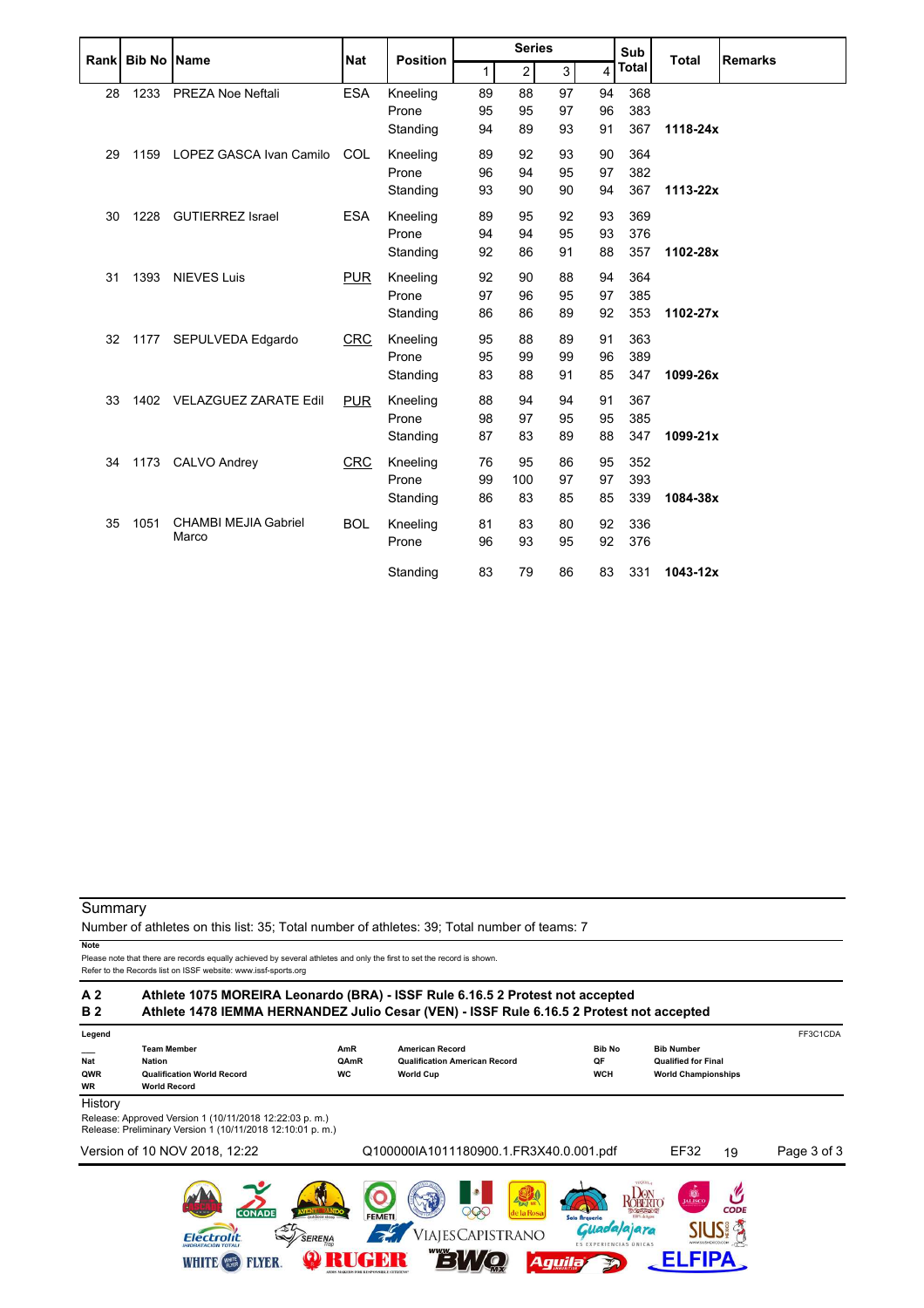| Rank | Bib No | Name | Nat | Position | Series 1 | Series 2 | Series 3 | Series 4 | Sub Total | Total | Remarks |
|---|---|---|---|---|---|---|---|---|---|---|---|
| 28 | 1233 | PREZA Noe Neftali | ESA | Kneeling | 89 | 88 | 97 | 94 | 368 | | |
| | | | | Prone | 95 | 95 | 97 | 96 | 383 | | |
| | | | | Standing | 94 | 89 | 93 | 91 | 367 | **1118-24x** | |
| 29 | 1159 | LOPEZ GASCA Ivan Camilo | COL | Kneeling | 89 | 92 | 93 | 90 | 364 | | |
| | | | | Prone | 96 | 94 | 95 | 97 | 382 | | |
| | | | | Standing | 93 | 90 | 90 | 94 | 367 | **1113-22x** | |
| 30 | 1228 | GUTIERREZ Israel | ESA | Kneeling | 89 | 95 | 92 | 93 | 369 | | |
| | | | | Prone | 94 | 94 | 95 | 93 | 376 | | |
| | | | | Standing | 92 | 86 | 91 | 88 | 357 | **1102-28x** | |
| 31 | 1393 | NIEVES Luis | PUR | Kneeling | 92 | 90 | 88 | 94 | 364 | | |
| | | | | Prone | 97 | 96 | 95 | 97 | 385 | | |
| | | | | Standing | 86 | 86 | 89 | 92 | 353 | **1102-27x** | |
| 32 | 1177 | SEPULVEDA Edgardo | CRC | Kneeling | 95 | 88 | 89 | 91 | 363 | | |
| | | | | Prone | 95 | 99 | 99 | 96 | 389 | | |
| | | | | Standing | 83 | 88 | 91 | 85 | 347 | **1099-26x** | |
| 33 | 1402 | VELAZGUEZ ZARATE Edil | PUR | Kneeling | 88 | 94 | 94 | 91 | 367 | | |
| | | | | Prone | 98 | 97 | 95 | 95 | 385 | | |
| | | | | Standing | 87 | 83 | 89 | 88 | 347 | **1099-21x** | |
| 34 | 1173 | CALVO Andrey | CRC | Kneeling | 76 | 95 | 86 | 95 | 352 | | |
| | | | | Prone | 99 | 100 | 97 | 97 | 393 | | |
| | | | | Standing | 86 | 83 | 85 | 85 | 339 | **1084-38x** | |
| 35 | 1051 | CHAMBI MEJIA Gabriel Marco | BOL | Kneeling | 81 | 83 | 80 | 92 | 336 | | |
| | | | | Prone | 96 | 93 | 95 | 92 | 376 | | |
| | | | | Standing | 83 | 79 | 86 | 83 | 331 | **1043-12x** | |

## Summary

Number of athletes on this list: 35; Total number of athletes: 39; Total number of teams: 7

**Note**

Please note that there are records equally achieved by several athletes and only the first to set the record is shown.
Refer to the Records list on ISSF website: www.issf-sports.org

**A 2** **Athlete 1075 MOREIRA Leonardo (BRA) - ISSF Rule 6.16.5 2 Protest not accepted**
**B 2** **Athlete 1478 IEMMA HERNANDEZ Julio Cesar (VEN) - ISSF Rule 6.16.5 2 Protest not accepted**

**Legend**

| | | | | | |
|---|---|---|---|---|---|
| ___ | Team Member | AmR | American Record | Bib No | Bib Number |
| Nat | Nation | QAmR | Qualification American Record | QF | Qualified for Final |
| QWR | Qualification World Record | WC | World Cup | WCH | World Championships |
| WR | World Record | | | | |

FF3C1CDA

History

Release: Approved Version 1 (10/11/2018 12:22:03 p. m.)
Release: Preliminary Version 1 (10/11/2018 12:10:01 p. m.)

Version of 10 NOV 2018, 12:22 Q100000IA1011180900.1.FR3X40.0.001.pdf EF32 19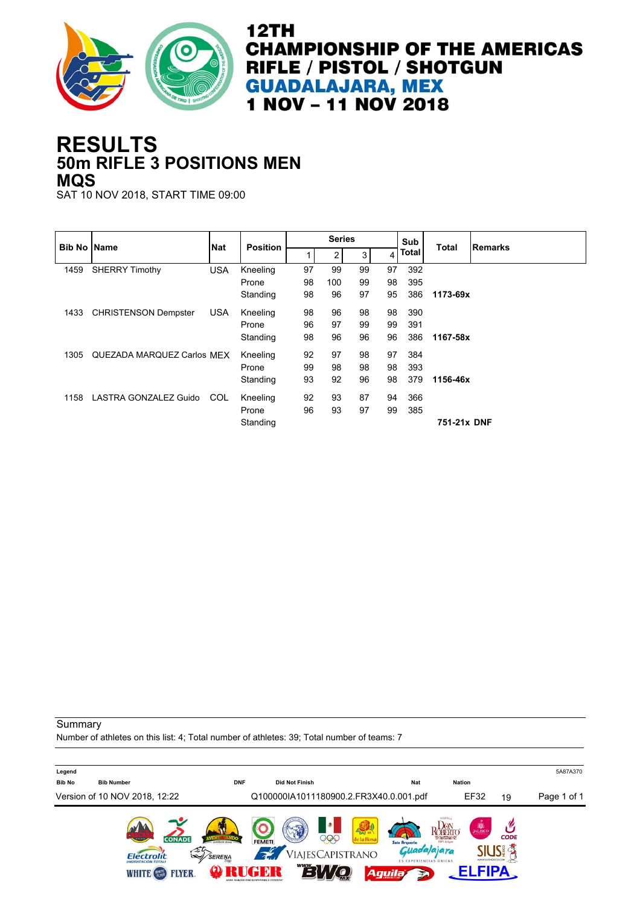# 12TH CHAMPIONSHIP OF THE AMERICAS RIFLE / PISTOL / SHOTGUN GUADALAJARA, MEX 1 NOV – 11 NOV 2018

# RESULTS
## 50m RIFLE 3 POSITIONS MEN
## MQS
SAT 10 NOV 2018, START TIME 09:00

| Bib No | Name | Nat | Position | Series 1 | 2 | 3 | 4 | Sub Total | Total | Remarks |
|---|---|---|---|---|---|---|---|---|---|---|
| 1459 | SHERRY Timothy | USA | Kneeling | 97 | 99 | 99 | 97 | 392 | | |
| | | | Prone | 98 | 100 | 99 | 98 | 395 | | |
| | | | Standing | 98 | 96 | 97 | 95 | 386 | 1173-69x | |
| 1433 | CHRISTENSON Dempster | USA | Kneeling | 98 | 96 | 98 | 98 | 390 | | |
| | | | Prone | 96 | 97 | 99 | 99 | 391 | | |
| | | | Standing | 98 | 96 | 96 | 96 | 386 | 1167-58x | |
| 1305 | QUEZADA MARQUEZ Carlos | MEX | Kneeling | 92 | 97 | 98 | 97 | 384 | | |
| | | | Prone | 99 | 98 | 98 | 98 | 393 | | |
| | | | Standing | 93 | 92 | 96 | 98 | 379 | 1156-46x | |
| 1158 | LASTRA GONZALEZ Guido | COL | Kneeling | 92 | 93 | 87 | 94 | 366 | | |
| | | | Prone | 96 | 93 | 97 | 99 | 385 | | |
| | | | Standing | | | | | | 751-21x | DNF |

Summary

Number of athletes on this list: 4; Total number of athletes: 39; Total number of teams: 7

Legend

| Bib No | Bib Number | DNF | Did Not Finish | Nat | Nation |
|---|---|---|---|---|---|

Version of 10 NOV 2018, 12:22 Q100000IA1011180900.2.FR3X40.0.001.pdf EF32 19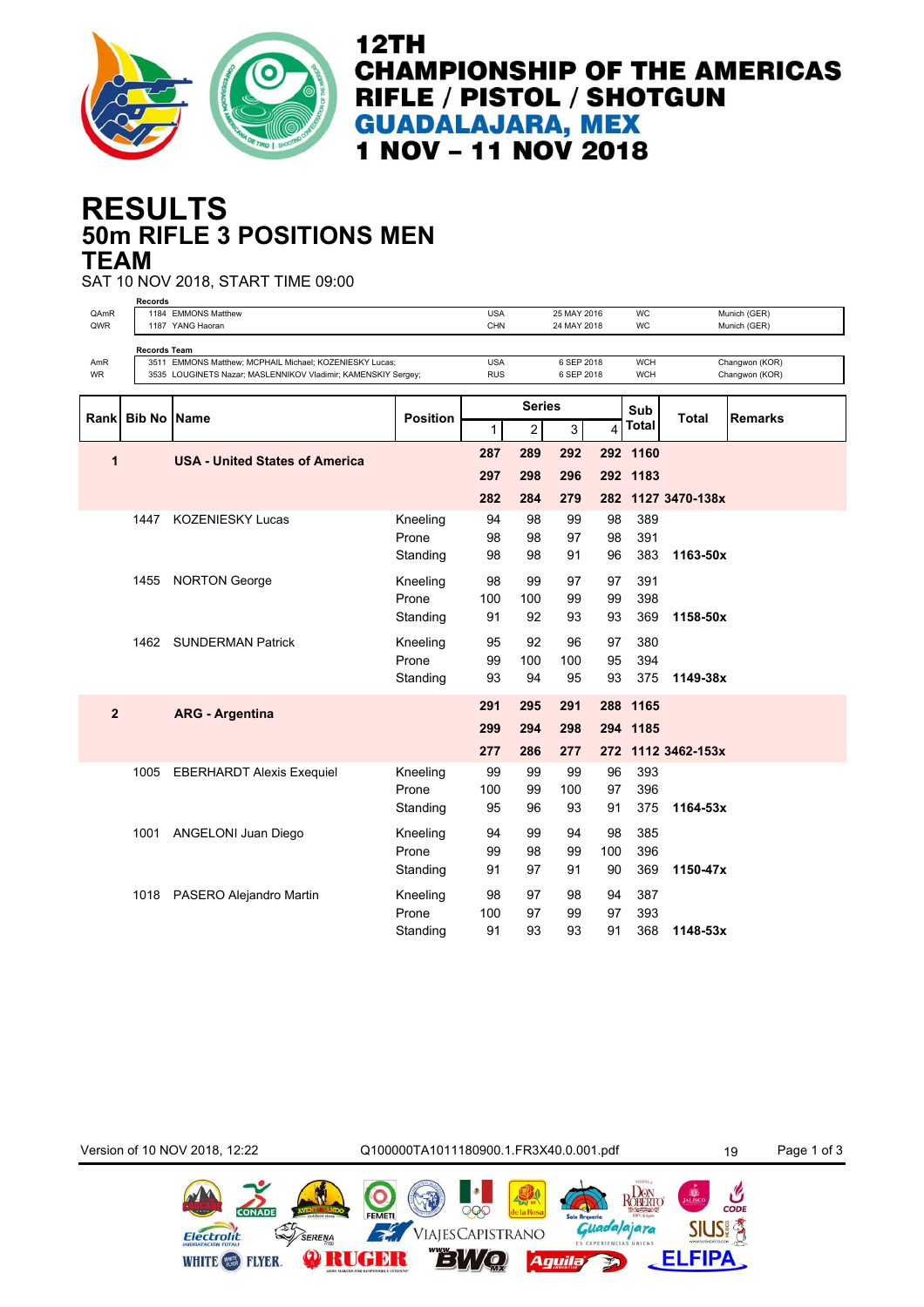# 12TH CHAMPIONSHIP OF THE AMERICAS RIFLE / PISTOL / SHOTGUN

## GUADALAJARA, MEX

## 1 NOV – 11 NOV 2018

# RESULTS

## 50m RIFLE 3 POSITIONS MEN

## TEAM

SAT 10 NOV 2018, START TIME 09:00

**Records**

| | | | | | |
|---|---|---|---|---|---|
| QAmR | 1184 EMMONS Matthew | USA | 25 MAY 2016 | WC | Munich (GER) |
| QWR | 1187 YANG Haoran | CHN | 24 MAY 2018 | WC | Munich (GER) |

**Records Team**

| | | | | | |
|---|---|---|---|---|---|
| AmR | 3511 EMMONS Matthew; MCPHAIL Michael; KOZENIESKY Lucas; | USA | 6 SEP 2018 | WCH | Changwon (KOR) |
| WR | 3535 LOUGINETS Nazar; MASLENNIKOV Vladimir; KAMENSKIY Sergey; | RUS | 6 SEP 2018 | WCH | Changwon (KOR) |

| Rank | Bib No | Name | Position | Series 1 | 2 | 3 | 4 | Sub Total | Total | Remarks |
|---|---|---|---|---|---|---|---|---|---|---|
| **1** | | **USA - United States of America** | | **287** | **289** | **292** | **292** | **1160** | | |
| | | | | **297** | **298** | **296** | **292** | **1183** | | |
| | | | | **282** | **284** | **279** | **282** | **1127** | **3470-138x** | |
| | 1447 | KOZENIESKY Lucas | Kneeling | 94 | 98 | 99 | 98 | 389 | | |
| | | | Prone | 98 | 98 | 97 | 98 | 391 | | |
| | | | Standing | 98 | 98 | 91 | 96 | 383 | **1163-50x** | |
| | 1455 | NORTON George | Kneeling | 98 | 99 | 97 | 97 | 391 | | |
| | | | Prone | 100 | 100 | 99 | 99 | 398 | | |
| | | | Standing | 91 | 92 | 93 | 93 | 369 | **1158-50x** | |
| | 1462 | SUNDERMAN Patrick | Kneeling | 95 | 92 | 96 | 97 | 380 | | |
| | | | Prone | 99 | 100 | 100 | 95 | 394 | | |
| | | | Standing | 93 | 94 | 95 | 93 | 375 | **1149-38x** | |
| **2** | | **ARG - Argentina** | | **291** | **295** | **291** | **288** | **1165** | | |
| | | | | **299** | **294** | **298** | **294** | **1185** | | |
| | | | | **277** | **286** | **277** | **272** | **1112** | **3462-153x** | |
| | 1005 | EBERHARDT Alexis Exequiel | Kneeling | 99 | 99 | 99 | 96 | 393 | | |
| | | | Prone | 100 | 99 | 100 | 97 | 396 | | |
| | | | Standing | 95 | 96 | 93 | 91 | 375 | **1164-53x** | |
| | 1001 | ANGELONI Juan Diego | Kneeling | 94 | 99 | 94 | 98 | 385 | | |
| | | | Prone | 99 | 98 | 99 | 100 | 396 | | |
| | | | Standing | 91 | 97 | 91 | 90 | 369 | **1150-47x** | |
| | 1018 | PASERO Alejandro Martin | Kneeling | 98 | 97 | 98 | 94 | 387 | | |
| | | | Prone | 100 | 97 | 99 | 97 | 393 | | |
| | | | Standing | 91 | 93 | 93 | 91 | 368 | **1148-53x** | |

Version of 10 NOV 2018, 12:22 Q100000TA1011180900.1.FR3X40.0.001.pdf 19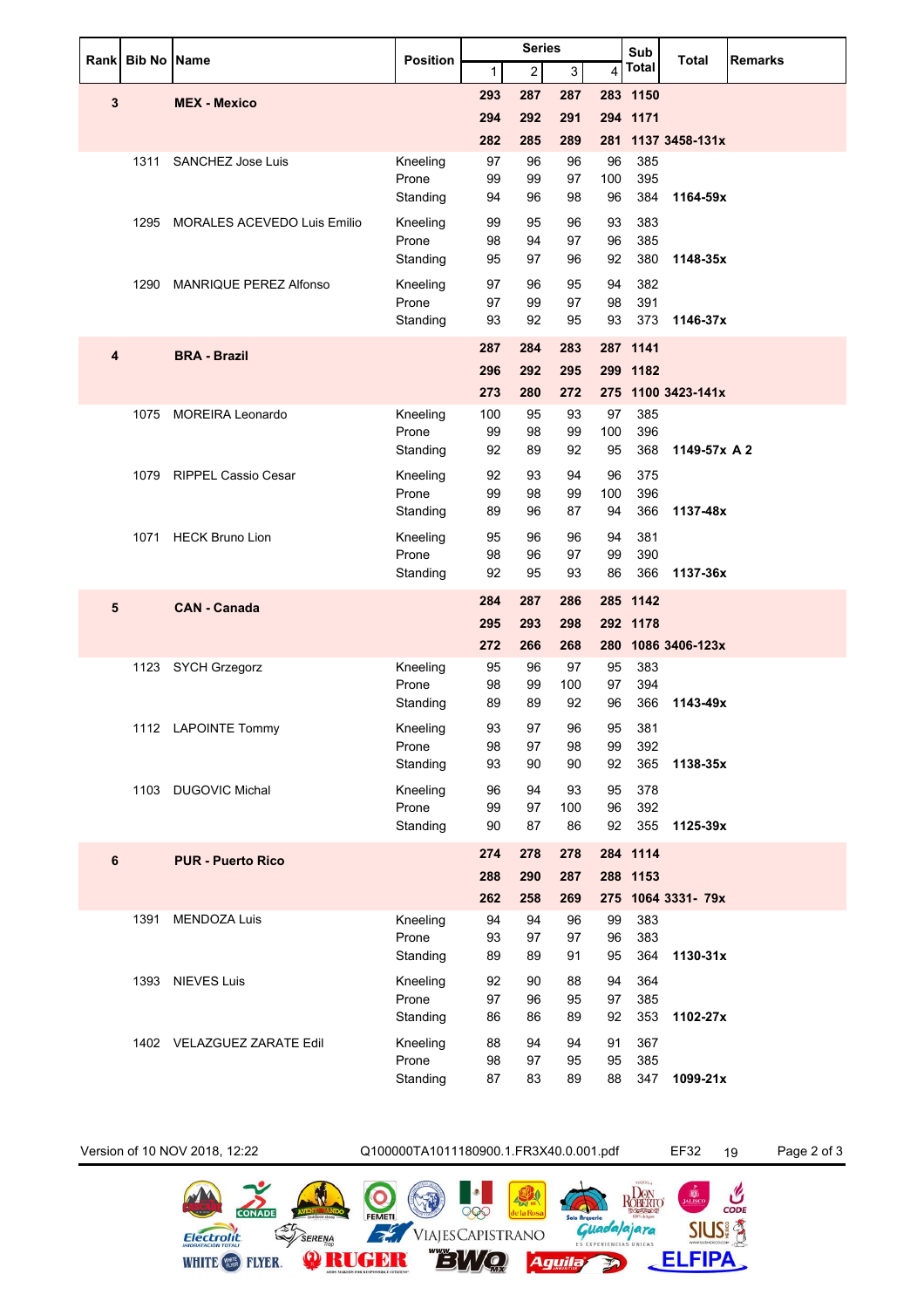| Rank | Bib No | Name | Position | Series 1 | 2 | 3 | 4 | Sub Total | Total | Remarks |
|---|---|---|---|---|---|---|---|---|---|---|
| 3 | | **MEX - Mexico** | | **293** | **287** | **287** | **283** | **1150** | | |
| | | | | **294** | **292** | **291** | **294** | **1171** | | |
| | | | | **282** | **285** | **289** | **281** | **1137** | **3458-131x** | |
| | 1311 | SANCHEZ Jose Luis | Kneeling | 97 | 96 | 96 | 96 | 385 | | |
| | | | Prone | 99 | 99 | 97 | 100 | 395 | | |
| | | | Standing | 94 | 96 | 98 | 96 | 384 | **1164-59x** | |
| | 1295 | MORALES ACEVEDO Luis Emilio | Kneeling | 99 | 95 | 96 | 93 | 383 | | |
| | | | Prone | 98 | 94 | 97 | 96 | 385 | | |
| | | | Standing | 95 | 97 | 96 | 92 | 380 | **1148-35x** | |
| | 1290 | MANRIQUE PEREZ Alfonso | Kneeling | 97 | 96 | 95 | 94 | 382 | | |
| | | | Prone | 97 | 99 | 97 | 98 | 391 | | |
| | | | Standing | 93 | 92 | 95 | 93 | 373 | **1146-37x** | |
| 4 | | **BRA - Brazil** | | **287** | **284** | **283** | **287** | **1141** | | |
| | | | | **296** | **292** | **295** | **299** | **1182** | | |
| | | | | **273** | **280** | **272** | **275** | **1100** | **3423-141x** | |
| | 1075 | MOREIRA Leonardo | Kneeling | 100 | 95 | 93 | 97 | 385 | | |
| | | | Prone | 99 | 98 | 99 | 100 | 396 | | |
| | | | Standing | 92 | 89 | 92 | 95 | 368 | **1149-57x** | **A 2** |
| | 1079 | RIPPEL Cassio Cesar | Kneeling | 92 | 93 | 94 | 96 | 375 | | |
| | | | Prone | 99 | 98 | 99 | 100 | 396 | | |
| | | | Standing | 89 | 96 | 87 | 94 | 366 | **1137-48x** | |
| | 1071 | HECK Bruno Lion | Kneeling | 95 | 96 | 96 | 94 | 381 | | |
| | | | Prone | 98 | 96 | 97 | 99 | 390 | | |
| | | | Standing | 92 | 95 | 93 | 86 | 366 | **1137-36x** | |
| 5 | | **CAN - Canada** | | **284** | **287** | **286** | **285** | **1142** | | |
| | | | | **295** | **293** | **298** | **292** | **1178** | | |
| | | | | **272** | **266** | **268** | **280** | **1086** | **3406-123x** | |
| | 1123 | SYCH Grzegorz | Kneeling | 95 | 96 | 97 | 95 | 383 | | |
| | | | Prone | 98 | 99 | 100 | 97 | 394 | | |
| | | | Standing | 89 | 89 | 92 | 96 | 366 | **1143-49x** | |
| | 1112 | LAPOINTE Tommy | Kneeling | 93 | 97 | 96 | 95 | 381 | | |
| | | | Prone | 98 | 97 | 98 | 99 | 392 | | |
| | | | Standing | 93 | 90 | 90 | 92 | 365 | **1138-35x** | |
| | 1103 | DUGOVIC Michal | Kneeling | 96 | 94 | 93 | 95 | 378 | | |
| | | | Prone | 99 | 97 | 100 | 96 | 392 | | |
| | | | Standing | 90 | 87 | 86 | 92 | 355 | **1125-39x** | |
| 6 | | **PUR - Puerto Rico** | | **274** | **278** | **278** | **284** | **1114** | | |
| | | | | **288** | **290** | **287** | **288** | **1153** | | |
| | | | | **262** | **258** | **269** | **275** | **1064** | **3331- 79x** | |
| | 1391 | MENDOZA Luis | Kneeling | 94 | 94 | 96 | 99 | 383 | | |
| | | | Prone | 93 | 97 | 97 | 96 | 383 | | |
| | | | Standing | 89 | 89 | 91 | 95 | 364 | **1130-31x** | |
| | 1393 | NIEVES Luis | Kneeling | 92 | 90 | 88 | 94 | 364 | | |
| | | | Prone | 97 | 96 | 95 | 97 | 385 | | |
| | | | Standing | 86 | 86 | 89 | 92 | 353 | **1102-27x** | |
| | 1402 | VELAZGUEZ ZARATE Edil | Kneeling | 88 | 94 | 94 | 91 | 367 | | |
| | | | Prone | 98 | 97 | 95 | 95 | 385 | | |
| | | | Standing | 87 | 83 | 89 | 88 | 347 | **1099-21x** | |

Version of 10 NOV 2018, 12:22 Q100000TA1011180900.1.FR3X40.0.001.pdf EF32 19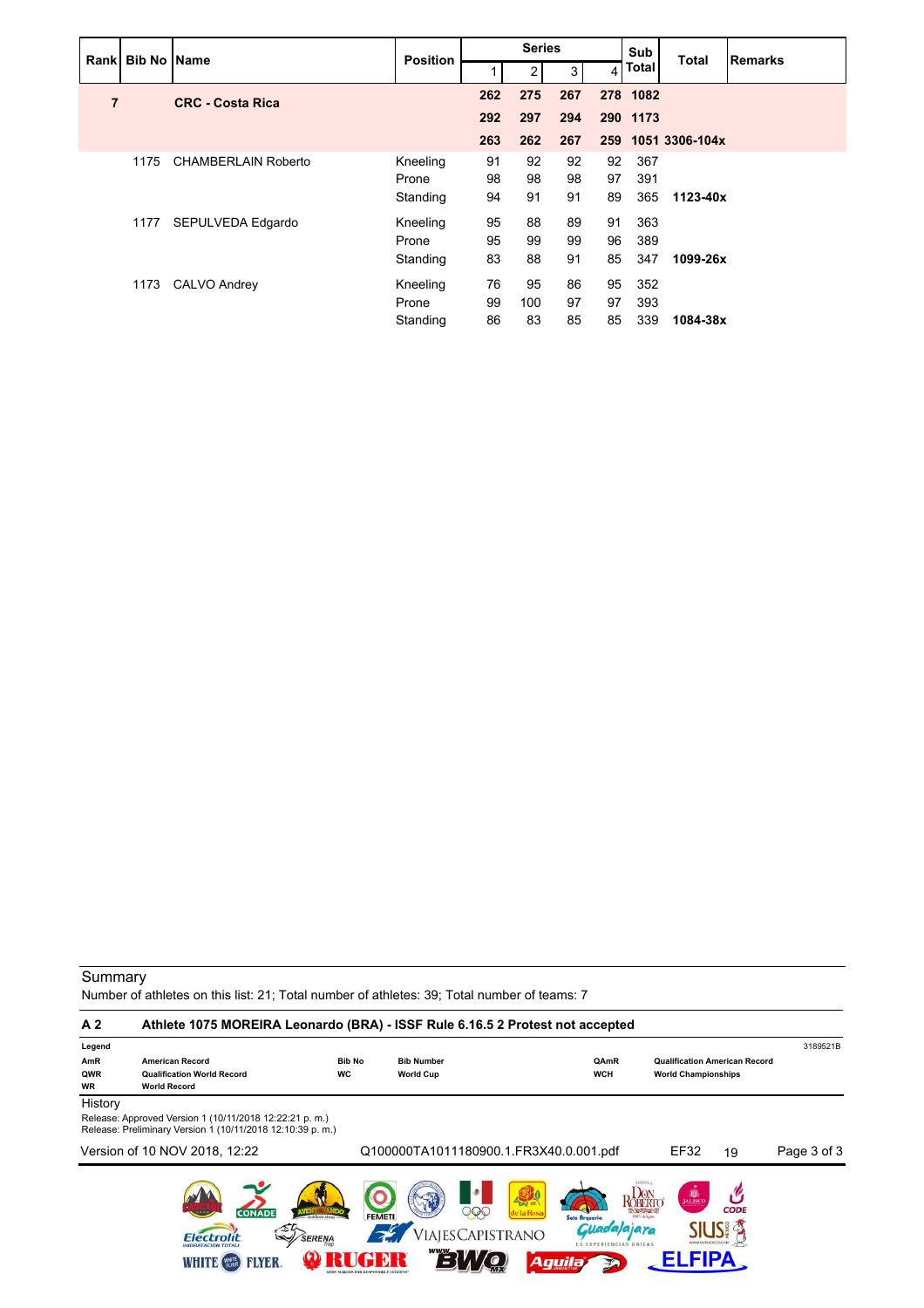| Rank | Bib No | Name | Position | Series 1 | Series 2 | Series 3 | Series 4 | Sub Total | Total | Remarks |
|---|---|---|---|---|---|---|---|---|---|---|
| **7** | | **CRC - Costa Rica** | | **262** | **275** | **267** | **278** | **1082** | | |
| | | | | **292** | **297** | **294** | **290** | **1173** | | |
| | | | | **263** | **262** | **267** | **259** | **1051** | **3306-104x** | |
| | 1175 | CHAMBERLAIN Roberto | Kneeling | 91 | 92 | 92 | 92 | 367 | | |
| | | | Prone | 98 | 98 | 98 | 97 | 391 | | |
| | | | Standing | 94 | 91 | 91 | 89 | 365 | **1123-40x** | |
| | 1177 | SEPULVEDA Edgardo | Kneeling | 95 | 88 | 89 | 91 | 363 | | |
| | | | Prone | 95 | 99 | 99 | 96 | 389 | | |
| | | | Standing | 83 | 88 | 91 | 85 | 347 | **1099-26x** | |
| | 1173 | CALVO Andrey | Kneeling | 76 | 95 | 86 | 95 | 352 | | |
| | | | Prone | 99 | 100 | 97 | 97 | 393 | | |
| | | | Standing | 86 | 83 | 85 | 85 | 339 | **1084-38x** | |

Summary

Number of athletes on this list: 21; Total number of athletes: 39; Total number of teams: 7

**A 2** **Athlete 1075 MOREIRA Leonardo (BRA) - ISSF Rule 6.16.5 2 Protest not accepted**

Legend

| | | | | | |
|---|---|---|---|---|---|
| AmR | American Record | Bib No | Bib Number | QAmR | Qualification American Record |
| QWR | Qualification World Record | WC | World Cup | WCH | World Championships |
| WR | World Record | | | | |

3189521B

History

Release: Approved Version 1 (10/11/2018 12:22:21 p. m.)
Release: Preliminary Version 1 (10/11/2018 12:10:39 p. m.)

Version of 10 NOV 2018, 12:22 Q100000TA1011180900.1.FR3X40.0.001.pdf EF32 19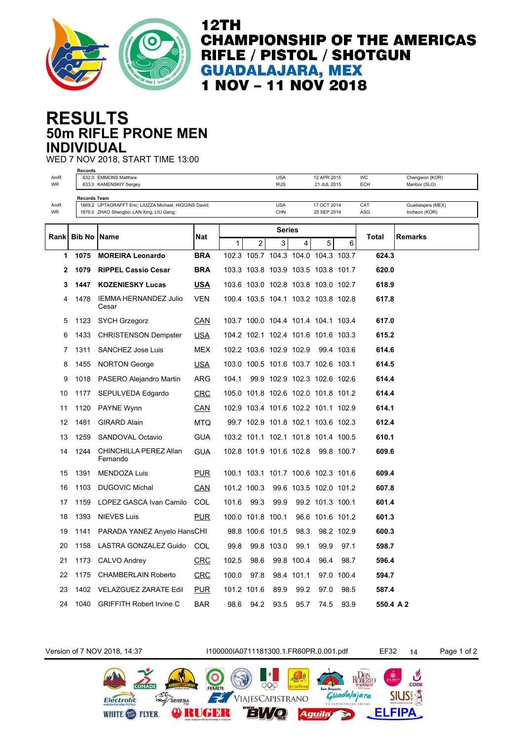# 12TH CHAMPIONSHIP OF THE AMERICAS RIFLE / PISTOL / SHOTGUN

## GUADALAJARA, MEX

## 1 NOV – 11 NOV 2018

# RESULTS

## 50m RIFLE PRONE MEN

## INDIVIDUAL

WED 7 NOV 2018, START TIME 13:00

**Records**

| | | | | | |
|---|---|---|---|---|---|
| AmR | 632.0 EMMONS Matthew | USA | 12 APR 2015 | WC | Changwon (KOR) |
| WR | 633.0 KAMENSKIY Sergey | RUS | 21 JUL 2015 | ECH | Maribor (SLO) |

**Records Team**

| | | | | | |
|---|---|---|---|---|---|
| AmR | 1869.2 UPTAGRAFFT Eric; LIUZZA Michael; HIGGINS David; | USA | 17 OCT 2014 | CAT | Guadalajara (MEX) |
| WR | 1876.0 ZHAO Shengbo; LAN Xing; LIU Gang; | CHN | 25 SEP 2014 | ASG | Incheon (KOR) |

| Rank | Bib No | Name | Nat | Series 1 | 2 | 3 | 4 | 5 | 6 | Total | Remarks |
|---|---|---|---|---|---|---|---|---|---|---|---|
| **1** | **1075** | **MOREIRA Leonardo** | **BRA** | 102.3 | 105.7 | 104.3 | 104.0 | 104.3 | 103.7 | **624.3** | |
| **2** | **1079** | **RIPPEL Cassio Cesar** | **BRA** | 103.3 | 103.8 | 103.9 | 103.5 | 103.8 | 101.7 | **620.0** | |
| **3** | **1447** | **KOZENIESKY Lucas** | **USA** | 103.6 | 103.0 | 102.8 | 103.8 | 103.0 | 102.7 | **618.9** | |
| 4 | 1478 | IEMMA HERNANDEZ Julio Cesar | VEN | 100.4 | 103.5 | 104.1 | 103.2 | 103.8 | 102.8 | **617.8** | |
| 5 | 1123 | SYCH Grzegorz | CAN | 103.7 | 100.0 | 104.4 | 101.4 | 104.1 | 103.4 | **617.0** | |
| 6 | 1433 | CHRISTENSON Dempster | USA | 104.2 | 102.1 | 102.4 | 101.6 | 101.6 | 103.3 | **615.2** | |
| 7 | 1311 | SANCHEZ Jose Luis | MEX | 102.2 | 103.6 | 102.9 | 102.9 | 99.4 | 103.6 | **614.6** | |
| 8 | 1455 | NORTON George | USA | 103.0 | 100.5 | 101.6 | 103.7 | 102.6 | 103.1 | **614.5** | |
| 9 | 1018 | PASERO Alejandro Martin | ARG | 104.1 | 99.9 | 102.9 | 102.3 | 102.6 | 102.6 | **614.4** | |
| 10 | 1177 | SEPULVEDA Edgardo | CRC | 105.0 | 101.8 | 102.6 | 102.0 | 101.8 | 101.2 | **614.4** | |
| 11 | 1120 | PAYNE Wynn | CAN | 102.9 | 103.4 | 101.6 | 102.2 | 101.1 | 102.9 | **614.1** | |
| 12 | 1481 | GIRARD Alain | MTQ | 99.7 | 102.9 | 101.8 | 102.1 | 103.6 | 102.3 | **612.4** | |
| 13 | 1259 | SANDOVAL Octavio | GUA | 103.2 | 101.1 | 102.1 | 101.8 | 101.4 | 100.5 | **610.1** | |
| 14 | 1244 | CHINCHILLA PEREZ Allan Fernando | GUA | 102.8 | 101.9 | 101.6 | 102.8 | 99.8 | 100.7 | **609.6** | |
| 15 | 1391 | MENDOZA Luis | PUR | 100.1 | 103.1 | 101.7 | 100.6 | 102.3 | 101.6 | **609.4** | |
| 16 | 1103 | DUGOVIC Michal | CAN | 101.2 | 100.3 | 99.6 | 103.5 | 102.0 | 101.2 | **607.8** | |
| 17 | 1159 | LOPEZ GASCA Ivan Camilo | COL | 101.6 | 99.3 | 99.9 | 99.2 | 101.3 | 100.1 | **601.4** | |
| 18 | 1393 | NIEVES Luis | PUR | 100.0 | 101.8 | 100.1 | 96.6 | 101.6 | 101.2 | **601.3** | |
| 19 | 1141 | PARADA YANEZ Anyelo Hans | CHI | 98.8 | 100.6 | 101.5 | 98.3 | 98.2 | 102.9 | **600.3** | |
| 20 | 1158 | LASTRA GONZALEZ Guido | COL | 99.8 | 99.8 | 103.0 | 99.1 | 99.9 | 97.1 | **598.7** | |
| 21 | 1173 | CALVO Andrey | CRC | 102.5 | 98.6 | 99.8 | 100.4 | 96.4 | 98.7 | **596.4** | |
| 22 | 1175 | CHAMBERLAIN Roberto | CRC | 100.0 | 97.8 | 98.4 | 101.1 | 97.0 | 100.4 | **594.7** | |
| 23 | 1402 | VELAZGUEZ ZARATE Edil | PUR | 101.2 | 101.6 | 89.9 | 99.2 | 97.0 | 98.5 | **587.4** | |
| 24 | 1040 | GRIFFITH Robert Irvine C | BAR | 98.6 | 94.2 | 93.5 | 95.7 | 74.5 | 93.9 | **550.4** | **A 2** |

Version of 7 NOV 2018, 14:37 I100000IA0711181300.1.FR60PR.0.001.pdf EF32 14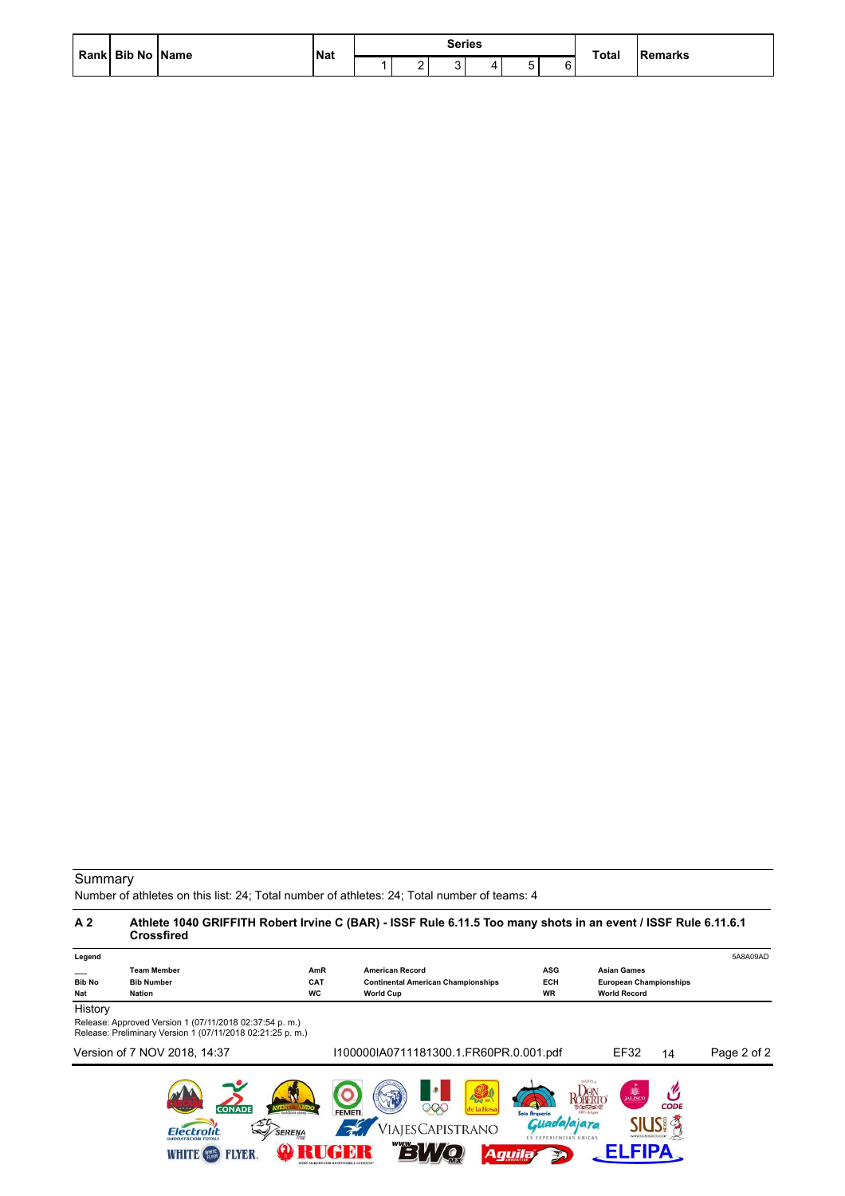| Rank | Bib No | Name | Nat | Series | | | | | | Total | Remarks |
|---|---|---|---|---|---|---|---|---|---|---|---|
| | | | | 1 | 2 | 3 | 4 | 5 | 6 | | |

Summary

Number of athletes on this list: 24; Total number of athletes: 24; Total number of teams: 4

**A 2** **Athlete 1040 GRIFFITH Robert Irvine C (BAR) - ISSF Rule 6.11.5 Too many shots in an event / ISSF Rule 6.11.6.1 Crossfired**

**Legend**

| | | | | | |
|---|---|---|---|---|---|
| ___ | **Team Member** | **AmR** | **American Record** | **ASG** | **Asian Games** |
| **Bib No** | **Bib Number** | **CAT** | **Continental American Championships** | **ECH** | **European Championships** |
| **Nat** | **Nation** | **WC** | **World Cup** | **WR** | **World Record** |

History

Release: Approved Version 1 (07/11/2018 02:37:54 p. m.)
Release: Preliminary Version 1 (07/11/2018 02:21:25 p. m.)

Version of 7 NOV 2018, 14:37 I100000IA0711181300.1.FR60PR.0.001.pdf EF32 14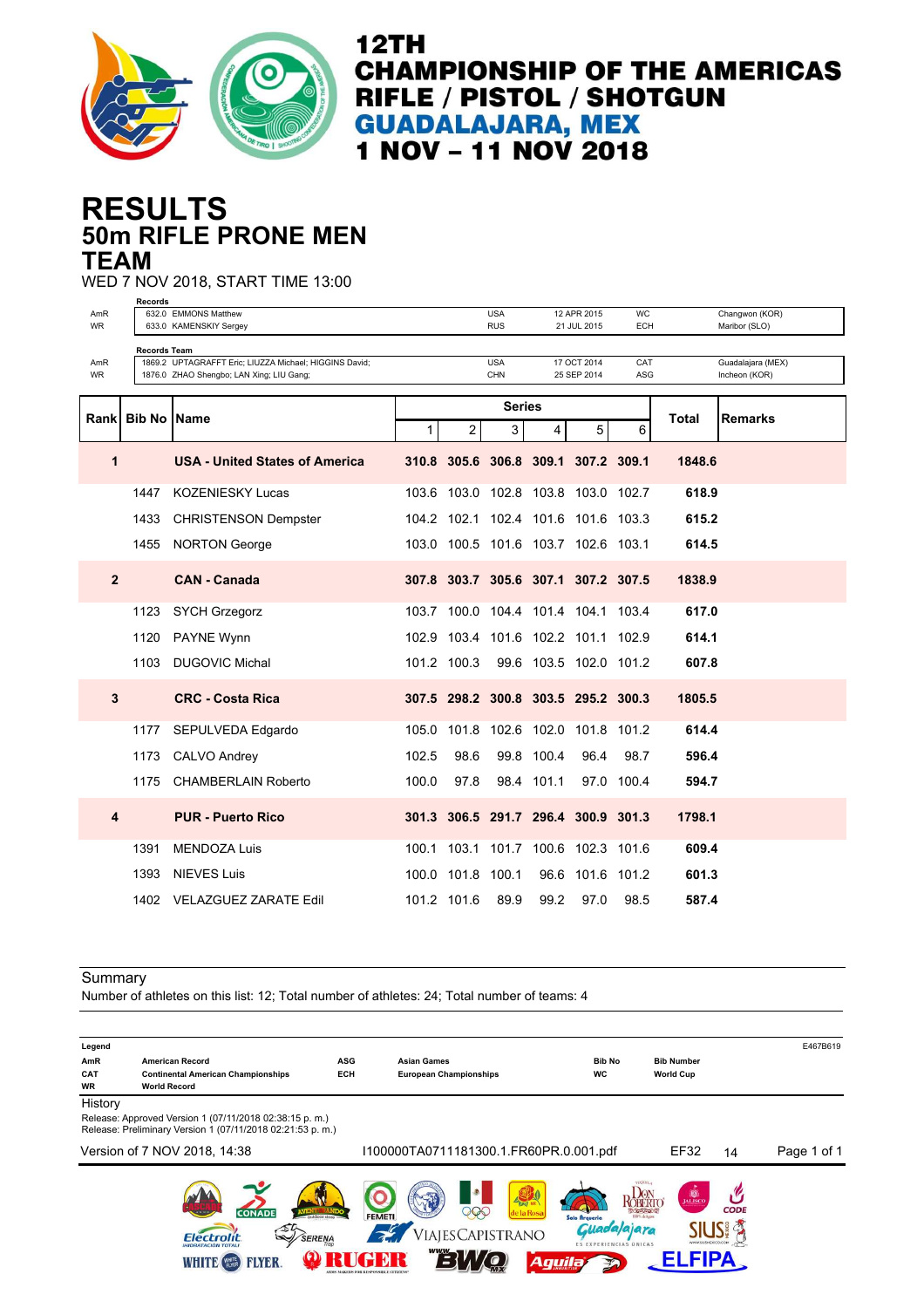# 12TH CHAMPIONSHIP OF THE AMERICAS RIFLE / PISTOL / SHOTGUN

## GUADALAJARA, MEX

## 1 NOV – 11 NOV 2018

# RESULTS

## 50m RIFLE PRONE MEN

## TEAM

WED 7 NOV 2018, START TIME 13:00

**Records**

| | | | | | |
|---|---|---|---|---|---|
| AmR | 632.0 EMMONS Matthew | USA | 12 APR 2015 | WC | Changwon (KOR) |
| WR | 633.0 KAMENSKIY Sergey | RUS | 21 JUL 2015 | ECH | Maribor (SLO) |

**Records Team**

| | | | | | |
|---|---|---|---|---|---|
| AmR | 1869.2 UPTAGRAFFT Eric; LIUZZA Michael; HIGGINS David; | USA | 17 OCT 2014 | CAT | Guadalajara (MEX) |
| WR | 1876.0 ZHAO Shengbo; LAN Xing; LIU Gang; | CHN | 25 SEP 2014 | ASG | Incheon (KOR) |

| Rank | Bib No | Name | Series 1 | 2 | 3 | 4 | 5 | 6 | Total | Remarks |
|---|---|---|---|---|---|---|---|---|---|---|
| 1 | | USA - United States of America | 310.8 | 305.6 | 306.8 | 309.1 | 307.2 | 309.1 | 1848.6 | |
| | 1447 | KOZENIESKY Lucas | 103.6 | 103.0 | 102.8 | 103.8 | 103.0 | 102.7 | 618.9 | |
| | 1433 | CHRISTENSON Dempster | 104.2 | 102.1 | 102.4 | 101.6 | 101.6 | 103.3 | 615.2 | |
| | 1455 | NORTON George | 103.0 | 100.5 | 101.6 | 103.7 | 102.6 | 103.1 | 614.5 | |
| 2 | | CAN - Canada | 307.8 | 303.7 | 305.6 | 307.1 | 307.2 | 307.5 | 1838.9 | |
| | 1123 | SYCH Grzegorz | 103.7 | 100.0 | 104.4 | 101.4 | 104.1 | 103.4 | 617.0 | |
| | 1120 | PAYNE Wynn | 102.9 | 103.4 | 101.6 | 102.2 | 101.1 | 102.9 | 614.1 | |
| | 1103 | DUGOVIC Michal | 101.2 | 100.3 | 99.6 | 103.5 | 102.0 | 101.2 | 607.8 | |
| 3 | | CRC - Costa Rica | 307.5 | 298.2 | 300.8 | 303.5 | 295.2 | 300.3 | 1805.5 | |
| | 1177 | SEPULVEDA Edgardo | 105.0 | 101.8 | 102.6 | 102.0 | 101.8 | 101.2 | 614.4 | |
| | 1173 | CALVO Andrey | 102.5 | 98.6 | 99.8 | 100.4 | 96.4 | 98.7 | 596.4 | |
| | 1175 | CHAMBERLAIN Roberto | 100.0 | 97.8 | 98.4 | 101.1 | 97.0 | 100.4 | 594.7 | |
| 4 | | PUR - Puerto Rico | 301.3 | 306.5 | 291.7 | 296.4 | 300.9 | 301.3 | 1798.1 | |
| | 1391 | MENDOZA Luis | 100.1 | 103.1 | 101.7 | 100.6 | 102.3 | 101.6 | 609.4 | |
| | 1393 | NIEVES Luis | 100.0 | 101.8 | 100.1 | 96.6 | 101.6 | 101.2 | 601.3 | |
| | 1402 | VELAZGUEZ ZARATE Edil | 101.2 | 101.6 | 89.9 | 99.2 | 97.0 | 98.5 | 587.4 | |

### Summary

Number of athletes on this list: 12; Total number of athletes: 24; Total number of teams: 4

**Legend**

| | | | | | |
|---|---|---|---|---|---|
| AmR | American Record | ASG | Asian Games | Bib No | Bib Number |
| CAT | Continental American Championships | ECH | European Championships | WC | World Cup |
| WR | World Record | | | | |

E467B619

### History

Release: Approved Version 1 (07/11/2018 02:38:15 p. m.)
Release: Preliminary Version 1 (07/11/2018 02:21:53 p. m.)

Version of 7 NOV 2018, 14:38 I100000TA0711181300.1.FR60PR.0.001.pdf EF32 14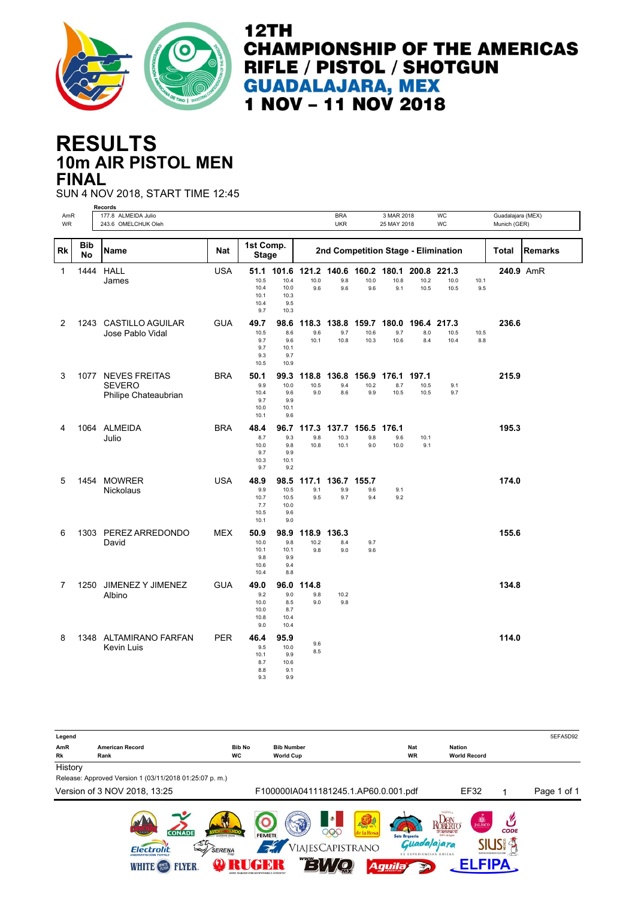# 12TH CHAMPIONSHIP OF THE AMERICAS RIFLE / PISTOL / SHOTGUN GUADALAJARA, MEX 1 NOV – 11 NOV 2018

# RESULTS

## 10m AIR PISTOL MEN

## FINAL

SUN 4 NOV 2018, START TIME 12:45

| | Records | | | | |
|---|---|---|---|---|---|
| AmR | 177.8 ALMEIDA Julio | BRA | 3 MAR 2018 | WC | Guadalajara (MEX) |
| WR | 243.6 OMELCHUK Oleh | UKR | 25 MAY 2018 | WC | Munich (GER) |

| Rk | Bib No | Name | Nat | 1st Comp. Stage | | 2nd Competition Stage - Elimination | | | | | | | | Total | Remarks |
|---|---|---|---|---|---|---|---|---|---|---|---|---|---|---|---|
| 1 | 1444 | HALL James | USA | 51.1 (10.5 10.4 10.1 10.4 9.7) | 101.6 (10.4 10.0 10.3 9.5 10.3) | 121.2 (10.0 9.6) | 140.6 (9.8 9.6) | 160.2 (10.0 9.6) | 180.1 (10.8 9.1) | 200.8 (10.2 10.5) | 221.3 (10.0 10.5) | (10.1 9.5) | | 240.9 | AmR |
| 2 | 1243 | CASTILLO AGUILAR Jose Pablo Vidal | GUA | 49.7 (10.5 9.7 9.7 9.3 10.5) | 98.6 (8.6 9.6 10.1 9.7 10.9) | 118.3 (9.6 10.1) | 138.8 (9.7 10.8) | 159.7 (10.6 10.3) | 180.0 (9.7 10.6) | 196.4 (8.0 8.4) | 217.3 (10.5 10.4) | (10.5 8.8) | | 236.6 | |
| 3 | 1077 | NEVES FREITAS SEVERO Philipe Chateaubrian | BRA | 50.1 (9.9 10.4 9.7 10.0 10.1) | 99.3 (10.0 9.6 9.9 10.1 9.6) | 118.8 (10.5 9.0) | 136.8 (9.4 8.6) | 156.9 (10.2 9.9) | 176.1 (8.7 10.5) | 197.1 (10.5 10.5) | (9.1 9.7) | | | 215.9 | |
| 4 | 1064 | ALMEIDA Julio | BRA | 48.4 (8.7 10.0 9.7 10.3 9.7) | 96.7 (9.3 9.8 9.9 10.1 9.2) | 117.3 (9.8 10.8) | 137.7 (10.3 10.1) | 156.5 (9.8 9.0) | 176.1 (9.6 10.0) | (10.1 9.1) | | | | 195.3 | |
| 5 | 1454 | MOWRER Nickolaus | USA | 48.9 (9.9 10.7 7.7 10.5 10.1) | 98.5 (10.5 10.5 10.0 9.6 9.0) | 117.1 (9.1 9.5) | 136.7 (9.9 9.7) | 155.7 (9.6 9.4) | (9.1 9.2) | | | | | 174.0 | |
| 6 | 1303 | PEREZ ARREDONDO David | MEX | 50.9 (10.0 10.1 9.8 10.6 10.4) | 98.9 (9.8 10.1 9.9 9.4 8.8) | 118.9 (10.2 9.8) | 136.3 (8.4 9.0) | (9.7 9.6) | | | | | | 155.6 | |
| 7 | 1250 | JIMENEZ Y JIMENEZ Albino | GUA | 49.0 (9.2 10.0 10.0 10.8 9.0) | 96.0 (9.0 8.5 8.7 10.4 10.4) | 114.8 (9.8 9.0) | (10.2 9.8) | | | | | | | 134.8 | |
| 8 | 1348 | ALTAMIRANO FARFAN Kevin Luis | PER | 46.4 (9.5 10.1 8.7 8.8 9.3) | 95.9 (10.0 9.9 10.6 9.1 9.9) | (9.6 8.5) | | | | | | | | 114.0 | |

**Legend**

| | | | | | |
|---|---|---|---|---|---|
| AmR | American Record | Bib No | Bib Number | Nat | Nation |
| Rk | Rank | WC | World Cup | WR | World Record |

5EFA5D92

History

Release: Approved Version 1 (03/11/2018 01:25:07 p. m.)

Version of 3 NOV 2018, 13:25 F100000IA0411181245.1.AP60.0.001.pdf EF32 1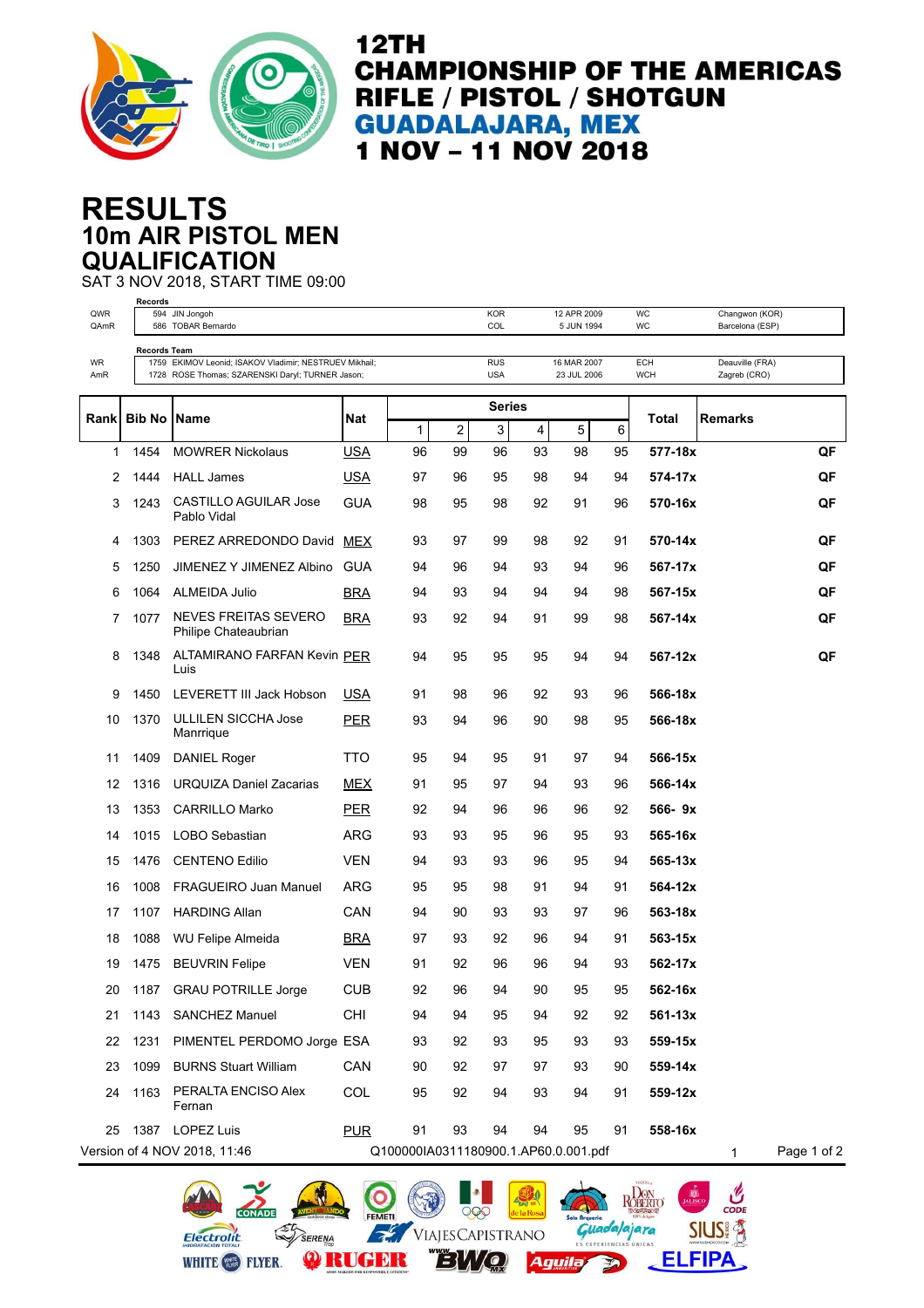# 12TH CHAMPIONSHIP OF THE AMERICAS RIFLE / PISTOL / SHOTGUN GUADALAJARA, MEX 1 NOV – 11 NOV 2018

# RESULTS
## 10m AIR PISTOL MEN
## QUALIFICATION
SAT 3 NOV 2018, START TIME 09:00

| | Records | | | | |
|---|---|---|---|---|---|
| QWR | 594 JIN Jongoh | KOR | 12 APR 2009 | WC | Changwon (KOR) |
| QAmR | 586 TOBAR Bernardo | COL | 5 JUN 1994 | WC | Barcelona (ESP) |

| | Records Team | | | | |
|---|---|---|---|---|---|
| WR | 1759 EKIMOV Leonid; ISAKOV Vladimir; NESTRUEV Mikhail; | RUS | 16 MAR 2007 | ECH | Deauville (FRA) |
| AmR | 1728 ROSE Thomas; SZARENSKI Daryl; TURNER Jason; | USA | 23 JUL 2006 | WCH | Zagreb (CRO) |

| Rank | Bib No | Name | Nat | Series 1 | 2 | 3 | 4 | 5 | 6 | Total | Remarks |
|---|---|---|---|---|---|---|---|---|---|---|---|
| 1 | 1454 | MOWRER Nickolaus | USA | 96 | 99 | 96 | 93 | 98 | 95 | 577-18x | QF |
| 2 | 1444 | HALL James | USA | 97 | 96 | 95 | 98 | 94 | 94 | 574-17x | QF |
| 3 | 1243 | CASTILLO AGUILAR Jose Pablo Vidal | GUA | 98 | 95 | 98 | 92 | 91 | 96 | 570-16x | QF |
| 4 | 1303 | PEREZ ARREDONDO David | MEX | 93 | 97 | 99 | 98 | 92 | 91 | 570-14x | QF |
| 5 | 1250 | JIMENEZ Y JIMENEZ Albino | GUA | 94 | 96 | 94 | 93 | 94 | 96 | 567-17x | QF |
| 6 | 1064 | ALMEIDA Julio | BRA | 94 | 93 | 94 | 94 | 94 | 98 | 567-15x | QF |
| 7 | 1077 | NEVES FREITAS SEVERO Philipe Chateaubrian | BRA | 93 | 92 | 94 | 91 | 99 | 98 | 567-14x | QF |
| 8 | 1348 | ALTAMIRANO FARFAN Kevin Luis | PER | 94 | 95 | 95 | 95 | 94 | 94 | 567-12x | QF |
| 9 | 1450 | LEVERETT III Jack Hobson | USA | 91 | 98 | 96 | 92 | 93 | 96 | 566-18x | |
| 10 | 1370 | ULLILEN SICCHA Jose Manrrique | PER | 93 | 94 | 96 | 90 | 98 | 95 | 566-18x | |
| 11 | 1409 | DANIEL Roger | TTO | 95 | 94 | 95 | 91 | 97 | 94 | 566-15x | |
| 12 | 1316 | URQUIZA Daniel Zacarias | MEX | 91 | 95 | 97 | 94 | 93 | 96 | 566-14x | |
| 13 | 1353 | CARRILLO Marko | PER | 92 | 94 | 96 | 96 | 96 | 92 | 566- 9x | |
| 14 | 1015 | LOBO Sebastian | ARG | 93 | 93 | 95 | 96 | 95 | 93 | 565-16x | |
| 15 | 1476 | CENTENO Edilio | VEN | 94 | 93 | 93 | 96 | 95 | 94 | 565-13x | |
| 16 | 1008 | FRAGUEIRO Juan Manuel | ARG | 95 | 95 | 98 | 91 | 94 | 91 | 564-12x | |
| 17 | 1107 | HARDING Allan | CAN | 94 | 90 | 93 | 93 | 97 | 96 | 563-18x | |
| 18 | 1088 | WU Felipe Almeida | BRA | 97 | 93 | 92 | 96 | 94 | 91 | 563-15x | |
| 19 | 1475 | BEUVRIN Felipe | VEN | 91 | 92 | 96 | 96 | 94 | 93 | 562-17x | |
| 20 | 1187 | GRAU POTRILLE Jorge | CUB | 92 | 96 | 94 | 90 | 95 | 95 | 562-16x | |
| 21 | 1143 | SANCHEZ Manuel | CHI | 94 | 94 | 95 | 94 | 92 | 92 | 561-13x | |
| 22 | 1231 | PIMENTEL PERDOMO Jorge | ESA | 93 | 92 | 93 | 95 | 93 | 93 | 559-15x | |
| 23 | 1099 | BURNS Stuart William | CAN | 90 | 92 | 97 | 97 | 93 | 90 | 559-14x | |
| 24 | 1163 | PERALTA ENCISO Alex Fernan | COL | 95 | 92 | 94 | 93 | 94 | 91 | 559-12x | |
| 25 | 1387 | LOPEZ Luis | PUR | 91 | 93 | 94 | 94 | 95 | 91 | 558-16x | |

Version of 4 NOV 2018, 11:46 Q100000IA0311180900.1.AP60.0.001.pdf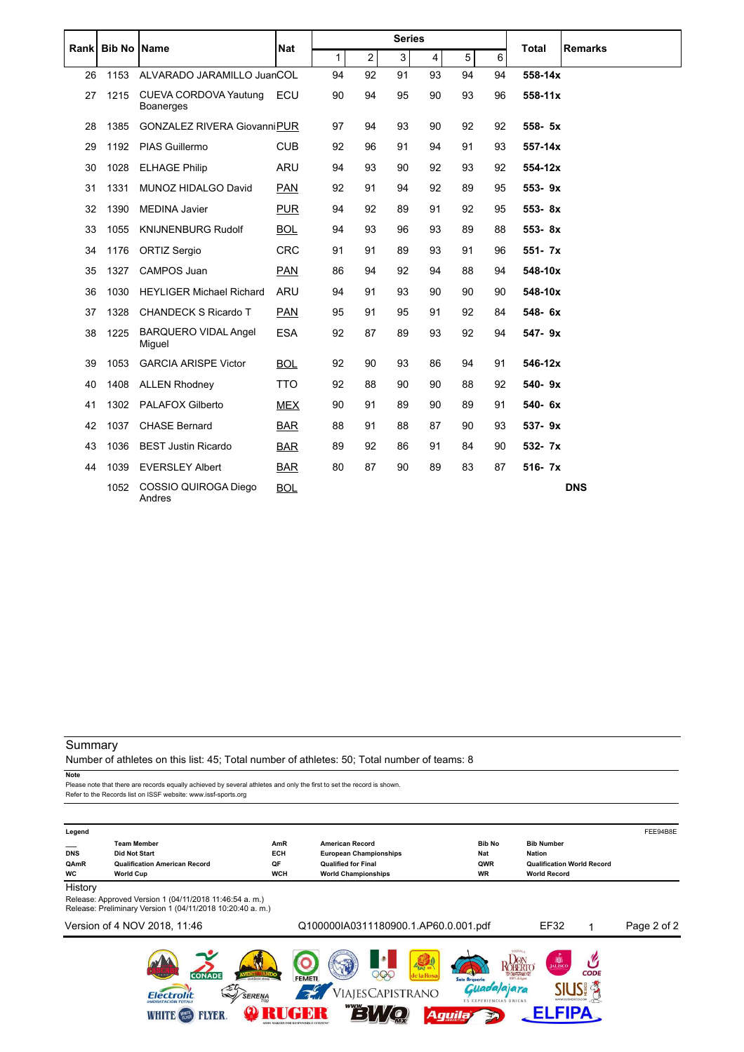| Rank | Bib No | Name | Nat | Series | | | | | | Total | Remarks |
|---|---|---|---|---|---|---|---|---|---|---|---|
| | | | | 1 | 2 | 3 | 4 | 5 | 6 | | |
| 26 | 1153 | ALVARADO JARAMILLO Juan | COL | 94 | 92 | 91 | 93 | 94 | 94 | **558-14x** | |
| 27 | 1215 | CUEVA CORDOVA Yautung Boanerges | ECU | 90 | 94 | 95 | 90 | 93 | 96 | **558-11x** | |
| 28 | 1385 | GONZALEZ RIVERA Giovanni | PUR | 97 | 94 | 93 | 90 | 92 | 92 | **558- 5x** | |
| 29 | 1192 | PIAS Guillermo | CUB | 92 | 96 | 91 | 94 | 91 | 93 | **557-14x** | |
| 30 | 1028 | ELHAGE Philip | ARU | 94 | 93 | 90 | 92 | 93 | 92 | **554-12x** | |
| 31 | 1331 | MUNOZ HIDALGO David | PAN | 92 | 91 | 94 | 92 | 89 | 95 | **553- 9x** | |
| 32 | 1390 | MEDINA Javier | PUR | 94 | 92 | 89 | 91 | 92 | 95 | **553- 8x** | |
| 33 | 1055 | KNIJNENBURG Rudolf | BOL | 94 | 93 | 96 | 93 | 89 | 88 | **553- 8x** | |
| 34 | 1176 | ORTIZ Sergio | CRC | 91 | 91 | 89 | 93 | 91 | 96 | **551- 7x** | |
| 35 | 1327 | CAMPOS Juan | PAN | 86 | 94 | 92 | 94 | 88 | 94 | **548-10x** | |
| 36 | 1030 | HEYLIGER Michael Richard | ARU | 94 | 91 | 93 | 90 | 90 | 90 | **548-10x** | |
| 37 | 1328 | CHANDECK S Ricardo T | PAN | 95 | 91 | 95 | 91 | 92 | 84 | **548- 6x** | |
| 38 | 1225 | BARQUERO VIDAL Angel Miguel | ESA | 92 | 87 | 89 | 93 | 92 | 94 | **547- 9x** | |
| 39 | 1053 | GARCIA ARISPE Victor | BOL | 92 | 90 | 93 | 86 | 94 | 91 | **546-12x** | |
| 40 | 1408 | ALLEN Rhodney | TTO | 92 | 88 | 90 | 90 | 88 | 92 | **540- 9x** | |
| 41 | 1302 | PALAFOX Gilberto | MEX | 90 | 91 | 89 | 90 | 89 | 91 | **540- 6x** | |
| 42 | 1037 | CHASE Bernard | BAR | 88 | 91 | 88 | 87 | 90 | 93 | **537- 9x** | |
| 43 | 1036 | BEST Justin Ricardo | BAR | 89 | 92 | 86 | 91 | 84 | 90 | **532- 7x** | |
| 44 | 1039 | EVERSLEY Albert | BAR | 80 | 87 | 90 | 89 | 83 | 87 | **516- 7x** | |
| | 1052 | COSSIO QUIROGA Diego Andres | BOL | | | | | | | | **DNS** |

## Summary

Number of athletes on this list: 45; Total number of athletes: 50; Total number of teams: 8

**Note**

Please note that there are records equally achieved by several athletes and only the first to set the record is shown.
Refer to the Records list on ISSF website: www.issf-sports.org

**Legend**

| | | | | | |
|---|---|---|---|---|---|
| ___ | Team Member | AmR | American Record | Bib No | Bib Number |
| DNS | Did Not Start | ECH | European Championships | Nat | Nation |
| QAmR | Qualification American Record | QF | Qualified for Final | QWR | Qualification World Record |
| WC | World Cup | WCH | World Championships | WR | World Record |

FEE94B8E

History

Release: Approved Version 1 (04/11/2018 11:46:54 a. m.)
Release: Preliminary Version 1 (04/11/2018 10:20:40 a. m.)

Version of 4 NOV 2018, 11:46 Q100000IA0311180900.1.AP60.0.001.pdf EF32 1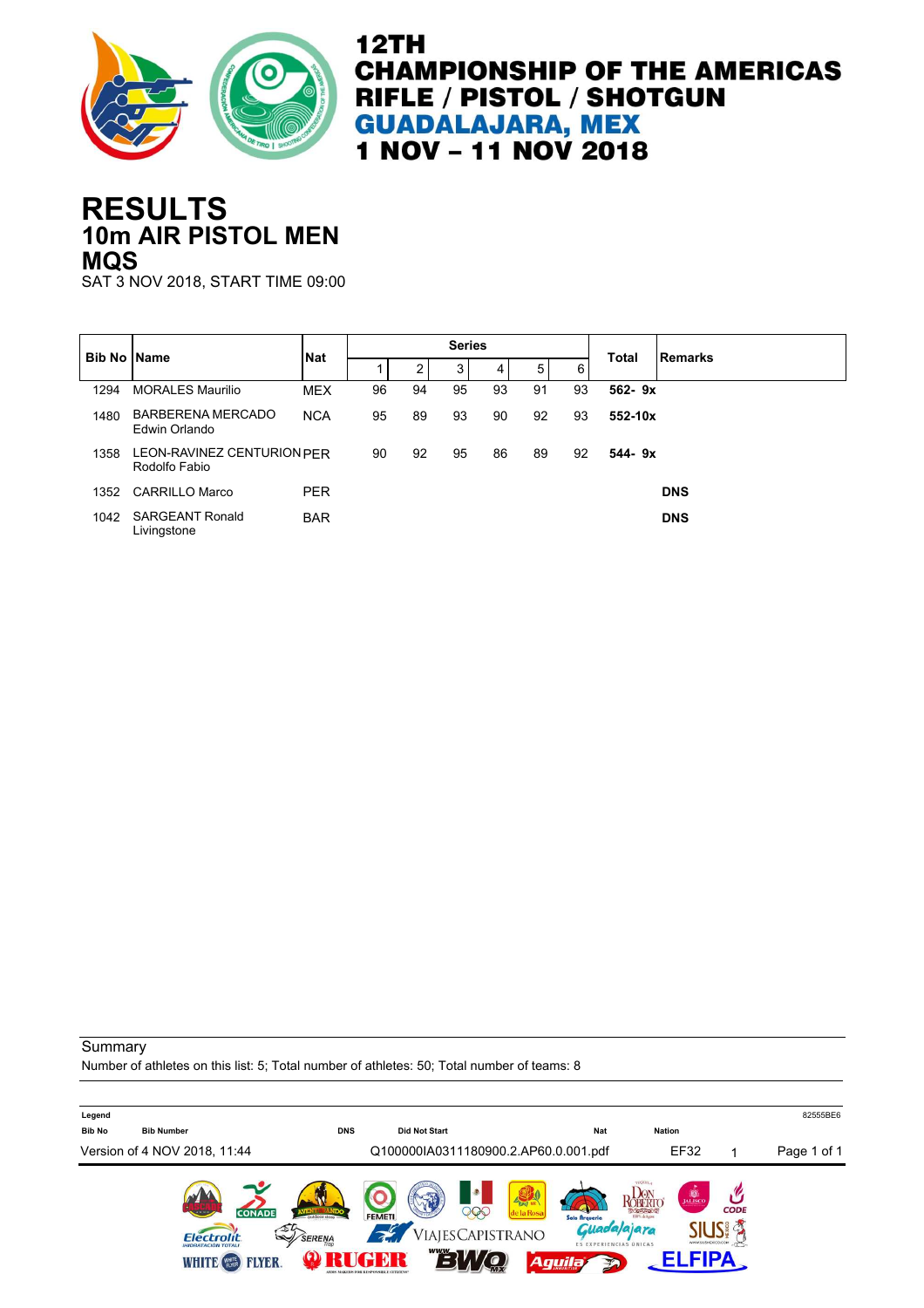# 12TH CHAMPIONSHIP OF THE AMERICAS RIFLE / PISTOL / SHOTGUN GUADALAJARA, MEX 1 NOV – 11 NOV 2018

# RESULTS
## 10m AIR PISTOL MEN
## MQS
SAT 3 NOV 2018, START TIME 09:00

| Bib No | Name | Nat | Series 1 | 2 | 3 | 4 | 5 | 6 | Total | Remarks |
|---|---|---|---|---|---|---|---|---|---|---|
| 1294 | MORALES Maurilio | MEX | 96 | 94 | 95 | 93 | 91 | 93 | **562- 9x** | |
| 1480 | BARBERENA MERCADO Edwin Orlando | NCA | 95 | 89 | 93 | 90 | 92 | 93 | **552-10x** | |
| 1358 | LEON-RAVINEZ CENTURION Rodolfo Fabio | PER | 90 | 92 | 95 | 86 | 89 | 92 | **544- 9x** | |
| 1352 | CARRILLO Marco | PER | | | | | | | | **DNS** |
| 1042 | SARGEANT Ronald Livingstone | BAR | | | | | | | | **DNS** |

Summary
Number of athletes on this list: 5; Total number of athletes: 50; Total number of teams: 8

Legend

| Bib No | Bib Number | DNS | Did Not Start | Nat | Nation |
|---|---|---|---|---|---|

82555BE6

Version of 4 NOV 2018, 11:44 Q100000IA0311180900.2.AP60.0.001.pdf EF32 1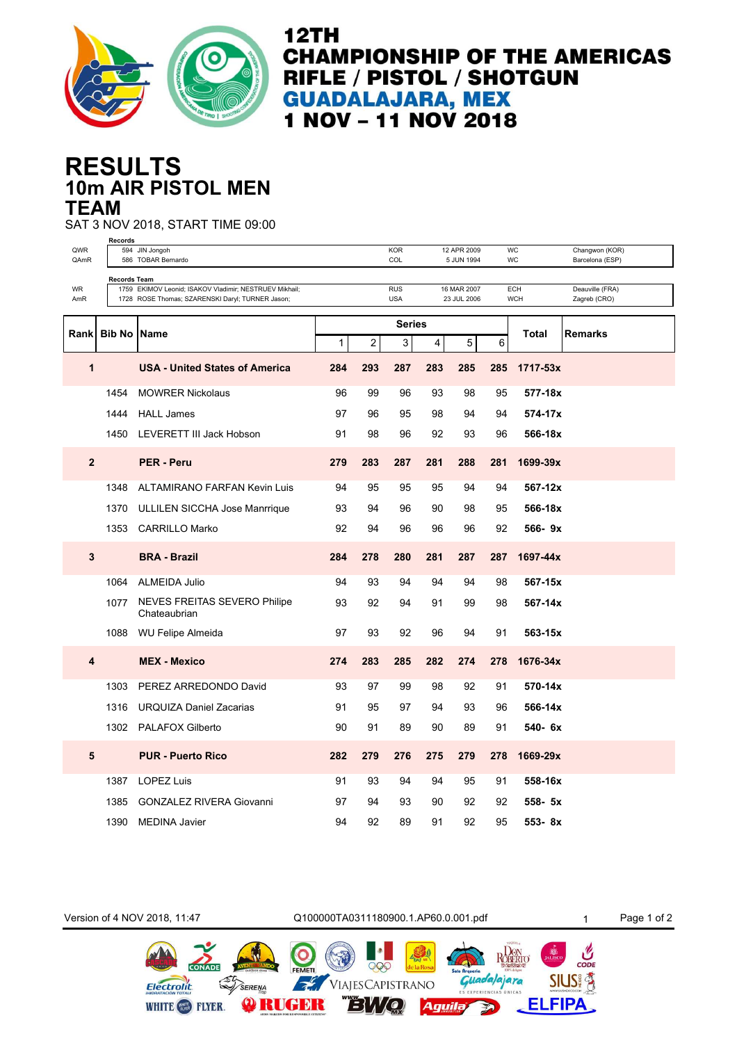# 12TH CHAMPIONSHIP OF THE AMERICAS RIFLE / PISTOL / SHOTGUN GUADALAJARA, MEX 1 NOV – 11 NOV 2018

# RESULTS

## 10m AIR PISTOL MEN

## TEAM

SAT 3 NOV 2018, START TIME 09:00

| | Records | | | | |
|---|---|---|---|---|---|
| QWR | 594 JIN Jongoh | KOR | 12 APR 2009 | WC | Changwon (KOR) |
| QAmR | 586 TOBAR Bernardo | COL | 5 JUN 1994 | WC | Barcelona (ESP) |

| | Records Team | | | | |
|---|---|---|---|---|---|
| WR | 1759 EKIMOV Leonid; ISAKOV Vladimir; NESTRUEV Mikhail; | RUS | 16 MAR 2007 | ECH | Deauville (FRA) |
| AmR | 1728 ROSE Thomas; SZARENSKI Daryl; TURNER Jason; | USA | 23 JUL 2006 | WCH | Zagreb (CRO) |

| Rank | Bib No | Name | Series 1 | 2 | 3 | 4 | 5 | 6 | Total | Remarks |
|---|---|---|---|---|---|---|---|---|---|---|
| 1 | | USA - United States of America | 284 | 293 | 287 | 283 | 285 | 285 | 1717-53x | |
| | 1454 | MOWRER Nickolaus | 96 | 99 | 96 | 93 | 98 | 95 | 577-18x | |
| | 1444 | HALL James | 97 | 96 | 95 | 98 | 94 | 94 | 574-17x | |
| | 1450 | LEVERETT III Jack Hobson | 91 | 98 | 96 | 92 | 93 | 96 | 566-18x | |
| 2 | | PER - Peru | 279 | 283 | 287 | 281 | 288 | 281 | 1699-39x | |
| | 1348 | ALTAMIRANO FARFAN Kevin Luis | 94 | 95 | 95 | 95 | 94 | 94 | 567-12x | |
| | 1370 | ULLILEN SICCHA Jose Manrrique | 93 | 94 | 96 | 90 | 98 | 95 | 566-18x | |
| | 1353 | CARRILLO Marko | 92 | 94 | 96 | 96 | 96 | 92 | 566- 9x | |
| 3 | | BRA - Brazil | 284 | 278 | 280 | 281 | 287 | 287 | 1697-44x | |
| | 1064 | ALMEIDA Julio | 94 | 93 | 94 | 94 | 94 | 98 | 567-15x | |
| | 1077 | NEVES FREITAS SEVERO Philipe Chateaubrian | 93 | 92 | 94 | 91 | 99 | 98 | 567-14x | |
| | 1088 | WU Felipe Almeida | 97 | 93 | 92 | 96 | 94 | 91 | 563-15x | |
| 4 | | MEX - Mexico | 274 | 283 | 285 | 282 | 274 | 278 | 1676-34x | |
| | 1303 | PEREZ ARREDONDO David | 93 | 97 | 99 | 98 | 92 | 91 | 570-14x | |
| | 1316 | URQUIZA Daniel Zacarias | 91 | 95 | 97 | 94 | 93 | 96 | 566-14x | |
| | 1302 | PALAFOX Gilberto | 90 | 91 | 89 | 90 | 89 | 91 | 540- 6x | |
| 5 | | PUR - Puerto Rico | 282 | 279 | 276 | 275 | 279 | 278 | 1669-29x | |
| | 1387 | LOPEZ Luis | 91 | 93 | 94 | 94 | 95 | 91 | 558-16x | |
| | 1385 | GONZALEZ RIVERA Giovanni | 97 | 94 | 93 | 90 | 92 | 92 | 558- 5x | |
| | 1390 | MEDINA Javier | 94 | 92 | 89 | 91 | 92 | 95 | 553- 8x | |

Version of 4 NOV 2018, 11:47    Q100000TA0311180900.1.AP60.0.001.pdf    1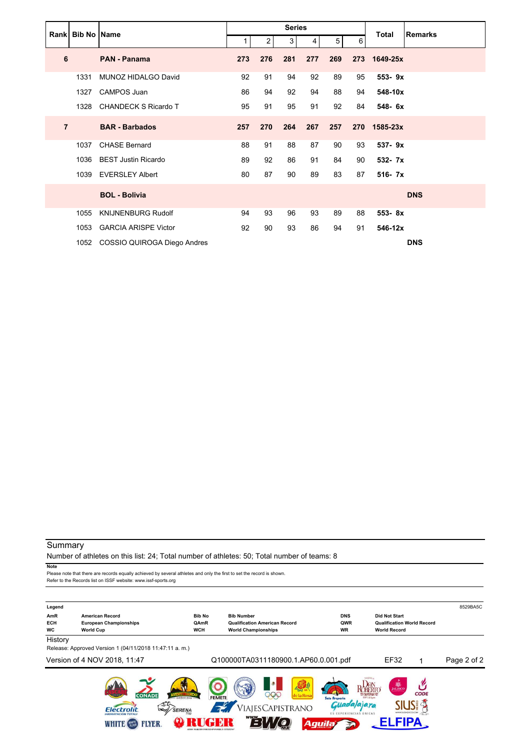| Rank | Bib No | Name | Series 1 | 2 | 3 | 4 | 5 | 6 | Total | Remarks |
|---|---|---|---|---|---|---|---|---|---|---|
| **6** | | **PAN - Panama** | **273** | **276** | **281** | **277** | **269** | **273** | **1649-25x** | |
| | 1331 | MUNOZ HIDALGO David | 92 | 91 | 94 | 92 | 89 | 95 | **553- 9x** | |
| | 1327 | CAMPOS Juan | 86 | 94 | 92 | 94 | 88 | 94 | **548-10x** | |
| | 1328 | CHANDECK S Ricardo T | 95 | 91 | 95 | 91 | 92 | 84 | **548- 6x** | |
| **7** | | **BAR - Barbados** | **257** | **270** | **264** | **267** | **257** | **270** | **1585-23x** | |
| | 1037 | CHASE Bernard | 88 | 91 | 88 | 87 | 90 | 93 | **537- 9x** | |
| | 1036 | BEST Justin Ricardo | 89 | 92 | 86 | 91 | 84 | 90 | **532- 7x** | |
| | 1039 | EVERSLEY Albert | 80 | 87 | 90 | 89 | 83 | 87 | **516- 7x** | |
| | | **BOL - Bolivia** | | | | | | | | **DNS** |
| | 1055 | KNIJNENBURG Rudolf | 94 | 93 | 96 | 93 | 89 | 88 | **553- 8x** | |
| | 1053 | GARCIA ARISPE Victor | 92 | 90 | 93 | 86 | 94 | 91 | **546-12x** | |
| | 1052 | COSSIO QUIROGA Diego Andres | | | | | | | | **DNS** |

## Summary

Number of athletes on this list: 24; Total number of athletes: 50; Total number of teams: 8

**Note**

Please note that there are records equally achieved by several athletes and only the first to set the record is shown.
Refer to the Records list on ISSF website: www.issf-sports.org

**Legend**

| | | | | | |
|---|---|---|---|---|---|
| **AmR** | **American Record** | **Bib No** | **Bib Number** | **DNS** | **Did Not Start** |
| **ECH** | **European Championships** | **QAmR** | **Qualification American Record** | **QWR** | **Qualification World Record** |
| **WC** | **World Cup** | **WCH** | **World Championships** | **WR** | **World Record** |

History

Release: Approved Version 1 (04/11/2018 11:47:11 a. m.)

Version of 4 NOV 2018, 11:47 | Q100000TA0311180900.1.AP60.0.001.pdf | EF32 | 1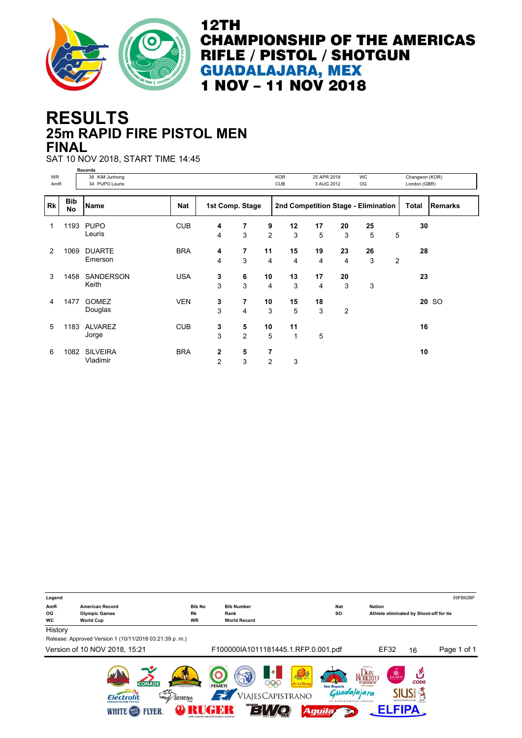# 12TH CHAMPIONSHIP OF THE AMERICAS RIFLE / PISTOL / SHOTGUN

## GUADALAJARA, MEX

## 1 NOV – 11 NOV 2018

# RESULTS

## 25m RAPID FIRE PISTOL MEN

## FINAL

SAT 10 NOV 2018, START TIME 14:45

**Records**

| | | | | | |
|---|---|---|---|---|---|
| WR | 38 KIM Junhong | KOR | 25 APR 2018 | WC | Changwon (KOR) |
| AmR | 34 PUPO Leuris | CUB | 3 AUG 2012 | OG | London (GBR) |

| Rk | Bib No | Name | Nat | 1st Comp. Stage | | | 2nd Competition Stage - Elimination | | | | | Total | Remarks |
|---|---|---|---|---|---|---|---|---|---|---|---|---|---|
| 1 | 1193 | PUPO Leuris | CUB | **4** / 4 | **7** / 3 | **9** / 2 | **12** / 3 | **17** / 5 | **20** / 3 | **25** / 5 | 5 | **30** | |
| 2 | 1069 | DUARTE Emerson | BRA | **4** / 4 | **7** / 3 | **11** / 4 | **15** / 4 | **19** / 4 | **23** / 4 | **26** / 3 | 2 | **28** | |
| 3 | 1458 | SANDERSON Keith | USA | **3** / 3 | **6** / 3 | **10** / 4 | **13** / 3 | **17** / 4 | **20** / 3 | 3 | | **23** | |
| 4 | 1477 | GOMEZ Douglas | VEN | **3** / 3 | **7** / 4 | **10** / 3 | **15** / 5 | **18** / 3 | 2 | | | **20** | SO |
| 5 | 1183 | ALVAREZ Jorge | CUB | **3** / 3 | **5** / 2 | **10** / 5 | **11** / 1 | 5 | | | | **16** | |
| 6 | 1082 | SILVEIRA Vladimir | BRA | **2** / 2 | **5** / 3 | **7** / 2 | 3 | | | | | **10** | |

**Legend**

| | | | | | |
|---|---|---|---|---|---|
| AmR | American Record | Bib No | Bib Number | Nat | Nation |
| OG | Olympic Games | Rk | Rank | SO | Athlete eliminated by Shoot-off for tie |
| WC | World Cup | WR | World Record | | |

History

Release: Approved Version 1 (10/11/2018 03:21:39 p. m.)

Version of 10 NOV 2018, 15:21 F100000IA1011181445.1.RFP.0.001.pdf EF32 16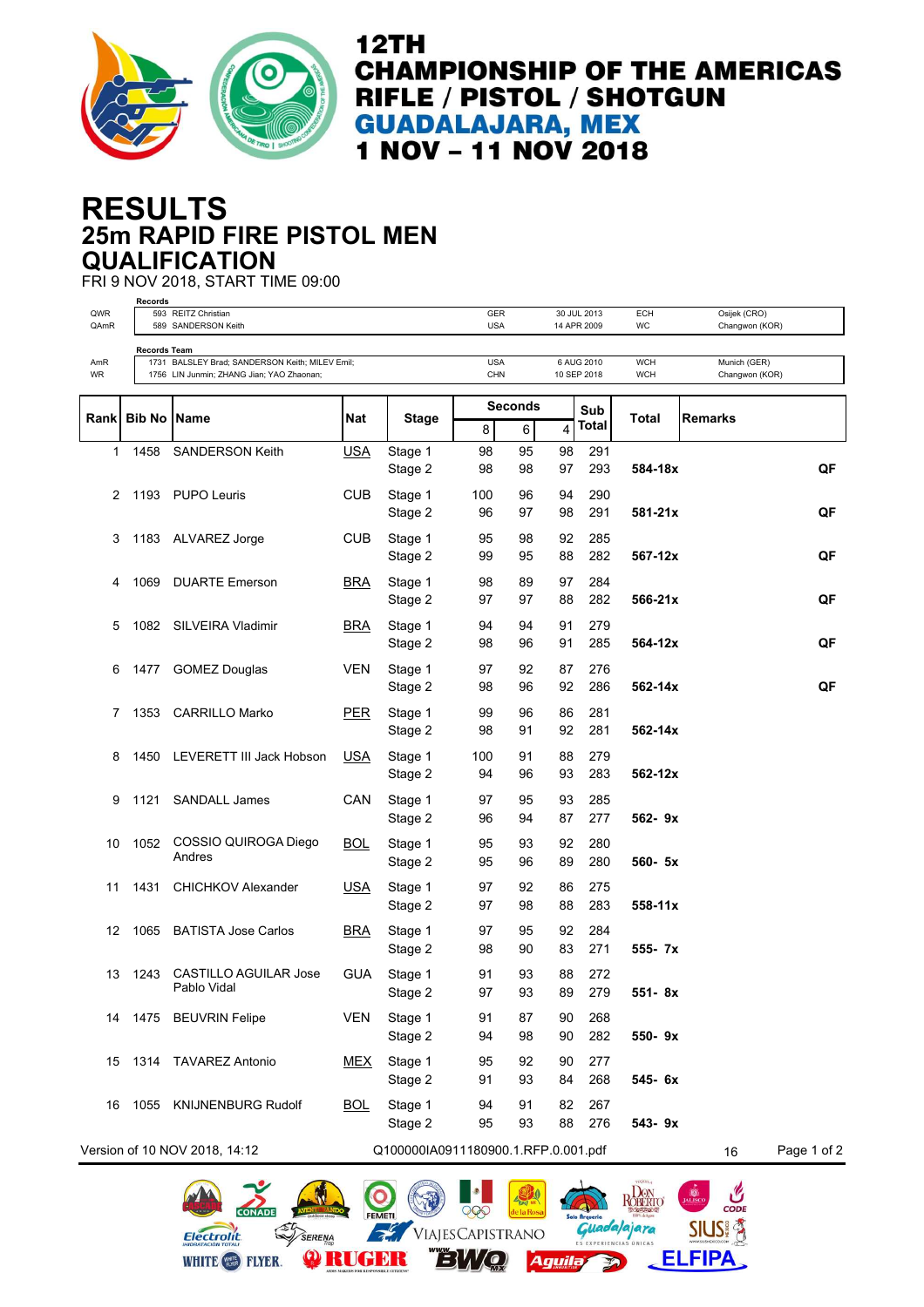# 12TH CHAMPIONSHIP OF THE AMERICAS RIFLE / PISTOL / SHOTGUN GUADALAJARA, MEX 1 NOV – 11 NOV 2018

# RESULTS
## 25m RAPID FIRE PISTOL MEN
## QUALIFICATION

FRI 9 NOV 2018, START TIME 09:00

**Records**

| | | | | | |
|---|---|---|---|---|---|
| QWR | 593 REITZ Christian | GER | 30 JUL 2013 | ECH | Osijek (CRO) |
| QAmR | 589 SANDERSON Keith | USA | 14 APR 2009 | WC | Changwon (KOR) |

**Records Team**

| | | | | | |
|---|---|---|---|---|---|
| AmR | 1731 BALSLEY Brad; SANDERSON Keith; MILEV Emil; | USA | 6 AUG 2010 | WCH | Munich (GER) |
| WR | 1756 LIN Junmin; ZHANG Jian; YAO Zhaonan; | CHN | 10 SEP 2018 | WCH | Changwon (KOR) |

| Rank | Bib No | Name | Nat | Stage | Seconds 8 | Seconds 6 | Seconds 4 | Sub Total | Total | Remarks |
|---|---|---|---|---|---|---|---|---|---|---|
| 1 | 1458 | SANDERSON Keith | USA | Stage 1 | 98 | 95 | 98 | 291 | | |
| | | | | Stage 2 | 98 | 98 | 97 | 293 | 584-18x | QF |
| 2 | 1193 | PUPO Leuris | CUB | Stage 1 | 100 | 96 | 94 | 290 | | |
| | | | | Stage 2 | 96 | 97 | 98 | 291 | 581-21x | QF |
| 3 | 1183 | ALVAREZ Jorge | CUB | Stage 1 | 95 | 98 | 92 | 285 | | |
| | | | | Stage 2 | 99 | 95 | 88 | 282 | 567-12x | QF |
| 4 | 1069 | DUARTE Emerson | BRA | Stage 1 | 98 | 89 | 97 | 284 | | |
| | | | | Stage 2 | 97 | 97 | 88 | 282 | 566-21x | QF |
| 5 | 1082 | SILVEIRA Vladimir | BRA | Stage 1 | 94 | 94 | 91 | 279 | | |
| | | | | Stage 2 | 98 | 96 | 91 | 285 | 564-12x | QF |
| 6 | 1477 | GOMEZ Douglas | VEN | Stage 1 | 97 | 92 | 87 | 276 | | |
| | | | | Stage 2 | 98 | 96 | 92 | 286 | 562-14x | QF |
| 7 | 1353 | CARRILLO Marko | PER | Stage 1 | 99 | 96 | 86 | 281 | | |
| | | | | Stage 2 | 98 | 91 | 92 | 281 | 562-14x | |
| 8 | 1450 | LEVERETT III Jack Hobson | USA | Stage 1 | 100 | 91 | 88 | 279 | | |
| | | | | Stage 2 | 94 | 96 | 93 | 283 | 562-12x | |
| 9 | 1121 | SANDALL James | CAN | Stage 1 | 97 | 95 | 93 | 285 | | |
| | | | | Stage 2 | 96 | 94 | 87 | 277 | 562- 9x | |
| 10 | 1052 | COSSIO QUIROGA Diego Andres | BOL | Stage 1 | 95 | 93 | 92 | 280 | | |
| | | | | Stage 2 | 95 | 96 | 89 | 280 | 560- 5x | |
| 11 | 1431 | CHICHKOV Alexander | USA | Stage 1 | 97 | 92 | 86 | 275 | | |
| | | | | Stage 2 | 97 | 98 | 88 | 283 | 558-11x | |
| 12 | 1065 | BATISTA Jose Carlos | BRA | Stage 1 | 97 | 95 | 92 | 284 | | |
| | | | | Stage 2 | 98 | 90 | 83 | 271 | 555- 7x | |
| 13 | 1243 | CASTILLO AGUILAR Jose Pablo Vidal | GUA | Stage 1 | 91 | 93 | 88 | 272 | | |
| | | | | Stage 2 | 97 | 93 | 89 | 279 | 551- 8x | |
| 14 | 1475 | BEUVRIN Felipe | VEN | Stage 1 | 91 | 87 | 90 | 268 | | |
| | | | | Stage 2 | 94 | 98 | 90 | 282 | 550- 9x | |
| 15 | 1314 | TAVAREZ Antonio | MEX | Stage 1 | 95 | 92 | 90 | 277 | | |
| | | | | Stage 2 | 91 | 93 | 84 | 268 | 545- 6x | |
| 16 | 1055 | KNIJNENBURG Rudolf | BOL | Stage 1 | 94 | 91 | 82 | 267 | | |
| | | | | Stage 2 | 95 | 93 | 88 | 276 | 543- 9x | |

Version of 10 NOV 2018, 14:12 Q100000IA0911180900.1.RFP.0.001.pdf 16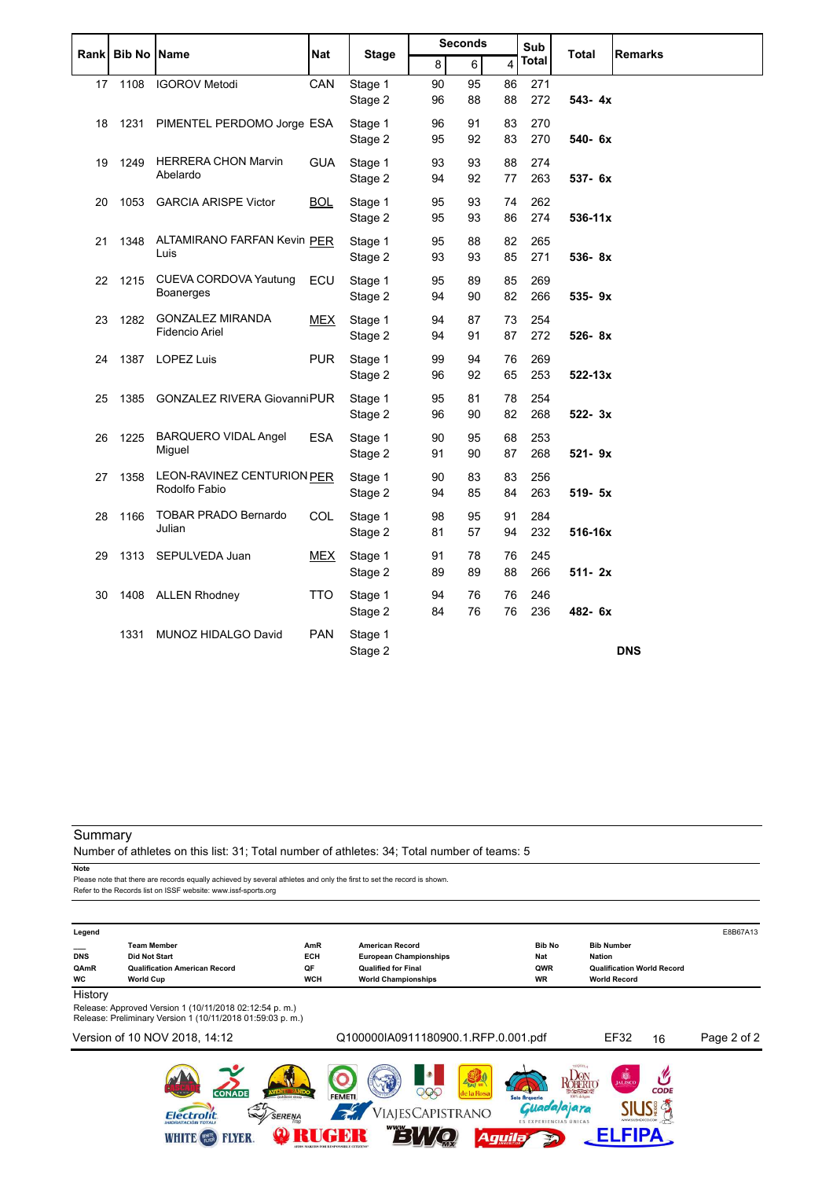| Rank | Bib No | Name | Nat | Stage | Seconds | | | Sub Total | Total | Remarks |
|---|---|---|---|---|---|---|---|---|---|---|
| | | | | | 8 | 6 | 4 | | | |
| 17 | 1108 | IGOROV Metodi | CAN | Stage 1 | 90 | 95 | 86 | 271 | | |
| | | | | Stage 2 | 96 | 88 | 88 | 272 | **543- 4x** | |
| 18 | 1231 | PIMENTEL PERDOMO Jorge | ESA | Stage 1 | 96 | 91 | 83 | 270 | | |
| | | | | Stage 2 | 95 | 92 | 83 | 270 | **540- 6x** | |
| 19 | 1249 | HERRERA CHON Marvin Abelardo | GUA | Stage 1 | 93 | 93 | 88 | 274 | | |
| | | | | Stage 2 | 94 | 92 | 77 | 263 | **537- 6x** | |
| 20 | 1053 | GARCIA ARISPE Victor | BOL | Stage 1 | 95 | 93 | 74 | 262 | | |
| | | | | Stage 2 | 95 | 93 | 86 | 274 | **536-11x** | |
| 21 | 1348 | ALTAMIRANO FARFAN Kevin Luis | PER | Stage 1 | 95 | 88 | 82 | 265 | | |
| | | | | Stage 2 | 93 | 93 | 85 | 271 | **536- 8x** | |
| 22 | 1215 | CUEVA CORDOVA Yautung Boanerges | ECU | Stage 1 | 95 | 89 | 85 | 269 | | |
| | | | | Stage 2 | 94 | 90 | 82 | 266 | **535- 9x** | |
| 23 | 1282 | GONZALEZ MIRANDA Fidencio Ariel | MEX | Stage 1 | 94 | 87 | 73 | 254 | | |
| | | | | Stage 2 | 94 | 91 | 87 | 272 | **526- 8x** | |
| 24 | 1387 | LOPEZ Luis | PUR | Stage 1 | 99 | 94 | 76 | 269 | | |
| | | | | Stage 2 | 96 | 92 | 65 | 253 | **522-13x** | |
| 25 | 1385 | GONZALEZ RIVERA Giovanni | PUR | Stage 1 | 95 | 81 | 78 | 254 | | |
| | | | | Stage 2 | 96 | 90 | 82 | 268 | **522- 3x** | |
| 26 | 1225 | BARQUERO VIDAL Angel Miguel | ESA | Stage 1 | 90 | 95 | 68 | 253 | | |
| | | | | Stage 2 | 91 | 90 | 87 | 268 | **521- 9x** | |
| 27 | 1358 | LEON-RAVINEZ CENTURION Rodolfo Fabio | PER | Stage 1 | 90 | 83 | 83 | 256 | | |
| | | | | Stage 2 | 94 | 85 | 84 | 263 | **519- 5x** | |
| 28 | 1166 | TOBAR PRADO Bernardo Julian | COL | Stage 1 | 98 | 95 | 91 | 284 | | |
| | | | | Stage 2 | 81 | 57 | 94 | 232 | **516-16x** | |
| 29 | 1313 | SEPULVEDA Juan | MEX | Stage 1 | 91 | 78 | 76 | 245 | | |
| | | | | Stage 2 | 89 | 89 | 88 | 266 | **511- 2x** | |
| 30 | 1408 | ALLEN Rhodney | TTO | Stage 1 | 94 | 76 | 76 | 246 | | |
| | | | | Stage 2 | 84 | 76 | 76 | 236 | **482- 6x** | |
| | 1331 | MUNOZ HIDALGO David | PAN | Stage 1 | | | | | | |
| | | | | Stage 2 | | | | | | **DNS** |

## Summary

Number of athletes on this list: 31; Total number of athletes: 34; Total number of teams: 5

**Note**

Please note that there are records equally achieved by several athletes and only the first to set the record is shown.
Refer to the Records list on ISSF website: www.issf-sports.org

**Legend**

| | | | | | |
|---|---|---|---|---|---|
| ___ | Team Member | AmR | American Record | Bib No | Bib Number |
| DNS | Did Not Start | ECH | European Championships | Nat | Nation |
| QAmR | Qualification American Record | QF | Qualified for Final | QWR | Qualification World Record |
| WC | World Cup | WCH | World Championships | WR | World Record |

E8B67A13

## History

Release: Approved Version 1 (10/11/2018 02:12:54 p. m.)
Release: Preliminary Version 1 (10/11/2018 01:59:03 p. m.)

Version of 10 NOV 2018, 14:12 — Q100000IA0911180900.1.RFP.0.001.pdf — EF32 16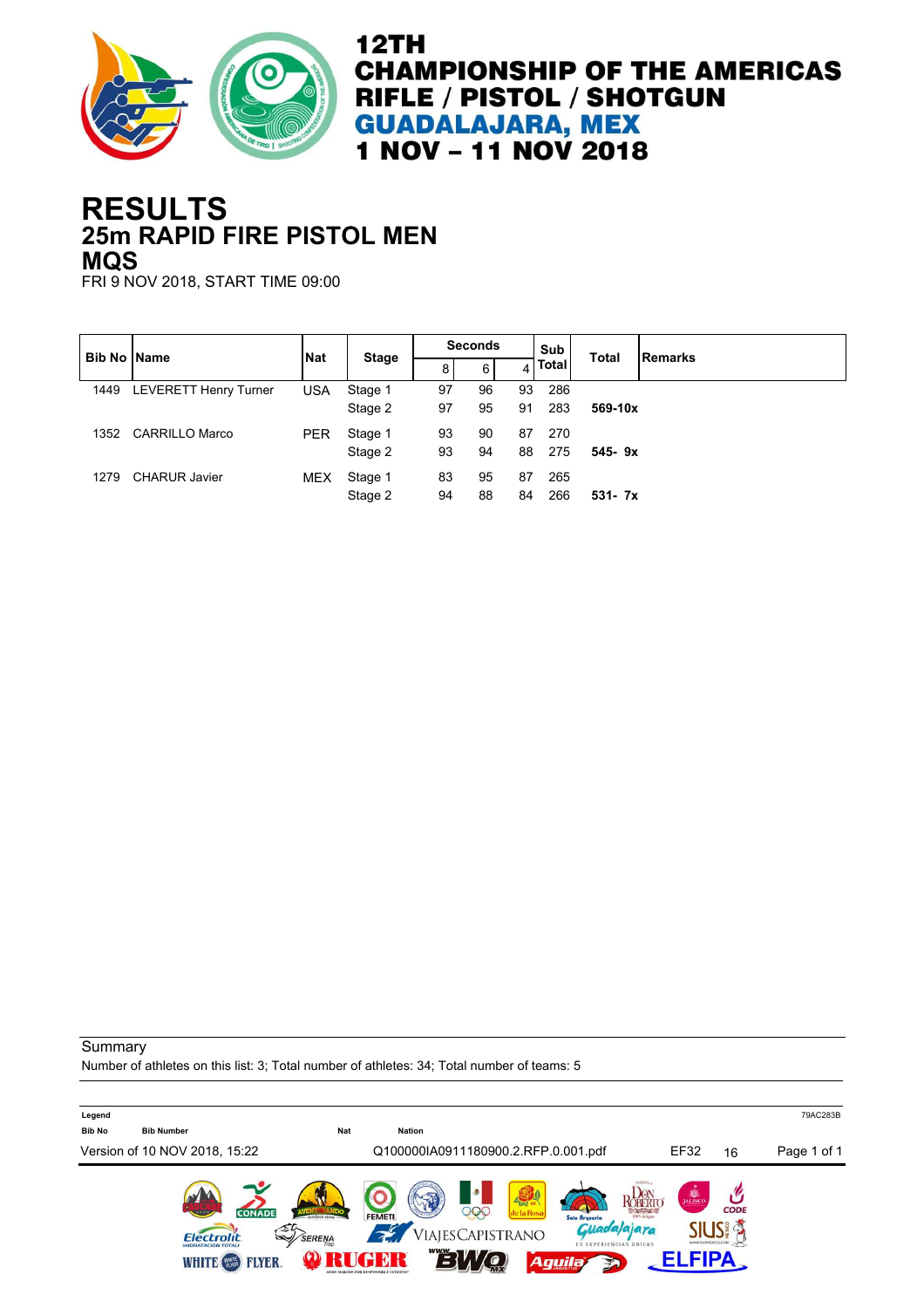# 12TH CHAMPIONSHIP OF THE AMERICAS RIFLE / PISTOL / SHOTGUN GUADALAJARA, MEX 1 NOV – 11 NOV 2018

# RESULTS
## 25m RAPID FIRE PISTOL MEN
## MQS

FRI 9 NOV 2018, START TIME 09:00

| Bib No | Name | Nat | Stage | Seconds | | | Sub Total | Total | Remarks |
|---|---|---|---|---|---|---|---|---|---|
| | | | | 8 | 6 | 4 | | | |
| 1449 | LEVERETT Henry Turner | USA | Stage 1 | 97 | 96 | 93 | 286 | | |
| | | | Stage 2 | 97 | 95 | 91 | 283 | **569-10x** | |
| 1352 | CARRILLO Marco | PER | Stage 1 | 93 | 90 | 87 | 270 | | |
| | | | Stage 2 | 93 | 94 | 88 | 275 | **545- 9x** | |
| 1279 | CHARUR Javier | MEX | Stage 1 | 83 | 95 | 87 | 265 | | |
| | | | Stage 2 | 94 | 88 | 84 | 266 | **531- 7x** | |

Summary

Number of athletes on this list: 3; Total number of athletes: 34; Total number of teams: 5

Legend

| Bib No | Bib Number | Nat | Nation |
|---|---|---|---|

Version of 10 NOV 2018, 15:22 Q100000IA0911180900.2.RFP.0.001.pdf EF32 16

79AC283B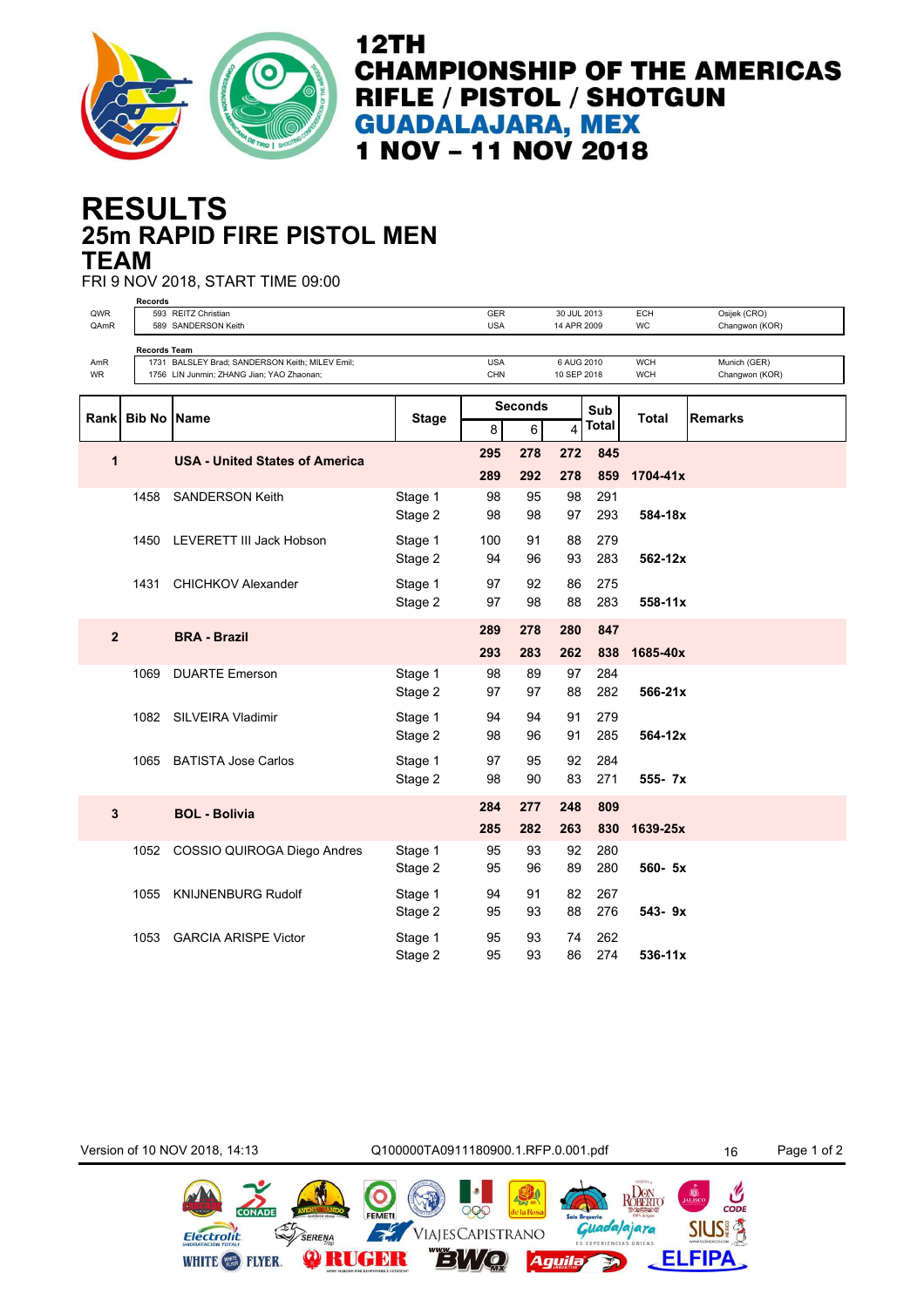# 12TH CHAMPIONSHIP OF THE AMERICAS RIFLE / PISTOL / SHOTGUN

## GUADALAJARA, MEX

## 1 NOV – 11 NOV 2018

# RESULTS

## 25m RAPID FIRE PISTOL MEN

## TEAM

FRI 9 NOV 2018, START TIME 09:00

| | Records | | | | |
|---|---|---|---|---|---|
| QWR | 593 REITZ Christian | GER | 30 JUL 2013 | ECH | Osijek (CRO) |
| QAmR | 589 SANDERSON Keith | USA | 14 APR 2009 | WC | Changwon (KOR) |

| | Records Team | | | | |
|---|---|---|---|---|---|
| AmR | 1731 BALSLEY Brad; SANDERSON Keith; MILEV Emil; | USA | 6 AUG 2010 | WCH | Munich (GER) |
| WR | 1756 LIN Junmin; ZHANG Jian; YAO Zhaonan; | CHN | 10 SEP 2018 | WCH | Changwon (KOR) |

| Rank | Bib No | Name | Stage | Seconds 8 | Seconds 6 | Seconds 4 | Sub Total | Total | Remarks |
|---|---|---|---|---|---|---|---|---|---|
| 1 | | USA - United States of America | | 295 | 278 | 272 | 845 | | |
| | | | | 289 | 292 | 278 | 859 | 1704-41x | |
| | 1458 | SANDERSON Keith | Stage 1 | 98 | 95 | 98 | 291 | | |
| | | | Stage 2 | 98 | 98 | 97 | 293 | 584-18x | |
| | 1450 | LEVERETT III Jack Hobson | Stage 1 | 100 | 91 | 88 | 279 | | |
| | | | Stage 2 | 94 | 96 | 93 | 283 | 562-12x | |
| | 1431 | CHICHKOV Alexander | Stage 1 | 97 | 92 | 86 | 275 | | |
| | | | Stage 2 | 97 | 98 | 88 | 283 | 558-11x | |
| 2 | | BRA - Brazil | | 289 | 278 | 280 | 847 | | |
| | | | | 293 | 283 | 262 | 838 | 1685-40x | |
| | 1069 | DUARTE Emerson | Stage 1 | 98 | 89 | 97 | 284 | | |
| | | | Stage 2 | 97 | 97 | 88 | 282 | 566-21x | |
| | 1082 | SILVEIRA Vladimir | Stage 1 | 94 | 94 | 91 | 279 | | |
| | | | Stage 2 | 98 | 96 | 91 | 285 | 564-12x | |
| | 1065 | BATISTA Jose Carlos | Stage 1 | 97 | 95 | 92 | 284 | | |
| | | | Stage 2 | 98 | 90 | 83 | 271 | 555- 7x | |
| 3 | | BOL - Bolivia | | 284 | 277 | 248 | 809 | | |
| | | | | 285 | 282 | 263 | 830 | 1639-25x | |
| | 1052 | COSSIO QUIROGA Diego Andres | Stage 1 | 95 | 93 | 92 | 280 | | |
| | | | Stage 2 | 95 | 96 | 89 | 280 | 560- 5x | |
| | 1055 | KNIJNENBURG Rudolf | Stage 1 | 94 | 91 | 82 | 267 | | |
| | | | Stage 2 | 95 | 93 | 88 | 276 | 543- 9x | |
| | 1053 | GARCIA ARISPE Victor | Stage 1 | 95 | 93 | 74 | 262 | | |
| | | | Stage 2 | 95 | 93 | 86 | 274 | 536-11x | |

Version of 10 NOV 2018, 14:13 Q100000TA0911180900.1.RFP.0.001.pdf 16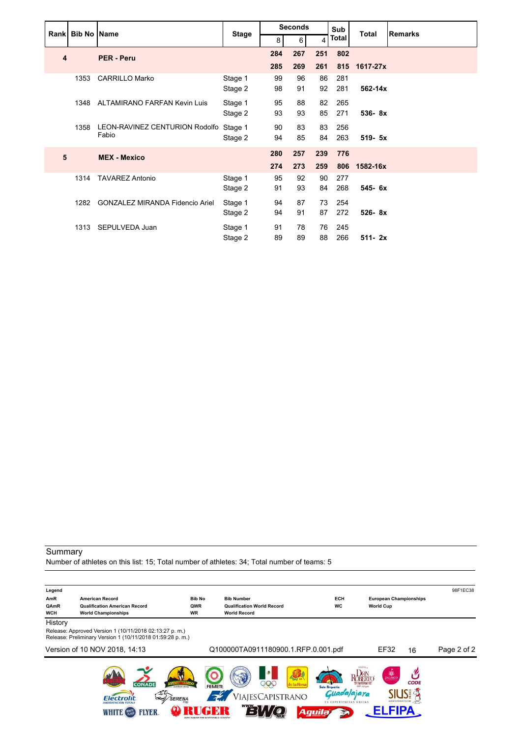| Rank | Bib No | Name | Stage | Seconds 8 | Seconds 6 | Seconds 4 | Sub Total | Total | Remarks |
|---|---|---|---|---|---|---|---|---|---|
| **4** | | **PER - Peru** | | **284** | **267** | **251** | **802** | | |
| | | | | **285** | **269** | **261** | **815** | **1617-27x** | |
| | 1353 | CARRILLO Marko | Stage 1 | 99 | 96 | 86 | 281 | | |
| | | | Stage 2 | 98 | 91 | 92 | 281 | **562-14x** | |
| | 1348 | ALTAMIRANO FARFAN Kevin Luis | Stage 1 | 95 | 88 | 82 | 265 | | |
| | | | Stage 2 | 93 | 93 | 85 | 271 | **536- 8x** | |
| | 1358 | LEON-RAVINEZ CENTURION Rodolfo Fabio | Stage 1 | 90 | 83 | 83 | 256 | | |
| | | | Stage 2 | 94 | 85 | 84 | 263 | **519- 5x** | |
| **5** | | **MEX - Mexico** | | **280** | **257** | **239** | **776** | | |
| | | | | **274** | **273** | **259** | **806** | **1582-16x** | |
| | 1314 | TAVAREZ Antonio | Stage 1 | 95 | 92 | 90 | 277 | | |
| | | | Stage 2 | 91 | 93 | 84 | 268 | **545- 6x** | |
| | 1282 | GONZALEZ MIRANDA Fidencio Ariel | Stage 1 | 94 | 87 | 73 | 254 | | |
| | | | Stage 2 | 94 | 91 | 87 | 272 | **526- 8x** | |
| | 1313 | SEPULVEDA Juan | Stage 1 | 91 | 78 | 76 | 245 | | |
| | | | Stage 2 | 89 | 89 | 88 | 266 | **511- 2x** | |

Summary

Number of athletes on this list: 15; Total number of athletes: 34; Total number of teams: 5

**Legend**

| | | | | | |
|---|---|---|---|---|---|
| **AmR** | **American Record** | **Bib No** | **Bib Number** | **ECH** | **European Championships** |
| **QAmR** | **Qualification American Record** | **QWR** | **Qualification World Record** | **WC** | **World Cup** |
| **WCH** | **World Championships** | **WR** | **World Record** | | |

98F1EC38

History

Release: Approved Version 1 (10/11/2018 02:13:27 p. m.)
Release: Preliminary Version 1 (10/11/2018 01:59:28 p. m.)

Version of 10 NOV 2018, 14:13 Q100000TA0911180900.1.RFP.0.001.pdf EF32 16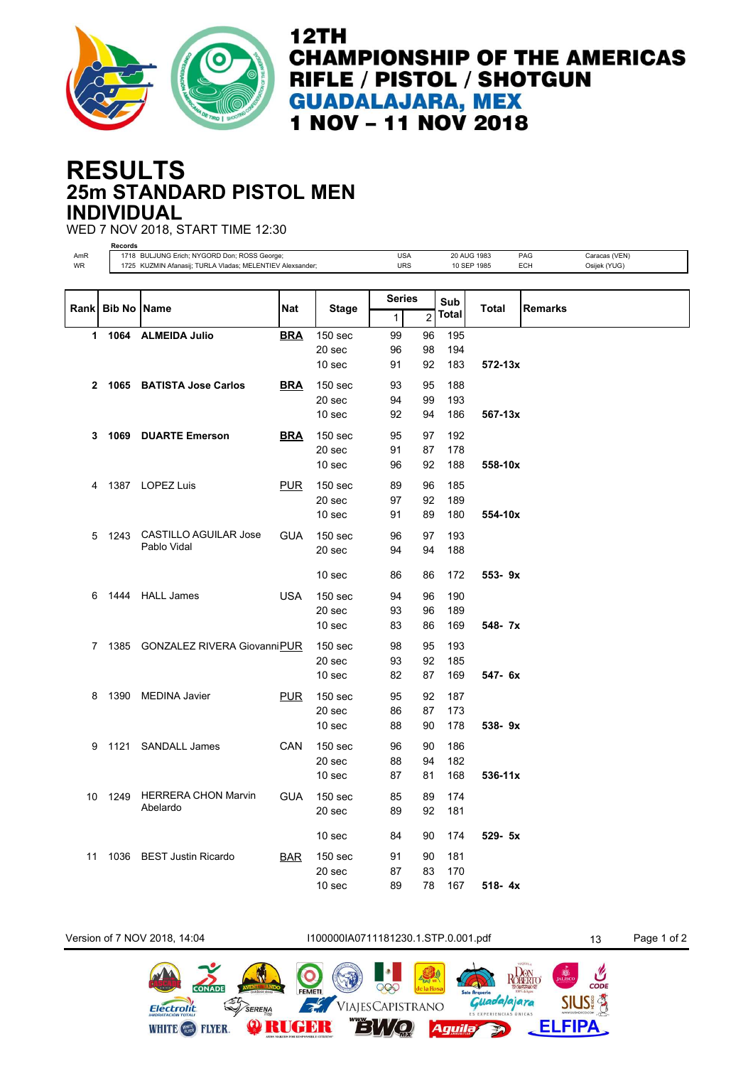# 12TH CHAMPIONSHIP OF THE AMERICAS RIFLE / PISTOL / SHOTGUN

## GUADALAJARA, MEX

## 1 NOV – 11 NOV 2018

# RESULTS

## 25m STANDARD PISTOL MEN

## INDIVIDUAL

WED 7 NOV 2018, START TIME 12:30

**Records**

| | | | | | |
|---|---|---|---|---|---|
| AmR | 1718 BULJUNG Erich; NYGORD Don; ROSS George; | USA | 20 AUG 1983 | PAG | Caracas (VEN) |
| WR | 1725 KUZMIN Afanasij; TURLA Vladas; MELENTIEV Alexsander; | URS | 10 SEP 1985 | ECH | Osijek (YUG) |

| Rank | Bib No | Name | Nat | Stage | Series 1 | Series 2 | Sub Total | Total | Remarks |
|---|---|---|---|---|---|---|---|---|---|
| **1** | **1064** | **ALMEIDA Julio** | **BRA** | 150 sec | 99 | 96 | 195 | | |
| | | | | 20 sec | 96 | 98 | 194 | | |
| | | | | 10 sec | 91 | 92 | 183 | **572-13x** | |
| **2** | **1065** | **BATISTA Jose Carlos** | **BRA** | 150 sec | 93 | 95 | 188 | | |
| | | | | 20 sec | 94 | 99 | 193 | | |
| | | | | 10 sec | 92 | 94 | 186 | **567-13x** | |
| **3** | **1069** | **DUARTE Emerson** | **BRA** | 150 sec | 95 | 97 | 192 | | |
| | | | | 20 sec | 91 | 87 | 178 | | |
| | | | | 10 sec | 96 | 92 | 188 | **558-10x** | |
| 4 | 1387 | LOPEZ Luis | PUR | 150 sec | 89 | 96 | 185 | | |
| | | | | 20 sec | 97 | 92 | 189 | | |
| | | | | 10 sec | 91 | 89 | 180 | **554-10x** | |
| 5 | 1243 | CASTILLO AGUILAR Jose Pablo Vidal | GUA | 150 sec | 96 | 97 | 193 | | |
| | | | | 20 sec | 94 | 94 | 188 | | |
| | | | | 10 sec | 86 | 86 | 172 | **553- 9x** | |
| 6 | 1444 | HALL James | USA | 150 sec | 94 | 96 | 190 | | |
| | | | | 20 sec | 93 | 96 | 189 | | |
| | | | | 10 sec | 83 | 86 | 169 | **548- 7x** | |
| 7 | 1385 | GONZALEZ RIVERA Giovanni | PUR | 150 sec | 98 | 95 | 193 | | |
| | | | | 20 sec | 93 | 92 | 185 | | |
| | | | | 10 sec | 82 | 87 | 169 | **547- 6x** | |
| 8 | 1390 | MEDINA Javier | PUR | 150 sec | 95 | 92 | 187 | | |
| | | | | 20 sec | 86 | 87 | 173 | | |
| | | | | 10 sec | 88 | 90 | 178 | **538- 9x** | |
| 9 | 1121 | SANDALL James | CAN | 150 sec | 96 | 90 | 186 | | |
| | | | | 20 sec | 88 | 94 | 182 | | |
| | | | | 10 sec | 87 | 81 | 168 | **536-11x** | |
| 10 | 1249 | HERRERA CHON Marvin Abelardo | GUA | 150 sec | 85 | 89 | 174 | | |
| | | | | 20 sec | 89 | 92 | 181 | | |
| | | | | 10 sec | 84 | 90 | 174 | **529- 5x** | |
| 11 | 1036 | BEST Justin Ricardo | BAR | 150 sec | 91 | 90 | 181 | | |
| | | | | 20 sec | 87 | 83 | 170 | | |
| | | | | 10 sec | 89 | 78 | 167 | **518- 4x** | |

Version of 7 NOV 2018, 14:04 I100000IA0711181230.1.STP.0.001.pdf 13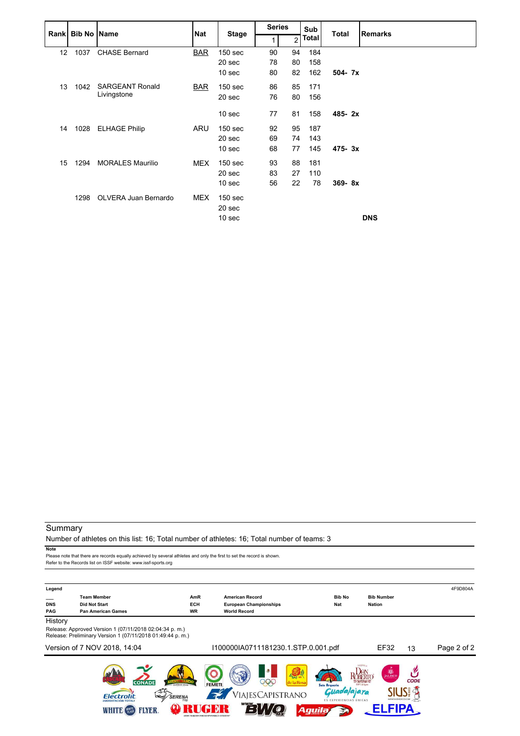| Rank | Bib No | Name | Nat | Stage | Series | | Sub Total | Total | Remarks |
|---|---|---|---|---|---|---|---|---|---|
| | | | | | 1 | 2 | | | |
| 12 | 1037 | CHASE Bernard | BAR | 150 sec | 90 | 94 | 184 | | |
| | | | | 20 sec | 78 | 80 | 158 | | |
| | | | | 10 sec | 80 | 82 | 162 | **504- 7x** | |
| 13 | 1042 | SARGEANT Ronald Livingstone | BAR | 150 sec | 86 | 85 | 171 | | |
| | | | | 20 sec | 76 | 80 | 156 | | |
| | | | | 10 sec | 77 | 81 | 158 | **485- 2x** | |
| 14 | 1028 | ELHAGE Philip | ARU | 150 sec | 92 | 95 | 187 | | |
| | | | | 20 sec | 69 | 74 | 143 | | |
| | | | | 10 sec | 68 | 77 | 145 | **475- 3x** | |
| 15 | 1294 | MORALES Maurilio | MEX | 150 sec | 93 | 88 | 181 | | |
| | | | | 20 sec | 83 | 27 | 110 | | |
| | | | | 10 sec | 56 | 22 | 78 | **369- 8x** | |
| | 1298 | OLVERA Juan Bernardo | MEX | 150 sec | | | | | |
| | | | | 20 sec | | | | | |
| | | | | 10 sec | | | | | **DNS** |

Summary

Number of athletes on this list: 16; Total number of athletes: 16; Total number of teams: 3

**Note**

Please note that there are records equally achieved by several athletes and only the first to set the record is shown.
Refer to the Records list on ISSF website: www.issf-sports.org

**Legend**

4F9D804A

| | | | | | |
|---|---|---|---|---|---|
| ___ | **Team Member** | **AmR** | **American Record** | **Bib No** | **Bib Number** |
| **DNS** | **Did Not Start** | **ECH** | **European Championships** | **Nat** | **Nation** |
| **PAG** | **Pan American Games** | **WR** | **World Record** | | |

History

Release: Approved Version 1 (07/11/2018 02:04:34 p. m.)
Release: Preliminary Version 1 (07/11/2018 01:49:44 p. m.)

Version of 7 NOV 2018, 14:04 I100000IA0711181230.1.STP.0.001.pdf EF32 13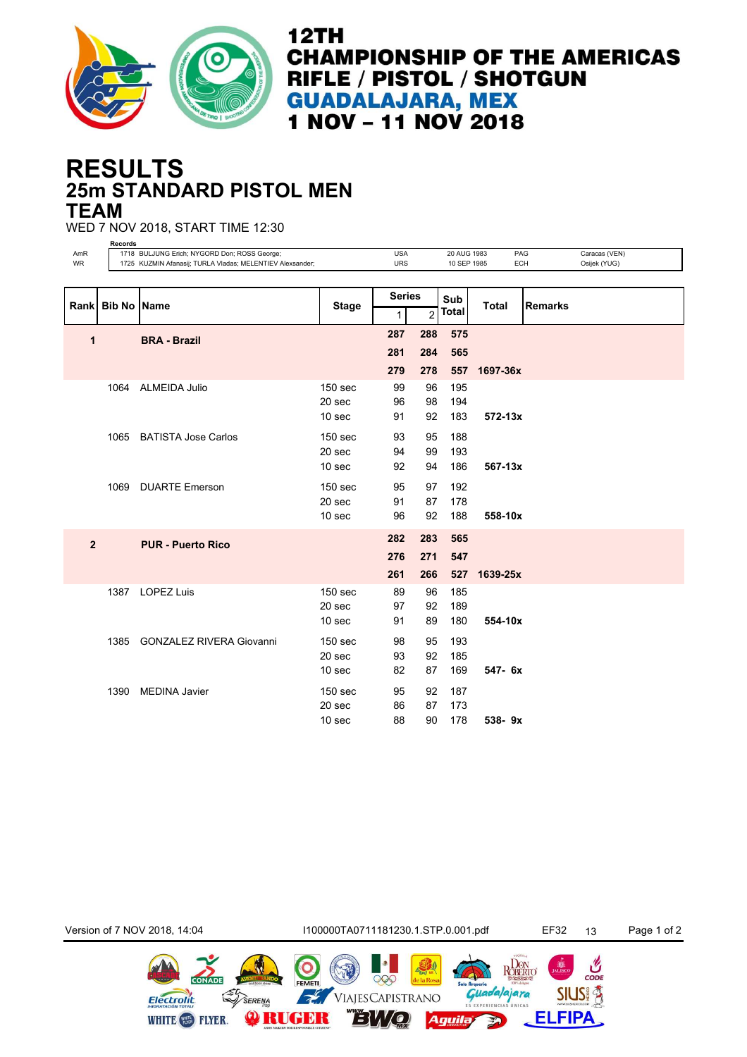# 12TH CHAMPIONSHIP OF THE AMERICAS RIFLE / PISTOL / SHOTGUN GUADALAJARA, MEX 1 NOV – 11 NOV 2018

# RESULTS
## 25m STANDARD PISTOL MEN
## TEAM

WED 7 NOV 2018, START TIME 12:30

| | Records | | | | |
|---|---|---|---|---|---|
| AmR | 1718 BULJUNG Erich; NYGORD Don; ROSS George; | USA | 20 AUG 1983 | PAG | Caracas (VEN) |
| WR | 1725 KUZMIN Afanasij; TURLA Vladas; MELENTIEV Alexsander; | URS | 10 SEP 1985 | ECH | Osijek (YUG) |

| Rank | Bib No | Name | Stage | Series 1 | Series 2 | Sub Total | Total | Remarks |
|---|---|---|---|---|---|---|---|---|
| **1** | | **BRA - Brazil** | | **287** | **288** | **575** | | |
| | | | | **281** | **284** | **565** | | |
| | | | | **279** | **278** | **557** | **1697-36x** | |
| | 1064 | ALMEIDA Julio | 150 sec | 99 | 96 | 195 | | |
| | | | 20 sec | 96 | 98 | 194 | | |
| | | | 10 sec | 91 | 92 | 183 | **572-13x** | |
| | 1065 | BATISTA Jose Carlos | 150 sec | 93 | 95 | 188 | | |
| | | | 20 sec | 94 | 99 | 193 | | |
| | | | 10 sec | 92 | 94 | 186 | **567-13x** | |
| | 1069 | DUARTE Emerson | 150 sec | 95 | 97 | 192 | | |
| | | | 20 sec | 91 | 87 | 178 | | |
| | | | 10 sec | 96 | 92 | 188 | **558-10x** | |
| **2** | | **PUR - Puerto Rico** | | **282** | **283** | **565** | | |
| | | | | **276** | **271** | **547** | | |
| | | | | **261** | **266** | **527** | **1639-25x** | |
| | 1387 | LOPEZ Luis | 150 sec | 89 | 96 | 185 | | |
| | | | 20 sec | 97 | 92 | 189 | | |
| | | | 10 sec | 91 | 89 | 180 | **554-10x** | |
| | 1385 | GONZALEZ RIVERA Giovanni | 150 sec | 98 | 95 | 193 | | |
| | | | 20 sec | 93 | 92 | 185 | | |
| | | | 10 sec | 82 | 87 | 169 | **547- 6x** | |
| | 1390 | MEDINA Javier | 150 sec | 95 | 92 | 187 | | |
| | | | 20 sec | 86 | 87 | 173 | | |
| | | | 10 sec | 88 | 90 | 178 | **538- 9x** | |

Version of 7 NOV 2018, 14:04 I100000TA0711181230.1.STP.0.001.pdf EF32 13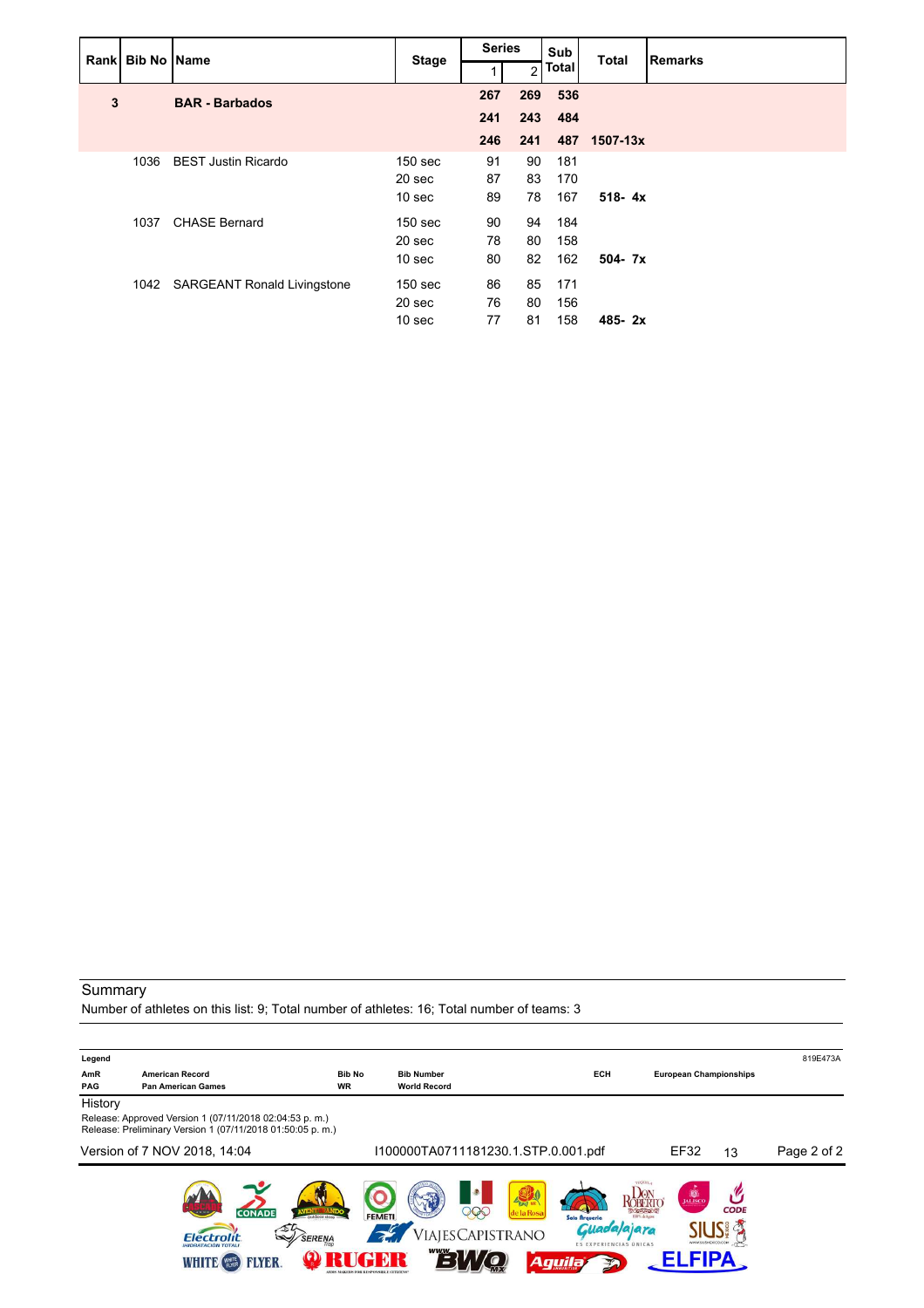| Rank | Bib No | Name | Stage | Series 1 | Series 2 | Sub Total | Total | Remarks |
|---|---|---|---|---|---|---|---|---|
| **3** | | **BAR - Barbados** | | **267** | **269** | **536** | | |
| | | | | **241** | **243** | **484** | | |
| | | | | **246** | **241** | **487** | **1507-13x** | |
| | 1036 | BEST Justin Ricardo | 150 sec | 91 | 90 | 181 | | |
| | | | 20 sec | 87 | 83 | 170 | | |
| | | | 10 sec | 89 | 78 | 167 | **518- 4x** | |
| | 1037 | CHASE Bernard | 150 sec | 90 | 94 | 184 | | |
| | | | 20 sec | 78 | 80 | 158 | | |
| | | | 10 sec | 80 | 82 | 162 | **504- 7x** | |
| | 1042 | SARGEANT Ronald Livingstone | 150 sec | 86 | 85 | 171 | | |
| | | | 20 sec | 76 | 80 | 156 | | |
| | | | 10 sec | 77 | 81 | 158 | **485- 2x** | |

Summary

Number of athletes on this list: 9; Total number of athletes: 16; Total number of teams: 3

**Legend** 819E473A

| | | | | | |
|---|---|---|---|---|---|
| **AmR** | **American Record** | **Bib No** | **Bib Number** | **ECH** | **European Championships** |
| **PAG** | **Pan American Games** | **WR** | **World Record** | | |

History

Release: Approved Version 1 (07/11/2018 02:04:53 p. m.)
Release: Preliminary Version 1 (07/11/2018 01:50:05 p. m.)

Version of 7 NOV 2018, 14:04 I100000TA0711181230.1.STP.0.001.pdf EF32 13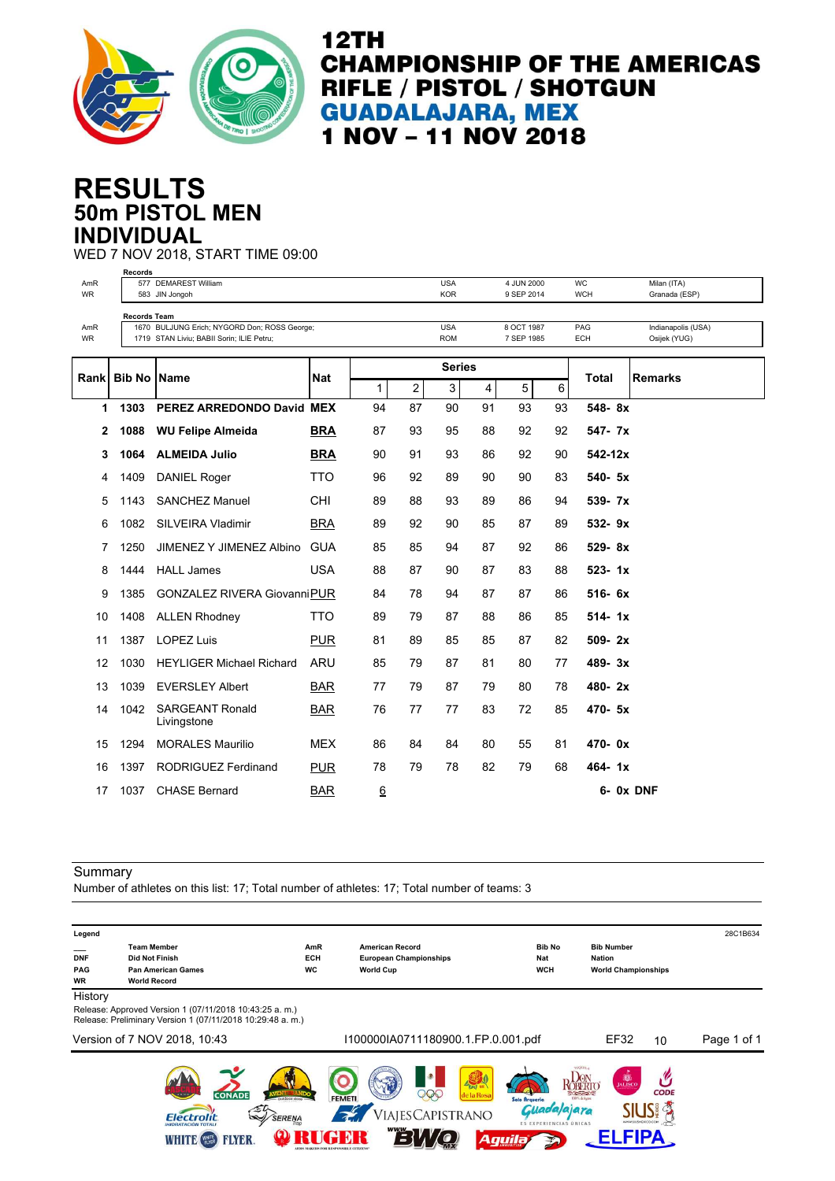# 12TH CHAMPIONSHIP OF THE AMERICAS RIFLE / PISTOL / SHOTGUN

## GUADALAJARA, MEX

## 1 NOV – 11 NOV 2018

# RESULTS

## 50m PISTOL MEN INDIVIDUAL

WED 7 NOV 2018, START TIME 09:00

| | Records | | | | |
|---|---|---|---|---|---|
| AmR | 577 DEMAREST William | USA | 4 JUN 2000 | WC | Milan (ITA) |
| WR | 583 JIN Jongoh | KOR | 9 SEP 2014 | WCH | Granada (ESP) |

| | Records Team | | | | |
|---|---|---|---|---|---|
| AmR | 1670 BULJUNG Erich; NYGORD Don; ROSS George; | USA | 8 OCT 1987 | PAG | Indianapolis (USA) |
| WR | 1719 STAN Liviu; BABII Sorin; ILIE Petru; | ROM | 7 SEP 1985 | ECH | Osijek (YUG) |

| Rank | Bib No | Name | Nat | Series 1 | 2 | 3 | 4 | 5 | 6 | Total | Remarks |
|---|---|---|---|---|---|---|---|---|---|---|---|
| **1** | **1303** | **PEREZ ARREDONDO David** | **MEX** | 94 | 87 | 90 | 91 | 93 | 93 | **548- 8x** | |
| **2** | **1088** | **WU Felipe Almeida** | **BRA** | 87 | 93 | 95 | 88 | 92 | 92 | **547- 7x** | |
| **3** | **1064** | **ALMEIDA Julio** | **BRA** | 90 | 91 | 93 | 86 | 92 | 90 | **542-12x** | |
| 4 | 1409 | DANIEL Roger | TTO | 96 | 92 | 89 | 90 | 90 | 83 | **540- 5x** | |
| 5 | 1143 | SANCHEZ Manuel | CHI | 89 | 88 | 93 | 89 | 86 | 94 | **539- 7x** | |
| 6 | 1082 | SILVEIRA Vladimir | BRA | 89 | 92 | 90 | 85 | 87 | 89 | **532- 9x** | |
| 7 | 1250 | JIMENEZ Y JIMENEZ Albino | GUA | 85 | 85 | 94 | 87 | 92 | 86 | **529- 8x** | |
| 8 | 1444 | HALL James | USA | 88 | 87 | 90 | 87 | 83 | 88 | **523- 1x** | |
| 9 | 1385 | GONZALEZ RIVERA Giovanni | PUR | 84 | 78 | 94 | 87 | 87 | 86 | **516- 6x** | |
| 10 | 1408 | ALLEN Rhodney | TTO | 89 | 79 | 87 | 88 | 86 | 85 | **514- 1x** | |
| 11 | 1387 | LOPEZ Luis | PUR | 81 | 89 | 85 | 85 | 87 | 82 | **509- 2x** | |
| 12 | 1030 | HEYLIGER Michael Richard | ARU | 85 | 79 | 87 | 81 | 80 | 77 | **489- 3x** | |
| 13 | 1039 | EVERSLEY Albert | BAR | 77 | 79 | 87 | 79 | 80 | 78 | **480- 2x** | |
| 14 | 1042 | SARGEANT Ronald Livingstone | BAR | 76 | 77 | 77 | 83 | 72 | 85 | **470- 5x** | |
| 15 | 1294 | MORALES Maurilio | MEX | 86 | 84 | 84 | 80 | 55 | 81 | **470- 0x** | |
| 16 | 1397 | RODRIGUEZ Ferdinand | PUR | 78 | 79 | 78 | 82 | 79 | 68 | **464- 1x** | |
| 17 | 1037 | CHASE Bernard | BAR | 6 | | | | | | **6- 0x** | **DNF** |

Summary

Number of athletes on this list: 17; Total number of athletes: 17; Total number of teams: 3

| Legend | | | | | |
|---|---|---|---|---|---|
| ___ | Team Member | AmR | American Record | Bib No | Bib Number |
| DNF | Did Not Finish | ECH | European Championships | Nat | Nation |
| PAG | Pan American Games | WC | World Cup | WCH | World Championships |
| WR | World Record | | | | |

28C1B634

History

Release: Approved Version 1 (07/11/2018 10:43:25 a. m.)
Release: Preliminary Version 1 (07/11/2018 10:29:48 a. m.)

Version of 7 NOV 2018, 10:43 I100000IA0711180900.1.FP.0.001.pdf EF32 10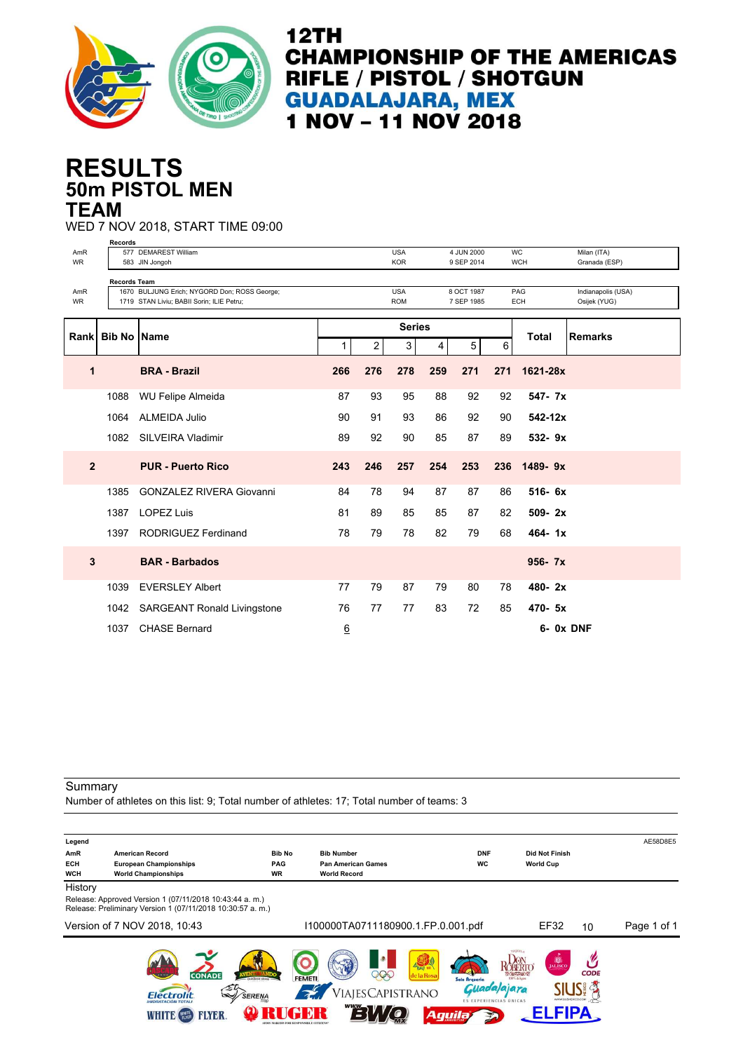# 12TH CHAMPIONSHIP OF THE AMERICAS
## RIFLE / PISTOL / SHOTGUN
## GUADALAJARA, MEX
## 1 NOV – 11 NOV 2018

# RESULTS
## 50m PISTOL MEN
## TEAM

WED 7 NOV 2018, START TIME 09:00

**Records**

| | | | | | | |
|---|---|---|---|---|---|---|
| AmR | 577 DEMAREST William | USA | 4 JUN 2000 | WC | Milan (ITA) |
| WR | 583 JIN Jongoh | KOR | 9 SEP 2014 | WCH | Granada (ESP) |

**Records Team**

| | | | | | |
|---|---|---|---|---|---|
| AmR | 1670 BULJUNG Erich; NYGORD Don; ROSS George; | USA | 8 OCT 1987 | PAG | Indianapolis (USA) |
| WR | 1719 STAN Liviu; BABII Sorin; ILIE Petru; | ROM | 7 SEP 1985 | ECH | Osijek (YUG) |

| Rank | Bib No | Name | Series 1 | 2 | 3 | 4 | 5 | 6 | Total | Remarks |
|---|---|---|---|---|---|---|---|---|---|---|
| **1** | | **BRA - Brazil** | **266** | **276** | **278** | **259** | **271** | **271** | **1621-28x** | |
| | 1088 | WU Felipe Almeida | 87 | 93 | 95 | 88 | 92 | 92 | **547- 7x** | |
| | 1064 | ALMEIDA Julio | 90 | 91 | 93 | 86 | 92 | 90 | **542-12x** | |
| | 1082 | SILVEIRA Vladimir | 89 | 92 | 90 | 85 | 87 | 89 | **532- 9x** | |
| **2** | | **PUR - Puerto Rico** | **243** | **246** | **257** | **254** | **253** | **236** | **1489- 9x** | |
| | 1385 | GONZALEZ RIVERA Giovanni | 84 | 78 | 94 | 87 | 87 | 86 | **516- 6x** | |
| | 1387 | LOPEZ Luis | 81 | 89 | 85 | 85 | 87 | 82 | **509- 2x** | |
| | 1397 | RODRIGUEZ Ferdinand | 78 | 79 | 78 | 82 | 79 | 68 | **464- 1x** | |
| **3** | | **BAR - Barbados** | | | | | | | **956- 7x** | |
| | 1039 | EVERSLEY Albert | 77 | 79 | 87 | 79 | 80 | 78 | **480- 2x** | |
| | 1042 | SARGEANT Ronald Livingstone | 76 | 77 | 77 | 83 | 72 | 85 | **470- 5x** | |
| | 1037 | CHASE Bernard | 6 | | | | | | **6- 0x** | **DNF** |

**Summary**

Number of athletes on this list: 9; Total number of athletes: 17; Total number of teams: 3

**Legend**

| | | | | | |
|---|---|---|---|---|---|
| **AmR** | **American Record** | **Bib No** | **Bib Number** | **DNF** | **Did Not Finish** |
| **ECH** | **European Championships** | **PAG** | **Pan American Games** | **WC** | **World Cup** |
| **WCH** | **World Championships** | **WR** | **World Record** | | |

AE58D8E5

**History**

Release: Approved Version 1 (07/11/2018 10:43:44 a. m.)
Release: Preliminary Version 1 (07/11/2018 10:30:57 a. m.)

Version of 7 NOV 2018, 10:43 I100000TA0711180900.1.FP.0.001.pdf EF32 10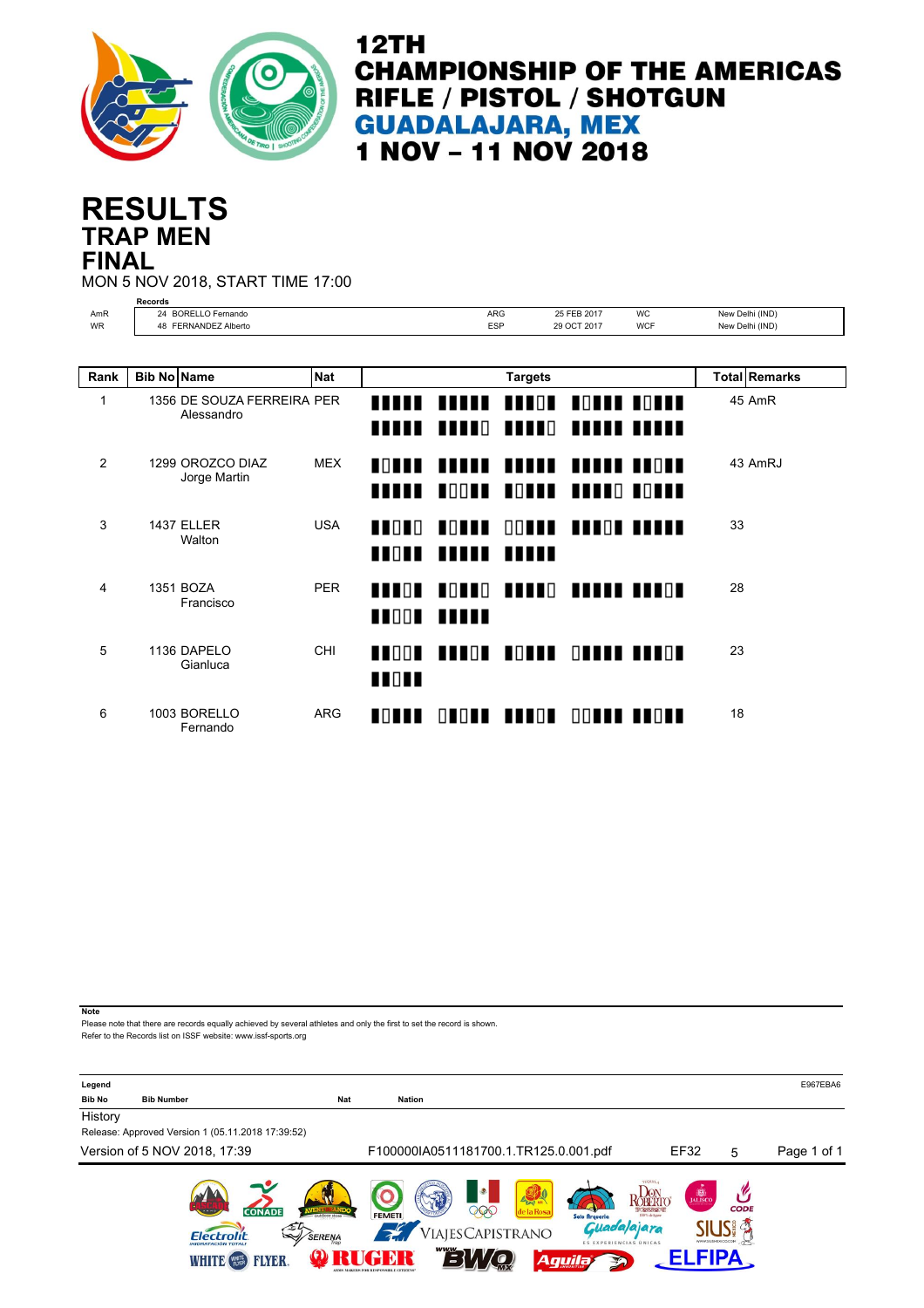# 12TH CHAMPIONSHIP OF THE AMERICAS RIFLE / PISTOL / SHOTGUN

## GUADALAJARA, MEX

## 1 NOV – 11 NOV 2018

# RESULTS

## TRAP MEN

## FINAL

MON 5 NOV 2018, START TIME 17:00

| | Records | | | | |
|---|---|---|---|---|---|
| AmR | 24 BORELLO Fernando | ARG | 25 FEB 2017 | WC | New Delhi (IND) |
| WR | 48 FERNANDEZ Alberto | ESP | 29 OCT 2017 | WCF | New Delhi (IND) |

| Rank | Bib No | Name | Nat | Targets | Total | Remarks |
|---|---|---|---|---|---|---|
| 1 | 1356 | DE SOUZA FERREIRA Alessandro | PER | | 45 | AmR |
| 2 | 1299 | OROZCO DIAZ Jorge Martin | MEX | | 43 | AmRJ |
| 3 | 1437 | ELLER Walton | USA | | 33 | |
| 4 | 1351 | BOZA Francisco | PER | | 28 | |
| 5 | 1136 | DAPELO Gianluca | CHI | | 23 | |
| 6 | 1003 | BORELLO Fernando | ARG | | 18 | |

**Note**

Please note that there are records equally achieved by several athletes and only the first to set the record is shown.
Refer to the Records list on ISSF website: www.issf-sports.org

**Legend**

E967EBA6

| Bib No | Bib Number | Nat | Nation |
|---|---|---|---|

History

Release: Approved Version 1 (05.11.2018 17:39:52)

Version of 5 NOV 2018, 17:39 F100000IA0511181700.1.TR125.0.001.pdf EF32 5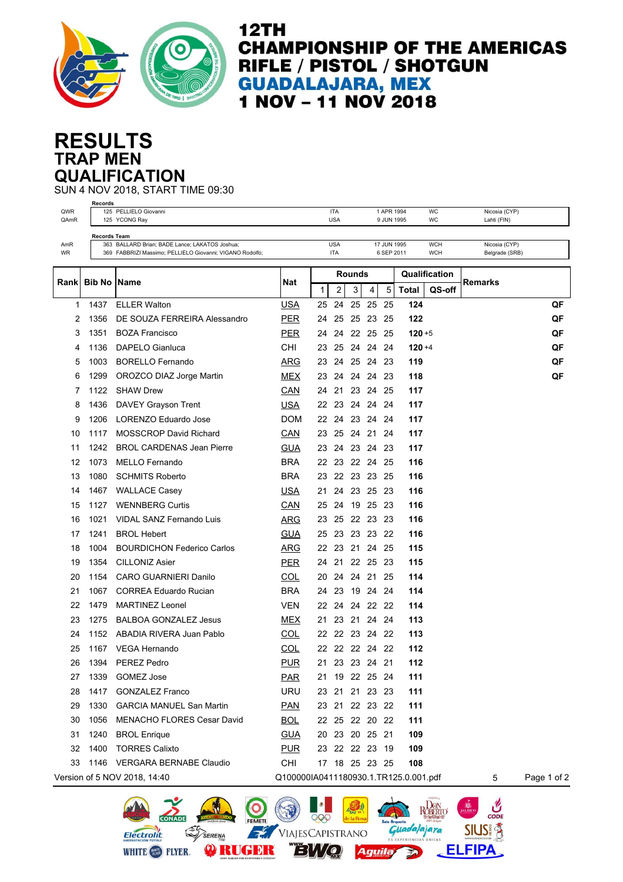# 12TH CHAMPIONSHIP OF THE AMERICAS RIFLE / PISTOL / SHOTGUN GUADALAJARA, MEX 1 NOV – 11 NOV 2018

# RESULTS
## TRAP MEN
## QUALIFICATION

SUN 4 NOV 2018, START TIME 09:30

| | Records | | | | |
|---|---|---|---|---|---|
| QWR | 125 PELLIELO Giovanni | ITA | 1 APR 1994 | WC | Nicosia (CYP) |
| QAmR | 125 YCONG Ray | USA | 9 JUN 1995 | WC | Lahti (FIN) |

| | Records Team | | | | |
|---|---|---|---|---|---|
| AmR | 363 BALLARD Brian; BADE Lance; LAKATOS Joshua; | USA | 17 JUN 1995 | WCH | Nicosia (CYP) |
| WR | 369 FABBRIZI Massimo; PELLIELO Giovanni; VIGANO Rodolfo; | ITA | 6 SEP 2011 | WCH | Belgrade (SRB) |

| Rank | Bib No | Name | Nat | Rounds | | | | | Qualification | | Remarks |
|---|---|---|---|---|---|---|---|---|---|---|---|
| | | | | 1 | 2 | 3 | 4 | 5 | Total | QS-off | |
| 1 | 1437 | ELLER Walton | USA | 25 | 24 | 25 | 25 | 25 | 124 | | QF |
| 2 | 1356 | DE SOUZA FERREIRA Alessandro | PER | 24 | 25 | 25 | 23 | 25 | 122 | | QF |
| 3 | 1351 | BOZA Francisco | PER | 24 | 24 | 22 | 25 | 25 | 120 | +5 | QF |
| 4 | 1136 | DAPELO Gianluca | CHI | 23 | 25 | 24 | 24 | 24 | 120 | +4 | QF |
| 5 | 1003 | BORELLO Fernando | ARG | 23 | 24 | 25 | 24 | 23 | 119 | | QF |
| 6 | 1299 | OROZCO DIAZ Jorge Martin | MEX | 23 | 24 | 24 | 24 | 23 | 118 | | QF |
| 7 | 1122 | SHAW Drew | CAN | 24 | 21 | 23 | 24 | 25 | 117 | | |
| 8 | 1436 | DAVEY Grayson Trent | USA | 22 | 23 | 24 | 24 | 24 | 117 | | |
| 9 | 1206 | LORENZO Eduardo Jose | DOM | 22 | 24 | 23 | 24 | 24 | 117 | | |
| 10 | 1117 | MOSSCROP David Richard | CAN | 23 | 25 | 24 | 21 | 24 | 117 | | |
| 11 | 1242 | BROL CARDENAS Jean Pierre | GUA | 23 | 24 | 23 | 24 | 23 | 117 | | |
| 12 | 1073 | MELLO Fernando | BRA | 22 | 23 | 22 | 24 | 25 | 116 | | |
| 13 | 1080 | SCHMITS Roberto | BRA | 23 | 22 | 23 | 23 | 25 | 116 | | |
| 14 | 1467 | WALLACE Casey | USA | 21 | 24 | 23 | 25 | 23 | 116 | | |
| 15 | 1127 | WENNBERG Curtis | CAN | 25 | 24 | 19 | 25 | 23 | 116 | | |
| 16 | 1021 | VIDAL SANZ Fernando Luis | ARG | 23 | 25 | 22 | 23 | 23 | 116 | | |
| 17 | 1241 | BROL Hebert | GUA | 25 | 23 | 23 | 23 | 22 | 116 | | |
| 18 | 1004 | BOURDICHON Federico Carlos | ARG | 22 | 23 | 21 | 24 | 25 | 115 | | |
| 19 | 1354 | CILLONIZ Asier | PER | 24 | 21 | 22 | 25 | 23 | 115 | | |
| 20 | 1154 | CARO GUARNIERI Danilo | COL | 20 | 24 | 24 | 21 | 25 | 114 | | |
| 21 | 1067 | CORREA Eduardo Rucian | BRA | 24 | 23 | 19 | 24 | 24 | 114 | | |
| 22 | 1479 | MARTINEZ Leonel | VEN | 22 | 24 | 24 | 22 | 22 | 114 | | |
| 23 | 1275 | BALBOA GONZALEZ Jesus | MEX | 21 | 23 | 21 | 24 | 24 | 113 | | |
| 24 | 1152 | ABADIA RIVERA Juan Pablo | COL | 22 | 22 | 23 | 24 | 22 | 113 | | |
| 25 | 1167 | VEGA Hernando | COL | 22 | 22 | 22 | 24 | 22 | 112 | | |
| 26 | 1394 | PEREZ Pedro | PUR | 21 | 23 | 23 | 24 | 21 | 112 | | |
| 27 | 1339 | GOMEZ Jose | PAR | 21 | 19 | 22 | 25 | 24 | 111 | | |
| 28 | 1417 | GONZALEZ Franco | URU | 23 | 21 | 21 | 23 | 23 | 111 | | |
| 29 | 1330 | GARCIA MANUEL San Martin | PAN | 23 | 21 | 22 | 23 | 22 | 111 | | |
| 30 | 1056 | MENACHO FLORES Cesar David | BOL | 22 | 25 | 22 | 20 | 22 | 111 | | |
| 31 | 1240 | BROL Enrique | GUA | 20 | 23 | 20 | 25 | 21 | 109 | | |
| 32 | 1400 | TORRES Calixto | PUR | 23 | 22 | 22 | 23 | 19 | 109 | | |
| 33 | 1146 | VERGARA BERNABE Claudio | CHI | 17 | 18 | 25 | 23 | 25 | 108 | | |

Version of 5 NOV 2018, 14:40 Q100000IA0411180930.1.TR125.0.001.pdf 5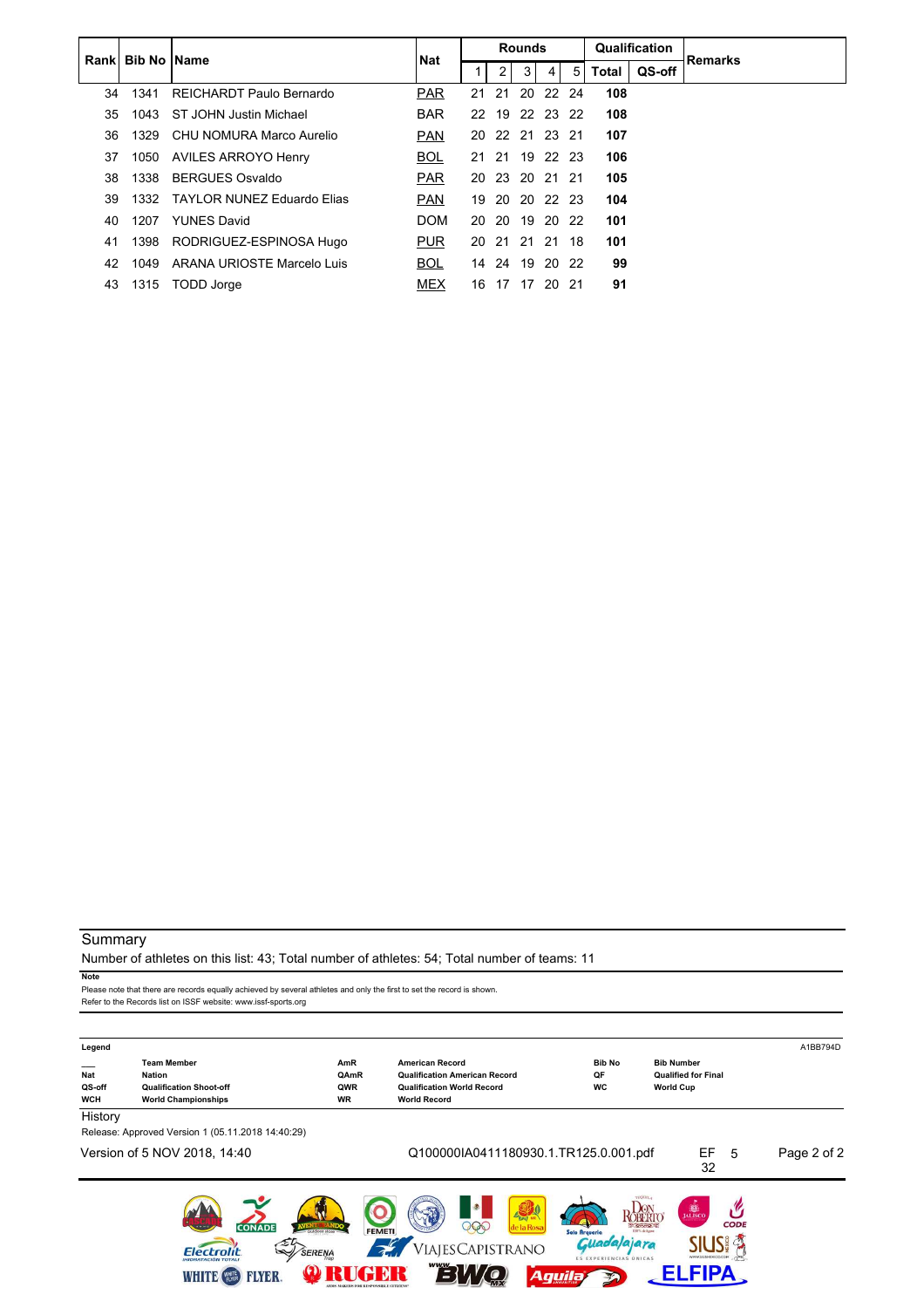| Rank | Bib No | Name | Nat | Rounds | | | | | Qualification | | Remarks |
|---|---|---|---|---|---|---|---|---|---|---|---|
| | | | | 1 | 2 | 3 | 4 | 5 | Total | QS-off | |
| 34 | 1341 | REICHARDT Paulo Bernardo | PAR | 21 | 21 | 20 | 22 | 24 | **108** | | |
| 35 | 1043 | ST JOHN Justin Michael | BAR | 22 | 19 | 22 | 23 | 22 | **108** | | |
| 36 | 1329 | CHU NOMURA Marco Aurelio | PAN | 20 | 22 | 21 | 23 | 21 | **107** | | |
| 37 | 1050 | AVILES ARROYO Henry | BOL | 21 | 21 | 19 | 22 | 23 | **106** | | |
| 38 | 1338 | BERGUES Osvaldo | PAR | 20 | 23 | 20 | 21 | 21 | **105** | | |
| 39 | 1332 | TAYLOR NUNEZ Eduardo Elias | PAN | 19 | 20 | 20 | 22 | 23 | **104** | | |
| 40 | 1207 | YUNES David | DOM | 20 | 20 | 19 | 20 | 22 | **101** | | |
| 41 | 1398 | RODRIGUEZ-ESPINOSA Hugo | PUR | 20 | 21 | 21 | 21 | 18 | **101** | | |
| 42 | 1049 | ARANA URIOSTE Marcelo Luis | BOL | 14 | 24 | 19 | 20 | 22 | **99** | | |
| 43 | 1315 | TODD Jorge | MEX | 16 | 17 | 17 | 20 | 21 | **91** | | |

Summary

Number of athletes on this list: 43; Total number of athletes: 54; Total number of teams: 11

**Note**

Please note that there are records equally achieved by several athletes and only the first to set the record is shown.
Refer to the Records list on ISSF website: www.issf-sports.org

**Legend**

| | | | | | |
|---|---|---|---|---|---|
| ___ | Team Member | AmR | American Record | Bib No | Bib Number |
| Nat | Nation | QAmR | Qualification American Record | QF | Qualified for Final |
| QS-off | Qualification Shoot-off | QWR | Qualification World Record | WC | World Cup |
| WCH | World Championships | WR | World Record | | |

History

Release: Approved Version 1 (05.11.2018 14:40:29)

Version of 5 NOV 2018, 14:40 — Q100000IA0411180930.1.TR125.0.001.pdf — EF 32 — 5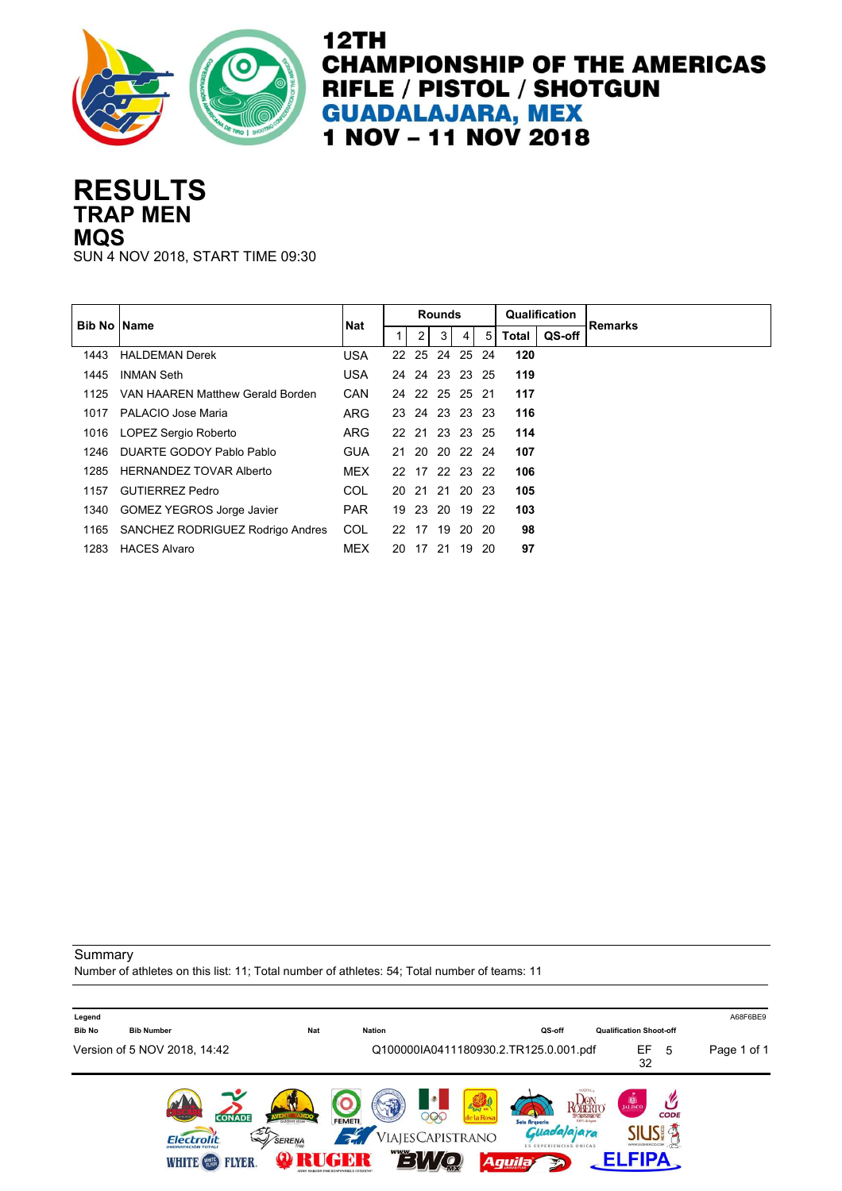# 12TH CHAMPIONSHIP OF THE AMERICAS RIFLE / PISTOL / SHOTGUN

## GUADALAJARA, MEX

## 1 NOV – 11 NOV 2018

# RESULTS

## TRAP MEN

## MQS

SUN 4 NOV 2018, START TIME 09:30

| Bib No | Name | Nat | Rounds | | | | | Qualification | | Remarks |
|---|---|---|---|---|---|---|---|---|---|---|
| | | | 1 | 2 | 3 | 4 | 5 | Total | QS-off | |
| 1443 | HALDEMAN Derek | USA | 22 | 25 | 24 | 25 | 24 | **120** | | |
| 1445 | INMAN Seth | USA | 24 | 24 | 23 | 23 | 25 | **119** | | |
| 1125 | VAN HAAREN Matthew Gerald Borden | CAN | 24 | 22 | 25 | 25 | 21 | **117** | | |
| 1017 | PALACIO Jose Maria | ARG | 23 | 24 | 23 | 23 | 23 | **116** | | |
| 1016 | LOPEZ Sergio Roberto | ARG | 22 | 21 | 23 | 23 | 25 | **114** | | |
| 1246 | DUARTE GODOY Pablo Pablo | GUA | 21 | 20 | 20 | 22 | 24 | **107** | | |
| 1285 | HERNANDEZ TOVAR Alberto | MEX | 22 | 17 | 22 | 23 | 22 | **106** | | |
| 1157 | GUTIERREZ Pedro | COL | 20 | 21 | 21 | 20 | 23 | **105** | | |
| 1340 | GOMEZ YEGROS Jorge Javier | PAR | 19 | 23 | 20 | 19 | 22 | **103** | | |
| 1165 | SANCHEZ RODRIGUEZ Rodrigo Andres | COL | 22 | 17 | 19 | 20 | 20 | **98** | | |
| 1283 | HACES Alvaro | MEX | 20 | 17 | 21 | 19 | 20 | **97** | | |

Summary

Number of athletes on this list: 11; Total number of athletes: 54; Total number of teams: 11

**Legend**

| Bib No | Bib Number | Nat | Nation | QS-off | Qualification Shoot-off |
|---|---|---|---|---|---|

A68F6BE9

Version of 5 NOV 2018, 14:42 Q100000IA0411180930.2.TR125.0.001.pdf EF 32 5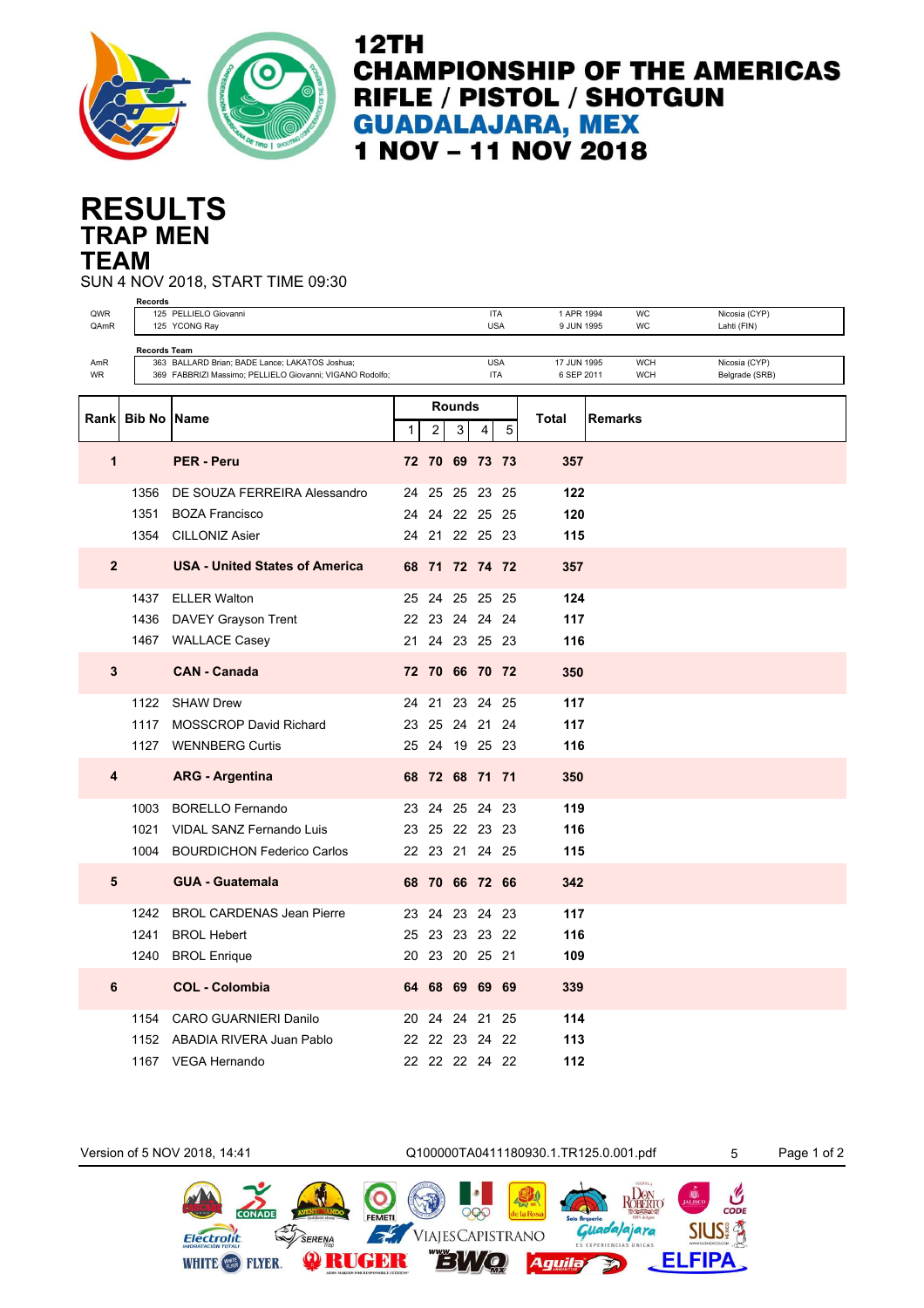# 12TH CHAMPIONSHIP OF THE AMERICAS RIFLE / PISTOL / SHOTGUN GUADALAJARA, MEX 1 NOV – 11 NOV 2018

# RESULTS
## TRAP MEN
## TEAM

SUN 4 NOV 2018, START TIME 09:30

| | Records | | | | |
|---|---|---|---|---|---|
| QWR | 125 PELLIELO Giovanni | ITA | 1 APR 1994 | WC | Nicosia (CYP) |
| QAmR | 125 YCONG Ray | USA | 9 JUN 1995 | WC | Lahti (FIN) |

| | Records Team | | | | |
|---|---|---|---|---|---|
| AmR | 363 BALLARD Brian; BADE Lance; LAKATOS Joshua; | USA | 17 JUN 1995 | WCH | Nicosia (CYP) |
| WR | 369 FABBRIZI Massimo; PELLIELO Giovanni; VIGANO Rodolfo; | ITA | 6 SEP 2011 | WCH | Belgrade (SRB) |

| Rank | Bib No | Name | Rounds 1 | 2 | 3 | 4 | 5 | Total | Remarks |
|---|---|---|---|---|---|---|---|---|---|
| **1** | | **PER - Peru** | **72** | **70** | **69** | **73** | **73** | **357** | |
| | 1356 | DE SOUZA FERREIRA Alessandro | 24 | 25 | 25 | 23 | 25 | **122** | |
| | 1351 | BOZA Francisco | 24 | 24 | 22 | 25 | 25 | **120** | |
| | 1354 | CILLONIZ Asier | 24 | 21 | 22 | 25 | 23 | **115** | |
| **2** | | **USA - United States of America** | **68** | **71** | **72** | **74** | **72** | **357** | |
| | 1437 | ELLER Walton | 25 | 24 | 25 | 25 | 25 | **124** | |
| | 1436 | DAVEY Grayson Trent | 22 | 23 | 24 | 24 | 24 | **117** | |
| | 1467 | WALLACE Casey | 21 | 24 | 23 | 25 | 23 | **116** | |
| **3** | | **CAN - Canada** | **72** | **70** | **66** | **70** | **72** | **350** | |
| | 1122 | SHAW Drew | 24 | 21 | 23 | 24 | 25 | **117** | |
| | 1117 | MOSSCROP David Richard | 23 | 25 | 24 | 21 | 24 | **117** | |
| | 1127 | WENNBERG Curtis | 25 | 24 | 19 | 25 | 23 | **116** | |
| **4** | | **ARG - Argentina** | **68** | **72** | **68** | **71** | **71** | **350** | |
| | 1003 | BORELLO Fernando | 23 | 24 | 25 | 24 | 23 | **119** | |
| | 1021 | VIDAL SANZ Fernando Luis | 23 | 25 | 22 | 23 | 23 | **116** | |
| | 1004 | BOURDICHON Federico Carlos | 22 | 23 | 21 | 24 | 25 | **115** | |
| **5** | | **GUA - Guatemala** | **68** | **70** | **66** | **72** | **66** | **342** | |
| | 1242 | BROL CARDENAS Jean Pierre | 23 | 24 | 23 | 24 | 23 | **117** | |
| | 1241 | BROL Hebert | 25 | 23 | 23 | 23 | 22 | **116** | |
| | 1240 | BROL Enrique | 20 | 23 | 20 | 25 | 21 | **109** | |
| **6** | | **COL - Colombia** | **64** | **68** | **69** | **69** | **69** | **339** | |
| | 1154 | CARO GUARNIERI Danilo | 20 | 24 | 24 | 21 | 25 | **114** | |
| | 1152 | ABADIA RIVERA Juan Pablo | 22 | 22 | 23 | 24 | 22 | **113** | |
| | 1167 | VEGA Hernando | 22 | 22 | 22 | 24 | 22 | **112** | |

Version of 5 NOV 2018, 14:41    Q100000TA0411180930.1.TR125.0.001.pdf    5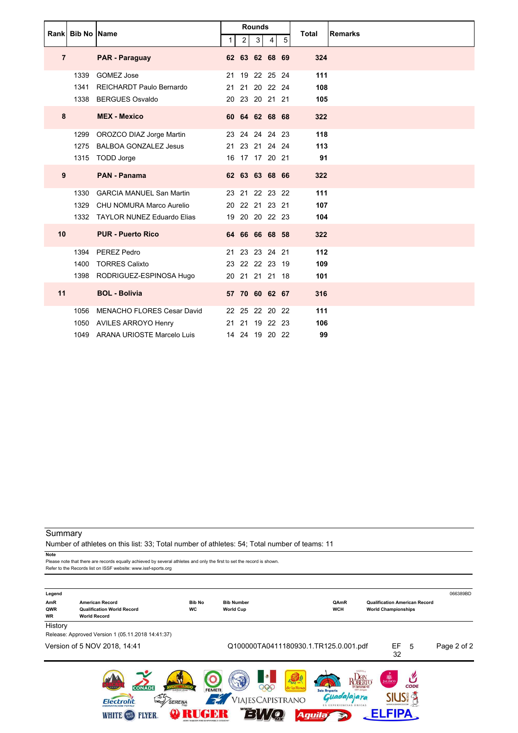| Rank | Bib No | Name | Rounds | | | | | Total | Remarks |
|---|---|---|---|---|---|---|---|---|---|
| | | | 1 | 2 | 3 | 4 | 5 | | |
| **7** | | **PAR - Paraguay** | **62** | **63** | **62** | **68** | **69** | **324** | |
| | 1339 | GOMEZ Jose | 21 | 19 | 22 | 25 | 24 | **111** | |
| | 1341 | REICHARDT Paulo Bernardo | 21 | 21 | 20 | 22 | 24 | **108** | |
| | 1338 | BERGUES Osvaldo | 20 | 23 | 20 | 21 | 21 | **105** | |
| **8** | | **MEX - Mexico** | **60** | **64** | **62** | **68** | **68** | **322** | |
| | 1299 | OROZCO DIAZ Jorge Martin | 23 | 24 | 24 | 24 | 23 | **118** | |
| | 1275 | BALBOA GONZALEZ Jesus | 21 | 23 | 21 | 24 | 24 | **113** | |
| | 1315 | TODD Jorge | 16 | 17 | 17 | 20 | 21 | **91** | |
| **9** | | **PAN - Panama** | **62** | **63** | **63** | **68** | **66** | **322** | |
| | 1330 | GARCIA MANUEL San Martin | 23 | 21 | 22 | 23 | 22 | **111** | |
| | 1329 | CHU NOMURA Marco Aurelio | 20 | 22 | 21 | 23 | 21 | **107** | |
| | 1332 | TAYLOR NUNEZ Eduardo Elias | 19 | 20 | 20 | 22 | 23 | **104** | |
| **10** | | **PUR - Puerto Rico** | **64** | **66** | **66** | **68** | **58** | **322** | |
| | 1394 | PEREZ Pedro | 21 | 23 | 23 | 24 | 21 | **112** | |
| | 1400 | TORRES Calixto | 23 | 22 | 22 | 23 | 19 | **109** | |
| | 1398 | RODRIGUEZ-ESPINOSA Hugo | 20 | 21 | 21 | 21 | 18 | **101** | |
| **11** | | **BOL - Bolivia** | **57** | **70** | **60** | **62** | **67** | **316** | |
| | 1056 | MENACHO FLORES Cesar David | 22 | 25 | 22 | 20 | 22 | **111** | |
| | 1050 | AVILES ARROYO Henry | 21 | 21 | 19 | 22 | 23 | **106** | |
| | 1049 | ARANA URIOSTE Marcelo Luis | 14 | 24 | 19 | 20 | 22 | **99** | |

Summary

Number of athletes on this list: 33; Total number of athletes: 54; Total number of teams: 11

**Note**

Please note that there are records equally achieved by several athletes and only the first to set the record is shown.
Refer to the Records list on ISSF website: www.issf-sports.org

**Legend**

| | | | | | |
|---|---|---|---|---|---|
| **AmR** | **American Record** | **Bib No** | **Bib Number** | **QAmR** | **Qualification American Record** |
| **QWR** | **Qualification World Record** | **WC** | **World Cup** | **WCH** | **World Championships** |
| **WR** | **World Record** | | | | |

History

Release: Approved Version 1 (05.11.2018 14:41:37)

Version of 5 NOV 2018, 14:41 Q100000TA0411180930.1.TR125.0.001.pdf EF 32 5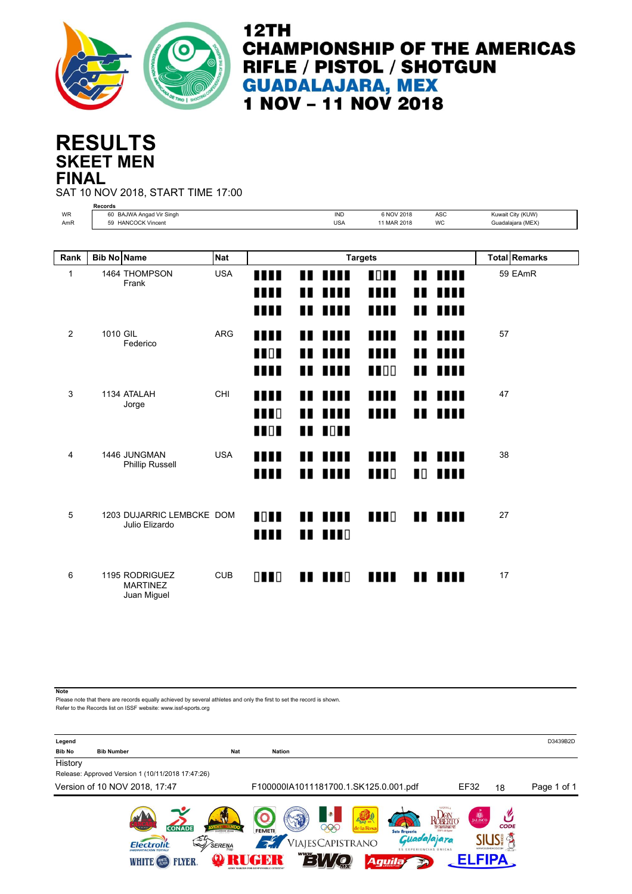# 12TH CHAMPIONSHIP OF THE AMERICAS
## RIFLE / PISTOL / SHOTGUN
## GUADALAJARA, MEX
## 1 NOV – 11 NOV 2018

# RESULTS
## SKEET MEN
## FINAL

SAT 10 NOV 2018, START TIME 17:00

| | Records | | | | |
|---|---|---|---|---|---|
| WR | 60 BAJWA Angad Vir Singh | IND | 6 NOV 2018 | ASC | Kuwait City (KUW) |
| AmR | 59 HANCOCK Vincent | USA | 11 MAR 2018 | WC | Guadalajara (MEX) |

| Rank | Bib No | Name | Nat | Targets | Total | Remarks |
|---|---|---|---|---|---|---|
| 1 | 1464 | THOMPSON Frank | USA | | 59 | EAmR |
| 2 | 1010 | GIL Federico | ARG | | 57 | |
| 3 | 1134 | ATALAH Jorge | CHI | | 47 | |
| 4 | 1446 | JUNGMAN Phillip Russell | USA | | 38 | |
| 5 | 1203 | DUJARRIC LEMBCKE Julio Elizardo | DOM | | 27 | |
| 6 | 1195 | RODRIGUEZ MARTINEZ Juan Miguel | CUB | | 17 | |

**Note**
Please note that there are records equally achieved by several athletes and only the first to set the record is shown.
Refer to the Records list on ISSF website: www.issf-sports.org

**Legend**

| Bib No | Bib Number | Nat | Nation |
|---|---|---|---|

D3439B2D

History
Release: Approved Version 1 (10/11/2018 17:47:26)

Version of 10 NOV 2018, 17:47 F100000IA1011181700.1.SK125.0.001.pdf EF32 18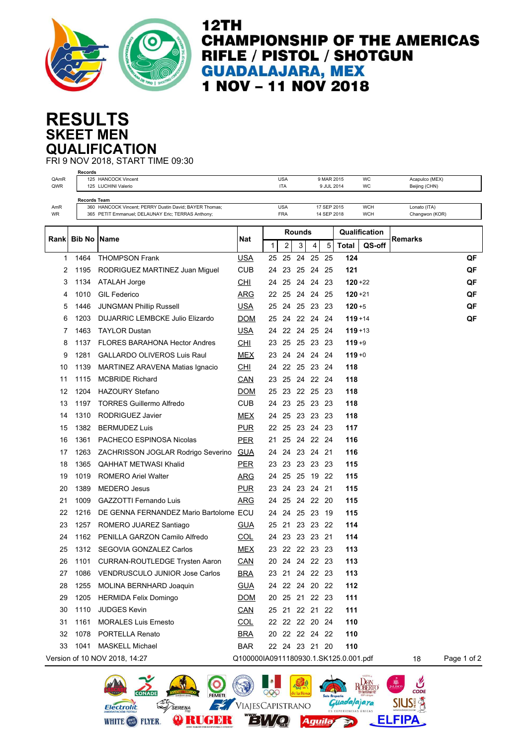# 12TH CHAMPIONSHIP OF THE AMERICAS RIFLE / PISTOL / SHOTGUN GUADALAJARA, MEX 1 NOV – 11 NOV 2018

# RESULTS
## SKEET MEN
## QUALIFICATION

FRI 9 NOV 2018, START TIME 09:30

| | Records | | | | |
|---|---|---|---|---|---|
| QAmR | 125 HANCOCK Vincent | USA | 9 MAR 2015 | WC | Acapulco (MEX) |
| QWR | 125 LUCHINI Valerio | ITA | 9 JUL 2014 | WC | Beijing (CHN) |

| | Records Team | | | | |
|---|---|---|---|---|---|
| AmR | 360 HANCOCK Vincent; PERRY Dustin David; BAYER Thomas; | USA | 17 SEP 2015 | WCH | Lonato (ITA) |
| WR | 365 PETIT Emmanuel; DELAUNAY Eric; TERRAS Anthony; | FRA | 14 SEP 2018 | WCH | Changwon (KOR) |

| Rank | Bib No | Name | Nat | Rounds | | | | | Qualification | | Remarks |
|---|---|---|---|---|---|---|---|---|---|---|---|
| | | | | 1 | 2 | 3 | 4 | 5 | Total | QS-off | |
| 1 | 1464 | THOMPSON Frank | USA | 25 | 25 | 24 | 25 | 25 | 124 | | QF |
| 2 | 1195 | RODRIGUEZ MARTINEZ Juan Miguel | CUB | 24 | 23 | 25 | 24 | 25 | 121 | | QF |
| 3 | 1134 | ATALAH Jorge | CHI | 24 | 25 | 24 | 24 | 23 | 120 | +22 | QF |
| 4 | 1010 | GIL Federico | ARG | 22 | 25 | 24 | 24 | 25 | 120 | +21 | QF |
| 5 | 1446 | JUNGMAN Phillip Russell | USA | 25 | 24 | 25 | 23 | 23 | 120 | +5 | QF |
| 6 | 1203 | DUJARRIC LEMBCKE Julio Elizardo | DOM | 25 | 24 | 22 | 24 | 24 | 119 | +14 | QF |
| 7 | 1463 | TAYLOR Dustan | USA | 24 | 22 | 24 | 25 | 24 | 119 | +13 | |
| 8 | 1137 | FLORES BARAHONA Hector Andres | CHI | 23 | 25 | 25 | 23 | 23 | 119 | +9 | |
| 9 | 1281 | GALLARDO OLIVEROS Luis Raul | MEX | 23 | 24 | 24 | 24 | 24 | 119 | +0 | |
| 10 | 1139 | MARTINEZ ARAVENA Matias Ignacio | CHI | 24 | 22 | 25 | 23 | 24 | 118 | | |
| 11 | 1115 | MCBRIDE Richard | CAN | 23 | 25 | 24 | 22 | 24 | 118 | | |
| 12 | 1204 | HAZOURY Stefano | DOM | 25 | 23 | 22 | 25 | 23 | 118 | | |
| 13 | 1197 | TORRES Guillermo Alfredo | CUB | 24 | 23 | 25 | 23 | 23 | 118 | | |
| 14 | 1310 | RODRIGUEZ Javier | MEX | 24 | 25 | 23 | 23 | 23 | 118 | | |
| 15 | 1382 | BERMUDEZ Luis | PUR | 22 | 25 | 23 | 24 | 23 | 117 | | |
| 16 | 1361 | PACHECO ESPINOSA Nicolas | PER | 21 | 25 | 24 | 22 | 24 | 116 | | |
| 17 | 1263 | ZACHRISSON JOGLAR Rodrigo Severino | GUA | 24 | 24 | 23 | 24 | 21 | 116 | | |
| 18 | 1365 | QAHHAT METWASI Khalid | PER | 23 | 23 | 23 | 23 | 23 | 115 | | |
| 19 | 1019 | ROMERO Ariel Walter | ARG | 24 | 25 | 25 | 19 | 22 | 115 | | |
| 20 | 1389 | MEDERO Jesus | PUR | 23 | 24 | 23 | 24 | 21 | 115 | | |
| 21 | 1009 | GAZZOTTI Fernando Luis | ARG | 24 | 25 | 24 | 22 | 20 | 115 | | |
| 22 | 1216 | DE GENNA FERNANDEZ Mario Bartolome | ECU | 24 | 24 | 25 | 23 | 19 | 115 | | |
| 23 | 1257 | ROMERO JUAREZ Santiago | GUA | 25 | 21 | 23 | 23 | 22 | 114 | | |
| 24 | 1162 | PENILLA GARZON Camilo Alfredo | COL | 24 | 23 | 23 | 23 | 21 | 114 | | |
| 25 | 1312 | SEGOVIA GONZALEZ Carlos | MEX | 23 | 22 | 22 | 23 | 23 | 113 | | |
| 26 | 1101 | CURRAN-ROUTLEDGE Trysten Aaron | CAN | 20 | 24 | 24 | 22 | 23 | 113 | | |
| 27 | 1086 | VENDRUSCULO JUNIOR Jose Carlos | BRA | 23 | 21 | 24 | 22 | 23 | 113 | | |
| 28 | 1255 | MOLINA BERNHARD Joaquin | GUA | 24 | 22 | 24 | 20 | 22 | 112 | | |
| 29 | 1205 | HERMIDA Felix Domingo | DOM | 20 | 25 | 21 | 22 | 23 | 111 | | |
| 30 | 1110 | JUDGES Kevin | CAN | 25 | 21 | 22 | 21 | 22 | 111 | | |
| 31 | 1161 | MORALES Luis Ernesto | COL | 22 | 22 | 22 | 20 | 24 | 110 | | |
| 32 | 1078 | PORTELLA Renato | BRA | 20 | 22 | 22 | 24 | 22 | 110 | | |
| 33 | 1041 | MASKELL Michael | BAR | 22 | 24 | 23 | 21 | 20 | 110 | | |

Version of 10 NOV 2018, 14:27 Q100000IA0911180930.1.SK125.0.001.pdf 18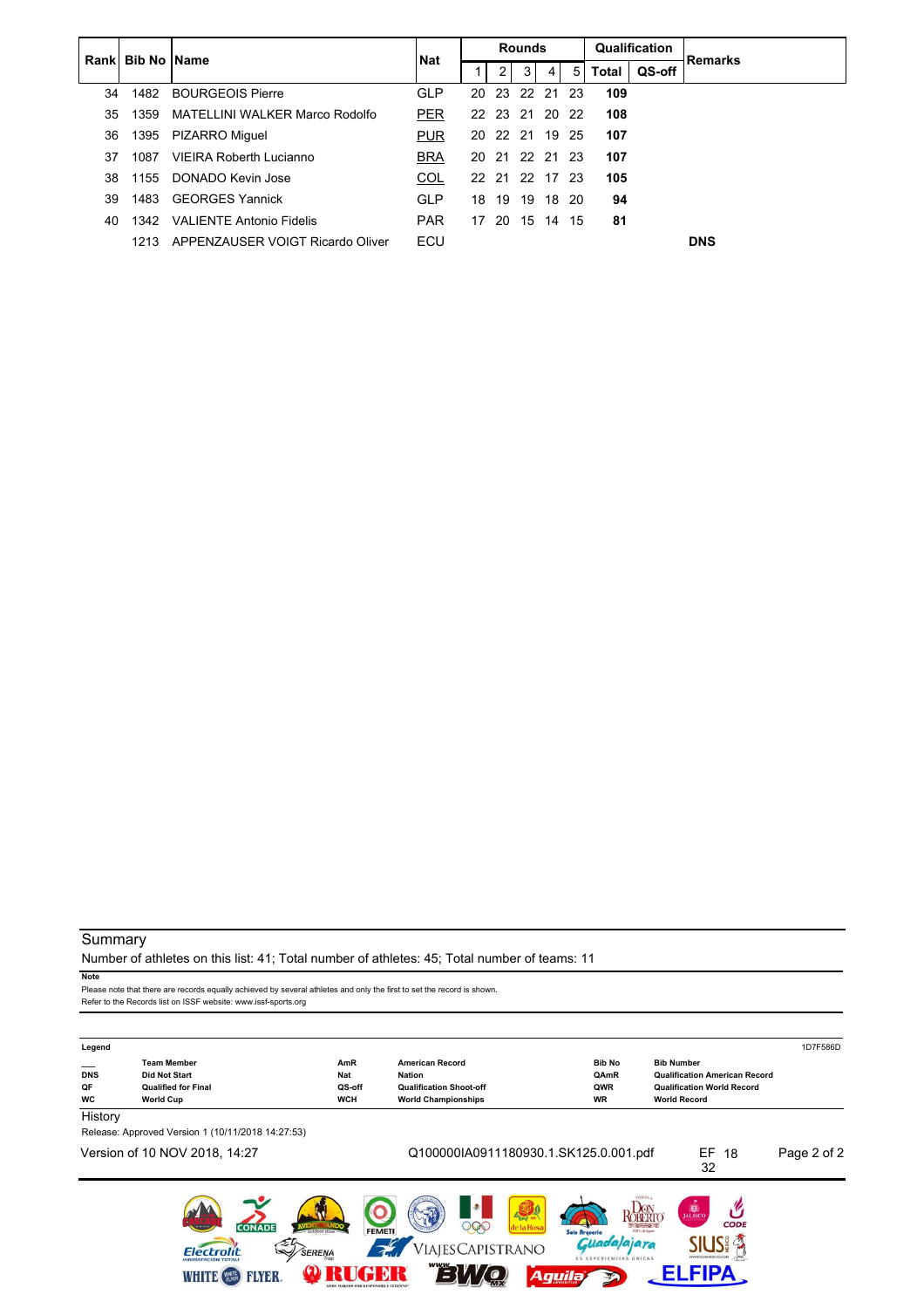| Rank | Bib No | Name | Nat | Rounds | | | | | Qualification | | Remarks |
|---|---|---|---|---|---|---|---|---|---|---|---|
| | | | | 1 | 2 | 3 | 4 | 5 | Total | QS-off | |
| 34 | 1482 | BOURGEOIS Pierre | GLP | 20 | 23 | 22 | 21 | 23 | **109** | | |
| 35 | 1359 | MATELLINI WALKER Marco Rodolfo | PER | 22 | 23 | 21 | 20 | 22 | **108** | | |
| 36 | 1395 | PIZARRO Miguel | PUR | 20 | 22 | 21 | 19 | 25 | **107** | | |
| 37 | 1087 | VIEIRA Roberth Lucianno | BRA | 20 | 21 | 22 | 21 | 23 | **107** | | |
| 38 | 1155 | DONADO Kevin Jose | COL | 22 | 21 | 22 | 17 | 23 | **105** | | |
| 39 | 1483 | GEORGES Yannick | GLP | 18 | 19 | 19 | 18 | 20 | **94** | | |
| 40 | 1342 | VALIENTE Antonio Fidelis | PAR | 17 | 20 | 15 | 14 | 15 | **81** | | |
| | 1213 | APPENZAUSER VOIGT Ricardo Oliver | ECU | | | | | | | | **DNS** |

Summary

Number of athletes on this list: 41; Total number of athletes: 45; Total number of teams: 11

**Note**

Please note that there are records equally achieved by several athletes and only the first to set the record is shown.
Refer to the Records list on ISSF website: www.issf-sports.org

**Legend**

| | | | | | |
|---|---|---|---|---|---|
| ___ | Team Member | AmR | American Record | Bib No | Bib Number |
| DNS | Did Not Start | Nat | Nation | QAmR | Qualification American Record |
| QF | Qualified for Final | QS-off | Qualification Shoot-off | QWR | Qualification World Record |
| WC | World Cup | WCH | World Championships | WR | World Record |

1D7F586D

History

Release: Approved Version 1 (10/11/2018 14:27:53)

Version of 10 NOV 2018, 14:27

Q100000IA0911180930.1.SK125.0.001.pdf

EF 18
32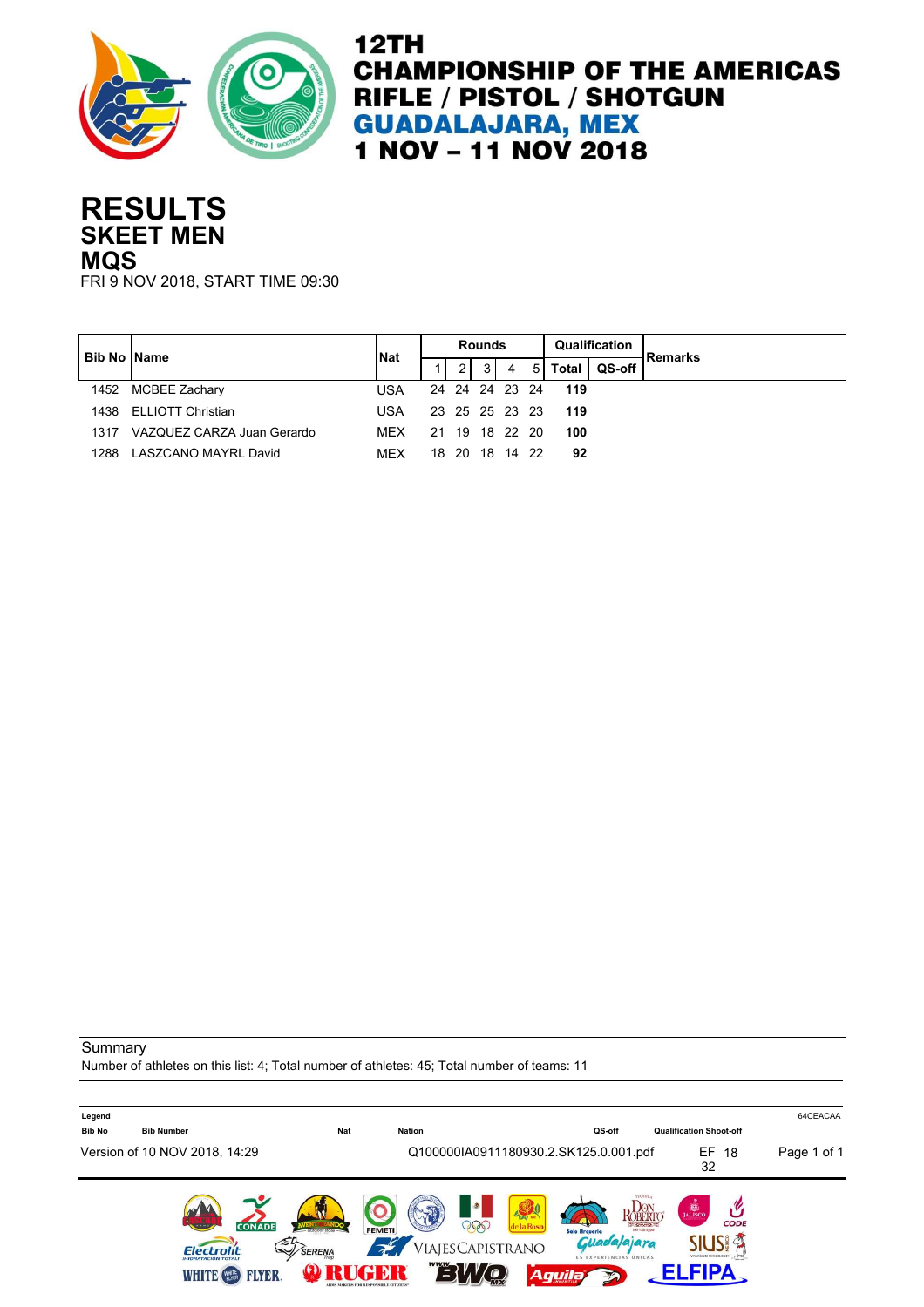# 12TH CHAMPIONSHIP OF THE AMERICAS RIFLE / PISTOL / SHOTGUN GUADALAJARA, MEX 1 NOV – 11 NOV 2018

# RESULTS
## SKEET MEN
## MQS

FRI 9 NOV 2018, START TIME 09:30

| Bib No | Name | Nat | Rounds | | | | | Qualification | | Remarks |
|---|---|---|---|---|---|---|---|---|---|---|
| | | | 1 | 2 | 3 | 4 | 5 | Total | QS-off | |
| 1452 | MCBEE Zachary | USA | 24 | 24 | 24 | 23 | 24 | **119** | | |
| 1438 | ELLIOTT Christian | USA | 23 | 25 | 25 | 23 | 23 | **119** | | |
| 1317 | VAZQUEZ CARZA Juan Gerardo | MEX | 21 | 19 | 18 | 22 | 20 | **100** | | |
| 1288 | LASZCANO MAYRL David | MEX | 18 | 20 | 18 | 14 | 22 | **92** | | |

Summary

Number of athletes on this list: 4; Total number of athletes: 45; Total number of teams: 11

Legend

| Bib No | Bib Number | Nat | Nation | QS-off | Qualification Shoot-off |
|---|---|---|---|---|---|

Version of 10 NOV 2018, 14:29 Q100000IA0911180930.2.SK125.0.001.pdf EF 18 32 64CEACAA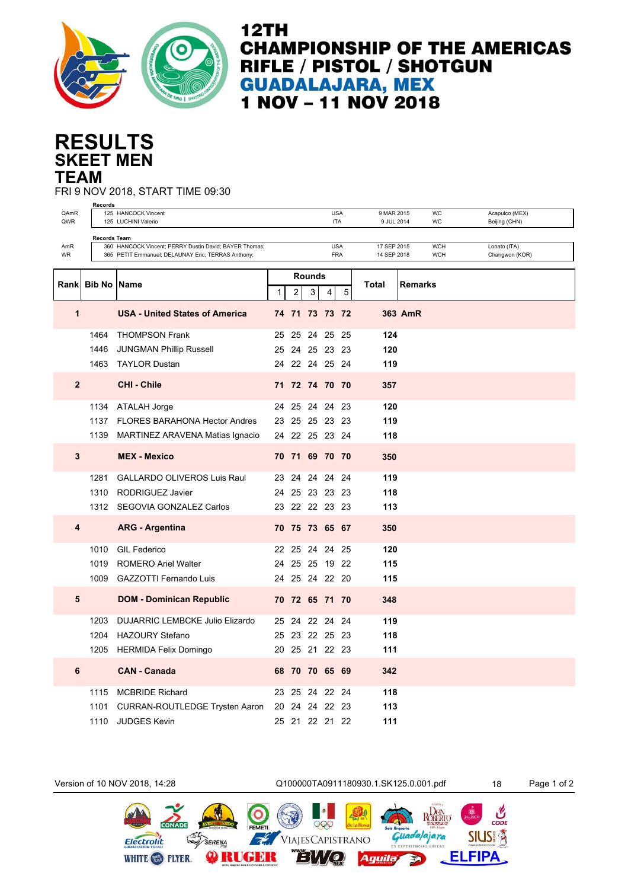# 12TH CHAMPIONSHIP OF THE AMERICAS RIFLE / PISTOL / SHOTGUN GUADALAJARA, MEX 1 NOV – 11 NOV 2018

# RESULTS
## SKEET MEN
## TEAM

FRI 9 NOV 2018, START TIME 09:30

| | Records | | | | |
|---|---|---|---|---|---|
| QAmR | 125 HANCOCK Vincent | USA | 9 MAR 2015 | WC | Acapulco (MEX) |
| QWR | 125 LUCHINI Valerio | ITA | 9 JUL 2014 | WC | Beijing (CHN) |

| | Records Team | | | | |
|---|---|---|---|---|---|
| AmR | 360 HANCOCK Vincent; PERRY Dustin David; BAYER Thomas; | USA | 17 SEP 2015 | WCH | Lonato (ITA) |
| WR | 365 PETIT Emmanuel; DELAUNAY Eric; TERRAS Anthony; | FRA | 14 SEP 2018 | WCH | Changwon (KOR) |

| Rank | Bib No | Name | Rounds 1 | 2 | 3 | 4 | 5 | Total | Remarks |
|---|---|---|---|---|---|---|---|---|---|
| 1 | | **USA - United States of America** | 74 | 71 | 73 | 73 | 72 | 363 | AmR |
| | 1464 | THOMPSON Frank | 25 | 25 | 24 | 25 | 25 | 124 | |
| | 1446 | JUNGMAN Phillip Russell | 25 | 24 | 25 | 23 | 23 | 120 | |
| | 1463 | TAYLOR Dustan | 24 | 22 | 24 | 25 | 24 | 119 | |
| 2 | | **CHI - Chile** | 71 | 72 | 74 | 70 | 70 | 357 | |
| | 1134 | ATALAH Jorge | 24 | 25 | 24 | 24 | 23 | 120 | |
| | 1137 | FLORES BARAHONA Hector Andres | 23 | 25 | 25 | 23 | 23 | 119 | |
| | 1139 | MARTINEZ ARAVENA Matias Ignacio | 24 | 22 | 25 | 23 | 24 | 118 | |
| 3 | | **MEX - Mexico** | 70 | 71 | 69 | 70 | 70 | 350 | |
| | 1281 | GALLARDO OLIVEROS Luis Raul | 23 | 24 | 24 | 24 | 24 | 119 | |
| | 1310 | RODRIGUEZ Javier | 24 | 25 | 23 | 23 | 23 | 118 | |
| | 1312 | SEGOVIA GONZALEZ Carlos | 23 | 22 | 22 | 23 | 23 | 113 | |
| 4 | | **ARG - Argentina** | 70 | 75 | 73 | 65 | 67 | 350 | |
| | 1010 | GIL Federico | 22 | 25 | 24 | 24 | 25 | 120 | |
| | 1019 | ROMERO Ariel Walter | 24 | 25 | 25 | 19 | 22 | 115 | |
| | 1009 | GAZZOTTI Fernando Luis | 24 | 25 | 24 | 22 | 20 | 115 | |
| 5 | | **DOM - Dominican Republic** | 70 | 72 | 65 | 71 | 70 | 348 | |
| | 1203 | DUJARRIC LEMBCKE Julio Elizardo | 25 | 24 | 22 | 24 | 24 | 119 | |
| | 1204 | HAZOURY Stefano | 25 | 23 | 22 | 25 | 23 | 118 | |
| | 1205 | HERMIDA Felix Domingo | 20 | 25 | 21 | 22 | 23 | 111 | |
| 6 | | **CAN - Canada** | 68 | 70 | 70 | 65 | 69 | 342 | |
| | 1115 | MCBRIDE Richard | 23 | 25 | 24 | 22 | 24 | 118 | |
| | 1101 | CURRAN-ROUTLEDGE Trysten Aaron | 20 | 24 | 24 | 22 | 23 | 113 | |
| | 1110 | JUDGES Kevin | 25 | 21 | 22 | 21 | 22 | 111 | |

Version of 10 NOV 2018, 14:28 Q100000TA0911180930.1.SK125.0.001.pdf 18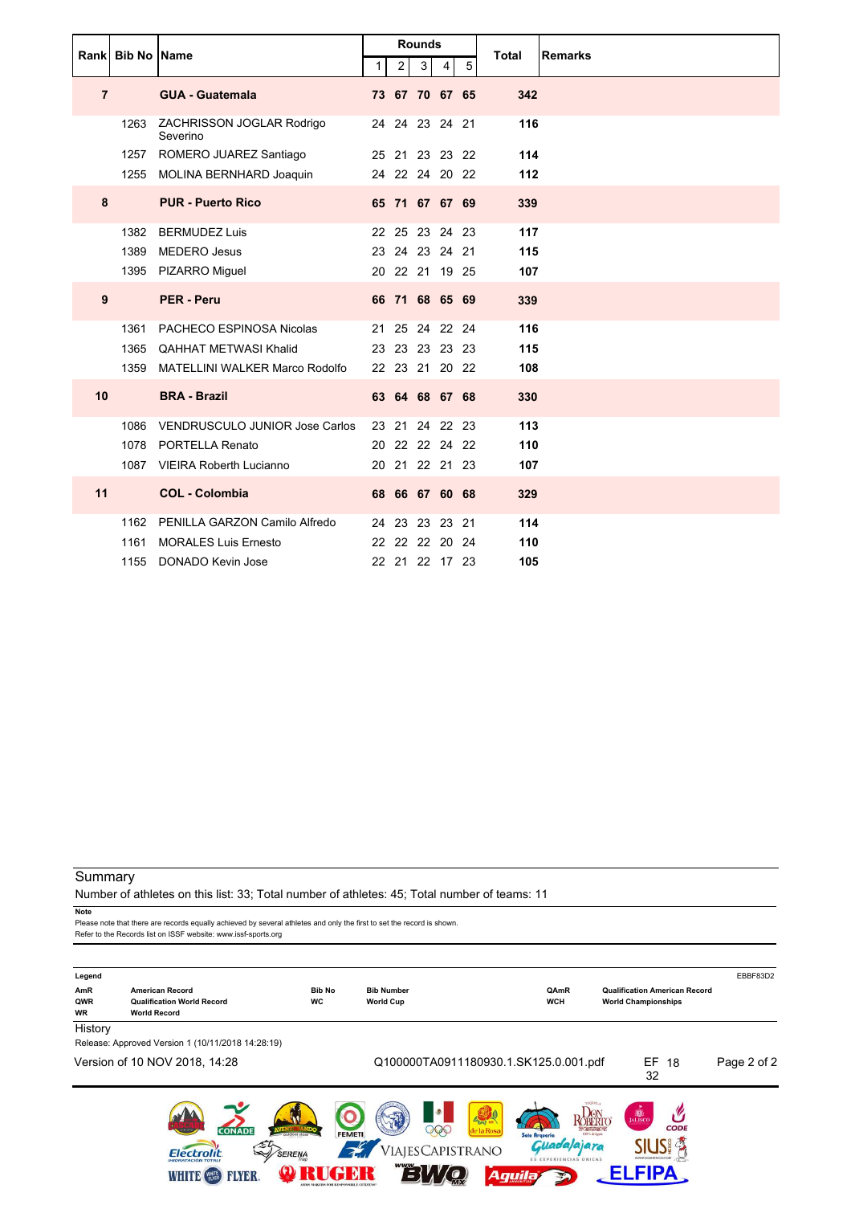| Rank | Bib No | Name | Rounds | | | | | Total | Remarks |
|---|---|---|---|---|---|---|---|---|---|
| | | | 1 | 2 | 3 | 4 | 5 | | |
| **7** | | **GUA - Guatemala** | **73** | **67** | **70** | **67** | **65** | **342** | |
| | 1263 | ZACHRISSON JOGLAR Rodrigo Severino | 24 | 24 | 23 | 24 | 21 | **116** | |
| | 1257 | ROMERO JUAREZ Santiago | 25 | 21 | 23 | 23 | 22 | **114** | |
| | 1255 | MOLINA BERNHARD Joaquin | 24 | 22 | 24 | 20 | 22 | **112** | |
| **8** | | **PUR - Puerto Rico** | **65** | **71** | **67** | **67** | **69** | **339** | |
| | 1382 | BERMUDEZ Luis | 22 | 25 | 23 | 24 | 23 | **117** | |
| | 1389 | MEDERO Jesus | 23 | 24 | 23 | 24 | 21 | **115** | |
| | 1395 | PIZARRO Miguel | 20 | 22 | 21 | 19 | 25 | **107** | |
| **9** | | **PER - Peru** | **66** | **71** | **68** | **65** | **69** | **339** | |
| | 1361 | PACHECO ESPINOSA Nicolas | 21 | 25 | 24 | 22 | 24 | **116** | |
| | 1365 | QAHHAT METWASI Khalid | 23 | 23 | 23 | 23 | 23 | **115** | |
| | 1359 | MATELLINI WALKER Marco Rodolfo | 22 | 23 | 21 | 20 | 22 | **108** | |
| **10** | | **BRA - Brazil** | **63** | **64** | **68** | **67** | **68** | **330** | |
| | 1086 | VENDRUSCULO JUNIOR Jose Carlos | 23 | 21 | 24 | 22 | 23 | **113** | |
| | 1078 | PORTELLA Renato | 20 | 22 | 22 | 24 | 22 | **110** | |
| | 1087 | VIEIRA Roberth Lucianno | 20 | 21 | 22 | 21 | 23 | **107** | |
| **11** | | **COL - Colombia** | **68** | **66** | **67** | **60** | **68** | **329** | |
| | 1162 | PENILLA GARZON Camilo Alfredo | 24 | 23 | 23 | 23 | 21 | **114** | |
| | 1161 | MORALES Luis Ernesto | 22 | 22 | 22 | 20 | 24 | **110** | |
| | 1155 | DONADO Kevin Jose | 22 | 21 | 22 | 17 | 23 | **105** | |

## Summary

Number of athletes on this list: 33; Total number of athletes: 45; Total number of teams: 11

**Note**

Please note that there are records equally achieved by several athletes and only the first to set the record is shown.
Refer to the Records list on ISSF website: www.issf-sports.org

**Legend**

| | | | | | |
|---|---|---|---|---|---|
| **AmR** | **American Record** | **Bib No** | **Bib Number** | **QAmR** | **Qualification American Record** |
| **QWR** | **Qualification World Record** | **WC** | **World Cup** | **WCH** | **World Championships** |
| **WR** | **World Record** | | | | |

EBBF83D2

History

Release: Approved Version 1 (10/11/2018 14:28:19)

Version of 10 NOV 2018, 14:28 Q100000TA0911180930.1.SK125.0.001.pdf EF 18 32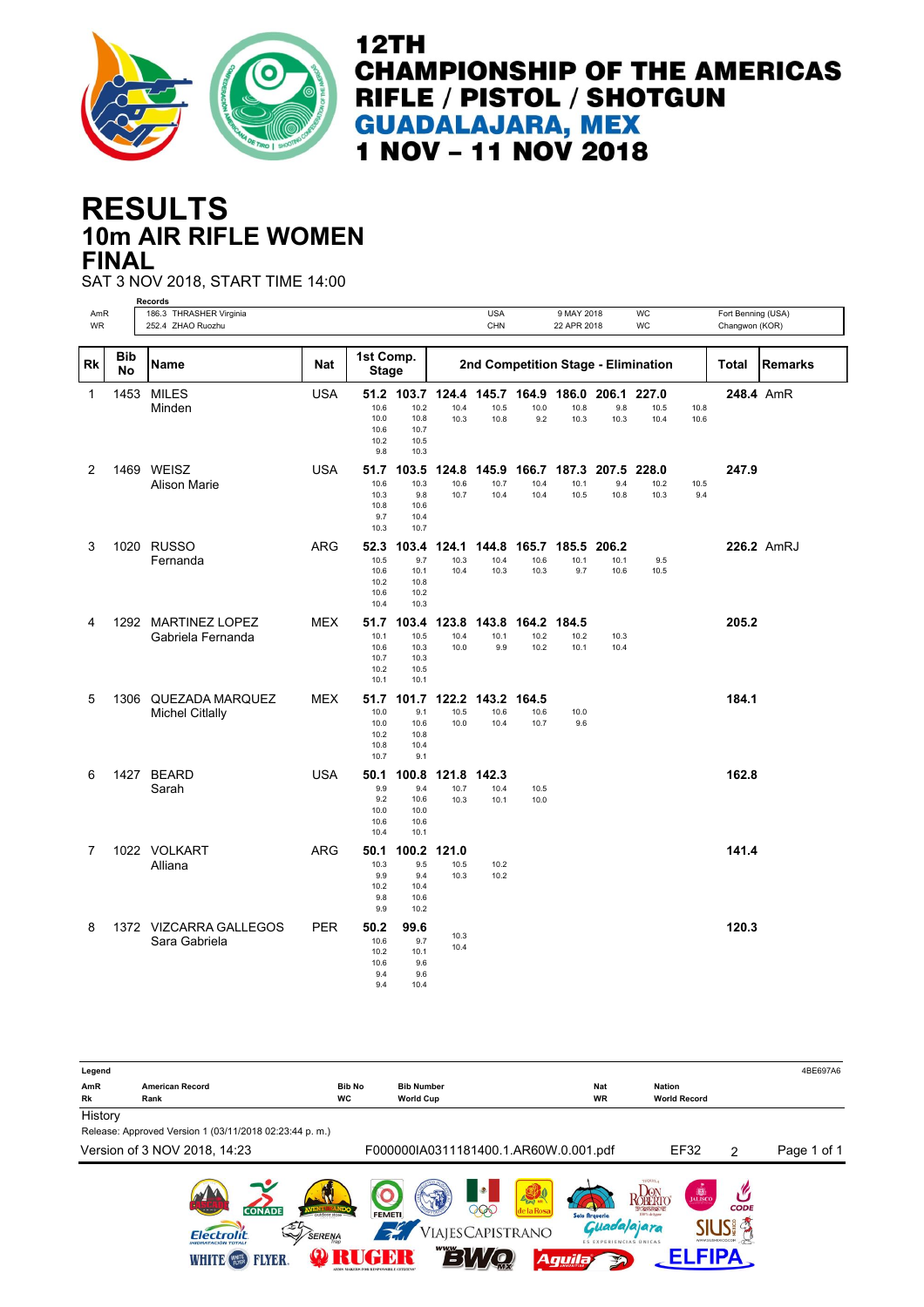# 12TH CHAMPIONSHIP OF THE AMERICAS RIFLE / PISTOL / SHOTGUN

## GUADALAJARA, MEX

## 1 NOV – 11 NOV 2018

# RESULTS

## 10m AIR RIFLE WOMEN

## FINAL

SAT 3 NOV 2018, START TIME 14:00

| | Records | | | | |
|---|---|---|---|---|---|
| AmR | 186.3 THRASHER Virginia | USA | 9 MAY 2018 | WC | Fort Benning (USA) |
| WR | 252.4 ZHAO Ruozhu | CHN | 22 APR 2018 | WC | Changwon (KOR) |

| Rk | Bib No | Name | Nat | 1st Comp. Stage | | 2nd Competition Stage - Elimination | | | | | | | | Total | Remarks |
|---|---|---|---|---|---|---|---|---|---|---|---|---|---|---|---|
| 1 | 1453 | MILES Minden | USA | 51.2 | 103.7 | 124.4 | 145.7 | 164.9 | 186.0 | 206.1 | 227.0 | | | 248.4 | AmR |
| | | | | 10.6 10.0 10.6 10.2 9.8 | 10.2 10.8 10.7 10.5 10.3 | 10.4 10.3 | 10.5 10.8 | 10.0 9.2 | 10.8 10.3 | 9.8 10.3 | 10.5 10.4 | 10.8 10.6 | | | |
| 2 | 1469 | WEISZ Alison Marie | USA | 51.7 | 103.5 | 124.8 | 145.9 | 166.7 | 187.3 | 207.5 | 228.0 | | | 247.9 | |
| | | | | 10.6 10.3 10.8 9.7 10.3 | 10.3 9.8 10.6 10.4 10.7 | 10.6 10.7 | 10.7 10.4 | 10.4 10.4 | 10.1 10.5 | 9.4 10.8 | 10.2 10.3 | 10.5 9.4 | | | |
| 3 | 1020 | RUSSO Fernanda | ARG | 52.3 | 103.4 | 124.1 | 144.8 | 165.7 | 185.5 | 206.2 | | | | 226.2 | AmRJ |
| | | | | 10.5 10.6 10.2 10.6 10.4 | 9.7 10.1 10.8 10.2 10.3 | 10.3 10.4 | 10.4 10.3 | 10.6 10.3 | 10.1 9.7 | 10.1 10.6 | 9.5 10.5 | | | | |
| 4 | 1292 | MARTINEZ LOPEZ Gabriela Fernanda | MEX | 51.7 | 103.4 | 123.8 | 143.8 | 164.2 | 184.5 | | | | | 205.2 | |
| | | | | 10.1 10.6 10.7 10.2 10.1 | 10.5 10.3 10.3 10.5 10.1 | 10.4 10.0 | 10.1 9.9 | 10.2 10.2 | 10.2 10.1 | 10.3 10.4 | | | | | |
| 5 | 1306 | QUEZADA MARQUEZ Michel Citlally | MEX | 51.7 | 101.7 | 122.2 | 143.2 | 164.5 | | | | | | 184.1 | |
| | | | | 10.0 10.0 10.2 10.8 10.7 | 9.1 10.6 10.8 10.4 9.1 | 10.5 10.0 | 10.6 10.4 | 10.6 10.7 | 10.0 9.6 | | | | | | |
| 6 | 1427 | BEARD Sarah | USA | 50.1 | 100.8 | 121.8 | 142.3 | | | | | | | 162.8 | |
| | | | | 9.9 9.2 10.0 10.6 10.4 | 9.4 10.6 10.0 10.6 10.1 | 10.7 10.3 | 10.4 10.1 | 10.5 10.0 | | | | | | | |
| 7 | 1022 | VOLKART Alliana | ARG | 50.1 | 100.2 | 121.0 | | | | | | | | 141.4 | |
| | | | | 10.3 9.9 10.2 9.8 9.9 | 9.5 9.4 10.4 10.6 10.2 | 10.5 10.3 | 10.2 10.2 | | | | | | | | |
| 8 | 1372 | VIZCARRA GALLEGOS Sara Gabriela | PER | 50.2 | 99.6 | | | | | | | | | 120.3 | |
| | | | | 10.6 10.2 10.6 9.4 9.4 | 9.7 10.1 9.6 9.6 10.4 | 10.3 10.4 | | | | | | | | | |

**Legend** 4BE697A6

| | | | | | |
|---|---|---|---|---|---|
| AmR | American Record | Bib No | Bib Number | Nat | Nation |
| Rk | Rank | WC | World Cup | WR | World Record |

History

Release: Approved Version 1 (03/11/2018 02:23:44 p. m.)

Version of 3 NOV 2018, 14:23 F000000IA0311181400.1.AR60W.0.001.pdf EF32 2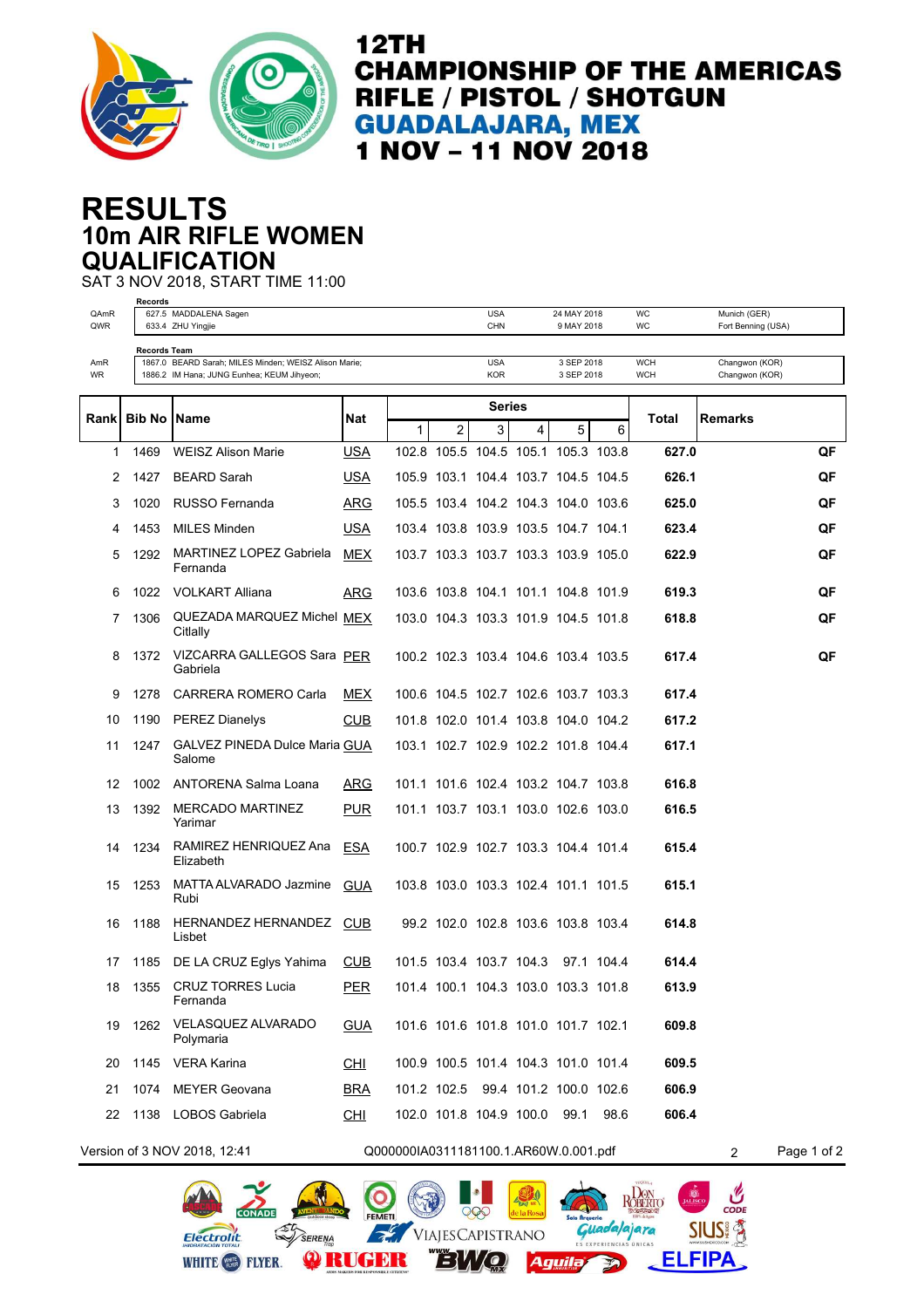# 12TH CHAMPIONSHIP OF THE AMERICAS RIFLE / PISTOL / SHOTGUN GUADALAJARA, MEX 1 NOV – 11 NOV 2018

# RESULTS
## 10m AIR RIFLE WOMEN
## QUALIFICATION

SAT 3 NOV 2018, START TIME 11:00

| | Records | | | | |
|---|---|---|---|---|---|
| QAmR | 627.5 MADDALENA Sagen | USA | 24 MAY 2018 | WC | Munich (GER) |
| QWR | 633.4 ZHU Yingjie | CHN | 9 MAY 2018 | WC | Fort Benning (USA) |

| | Records Team | | | | |
|---|---|---|---|---|---|
| AmR | 1867.0 BEARD Sarah; MILES Minden; WEISZ Alison Marie; | USA | 3 SEP 2018 | WCH | Changwon (KOR) |
| WR | 1886.2 IM Hana; JUNG Eunhea; KEUM Jihyeon; | KOR | 3 SEP 2018 | WCH | Changwon (KOR) |

| Rank | Bib No | Name | Nat | Series 1 | 2 | 3 | 4 | 5 | 6 | Total | Remarks |
|---|---|---|---|---|---|---|---|---|---|---|---|
| 1 | 1469 | WEISZ Alison Marie | USA | 102.8 | 105.5 | 104.5 | 105.1 | 105.3 | 103.8 | 627.0 | QF |
| 2 | 1427 | BEARD Sarah | USA | 105.9 | 103.1 | 104.4 | 103.7 | 104.5 | 104.5 | 626.1 | QF |
| 3 | 1020 | RUSSO Fernanda | ARG | 105.5 | 103.4 | 104.2 | 104.3 | 104.0 | 103.6 | 625.0 | QF |
| 4 | 1453 | MILES Minden | USA | 103.4 | 103.8 | 103.9 | 103.5 | 104.7 | 104.1 | 623.4 | QF |
| 5 | 1292 | MARTINEZ LOPEZ Gabriela Fernanda | MEX | 103.7 | 103.3 | 103.7 | 103.3 | 103.9 | 105.0 | 622.9 | QF |
| 6 | 1022 | VOLKART Alliana | ARG | 103.6 | 103.8 | 104.1 | 101.1 | 104.8 | 101.9 | 619.3 | QF |
| 7 | 1306 | QUEZADA MARQUEZ Michel Citlally | MEX | 103.0 | 104.3 | 103.3 | 101.9 | 104.5 | 101.8 | 618.8 | QF |
| 8 | 1372 | VIZCARRA GALLEGOS Sara Gabriela | PER | 100.2 | 102.3 | 103.4 | 104.6 | 103.4 | 103.5 | 617.4 | QF |
| 9 | 1278 | CARRERA ROMERO Carla | MEX | 100.6 | 104.5 | 102.7 | 102.6 | 103.7 | 103.3 | 617.4 | |
| 10 | 1190 | PEREZ Dianelys | CUB | 101.8 | 102.0 | 101.4 | 103.8 | 104.0 | 104.2 | 617.2 | |
| 11 | 1247 | GALVEZ PINEDA Dulce Maria Salome | GUA | 103.1 | 102.7 | 102.9 | 102.2 | 101.8 | 104.4 | 617.1 | |
| 12 | 1002 | ANTORENA Salma Loana | ARG | 101.1 | 101.6 | 102.4 | 103.2 | 104.7 | 103.8 | 616.8 | |
| 13 | 1392 | MERCADO MARTINEZ Yarimar | PUR | 101.1 | 103.7 | 103.1 | 103.0 | 102.6 | 103.0 | 616.5 | |
| 14 | 1234 | RAMIREZ HENRIQUEZ Ana Elizabeth | ESA | 100.7 | 102.9 | 102.7 | 103.3 | 104.4 | 101.4 | 615.4 | |
| 15 | 1253 | MATTA ALVARADO Jazmine Rubi | GUA | 103.8 | 103.0 | 103.3 | 102.4 | 101.1 | 101.5 | 615.1 | |
| 16 | 1188 | HERNANDEZ HERNANDEZ Lisbet | CUB | 99.2 | 102.0 | 102.8 | 103.6 | 103.8 | 103.4 | 614.8 | |
| 17 | 1185 | DE LA CRUZ Eglys Yahima | CUB | 101.5 | 103.4 | 103.7 | 104.3 | 97.1 | 104.4 | 614.4 | |
| 18 | 1355 | CRUZ TORRES Lucia Fernanda | PER | 101.4 | 100.1 | 104.3 | 103.0 | 103.3 | 101.8 | 613.9 | |
| 19 | 1262 | VELASQUEZ ALVARADO Polymaria | GUA | 101.6 | 101.6 | 101.8 | 101.0 | 101.7 | 102.1 | 609.8 | |
| 20 | 1145 | VERA Karina | CHI | 100.9 | 100.5 | 101.4 | 104.3 | 101.0 | 101.4 | 609.5 | |
| 21 | 1074 | MEYER Geovana | BRA | 101.2 | 102.5 | 99.4 | 101.2 | 100.0 | 102.6 | 606.9 | |
| 22 | 1138 | LOBOS Gabriela | CHI | 102.0 | 101.8 | 104.9 | 100.0 | 99.1 | 98.6 | 606.4 | |

Version of 3 NOV 2018, 12:41 Q000000IA0311181100.1.AR60W.0.001.pdf 2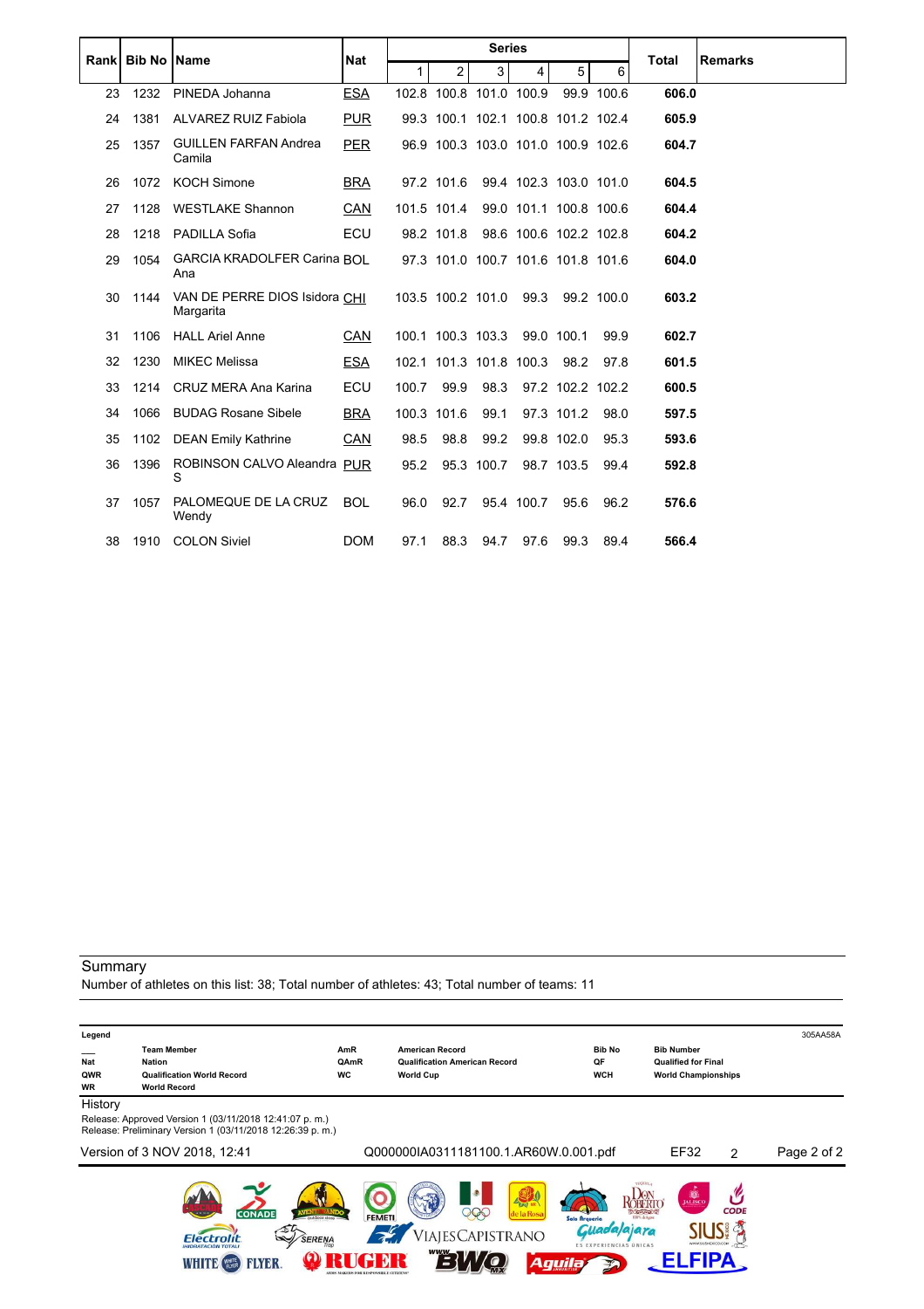| Rank | Bib No | Name | Nat | Series | | | | | | Total | Remarks |
|---|---|---|---|---|---|---|---|---|---|---|---|
| | | | | 1 | 2 | 3 | 4 | 5 | 6 | | |
| 23 | 1232 | PINEDA Johanna | ESA | 102.8 | 100.8 | 101.0 | 100.9 | 99.9 | 100.6 | **606.0** | |
| 24 | 1381 | ALVAREZ RUIZ Fabiola | PUR | 99.3 | 100.1 | 102.1 | 100.8 | 101.2 | 102.4 | **605.9** | |
| 25 | 1357 | GUILLEN FARFAN Andrea Camila | PER | 96.9 | 100.3 | 103.0 | 101.0 | 100.9 | 102.6 | **604.7** | |
| 26 | 1072 | KOCH Simone | BRA | 97.2 | 101.6 | 99.4 | 102.3 | 103.0 | 101.0 | **604.5** | |
| 27 | 1128 | WESTLAKE Shannon | CAN | 101.5 | 101.4 | 99.0 | 101.1 | 100.8 | 100.6 | **604.4** | |
| 28 | 1218 | PADILLA Sofia | ECU | 98.2 | 101.8 | 98.6 | 100.6 | 102.2 | 102.8 | **604.2** | |
| 29 | 1054 | GARCIA KRADOLFER Carina Ana | BOL | 97.3 | 101.0 | 100.7 | 101.6 | 101.8 | 101.6 | **604.0** | |
| 30 | 1144 | VAN DE PERRE DIOS Isidora Margarita | CHI | 103.5 | 100.2 | 101.0 | 99.3 | 99.2 | 100.0 | **603.2** | |
| 31 | 1106 | HALL Ariel Anne | CAN | 100.1 | 100.3 | 103.3 | 99.0 | 100.1 | 99.9 | **602.7** | |
| 32 | 1230 | MIKEC Melissa | ESA | 102.1 | 101.3 | 101.8 | 100.3 | 98.2 | 97.8 | **601.5** | |
| 33 | 1214 | CRUZ MERA Ana Karina | ECU | 100.7 | 99.9 | 98.3 | 97.2 | 102.2 | 102.2 | **600.5** | |
| 34 | 1066 | BUDAG Rosane Sibele | BRA | 100.3 | 101.6 | 99.1 | 97.3 | 101.2 | 98.0 | **597.5** | |
| 35 | 1102 | DEAN Emily Kathrine | CAN | 98.5 | 98.8 | 99.2 | 99.8 | 102.0 | 95.3 | **593.6** | |
| 36 | 1396 | ROBINSON CALVO Aleandra S | PUR | 95.2 | 95.3 | 100.7 | 98.7 | 103.5 | 99.4 | **592.8** | |
| 37 | 1057 | PALOMEQUE DE LA CRUZ Wendy | BOL | 96.0 | 92.7 | 95.4 | 100.7 | 95.6 | 96.2 | **576.6** | |
| 38 | 1910 | COLON Siviel | DOM | 97.1 | 88.3 | 94.7 | 97.6 | 99.3 | 89.4 | **566.4** | |

Summary

Number of athletes on this list: 38; Total number of athletes: 43; Total number of teams: 11

**Legend**

| | | | | | |
|---|---|---|---|---|---|
| ___ | Team Member | AmR | American Record | Bib No | Bib Number |
| Nat | Nation | QAmR | Qualification American Record | QF | Qualified for Final |
| QWR | Qualification World Record | WC | World Cup | WCH | World Championships |
| WR | World Record | | | | |

History

Release: Approved Version 1 (03/11/2018 12:41:07 p. m.)
Release: Preliminary Version 1 (03/11/2018 12:26:39 p. m.)

Version of 3 NOV 2018, 12:41 — Q000000IA0311181100.1.AR60W.0.001.pdf — EF32 — 2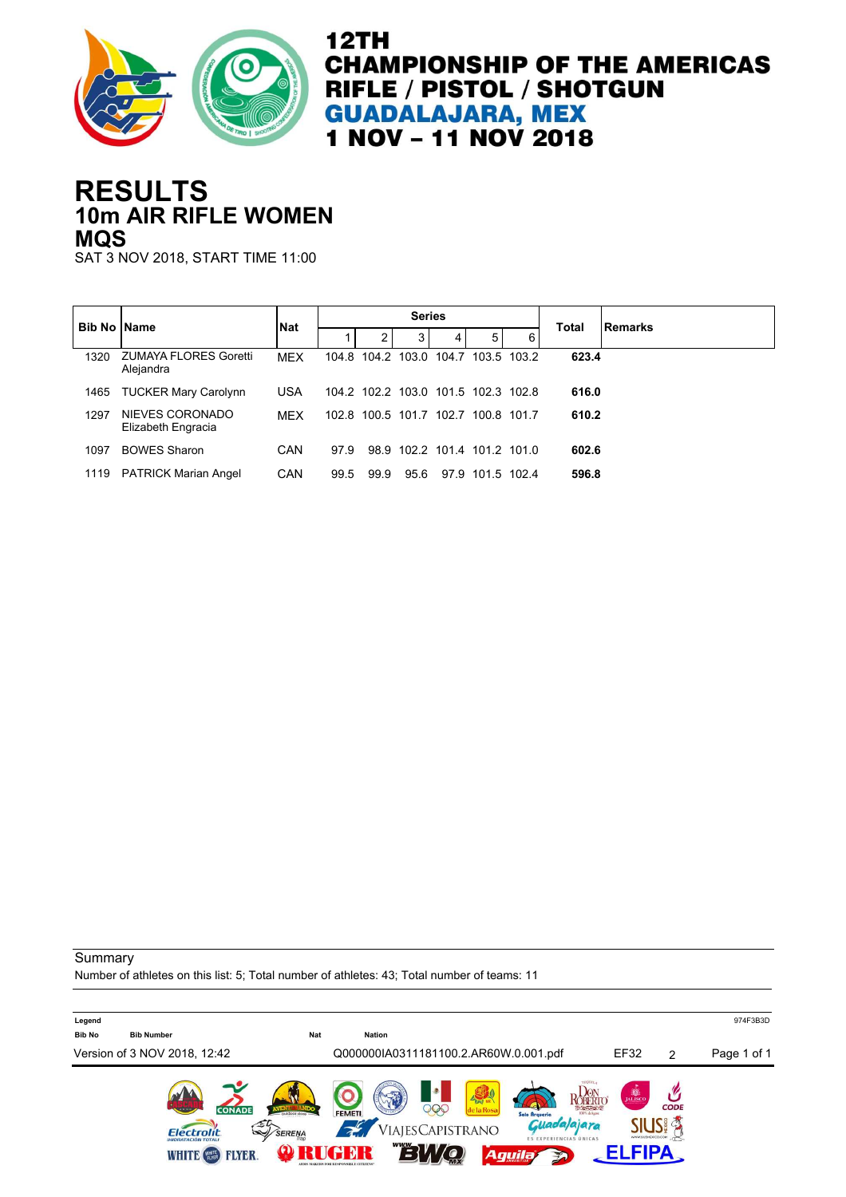# 12TH CHAMPIONSHIP OF THE AMERICAS RIFLE / PISTOL / SHOTGUN GUADALAJARA, MEX 1 NOV – 11 NOV 2018

# RESULTS
## 10m AIR RIFLE WOMEN
## MQS

SAT 3 NOV 2018, START TIME 11:00

| Bib No | Name | Nat | Series | | | | | | Total | Remarks |
|---|---|---|---|---|---|---|---|---|---|---|
| | | | 1 | 2 | 3 | 4 | 5 | 6 | | |
| 1320 | ZUMAYA FLORES Goretti Alejandra | MEX | 104.8 | 104.2 | 103.0 | 104.7 | 103.5 | 103.2 | **623.4** | |
| 1465 | TUCKER Mary Carolynn | USA | 104.2 | 102.2 | 103.0 | 101.5 | 102.3 | 102.8 | **616.0** | |
| 1297 | NIEVES CORONADO Elizabeth Engracia | MEX | 102.8 | 100.5 | 101.7 | 102.7 | 100.8 | 101.7 | **610.2** | |
| 1097 | BOWES Sharon | CAN | 97.9 | 98.9 | 102.2 | 101.4 | 101.2 | 101.0 | **602.6** | |
| 1119 | PATRICK Marian Angel | CAN | 99.5 | 99.9 | 95.6 | 97.9 | 101.5 | 102.4 | **596.8** | |

Summary

Number of athletes on this list: 5; Total number of athletes: 43; Total number of teams: 11

**Legend**

| Bib No | Bib Number | Nat | Nation |
|---|---|---|---|

974F3B3D

Version of 3 NOV 2018, 12:42 Q000000IA0311181100.2.AR60W.0.001.pdf EF32 2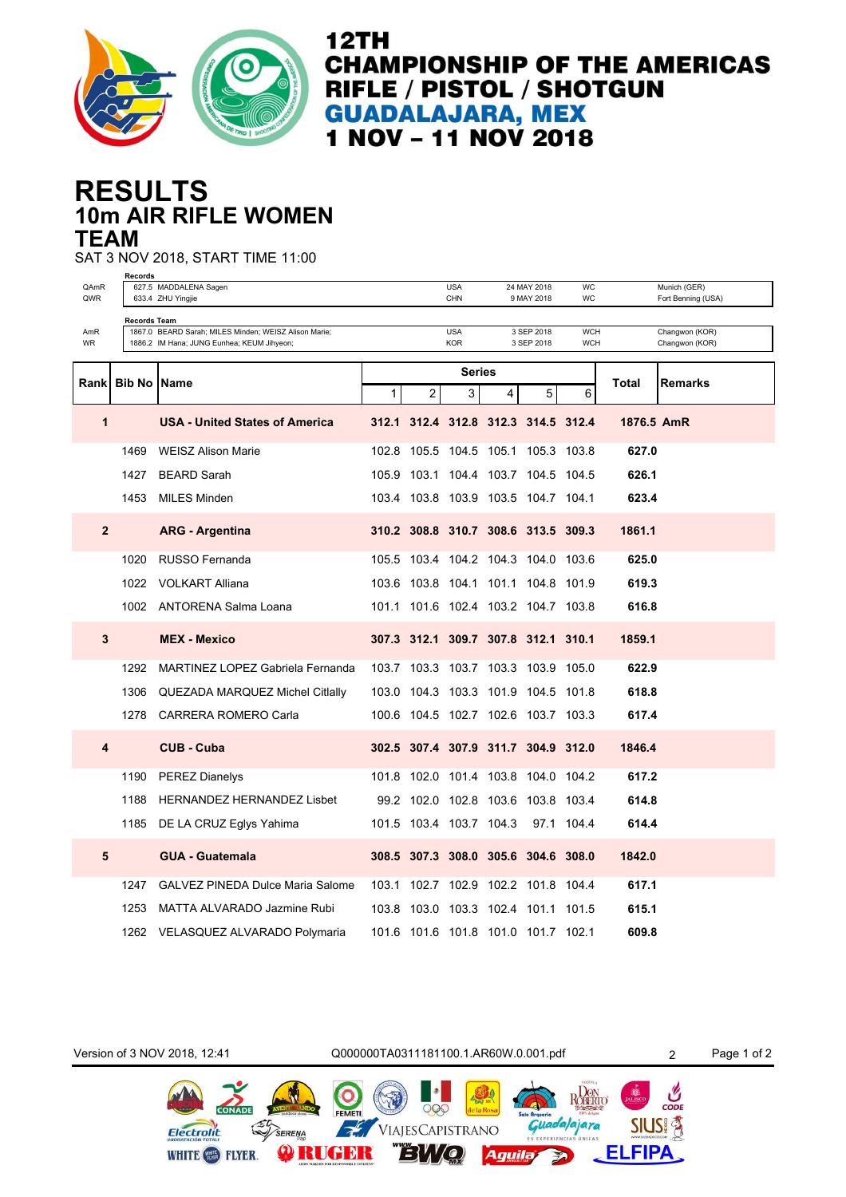# 12TH CHAMPIONSHIP OF THE AMERICAS RIFLE / PISTOL / SHOTGUN GUADALAJARA, MEX 1 NOV – 11 NOV 2018

# RESULTS
## 10m AIR RIFLE WOMEN
## TEAM

SAT 3 NOV 2018, START TIME 11:00

**Records**

| | | | | | |
|---|---|---|---|---|---|
| QAmR | 627.5 MADDALENA Sagen | USA | 24 MAY 2018 | WC | Munich (GER) |
| QWR | 633.4 ZHU Yingjie | CHN | 9 MAY 2018 | WC | Fort Benning (USA) |

**Records Team**

| | | | | | |
|---|---|---|---|---|---|
| AmR | 1867.0 BEARD Sarah; MILES Minden; WEISZ Alison Marie; | USA | 3 SEP 2018 | WCH | Changwon (KOR) |
| WR | 1886.2 IM Hana; JUNG Eunhea; KEUM Jihyeon; | KOR | 3 SEP 2018 | WCH | Changwon (KOR) |

| Rank | Bib No | Name | Series 1 | 2 | 3 | 4 | 5 | 6 | Total | Remarks |
|---|---|---|---|---|---|---|---|---|---|---|
| **1** | | **USA - United States of America** | **312.1** | **312.4** | **312.8** | **312.3** | **314.5** | **312.4** | **1876.5** | **AmR** |
| | 1469 | WEISZ Alison Marie | 102.8 | 105.5 | 104.5 | 105.1 | 105.3 | 103.8 | **627.0** | |
| | 1427 | BEARD Sarah | 105.9 | 103.1 | 104.4 | 103.7 | 104.5 | 104.5 | **626.1** | |
| | 1453 | MILES Minden | 103.4 | 103.8 | 103.9 | 103.5 | 104.7 | 104.1 | **623.4** | |
| **2** | | **ARG - Argentina** | **310.2** | **308.8** | **310.7** | **308.6** | **313.5** | **309.3** | **1861.1** | |
| | 1020 | RUSSO Fernanda | 105.5 | 103.4 | 104.2 | 104.3 | 104.0 | 103.6 | **625.0** | |
| | 1022 | VOLKART Alliana | 103.6 | 103.8 | 104.1 | 101.1 | 104.8 | 101.9 | **619.3** | |
| | 1002 | ANTORENA Salma Loana | 101.1 | 101.6 | 102.4 | 103.2 | 104.7 | 103.8 | **616.8** | |
| **3** | | **MEX - Mexico** | **307.3** | **312.1** | **309.7** | **307.8** | **312.1** | **310.1** | **1859.1** | |
| | 1292 | MARTINEZ LOPEZ Gabriela Fernanda | 103.7 | 103.3 | 103.7 | 103.3 | 103.9 | 105.0 | **622.9** | |
| | 1306 | QUEZADA MARQUEZ Michel Citlally | 103.0 | 104.3 | 103.3 | 101.9 | 104.5 | 101.8 | **618.8** | |
| | 1278 | CARRERA ROMERO Carla | 100.6 | 104.5 | 102.7 | 102.6 | 103.7 | 103.3 | **617.4** | |
| **4** | | **CUB - Cuba** | **302.5** | **307.4** | **307.9** | **311.7** | **304.9** | **312.0** | **1846.4** | |
| | 1190 | PEREZ Dianelys | 101.8 | 102.0 | 101.4 | 103.8 | 104.0 | 104.2 | **617.2** | |
| | 1188 | HERNANDEZ HERNANDEZ Lisbet | 99.2 | 102.0 | 102.8 | 103.6 | 103.8 | 103.4 | **614.8** | |
| | 1185 | DE LA CRUZ Eglys Yahima | 101.5 | 103.4 | 103.7 | 104.3 | 97.1 | 104.4 | **614.4** | |
| **5** | | **GUA - Guatemala** | **308.5** | **307.3** | **308.0** | **305.6** | **304.6** | **308.0** | **1842.0** | |
| | 1247 | GALVEZ PINEDA Dulce Maria Salome | 103.1 | 102.7 | 102.9 | 102.2 | 101.8 | 104.4 | **617.1** | |
| | 1253 | MATTA ALVARADO Jazmine Rubi | 103.8 | 103.0 | 103.3 | 102.4 | 101.1 | 101.5 | **615.1** | |
| | 1262 | VELASQUEZ ALVARADO Polymaria | 101.6 | 101.6 | 101.8 | 101.0 | 101.7 | 102.1 | **609.8** | |

Version of 3 NOV 2018, 12:41 Q000000TA0311181100.1.AR60W.0.001.pdf 2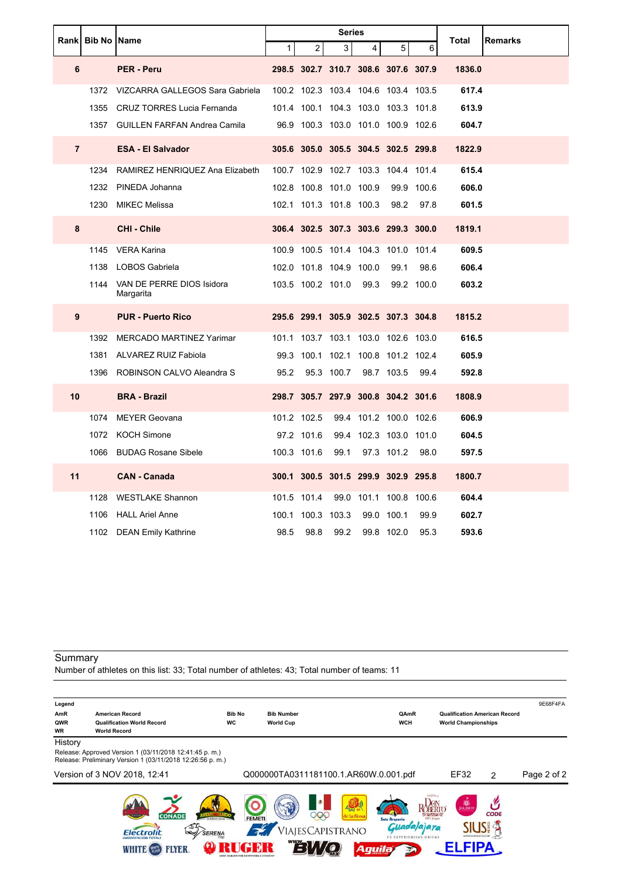| Rank | Bib No | Name | Series 1 | 2 | 3 | 4 | 5 | 6 | Total | Remarks |
|---|---|---|---|---|---|---|---|---|---|---|
| **6** | | **PER - Peru** | **298.5** | **302.7** | **310.7** | **308.6** | **307.6** | **307.9** | **1836.0** | |
| | 1372 | VIZCARRA GALLEGOS Sara Gabriela | 100.2 | 102.3 | 103.4 | 104.6 | 103.4 | 103.5 | **617.4** | |
| | 1355 | CRUZ TORRES Lucia Fernanda | 101.4 | 100.1 | 104.3 | 103.0 | 103.3 | 101.8 | **613.9** | |
| | 1357 | GUILLEN FARFAN Andrea Camila | 96.9 | 100.3 | 103.0 | 101.0 | 100.9 | 102.6 | **604.7** | |
| **7** | | **ESA - El Salvador** | **305.6** | **305.0** | **305.5** | **304.5** | **302.5** | **299.8** | **1822.9** | |
| | 1234 | RAMIREZ HENRIQUEZ Ana Elizabeth | 100.7 | 102.9 | 102.7 | 103.3 | 104.4 | 101.4 | **615.4** | |
| | 1232 | PINEDA Johanna | 102.8 | 100.8 | 101.0 | 100.9 | 99.9 | 100.6 | **606.0** | |
| | 1230 | MIKEC Melissa | 102.1 | 101.3 | 101.8 | 100.3 | 98.2 | 97.8 | **601.5** | |
| **8** | | **CHI - Chile** | **306.4** | **302.5** | **307.3** | **303.6** | **299.3** | **300.0** | **1819.1** | |
| | 1145 | VERA Karina | 100.9 | 100.5 | 101.4 | 104.3 | 101.0 | 101.4 | **609.5** | |
| | 1138 | LOBOS Gabriela | 102.0 | 101.8 | 104.9 | 100.0 | 99.1 | 98.6 | **606.4** | |
| | 1144 | VAN DE PERRE DIOS Isidora Margarita | 103.5 | 100.2 | 101.0 | 99.3 | 99.2 | 100.0 | **603.2** | |
| **9** | | **PUR - Puerto Rico** | **295.6** | **299.1** | **305.9** | **302.5** | **307.3** | **304.8** | **1815.2** | |
| | 1392 | MERCADO MARTINEZ Yarimar | 101.1 | 103.7 | 103.1 | 103.0 | 102.6 | 103.0 | **616.5** | |
| | 1381 | ALVAREZ RUIZ Fabiola | 99.3 | 100.1 | 102.1 | 100.8 | 101.2 | 102.4 | **605.9** | |
| | 1396 | ROBINSON CALVO Aleandra S | 95.2 | 95.3 | 100.7 | 98.7 | 103.5 | 99.4 | **592.8** | |
| **10** | | **BRA - Brazil** | **298.7** | **305.7** | **297.9** | **300.8** | **304.2** | **301.6** | **1808.9** | |
| | 1074 | MEYER Geovana | 101.2 | 102.5 | 99.4 | 101.2 | 100.0 | 102.6 | **606.9** | |
| | 1072 | KOCH Simone | 97.2 | 101.6 | 99.4 | 102.3 | 103.0 | 101.0 | **604.5** | |
| | 1066 | BUDAG Rosane Sibele | 100.3 | 101.6 | 99.1 | 97.3 | 101.2 | 98.0 | **597.5** | |
| **11** | | **CAN - Canada** | **300.1** | **300.5** | **301.5** | **299.9** | **302.9** | **295.8** | **1800.7** | |
| | 1128 | WESTLAKE Shannon | 101.5 | 101.4 | 99.0 | 101.1 | 100.8 | 100.6 | **604.4** | |
| | 1106 | HALL Ariel Anne | 100.1 | 100.3 | 103.3 | 99.0 | 100.1 | 99.9 | **602.7** | |
| | 1102 | DEAN Emily Kathrine | 98.5 | 98.8 | 99.2 | 99.8 | 102.0 | 95.3 | **593.6** | |

Summary

Number of athletes on this list: 33; Total number of athletes: 43; Total number of teams: 11

**Legend**

| | | | | | |
|---|---|---|---|---|---|
| AmR | American Record | Bib No | Bib Number | QAmR | Qualification American Record |
| QWR | Qualification World Record | WC | World Cup | WCH | World Championships |
| WR | World Record | | | | |

History

Release: Approved Version 1 (03/11/2018 12:41:45 p. m.)
Release: Preliminary Version 1 (03/11/2018 12:26:56 p. m.)

Version of 3 NOV 2018, 12:41 Q000000TA0311181100.1.AR60W.0.001.pdf EF32 2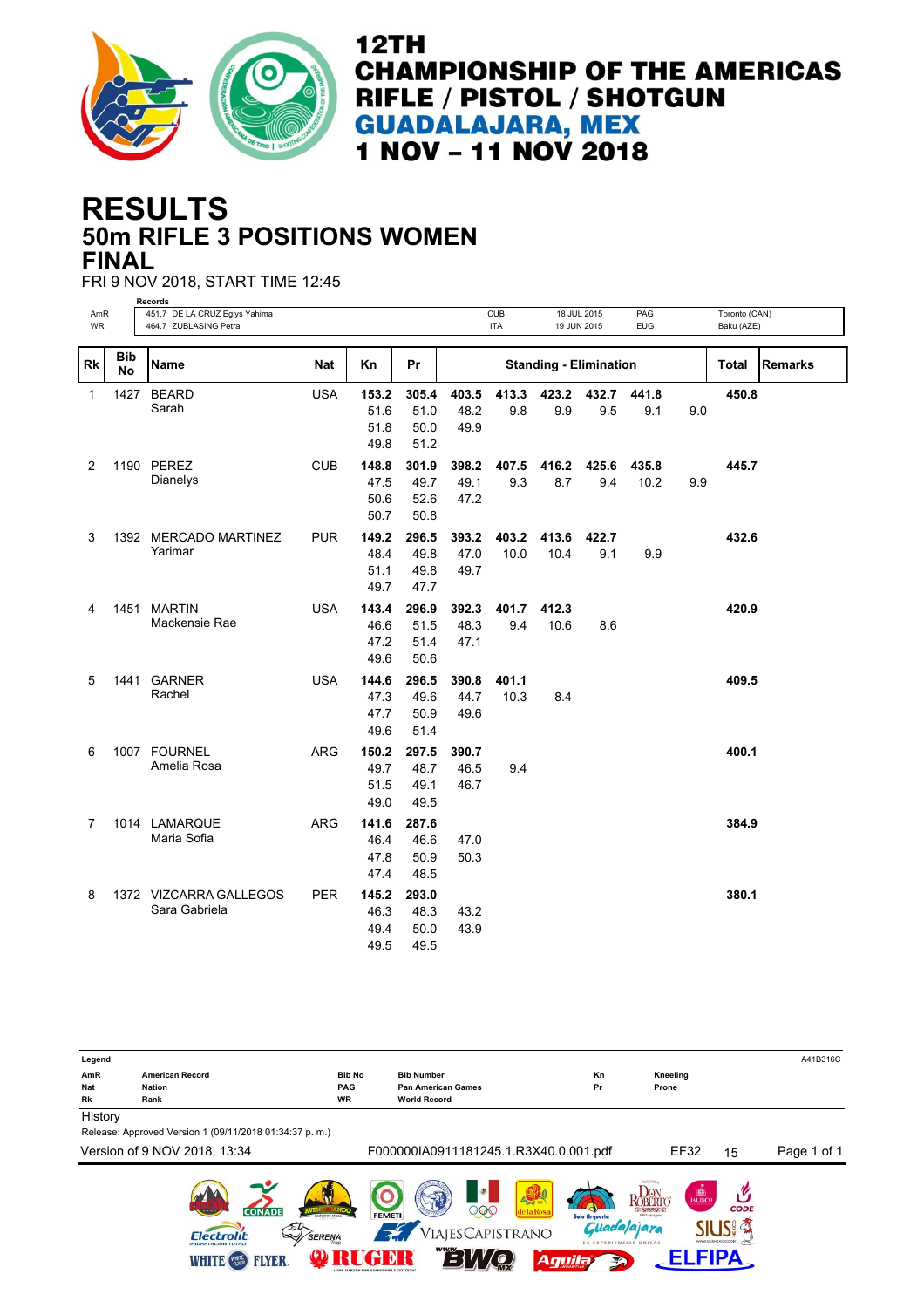# 12TH CHAMPIONSHIP OF THE AMERICAS RIFLE / PISTOL / SHOTGUN
## GUADALAJARA, MEX
## 1 NOV – 11 NOV 2018

# RESULTS
## 50m RIFLE 3 POSITIONS WOMEN
## FINAL

FRI 9 NOV 2018, START TIME 12:45

| | Records | | | | |
|---|---|---|---|---|---|
| AmR | 451.7 DE LA CRUZ Eglys Yahima | CUB | 18 JUL 2015 | PAG | Toronto (CAN) |
| WR | 464.7 ZUBLASING Petra | ITA | 19 JUN 2015 | EUG | Baku (AZE) |

| Rk | Bib No | Name | Nat | Kn | Pr | Standing - Elimination | | | | | | Total | Remarks |
|---|---|---|---|---|---|---|---|---|---|---|---|---|---|
| 1 | 1427 | BEARD Sarah | USA | **153.2** | **305.4** | **403.5** | **413.3** | **423.2** | **432.7** | **441.8** | | **450.8** | |
| | | | | 51.6 | 51.0 | 48.2 | 9.8 | 9.9 | 9.5 | 9.1 | 9.0 | | |
| | | | | 51.8 | 50.0 | 49.9 | | | | | | | |
| | | | | 49.8 | 51.2 | | | | | | | | |
| 2 | 1190 | PEREZ Dianelys | CUB | **148.8** | **301.9** | **398.2** | **407.5** | **416.2** | **425.6** | **435.8** | | **445.7** | |
| | | | | 47.5 | 49.7 | 49.1 | 9.3 | 8.7 | 9.4 | 10.2 | 9.9 | | |
| | | | | 50.6 | 52.6 | 47.2 | | | | | | | |
| | | | | 50.7 | 50.8 | | | | | | | | |
| 3 | 1392 | MERCADO MARTINEZ Yarimar | PUR | **149.2** | **296.5** | **393.2** | **403.2** | **413.6** | **422.7** | | | **432.6** | |
| | | | | 48.4 | 49.8 | 47.0 | 10.0 | 10.4 | 9.1 | 9.9 | | | |
| | | | | 51.1 | 49.8 | 49.7 | | | | | | | |
| | | | | 49.7 | 47.7 | | | | | | | | |
| 4 | 1451 | MARTIN Mackensie Rae | USA | **143.4** | **296.9** | **392.3** | **401.7** | **412.3** | | | | **420.9** | |
| | | | | 46.6 | 51.5 | 48.3 | 9.4 | 10.6 | 8.6 | | | | |
| | | | | 47.2 | 51.4 | 47.1 | | | | | | | |
| | | | | 49.6 | 50.6 | | | | | | | | |
| 5 | 1441 | GARNER Rachel | USA | **144.6** | **296.5** | **390.8** | **401.1** | | | | | **409.5** | |
| | | | | 47.3 | 49.6 | 44.7 | 10.3 | 8.4 | | | | | |
| | | | | 47.7 | 50.9 | 49.6 | | | | | | | |
| | | | | 49.6 | 51.4 | | | | | | | | |
| 6 | 1007 | FOURNEL Amelia Rosa | ARG | **150.2** | **297.5** | **390.7** | | | | | | **400.1** | |
| | | | | 49.7 | 48.7 | 46.5 | 9.4 | | | | | | |
| | | | | 51.5 | 49.1 | 46.7 | | | | | | | |
| | | | | 49.0 | 49.5 | | | | | | | | |
| 7 | 1014 | LAMARQUE Maria Sofia | ARG | **141.6** | **287.6** | | | | | | | **384.9** | |
| | | | | 46.4 | 46.6 | 47.0 | | | | | | | |
| | | | | 47.8 | 50.9 | 50.3 | | | | | | | |
| | | | | 47.4 | 48.5 | | | | | | | | |
| 8 | 1372 | VIZCARRA GALLEGOS Sara Gabriela | PER | **145.2** | **293.0** | | | | | | | **380.1** | |
| | | | | 46.3 | 48.3 | 43.2 | | | | | | | |
| | | | | 49.4 | 50.0 | 43.9 | | | | | | | |
| | | | | 49.5 | 49.5 | | | | | | | | |

**Legend**

| | | | | | |
|---|---|---|---|---|---|
| AmR | American Record | Bib No | Bib Number | Kn | Kneeling |
| Nat | Nation | PAG | Pan American Games | Pr | Prone |
| Rk | Rank | WR | World Record | | |

A41B316C

History

Release: Approved Version 1 (09/11/2018 01:34:37 p. m.)

Version of 9 NOV 2018, 13:34 F000000IA0911181245.1.R3X40.0.001.pdf EF32 15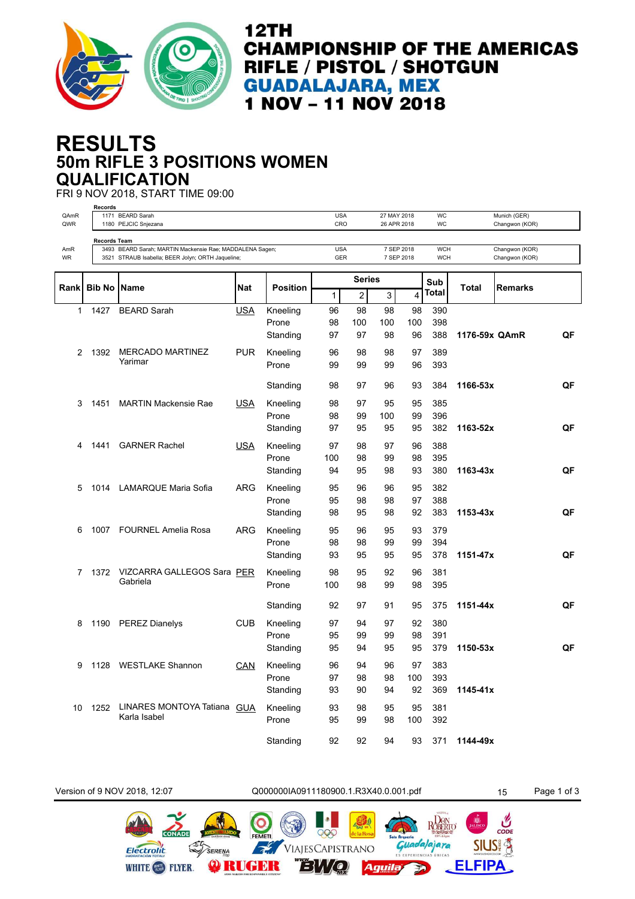# 12TH CHAMPIONSHIP OF THE AMERICAS RIFLE / PISTOL / SHOTGUN GUADALAJARA, MEX 1 NOV – 11 NOV 2018

# RESULTS

## 50m RIFLE 3 POSITIONS WOMEN

## QUALIFICATION

FRI 9 NOV 2018, START TIME 09:00

| | Records | | | | |
|---|---|---|---|---|---|
| QAmR | 1171 BEARD Sarah | USA | 27 MAY 2018 | WC | Munich (GER) |
| QWR | 1180 PEJCIC Snjezana | CRO | 26 APR 2018 | WC | Changwon (KOR) |

| | Records Team | | | | |
|---|---|---|---|---|---|
| AmR | 3493 BEARD Sarah; MARTIN Mackensie Rae; MADDALENA Sagen; | USA | 7 SEP 2018 | WCH | Changwon (KOR) |
| WR | 3521 STRAUB Isabella; BEER Jolyn; ORTH Jaqueline; | GER | 7 SEP 2018 | WCH | Changwon (KOR) |

| Rank | Bib No | Name | Nat | Position | Series 1 | 2 | 3 | 4 | Sub Total | Total | Remarks | |
|---|---|---|---|---|---|---|---|---|---|---|---|---|
| 1 | 1427 | BEARD Sarah | USA | Kneeling | 96 | 98 | 98 | 98 | 390 | | | |
| | | | | Prone | 98 | 100 | 100 | 100 | 398 | | | |
| | | | | Standing | 97 | 97 | 98 | 96 | 388 | 1176-59x | QAmR | QF |
| 2 | 1392 | MERCADO MARTINEZ Yarimar | PUR | Kneeling | 96 | 98 | 98 | 97 | 389 | | | |
| | | | | Prone | 99 | 99 | 99 | 96 | 393 | | | |
| | | | | Standing | 98 | 97 | 96 | 93 | 384 | 1166-53x | | QF |
| 3 | 1451 | MARTIN Mackensie Rae | USA | Kneeling | 98 | 97 | 95 | 95 | 385 | | | |
| | | | | Prone | 98 | 99 | 100 | 99 | 396 | | | |
| | | | | Standing | 97 | 95 | 95 | 95 | 382 | 1163-52x | | QF |
| 4 | 1441 | GARNER Rachel | USA | Kneeling | 97 | 98 | 97 | 96 | 388 | | | |
| | | | | Prone | 100 | 98 | 99 | 98 | 395 | | | |
| | | | | Standing | 94 | 95 | 98 | 93 | 380 | 1163-43x | | QF |
| 5 | 1014 | LAMARQUE Maria Sofia | ARG | Kneeling | 95 | 96 | 96 | 95 | 382 | | | |
| | | | | Prone | 95 | 98 | 98 | 97 | 388 | | | |
| | | | | Standing | 98 | 95 | 98 | 92 | 383 | 1153-43x | | QF |
| 6 | 1007 | FOURNEL Amelia Rosa | ARG | Kneeling | 95 | 96 | 95 | 93 | 379 | | | |
| | | | | Prone | 98 | 98 | 99 | 99 | 394 | | | |
| | | | | Standing | 93 | 95 | 95 | 95 | 378 | 1151-47x | | QF |
| 7 | 1372 | VIZCARRA GALLEGOS Sara Gabriela | PER | Kneeling | 98 | 95 | 92 | 96 | 381 | | | |
| | | | | Prone | 100 | 98 | 99 | 98 | 395 | | | |
| | | | | Standing | 92 | 97 | 91 | 95 | 375 | 1151-44x | | QF |
| 8 | 1190 | PEREZ Dianelys | CUB | Kneeling | 97 | 94 | 97 | 92 | 380 | | | |
| | | | | Prone | 95 | 99 | 99 | 98 | 391 | | | |
| | | | | Standing | 95 | 94 | 95 | 95 | 379 | 1150-53x | | QF |
| 9 | 1128 | WESTLAKE Shannon | CAN | Kneeling | 96 | 94 | 96 | 97 | 383 | | | |
| | | | | Prone | 97 | 98 | 98 | 100 | 393 | | | |
| | | | | Standing | 93 | 90 | 94 | 92 | 369 | 1145-41x | | |
| 10 | 1252 | LINARES MONTOYA Tatiana Karla Isabel | GUA | Kneeling | 93 | 98 | 95 | 95 | 381 | | | |
| | | | | Prone | 95 | 99 | 98 | 100 | 392 | | | |
| | | | | Standing | 92 | 92 | 94 | 93 | 371 | 1144-49x | | |

Version of 9 NOV 2018, 12:07    Q000000IA0911180900.1.R3X40.0.001.pdf    15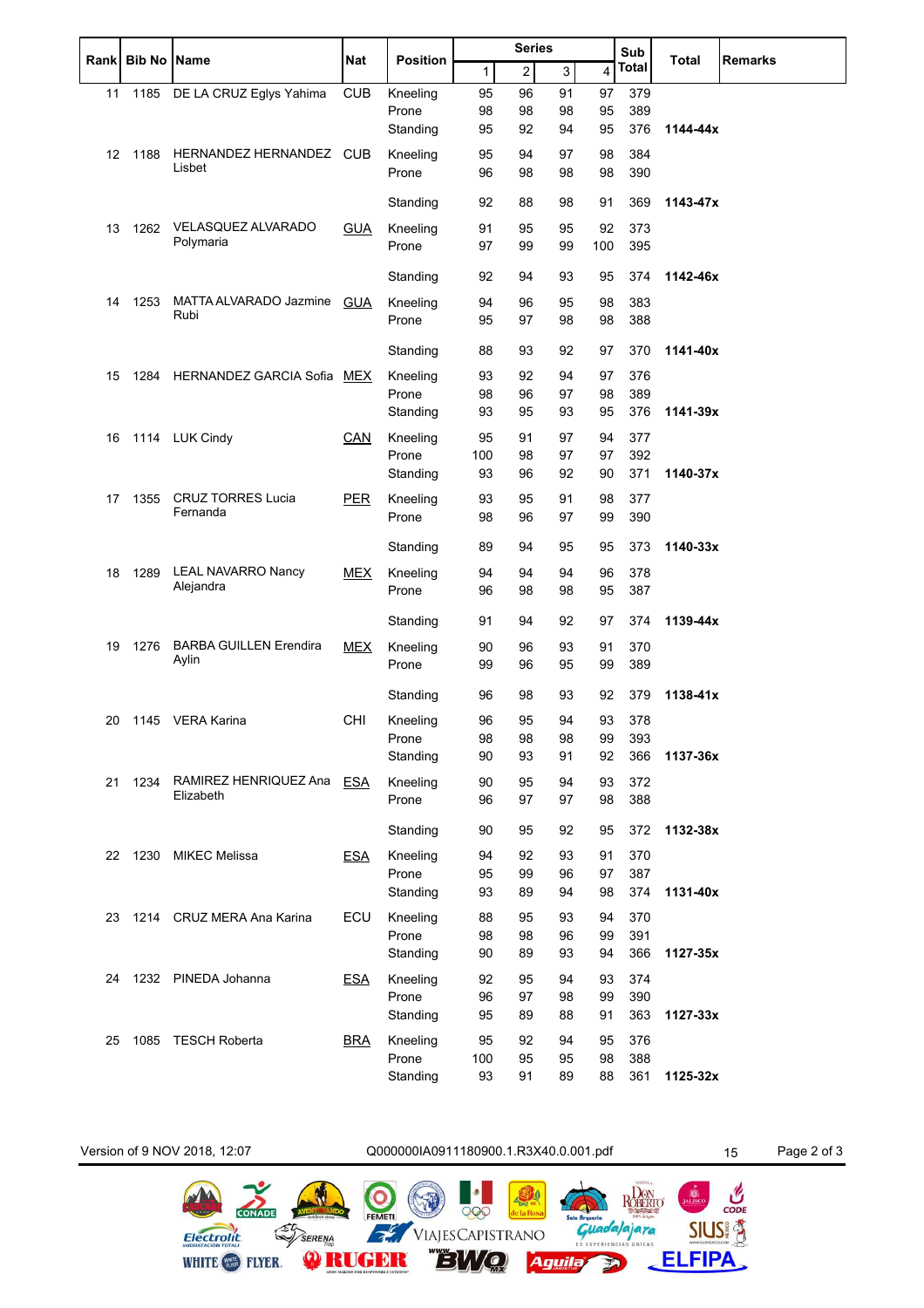| Rank | Bib No | Name | Nat | Position | Series | | | | Sub Total | Total | Remarks |
|---|---|---|---|---|---|---|---|---|---|---|---|
| | | | | | 1 | 2 | 3 | 4 | | | |
| 11 | 1185 | DE LA CRUZ Eglys Yahima | CUB | Kneeling | 95 | 96 | 91 | 97 | 379 | | |
| | | | | Prone | 98 | 98 | 98 | 95 | 389 | | |
| | | | | Standing | 95 | 92 | 94 | 95 | 376 | **1144-44x** | |
| 12 | 1188 | HERNANDEZ HERNANDEZ Lisbet | CUB | Kneeling | 95 | 94 | 97 | 98 | 384 | | |
| | | | | Prone | 96 | 98 | 98 | 98 | 390 | | |
| | | | | Standing | 92 | 88 | 98 | 91 | 369 | **1143-47x** | |
| 13 | 1262 | VELASQUEZ ALVARADO Polymaria | GUA | Kneeling | 91 | 95 | 95 | 92 | 373 | | |
| | | | | Prone | 97 | 99 | 99 | 100 | 395 | | |
| | | | | Standing | 92 | 94 | 93 | 95 | 374 | **1142-46x** | |
| 14 | 1253 | MATTA ALVARADO Jazmine Rubi | GUA | Kneeling | 94 | 96 | 95 | 98 | 383 | | |
| | | | | Prone | 95 | 97 | 98 | 98 | 388 | | |
| | | | | Standing | 88 | 93 | 92 | 97 | 370 | **1141-40x** | |
| 15 | 1284 | HERNANDEZ GARCIA Sofia | MEX | Kneeling | 93 | 92 | 94 | 97 | 376 | | |
| | | | | Prone | 98 | 96 | 97 | 98 | 389 | | |
| | | | | Standing | 93 | 95 | 93 | 95 | 376 | **1141-39x** | |
| 16 | 1114 | LUK Cindy | CAN | Kneeling | 95 | 91 | 97 | 94 | 377 | | |
| | | | | Prone | 100 | 98 | 97 | 97 | 392 | | |
| | | | | Standing | 93 | 96 | 92 | 90 | 371 | **1140-37x** | |
| 17 | 1355 | CRUZ TORRES Lucia Fernanda | PER | Kneeling | 93 | 95 | 91 | 98 | 377 | | |
| | | | | Prone | 98 | 96 | 97 | 99 | 390 | | |
| | | | | Standing | 89 | 94 | 95 | 95 | 373 | **1140-33x** | |
| 18 | 1289 | LEAL NAVARRO Nancy Alejandra | MEX | Kneeling | 94 | 94 | 94 | 96 | 378 | | |
| | | | | Prone | 96 | 98 | 98 | 95 | 387 | | |
| | | | | Standing | 91 | 94 | 92 | 97 | 374 | **1139-44x** | |
| 19 | 1276 | BARBA GUILLEN Erendira Aylin | MEX | Kneeling | 90 | 96 | 93 | 91 | 370 | | |
| | | | | Prone | 99 | 96 | 95 | 99 | 389 | | |
| | | | | Standing | 96 | 98 | 93 | 92 | 379 | **1138-41x** | |
| 20 | 1145 | VERA Karina | CHI | Kneeling | 96 | 95 | 94 | 93 | 378 | | |
| | | | | Prone | 98 | 98 | 98 | 99 | 393 | | |
| | | | | Standing | 90 | 93 | 91 | 92 | 366 | **1137-36x** | |
| 21 | 1234 | RAMIREZ HENRIQUEZ Ana Elizabeth | ESA | Kneeling | 90 | 95 | 94 | 93 | 372 | | |
| | | | | Prone | 96 | 97 | 97 | 98 | 388 | | |
| | | | | Standing | 90 | 95 | 92 | 95 | 372 | **1132-38x** | |
| 22 | 1230 | MIKEC Melissa | ESA | Kneeling | 94 | 92 | 93 | 91 | 370 | | |
| | | | | Prone | 95 | 99 | 96 | 97 | 387 | | |
| | | | | Standing | 93 | 89 | 94 | 98 | 374 | **1131-40x** | |
| 23 | 1214 | CRUZ MERA Ana Karina | ECU | Kneeling | 88 | 95 | 93 | 94 | 370 | | |
| | | | | Prone | 98 | 98 | 96 | 99 | 391 | | |
| | | | | Standing | 90 | 89 | 93 | 94 | 366 | **1127-35x** | |
| 24 | 1232 | PINEDA Johanna | ESA | Kneeling | 92 | 95 | 94 | 93 | 374 | | |
| | | | | Prone | 96 | 97 | 98 | 99 | 390 | | |
| | | | | Standing | 95 | 89 | 88 | 91 | 363 | **1127-33x** | |
| 25 | 1085 | TESCH Roberta | BRA | Kneeling | 95 | 92 | 94 | 95 | 376 | | |
| | | | | Prone | 100 | 95 | 95 | 98 | 388 | | |
| | | | | Standing | 93 | 91 | 89 | 88 | 361 | **1125-32x** | |

Version of 9 NOV 2018, 12:07 Q000000IA0911180900.1.R3X40.0.001.pdf 15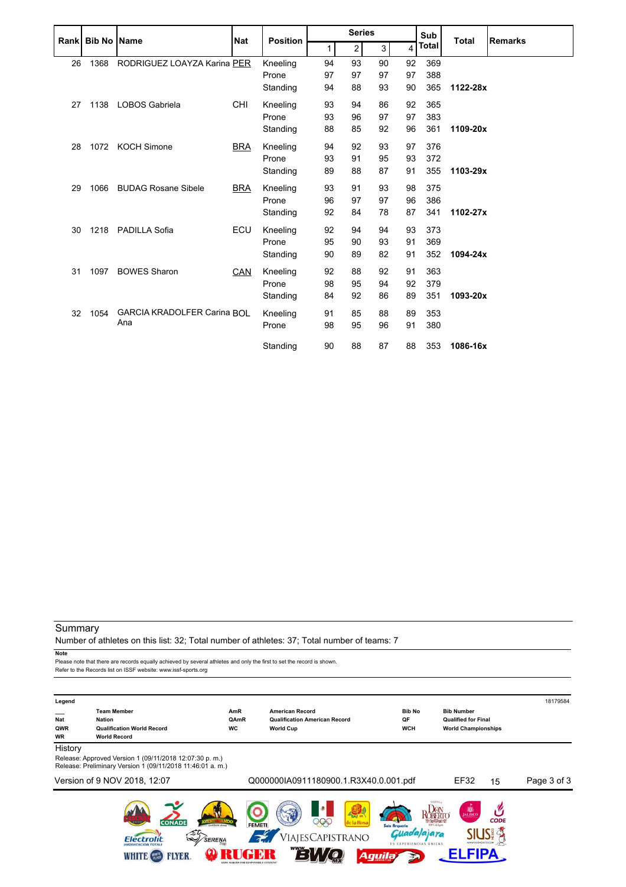| Rank | Bib No | Name | Nat | Position | Series | | | | Sub Total | Total | Remarks |
|---|---|---|---|---|---|---|---|---|---|---|---|
| | | | | | 1 | 2 | 3 | 4 | | | |
| 26 | 1368 | RODRIGUEZ LOAYZA Karina | PER | Kneeling | 94 | 93 | 90 | 92 | 369 | | |
| | | | | Prone | 97 | 97 | 97 | 97 | 388 | | |
| | | | | Standing | 94 | 88 | 93 | 90 | 365 | **1122-28x** | |
| 27 | 1138 | LOBOS Gabriela | CHI | Kneeling | 93 | 94 | 86 | 92 | 365 | | |
| | | | | Prone | 93 | 96 | 97 | 97 | 383 | | |
| | | | | Standing | 88 | 85 | 92 | 96 | 361 | **1109-20x** | |
| 28 | 1072 | KOCH Simone | BRA | Kneeling | 94 | 92 | 93 | 97 | 376 | | |
| | | | | Prone | 93 | 91 | 95 | 93 | 372 | | |
| | | | | Standing | 89 | 88 | 87 | 91 | 355 | **1103-29x** | |
| 29 | 1066 | BUDAG Rosane Sibele | BRA | Kneeling | 93 | 91 | 93 | 98 | 375 | | |
| | | | | Prone | 96 | 97 | 97 | 96 | 386 | | |
| | | | | Standing | 92 | 84 | 78 | 87 | 341 | **1102-27x** | |
| 30 | 1218 | PADILLA Sofia | ECU | Kneeling | 92 | 94 | 94 | 93 | 373 | | |
| | | | | Prone | 95 | 90 | 93 | 91 | 369 | | |
| | | | | Standing | 90 | 89 | 82 | 91 | 352 | **1094-24x** | |
| 31 | 1097 | BOWES Sharon | CAN | Kneeling | 92 | 88 | 92 | 91 | 363 | | |
| | | | | Prone | 98 | 95 | 94 | 92 | 379 | | |
| | | | | Standing | 84 | 92 | 86 | 89 | 351 | **1093-20x** | |
| 32 | 1054 | GARCIA KRADOLFER Carina Ana | BOL | Kneeling | 91 | 85 | 88 | 89 | 353 | | |
| | | | | Prone | 98 | 95 | 96 | 91 | 380 | | |
| | | | | Standing | 90 | 88 | 87 | 88 | 353 | **1086-16x** | |

Summary

Number of athletes on this list: 32; Total number of athletes: 37; Total number of teams: 7

**Note**

Please note that there are records equally achieved by several athletes and only the first to set the record is shown.
Refer to the Records list on ISSF website: www.issf-sports.org

**Legend**

| | | | | | |
|---|---|---|---|---|---|
| ___ | Team Member | AmR | American Record | Bib No | Bib Number |
| Nat | Nation | QAmR | Qualification American Record | QF | Qualified for Final |
| QWR | Qualification World Record | WC | World Cup | WCH | World Championships |
| WR | World Record | | | | |

History

Release: Approved Version 1 (09/11/2018 12:07:30 p. m.)
Release: Preliminary Version 1 (09/11/2018 11:46:01 a. m.)

Version of 9 NOV 2018, 12:07 Q000000IA0911180900.1.R3X40.0.001.pdf EF32 15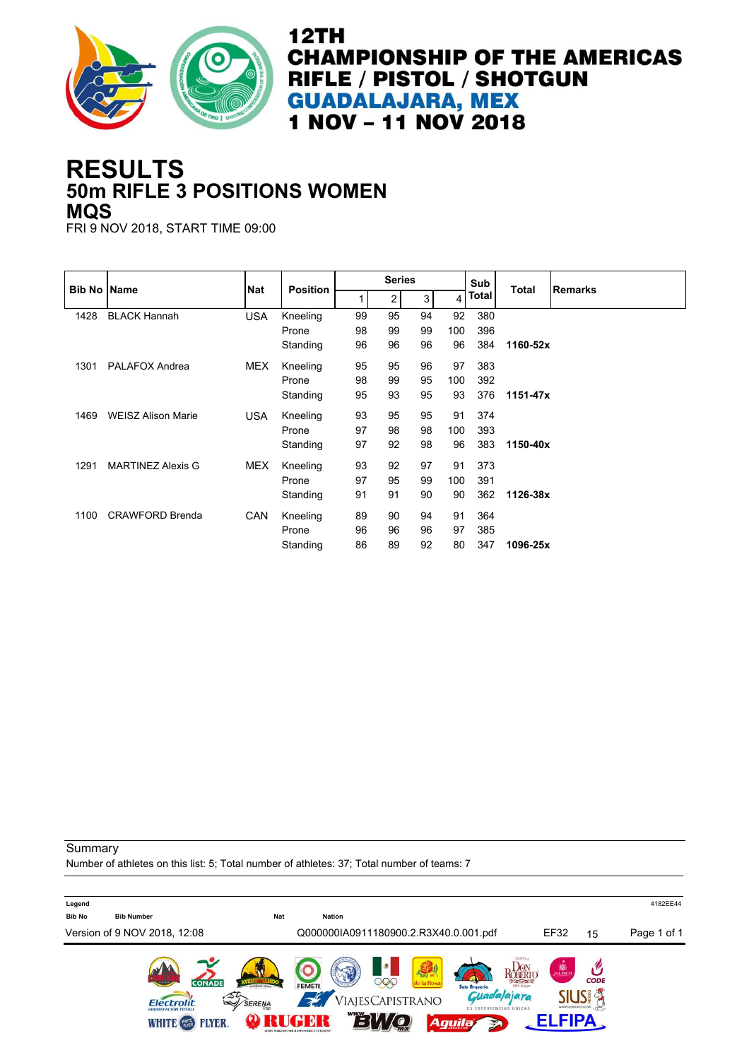# 12TH CHAMPIONSHIP OF THE AMERICAS RIFLE / PISTOL / SHOTGUN

## GUADALAJARA, MEX

## 1 NOV – 11 NOV 2018

# RESULTS

## 50m RIFLE 3 POSITIONS WOMEN

## MQS

FRI 9 NOV 2018, START TIME 09:00

| Bib No | Name | Nat | Position | Series 1 | 2 | 3 | 4 | Sub Total | Total | Remarks |
|---|---|---|---|---|---|---|---|---|---|---|
| 1428 | BLACK Hannah | USA | Kneeling | 99 | 95 | 94 | 92 | 380 | | |
| | | | Prone | 98 | 99 | 99 | 100 | 396 | | |
| | | | Standing | 96 | 96 | 96 | 96 | 384 | **1160-52x** | |
| 1301 | PALAFOX Andrea | MEX | Kneeling | 95 | 95 | 96 | 97 | 383 | | |
| | | | Prone | 98 | 99 | 95 | 100 | 392 | | |
| | | | Standing | 95 | 93 | 95 | 93 | 376 | **1151-47x** | |
| 1469 | WEISZ Alison Marie | USA | Kneeling | 93 | 95 | 95 | 91 | 374 | | |
| | | | Prone | 97 | 98 | 98 | 100 | 393 | | |
| | | | Standing | 97 | 92 | 98 | 96 | 383 | **1150-40x** | |
| 1291 | MARTINEZ Alexis G | MEX | Kneeling | 93 | 92 | 97 | 91 | 373 | | |
| | | | Prone | 97 | 95 | 99 | 100 | 391 | | |
| | | | Standing | 91 | 91 | 90 | 90 | 362 | **1126-38x** | |
| 1100 | CRAWFORD Brenda | CAN | Kneeling | 89 | 90 | 94 | 91 | 364 | | |
| | | | Prone | 96 | 96 | 96 | 97 | 385 | | |
| | | | Standing | 86 | 89 | 92 | 80 | 347 | **1096-25x** | |

Summary

Number of athletes on this list: 5; Total number of athletes: 37; Total number of teams: 7

Legend

| Bib No | Bib Number | Nat | Nation |
|---|---|---|---|

Version of 9 NOV 2018, 12:08 Q000000IA0911180900.2.R3X40.0.001.pdf EF32 15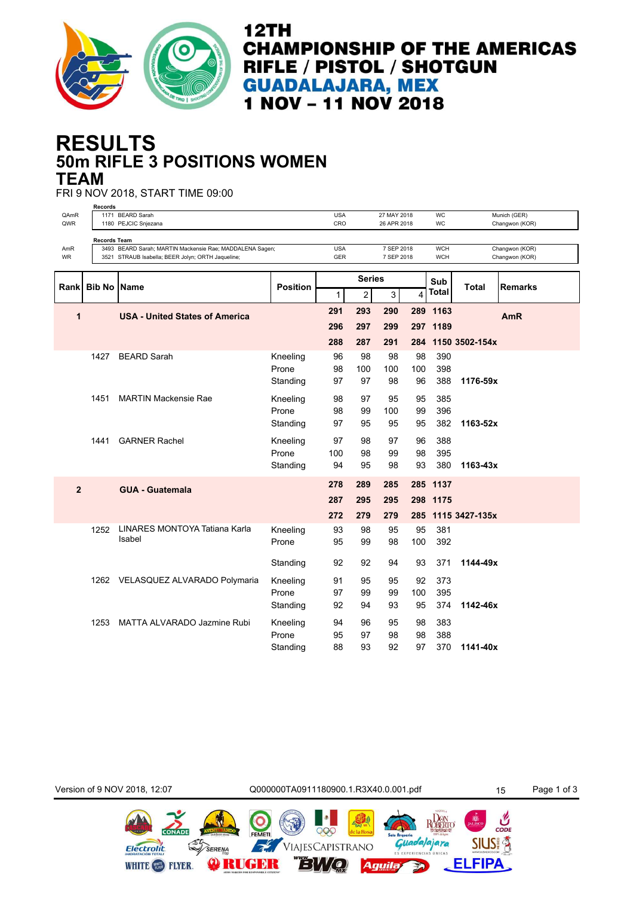# 12TH CHAMPIONSHIP OF THE AMERICAS RIFLE / PISTOL / SHOTGUN

## GUADALAJARA, MEX

## 1 NOV – 11 NOV 2018

# RESULTS

## 50m RIFLE 3 POSITIONS WOMEN

## TEAM

FRI 9 NOV 2018, START TIME 09:00

**Records**

| | | | | | |
|---|---|---|---|---|---|
| QAmR | 1171 BEARD Sarah | USA | 27 MAY 2018 | WC | Munich (GER) |
| QWR | 1180 PEJCIC Snjezana | CRO | 26 APR 2018 | WC | Changwon (KOR) |

**Records Team**

| | | | | | |
|---|---|---|---|---|---|
| AmR | 3493 BEARD Sarah; MARTIN Mackensie Rae; MADDALENA Sagen; | USA | 7 SEP 2018 | WCH | Changwon (KOR) |
| WR | 3521 STRAUB Isabella; BEER Jolyn; ORTH Jaqueline; | GER | 7 SEP 2018 | WCH | Changwon (KOR) |

| Rank | Bib No | Name | Position | Series 1 | 2 | 3 | 4 | Sub Total | Total | Remarks |
|---|---|---|---|---|---|---|---|---|---|---|
| 1 | | USA - United States of America | | 291 | 293 | 290 | 289 | 1163 | | AmR |
| | | | | 296 | 297 | 299 | 297 | 1189 | | |
| | | | | 288 | 287 | 291 | 284 | 1150 | 3502-154x | |
| | 1427 | BEARD Sarah | Kneeling | 96 | 98 | 98 | 98 | 390 | | |
| | | | Prone | 98 | 100 | 100 | 100 | 398 | | |
| | | | Standing | 97 | 97 | 98 | 96 | 388 | 1176-59x | |
| | 1451 | MARTIN Mackensie Rae | Kneeling | 98 | 97 | 95 | 95 | 385 | | |
| | | | Prone | 98 | 99 | 100 | 99 | 396 | | |
| | | | Standing | 97 | 95 | 95 | 95 | 382 | 1163-52x | |
| | 1441 | GARNER Rachel | Kneeling | 97 | 98 | 97 | 96 | 388 | | |
| | | | Prone | 100 | 98 | 99 | 98 | 395 | | |
| | | | Standing | 94 | 95 | 98 | 93 | 380 | 1163-43x | |
| 2 | | GUA - Guatemala | | 278 | 289 | 285 | 285 | 1137 | | |
| | | | | 287 | 295 | 295 | 298 | 1175 | | |
| | | | | 272 | 279 | 279 | 285 | 1115 | 3427-135x | |
| | 1252 | LINARES MONTOYA Tatiana Karla Isabel | Kneeling | 93 | 98 | 95 | 95 | 381 | | |
| | | | Prone | 95 | 99 | 98 | 100 | 392 | | |
| | | | Standing | 92 | 92 | 94 | 93 | 371 | 1144-49x | |
| | 1262 | VELASQUEZ ALVARADO Polymaria | Kneeling | 91 | 95 | 95 | 92 | 373 | | |
| | | | Prone | 97 | 99 | 99 | 100 | 395 | | |
| | | | Standing | 92 | 94 | 93 | 95 | 374 | 1142-46x | |
| | 1253 | MATTA ALVARADO Jazmine Rubi | Kneeling | 94 | 96 | 95 | 98 | 383 | | |
| | | | Prone | 95 | 97 | 98 | 98 | 388 | | |
| | | | Standing | 88 | 93 | 92 | 97 | 370 | 1141-40x | |

Version of 9 NOV 2018, 12:07 Q000000TA0911180900.1.R3X40.0.001.pdf 15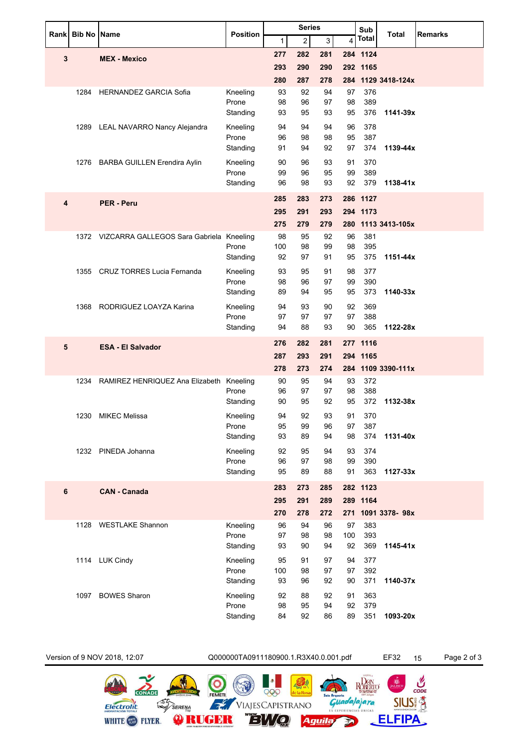| Rank | Bib No | Name | Position | Series 1 | 2 | 3 | 4 | Sub Total | Total | Remarks |
|---|---|---|---|---|---|---|---|---|---|---|
| **3** | | **MEX - Mexico** | | **277** | **282** | **281** | **284** | **1124** | | |
| | | | | **293** | **290** | **290** | **292** | **1165** | | |
| | | | | **280** | **287** | **278** | **284** | **1129** | **3418-124x** | |
| | 1284 | HERNANDEZ GARCIA Sofia | Kneeling | 93 | 92 | 94 | 97 | 376 | | |
| | | | Prone | 98 | 96 | 97 | 98 | 389 | | |
| | | | Standing | 93 | 95 | 93 | 95 | 376 | **1141-39x** | |
| | 1289 | LEAL NAVARRO Nancy Alejandra | Kneeling | 94 | 94 | 94 | 96 | 378 | | |
| | | | Prone | 96 | 98 | 98 | 95 | 387 | | |
| | | | Standing | 91 | 94 | 92 | 97 | 374 | **1139-44x** | |
| | 1276 | BARBA GUILLEN Erendira Aylin | Kneeling | 90 | 96 | 93 | 91 | 370 | | |
| | | | Prone | 99 | 96 | 95 | 99 | 389 | | |
| | | | Standing | 96 | 98 | 93 | 92 | 379 | **1138-41x** | |
| **4** | | **PER - Peru** | | **285** | **283** | **273** | **286** | **1127** | | |
| | | | | **295** | **291** | **293** | **294** | **1173** | | |
| | | | | **275** | **279** | **279** | **280** | **1113** | **3413-105x** | |
| | 1372 | VIZCARRA GALLEGOS Sara Gabriela | Kneeling | 98 | 95 | 92 | 96 | 381 | | |
| | | | Prone | 100 | 98 | 99 | 98 | 395 | | |
| | | | Standing | 92 | 97 | 91 | 95 | 375 | **1151-44x** | |
| | 1355 | CRUZ TORRES Lucia Fernanda | Kneeling | 93 | 95 | 91 | 98 | 377 | | |
| | | | Prone | 98 | 96 | 97 | 99 | 390 | | |
| | | | Standing | 89 | 94 | 95 | 95 | 373 | **1140-33x** | |
| | 1368 | RODRIGUEZ LOAYZA Karina | Kneeling | 94 | 93 | 90 | 92 | 369 | | |
| | | | Prone | 97 | 97 | 97 | 97 | 388 | | |
| | | | Standing | 94 | 88 | 93 | 90 | 365 | **1122-28x** | |
| **5** | | **ESA - El Salvador** | | **276** | **282** | **281** | **277** | **1116** | | |
| | | | | **287** | **293** | **291** | **294** | **1165** | | |
| | | | | **278** | **273** | **274** | **284** | **1109** | **3390-111x** | |
| | 1234 | RAMIREZ HENRIQUEZ Ana Elizabeth | Kneeling | 90 | 95 | 94 | 93 | 372 | | |
| | | | Prone | 96 | 97 | 97 | 98 | 388 | | |
| | | | Standing | 90 | 95 | 92 | 95 | 372 | **1132-38x** | |
| | 1230 | MIKEC Melissa | Kneeling | 94 | 92 | 93 | 91 | 370 | | |
| | | | Prone | 95 | 99 | 96 | 97 | 387 | | |
| | | | Standing | 93 | 89 | 94 | 98 | 374 | **1131-40x** | |
| | 1232 | PINEDA Johanna | Kneeling | 92 | 95 | 94 | 93 | 374 | | |
| | | | Prone | 96 | 97 | 98 | 99 | 390 | | |
| | | | Standing | 95 | 89 | 88 | 91 | 363 | **1127-33x** | |
| **6** | | **CAN - Canada** | | **283** | **273** | **285** | **282** | **1123** | | |
| | | | | **295** | **291** | **289** | **289** | **1164** | | |
| | | | | **270** | **278** | **272** | **271** | **1091** | **3378- 98x** | |
| | 1128 | WESTLAKE Shannon | Kneeling | 96 | 94 | 96 | 97 | 383 | | |
| | | | Prone | 97 | 98 | 98 | 100 | 393 | | |
| | | | Standing | 93 | 90 | 94 | 92 | 369 | **1145-41x** | |
| | 1114 | LUK Cindy | Kneeling | 95 | 91 | 97 | 94 | 377 | | |
| | | | Prone | 100 | 98 | 97 | 97 | 392 | | |
| | | | Standing | 93 | 96 | 92 | 90 | 371 | **1140-37x** | |
| | 1097 | BOWES Sharon | Kneeling | 92 | 88 | 92 | 91 | 363 | | |
| | | | Prone | 98 | 95 | 94 | 92 | 379 | | |
| | | | Standing | 84 | 92 | 86 | 89 | 351 | **1093-20x** | |

Version of 9 NOV 2018, 12:07 Q000000TA0911180900.1.R3X40.0.001.pdf EF32 15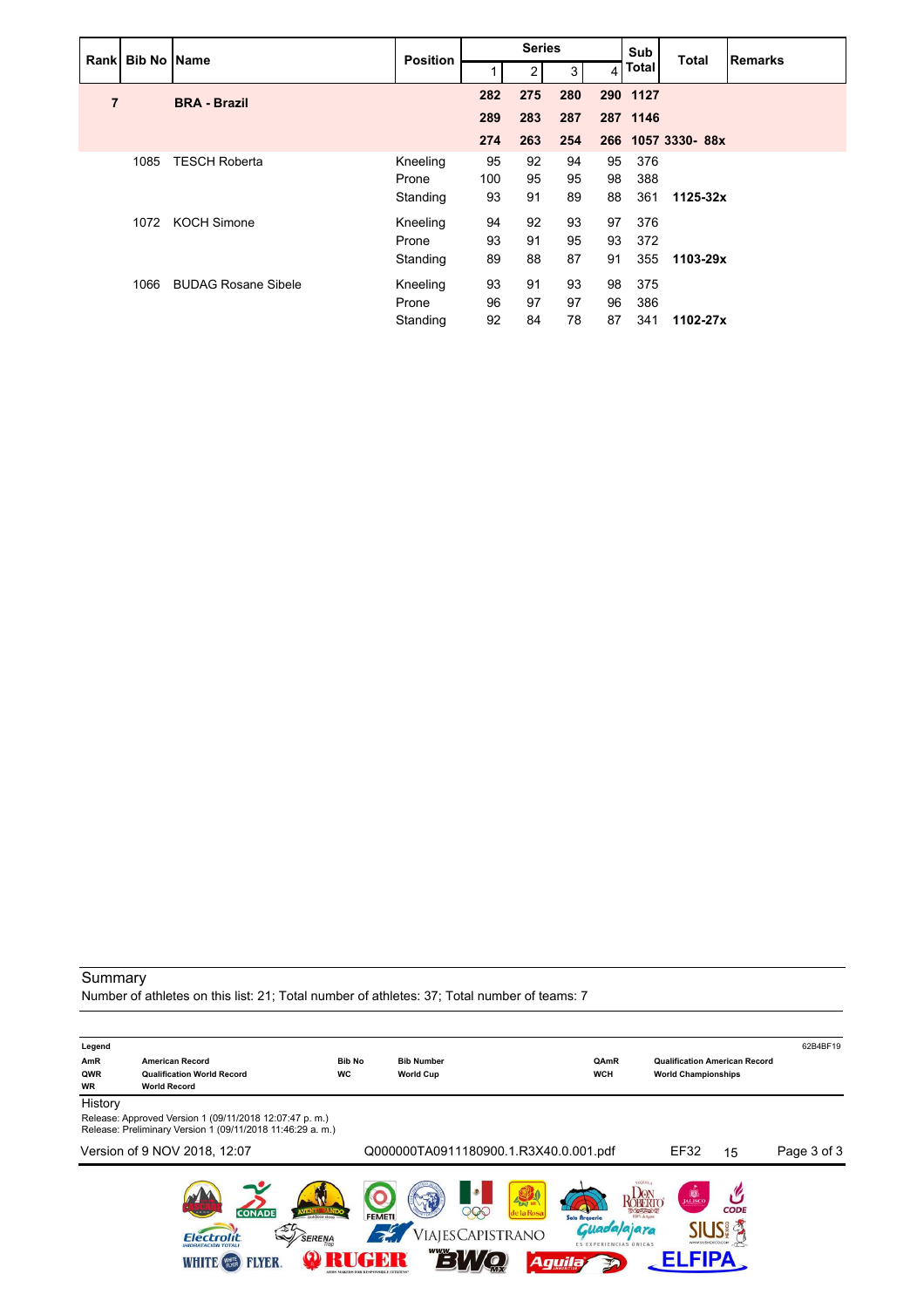| Rank | Bib No | Name | Position | Series 1 | 2 | 3 | 4 | Sub Total | Total | Remarks |
|---|---|---|---|---|---|---|---|---|---|---|
| **7** | | **BRA - Brazil** | | **282** | **275** | **280** | **290** | **1127** | | |
| | | | | **289** | **283** | **287** | **287** | **1146** | | |
| | | | | **274** | **263** | **254** | **266** | **1057** | **3330- 88x** | |
| | 1085 | TESCH Roberta | Kneeling | 95 | 92 | 94 | 95 | 376 | | |
| | | | Prone | 100 | 95 | 95 | 98 | 388 | | |
| | | | Standing | 93 | 91 | 89 | 88 | 361 | **1125-32x** | |
| | 1072 | KOCH Simone | Kneeling | 94 | 92 | 93 | 97 | 376 | | |
| | | | Prone | 93 | 91 | 95 | 93 | 372 | | |
| | | | Standing | 89 | 88 | 87 | 91 | 355 | **1103-29x** | |
| | 1066 | BUDAG Rosane Sibele | Kneeling | 93 | 91 | 93 | 98 | 375 | | |
| | | | Prone | 96 | 97 | 97 | 96 | 386 | | |
| | | | Standing | 92 | 84 | 78 | 87 | 341 | **1102-27x** | |

Summary

Number of athletes on this list: 21; Total number of athletes: 37; Total number of teams: 7

**Legend**

| | | | | | |
|---|---|---|---|---|---|
| **AmR** | **American Record** | **Bib No** | **Bib Number** | **QAmR** | **Qualification American Record** |
| **QWR** | **Qualification World Record** | **WC** | **World Cup** | **WCH** | **World Championships** |
| **WR** | **World Record** | | | | |

62B4BF19

History

Release: Approved Version 1 (09/11/2018 12:07:47 p. m.)
Release: Preliminary Version 1 (09/11/2018 11:46:29 a. m.)

Version of 9 NOV 2018, 12:07 Q000000TA0911180900.1.R3X40.0.001.pdf EF32 15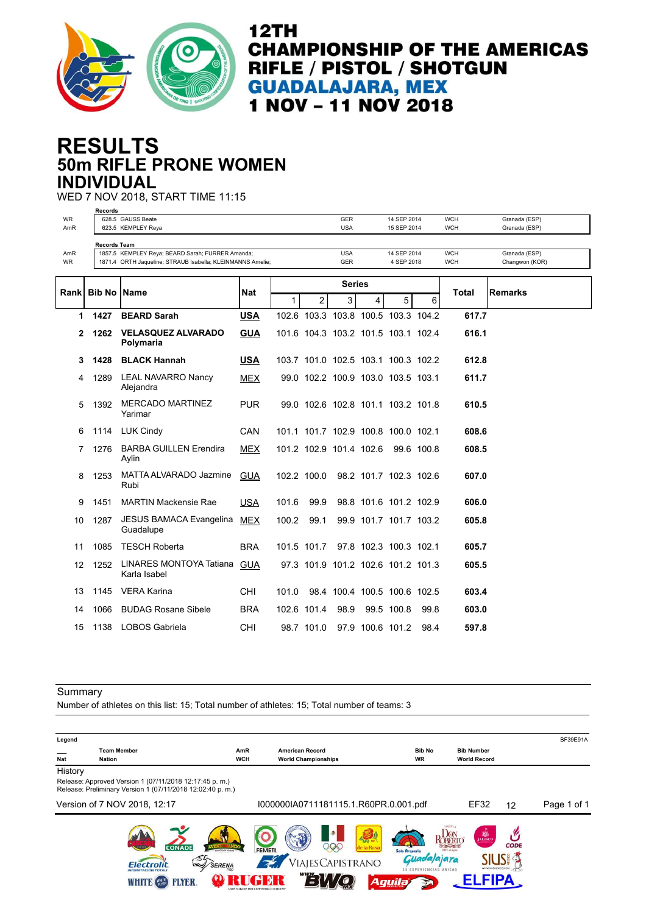# 12TH CHAMPIONSHIP OF THE AMERICAS RIFLE / PISTOL / SHOTGUN GUADALAJARA, MEX 1 NOV – 11 NOV 2018

# RESULTS
## 50m RIFLE PRONE WOMEN INDIVIDUAL

WED 7 NOV 2018, START TIME 11:15

**Records**

| | | | | | |
|---|---|---|---|---|---|
| WR | 628.5 GAUSS Beate | GER | 14 SEP 2014 | WCH | Granada (ESP) |
| AmR | 623.5 KEMPLEY Reya | USA | 15 SEP 2014 | WCH | Granada (ESP) |

**Records Team**

| | | | | | |
|---|---|---|---|---|---|
| AmR | 1857.5 KEMPLEY Reya; BEARD Sarah; FURRER Amanda; | USA | 14 SEP 2014 | WCH | Granada (ESP) |
| WR | 1871.4 ORTH Jaqueline; STRAUB Isabella; KLEINMANNS Amelie; | GER | 4 SEP 2018 | WCH | Changwon (KOR) |

| Rank | Bib No | Name | Nat | Series 1 | 2 | 3 | 4 | 5 | 6 | Total | Remarks |
|---|---|---|---|---|---|---|---|---|---|---|---|
| **1** | **1427** | **BEARD Sarah** | **USA** | 102.6 | 103.3 | 103.8 | 100.5 | 103.3 | 104.2 | **617.7** | |
| **2** | **1262** | **VELASQUEZ ALVARADO Polymaria** | **GUA** | 101.6 | 104.3 | 103.2 | 101.5 | 103.1 | 102.4 | **616.1** | |
| **3** | **1428** | **BLACK Hannah** | **USA** | 103.7 | 101.0 | 102.5 | 103.1 | 100.3 | 102.2 | **612.8** | |
| 4 | 1289 | LEAL NAVARRO Nancy Alejandra | MEX | 99.0 | 102.2 | 100.9 | 103.0 | 103.5 | 103.1 | **611.7** | |
| 5 | 1392 | MERCADO MARTINEZ Yarimar | PUR | 99.0 | 102.6 | 102.8 | 101.1 | 103.2 | 101.8 | **610.5** | |
| 6 | 1114 | LUK Cindy | CAN | 101.1 | 101.7 | 102.9 | 100.8 | 100.0 | 102.1 | **608.6** | |
| 7 | 1276 | BARBA GUILLEN Erendira Aylin | MEX | 101.2 | 102.9 | 101.4 | 102.6 | 99.6 | 100.8 | **608.5** | |
| 8 | 1253 | MATTA ALVARADO Jazmine Rubi | GUA | 102.2 | 100.0 | 98.2 | 101.7 | 102.3 | 102.6 | **607.0** | |
| 9 | 1451 | MARTIN Mackensie Rae | USA | 101.6 | 99.9 | 98.8 | 101.6 | 101.2 | 102.9 | **606.0** | |
| 10 | 1287 | JESUS BAMACA Evangelina Guadalupe | MEX | 100.2 | 99.1 | 99.9 | 101.7 | 101.7 | 103.2 | **605.8** | |
| 11 | 1085 | TESCH Roberta | BRA | 101.5 | 101.7 | 97.8 | 102.3 | 100.3 | 102.1 | **605.7** | |
| 12 | 1252 | LINARES MONTOYA Tatiana Karla Isabel | GUA | 97.3 | 101.9 | 101.2 | 102.6 | 101.2 | 101.3 | **605.5** | |
| 13 | 1145 | VERA Karina | CHI | 101.0 | 98.4 | 100.4 | 100.5 | 100.6 | 102.5 | **603.4** | |
| 14 | 1066 | BUDAG Rosane Sibele | BRA | 102.6 | 101.4 | 98.9 | 99.5 | 100.8 | 99.8 | **603.0** | |
| 15 | 1138 | LOBOS Gabriela | CHI | 98.7 | 101.0 | 97.9 | 100.6 | 101.2 | 98.4 | **597.8** | |

Summary

Number of athletes on this list: 15; Total number of athletes: 15; Total number of teams: 3

**Legend**

| | | | | | |
|---|---|---|---|---|---|
| ___ | Team Member | AmR | American Record | Bib No | Bib Number |
| Nat | Nation | WCH | World Championships | WR | World Record |

BF39E91A

History

Release: Approved Version 1 (07/11/2018 12:17:45 p. m.)
Release: Preliminary Version 1 (07/11/2018 12:02:40 p. m.)

Version of 7 NOV 2018, 12:17 — I000000IA0711181115.1.R60PR.0.001.pdf — EF32 — 12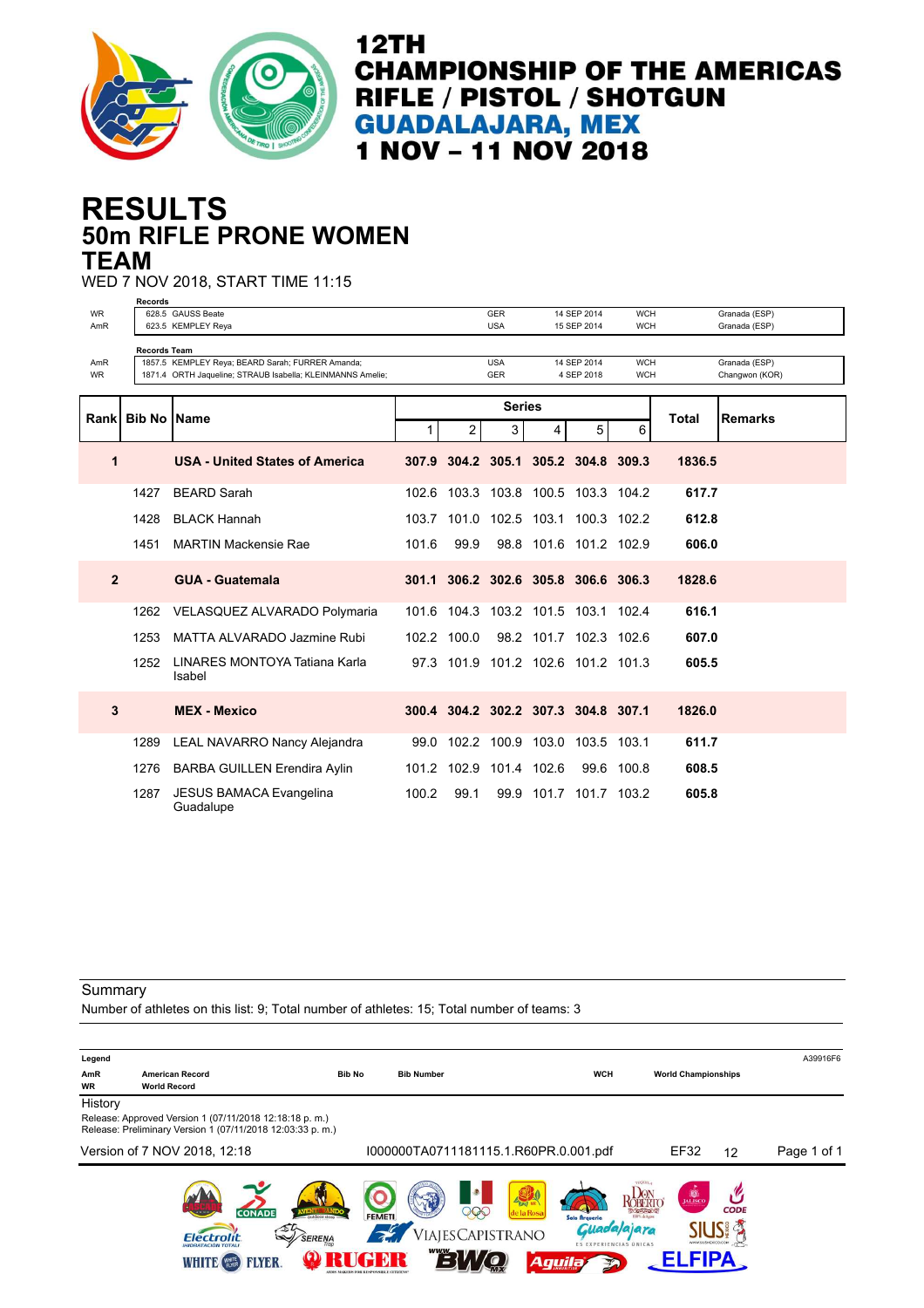# 12TH CHAMPIONSHIP OF THE AMERICAS
# RIFLE / PISTOL / SHOTGUN
# GUADALAJARA, MEX
# 1 NOV – 11 NOV 2018

# RESULTS
## 50m RIFLE PRONE WOMEN
## TEAM

WED 7 NOV 2018, START TIME 11:15

**Records**

| | | | | | |
|---|---|---|---|---|---|
| WR | 628.5 GAUSS Beate | GER | 14 SEP 2014 | WCH | Granada (ESP) |
| AmR | 623.5 KEMPLEY Reya | USA | 15 SEP 2014 | WCH | Granada (ESP) |

**Records Team**

| | | | | | |
|---|---|---|---|---|---|
| AmR | 1857.5 KEMPLEY Reya; BEARD Sarah; FURRER Amanda; | USA | 14 SEP 2014 | WCH | Granada (ESP) |
| WR | 1871.4 ORTH Jaqueline; STRAUB Isabella; KLEINMANNS Amelie; | GER | 4 SEP 2018 | WCH | Changwon (KOR) |

| Rank | Bib No | Name | Series 1 | 2 | 3 | 4 | 5 | 6 | Total | Remarks |
|---|---|---|---|---|---|---|---|---|---|---|
| **1** | | **USA - United States of America** | **307.9** | **304.2** | **305.1** | **305.2** | **304.8** | **309.3** | **1836.5** | |
| | 1427 | BEARD Sarah | 102.6 | 103.3 | 103.8 | 100.5 | 103.3 | 104.2 | **617.7** | |
| | 1428 | BLACK Hannah | 103.7 | 101.0 | 102.5 | 103.1 | 100.3 | 102.2 | **612.8** | |
| | 1451 | MARTIN Mackensie Rae | 101.6 | 99.9 | 98.8 | 101.6 | 101.2 | 102.9 | **606.0** | |
| **2** | | **GUA - Guatemala** | **301.1** | **306.2** | **302.6** | **305.8** | **306.6** | **306.3** | **1828.6** | |
| | 1262 | VELASQUEZ ALVARADO Polymaria | 101.6 | 104.3 | 103.2 | 101.5 | 103.1 | 102.4 | **616.1** | |
| | 1253 | MATTA ALVARADO Jazmine Rubi | 102.2 | 100.0 | 98.2 | 101.7 | 102.3 | 102.6 | **607.0** | |
| | 1252 | LINARES MONTOYA Tatiana Karla Isabel | 97.3 | 101.9 | 101.2 | 102.6 | 101.2 | 101.3 | **605.5** | |
| **3** | | **MEX - Mexico** | **300.4** | **304.2** | **302.2** | **307.3** | **304.8** | **307.1** | **1826.0** | |
| | 1289 | LEAL NAVARRO Nancy Alejandra | 99.0 | 102.2 | 100.9 | 103.0 | 103.5 | 103.1 | **611.7** | |
| | 1276 | BARBA GUILLEN Erendira Aylin | 101.2 | 102.9 | 101.4 | 102.6 | 99.6 | 100.8 | **608.5** | |
| | 1287 | JESUS BAMACA Evangelina Guadalupe | 100.2 | 99.1 | 99.9 | 101.7 | 101.7 | 103.2 | **605.8** | |

Summary

Number of athletes on this list: 9; Total number of athletes: 15; Total number of teams: 3

**Legend**

| | | | | | |
|---|---|---|---|---|---|
| AmR | American Record | Bib No | Bib Number | WCH | World Championships |
| WR | World Record | | | | |

A39916F6

History

Release: Approved Version 1 (07/11/2018 12:18:18 p. m.)
Release: Preliminary Version 1 (07/11/2018 12:03:33 p. m.)

Version of 7 NOV 2018, 12:18    I000000TA0711181115.1.R60PR.0.001.pdf    EF32    12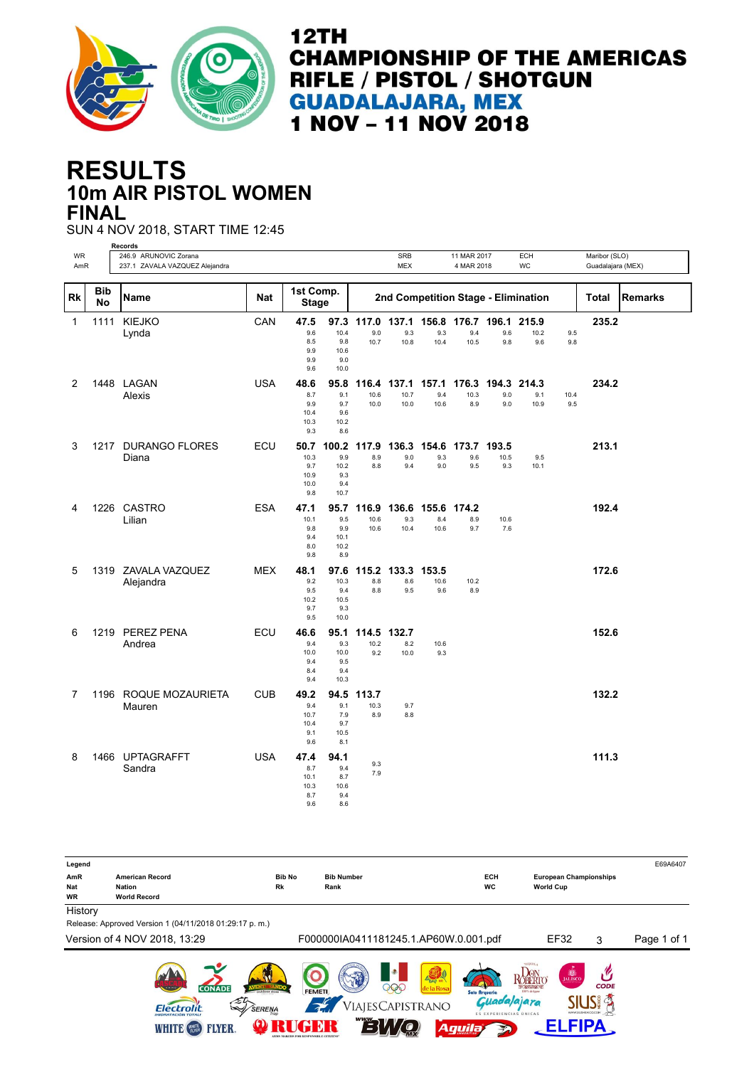# 12TH CHAMPIONSHIP OF THE AMERICAS RIFLE / PISTOL / SHOTGUN

## GUADALAJARA, MEX

## 1 NOV – 11 NOV 2018

# RESULTS

## 10m AIR PISTOL WOMEN

## FINAL

SUN 4 NOV 2018, START TIME 12:45

| | Records | | | |
|---|---|---|---|---|
| WR | 246.9 ARUNOVIC Zorana | SRB | 11 MAR 2017 | ECH | Maribor (SLO) |
| AmR | 237.1 ZAVALA VAZQUEZ Alejandra | MEX | 4 MAR 2018 | WC | Guadalajara (MEX) |

| Rk | Bib No | Name | Nat | 1st Comp. Stage | | 2nd Competition Stage - Elimination | | | | | | | | Total | Remarks |
|---|---|---|---|---|---|---|---|---|---|---|---|---|---|---|---|
| 1 | 1111 | KIEJKO Lynda | CAN | 47.5 | 97.3 | 117.0 | 137.1 | 156.8 | 176.7 | 196.1 | 215.9 | | | 235.2 | |
| | | | | 9.6 8.5 9.9 9.9 9.6 | 10.4 9.8 10.6 9.0 10.0 | 9.0 10.7 | 9.3 10.8 | 9.3 10.4 | 9.4 10.5 | 9.6 9.8 | 10.2 9.6 | 9.5 9.8 | | | |
| 2 | 1448 | LAGAN Alexis | USA | 48.6 | 95.8 | 116.4 | 137.1 | 157.1 | 176.3 | 194.3 | 214.3 | | | 234.2 | |
| | | | | 8.7 9.9 10.4 10.3 9.3 | 9.1 9.7 9.6 10.2 8.6 | 10.6 10.0 | 10.7 10.0 | 9.4 10.6 | 10.3 8.9 | 9.0 9.0 | 9.1 10.9 | 10.4 9.5 | | | |
| 3 | 1217 | DURANGO FLORES Diana | ECU | 50.7 | 100.2 | 117.9 | 136.3 | 154.6 | 173.7 | 193.5 | | | | 213.1 | |
| | | | | 10.3 9.7 10.9 10.0 9.8 | 9.9 10.2 9.3 9.4 10.7 | 8.9 8.8 | 9.0 9.4 | 9.3 9.0 | 9.6 9.5 | 10.5 9.3 | 9.5 10.1 | | | | |
| 4 | 1226 | CASTRO Lilian | ESA | 47.1 | 95.7 | 116.9 | 136.6 | 155.6 | 174.2 | | | | | 192.4 | |
| | | | | 10.1 9.8 9.4 8.0 9.8 | 9.5 9.9 10.1 10.2 8.9 | 10.6 10.6 | 9.3 10.4 | 8.4 10.6 | 8.9 9.7 | 10.6 7.6 | | | | | |
| 5 | 1319 | ZAVALA VAZQUEZ Alejandra | MEX | 48.1 | 97.6 | 115.2 | 133.3 | 153.5 | | | | | | 172.6 | |
| | | | | 9.2 9.5 10.2 9.7 9.5 | 10.3 9.4 10.5 9.3 10.0 | 8.8 8.8 | 8.6 9.5 | 10.6 9.6 | 10.2 8.9 | | | | | | |
| 6 | 1219 | PEREZ PENA Andrea | ECU | 46.6 | 95.1 | 114.5 | 132.7 | | | | | | | 152.6 | |
| | | | | 9.4 10.0 9.4 8.4 9.4 | 9.3 10.0 9.5 9.4 10.3 | 10.2 9.2 | 8.2 10.0 | 10.6 9.3 | | | | | | | |
| 7 | 1196 | ROQUE MOZAURIETA Mauren | CUB | 49.2 | 94.5 | 113.7 | | | | | | | | 132.2 | |
| | | | | 9.4 10.7 10.4 9.1 9.6 | 9.1 7.9 9.7 10.5 8.1 | 10.3 8.9 | 9.7 8.8 | | | | | | | | |
| 8 | 1466 | UPTAGRAFFT Sandra | USA | 47.4 | 94.1 | | | | | | | | | 111.3 | |
| | | | | 8.7 10.1 10.3 8.7 9.6 | 9.4 8.7 10.6 9.4 8.6 | 9.3 7.9 | | | | | | | | | |

**Legend**

| | | | | | |
|---|---|---|---|---|---|
| AmR | American Record | Bib No | Bib Number | ECH | European Championships |
| Nat | Nation | Rk | Rank | WC | World Cup |
| WR | World Record | | | | |

History

Release: Approved Version 1 (04/11/2018 01:29:17 p. m.)

Version of 4 NOV 2018, 13:29 — F000000IA0411181245.1.AP60W.0.001.pdf — EF32 — 3 — E69A6407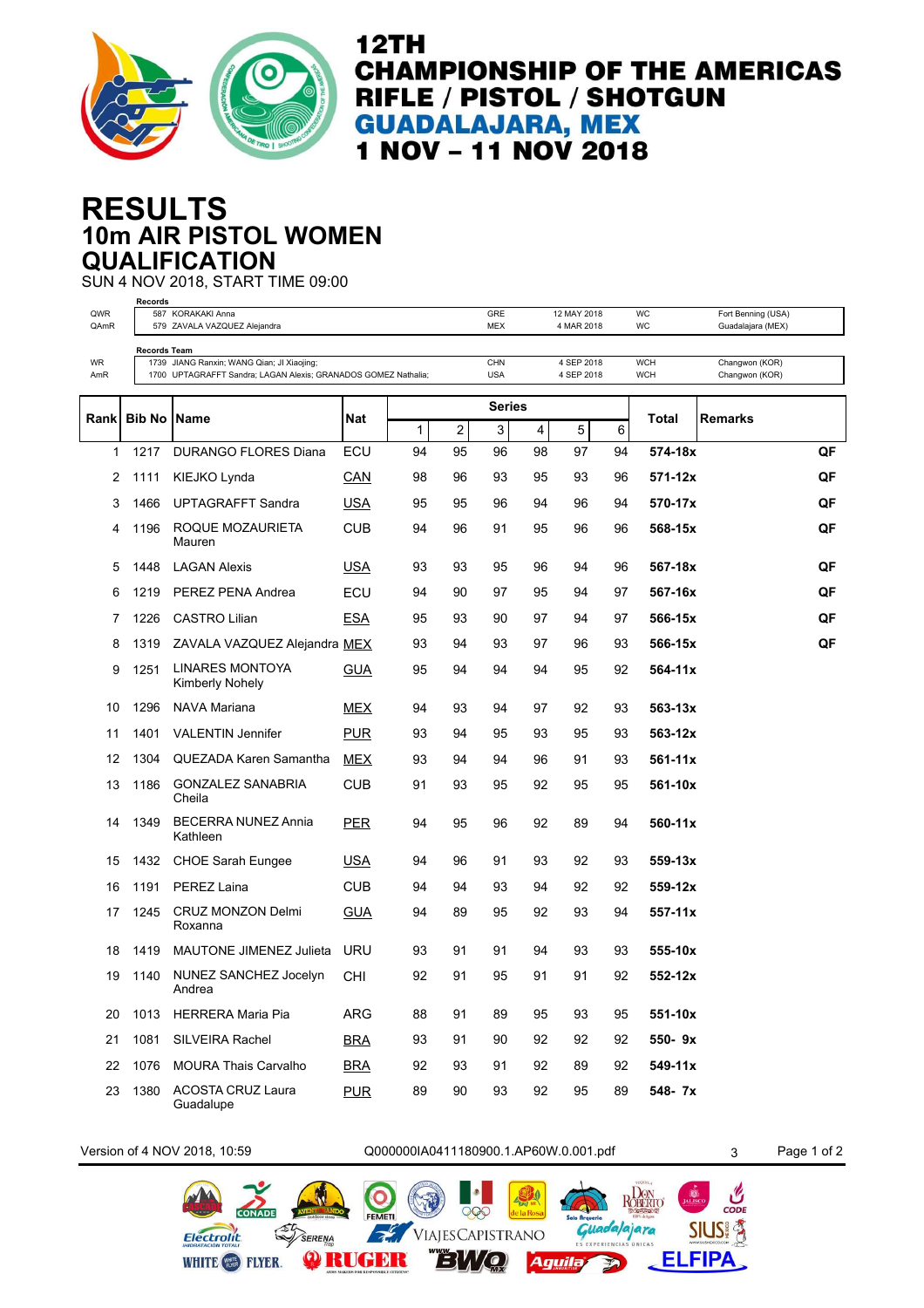# 12TH CHAMPIONSHIP OF THE AMERICAS RIFLE / PISTOL / SHOTGUN

## GUADALAJARA, MEX

## 1 NOV – 11 NOV 2018

# RESULTS

## 10m AIR PISTOL WOMEN

## QUALIFICATION

SUN 4 NOV 2018, START TIME 09:00

**Records**

| | | | | | | |
|---|---|---|---|---|---|---|
| QWR | 587 | KORAKAKI Anna | GRE | 12 MAY 2018 | WC | Fort Benning (USA) |
| QAmR | 579 | ZAVALA VAZQUEZ Alejandra | MEX | 4 MAR 2018 | WC | Guadalajara (MEX) |

**Records Team**

| | | | | | | |
|---|---|---|---|---|---|---|
| WR | 1739 | JIANG Ranxin; WANG Qian; JI Xiaojing; | CHN | 4 SEP 2018 | WCH | Changwon (KOR) |
| AmR | 1700 | UPTAGRAFFT Sandra; LAGAN Alexis; GRANADOS GOMEZ Nathalia; | USA | 4 SEP 2018 | WCH | Changwon (KOR) |

| Rank | Bib No | Name | Nat | Series 1 | 2 | 3 | 4 | 5 | 6 | Total | Remarks |
|---|---|---|---|---|---|---|---|---|---|---|---|
| 1 | 1217 | DURANGO FLORES Diana | ECU | 94 | 95 | 96 | 98 | 97 | 94 | **574-18x** | QF |
| 2 | 1111 | KIEJKO Lynda | CAN | 98 | 96 | 93 | 95 | 93 | 96 | **571-12x** | QF |
| 3 | 1466 | UPTAGRAFFT Sandra | USA | 95 | 95 | 96 | 94 | 96 | 94 | **570-17x** | QF |
| 4 | 1196 | ROQUE MOZAURIETA Mauren | CUB | 94 | 96 | 91 | 95 | 96 | 96 | **568-15x** | QF |
| 5 | 1448 | LAGAN Alexis | USA | 93 | 93 | 95 | 96 | 94 | 96 | **567-18x** | QF |
| 6 | 1219 | PEREZ PENA Andrea | ECU | 94 | 90 | 97 | 95 | 94 | 97 | **567-16x** | QF |
| 7 | 1226 | CASTRO Lilian | ESA | 95 | 93 | 90 | 97 | 94 | 97 | **566-15x** | QF |
| 8 | 1319 | ZAVALA VAZQUEZ Alejandra | MEX | 93 | 94 | 93 | 97 | 96 | 93 | **566-15x** | QF |
| 9 | 1251 | LINARES MONTOYA Kimberly Nohely | GUA | 95 | 94 | 94 | 94 | 95 | 92 | **564-11x** | |
| 10 | 1296 | NAVA Mariana | MEX | 94 | 93 | 94 | 97 | 92 | 93 | **563-13x** | |
| 11 | 1401 | VALENTIN Jennifer | PUR | 93 | 94 | 95 | 93 | 95 | 93 | **563-12x** | |
| 12 | 1304 | QUEZADA Karen Samantha | MEX | 93 | 94 | 94 | 96 | 91 | 93 | **561-11x** | |
| 13 | 1186 | GONZALEZ SANABRIA Cheila | CUB | 91 | 93 | 95 | 92 | 95 | 95 | **561-10x** | |
| 14 | 1349 | BECERRA NUNEZ Annia Kathleen | PER | 94 | 95 | 96 | 92 | 89 | 94 | **560-11x** | |
| 15 | 1432 | CHOE Sarah Eungee | USA | 94 | 96 | 91 | 93 | 92 | 93 | **559-13x** | |
| 16 | 1191 | PEREZ Laina | CUB | 94 | 94 | 93 | 94 | 92 | 92 | **559-12x** | |
| 17 | 1245 | CRUZ MONZON Delmi Roxanna | GUA | 94 | 89 | 95 | 92 | 93 | 94 | **557-11x** | |
| 18 | 1419 | MAUTONE JIMENEZ Julieta | URU | 93 | 91 | 91 | 94 | 93 | 93 | **555-10x** | |
| 19 | 1140 | NUNEZ SANCHEZ Jocelyn Andrea | CHI | 92 | 91 | 95 | 91 | 91 | 92 | **552-12x** | |
| 20 | 1013 | HERRERA Maria Pia | ARG | 88 | 91 | 89 | 95 | 93 | 95 | **551-10x** | |
| 21 | 1081 | SILVEIRA Rachel | BRA | 93 | 91 | 90 | 92 | 92 | 92 | **550- 9x** | |
| 22 | 1076 | MOURA Thais Carvalho | BRA | 92 | 93 | 91 | 92 | 89 | 92 | **549-11x** | |
| 23 | 1380 | ACOSTA CRUZ Laura Guadalupe | PUR | 89 | 90 | 93 | 92 | 95 | 89 | **548- 7x** | |

Version of 4 NOV 2018, 10:59 Q000000IA0411180900.1.AP60W.0.001.pdf 3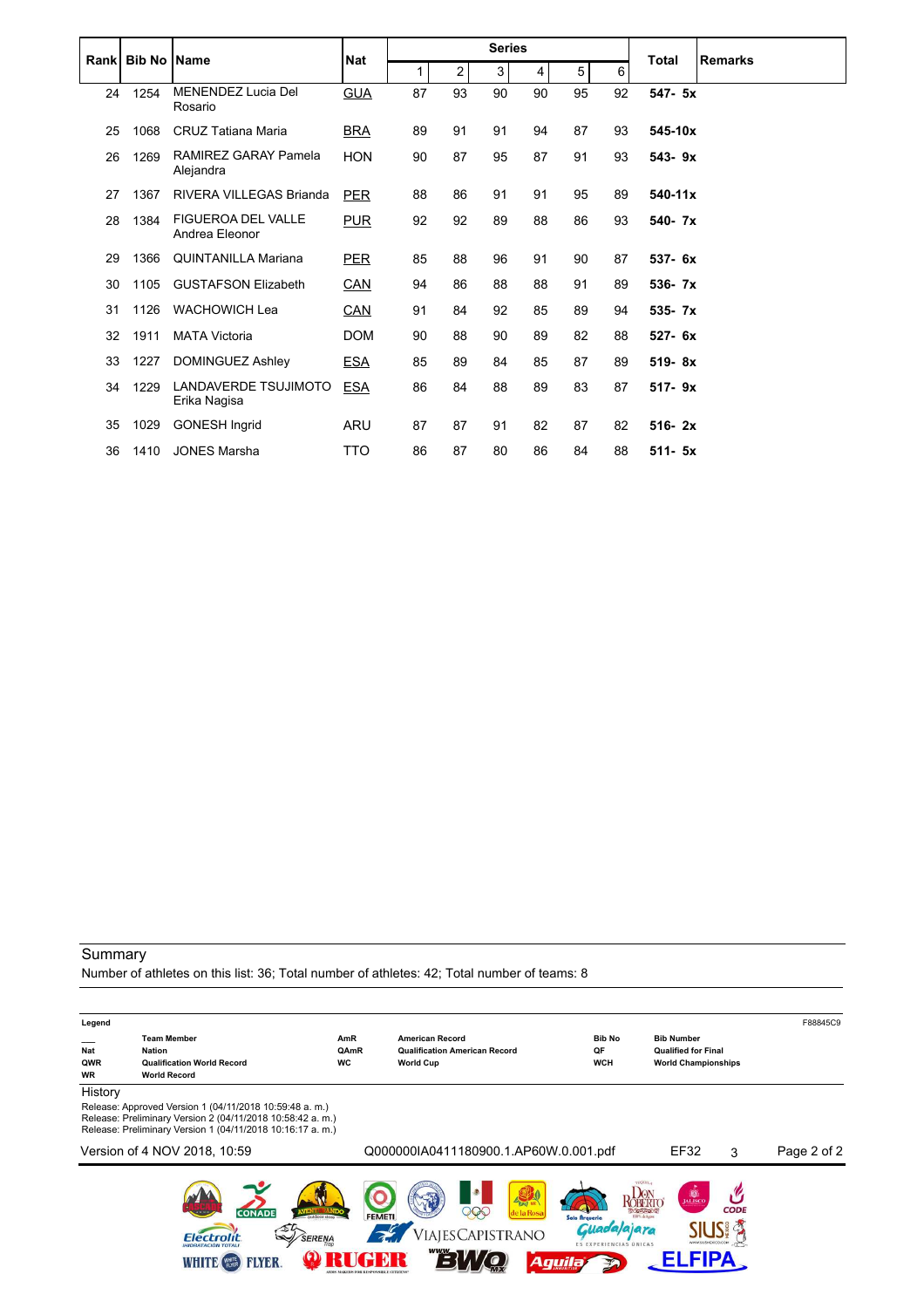| Rank | Bib No | Name | Nat | Series | | | | | | Total | Remarks |
|---|---|---|---|---|---|---|---|---|---|---|---|
| | | | | 1 | 2 | 3 | 4 | 5 | 6 | | |
| 24 | 1254 | MENENDEZ Lucia Del Rosario | GUA | 87 | 93 | 90 | 90 | 95 | 92 | **547- 5x** | |
| 25 | 1068 | CRUZ Tatiana Maria | BRA | 89 | 91 | 91 | 94 | 87 | 93 | **545-10x** | |
| 26 | 1269 | RAMIREZ GARAY Pamela Alejandra | HON | 90 | 87 | 95 | 87 | 91 | 93 | **543- 9x** | |
| 27 | 1367 | RIVERA VILLEGAS Brianda | PER | 88 | 86 | 91 | 91 | 95 | 89 | **540-11x** | |
| 28 | 1384 | FIGUEROA DEL VALLE Andrea Eleonor | PUR | 92 | 92 | 89 | 88 | 86 | 93 | **540- 7x** | |
| 29 | 1366 | QUINTANILLA Mariana | PER | 85 | 88 | 96 | 91 | 90 | 87 | **537- 6x** | |
| 30 | 1105 | GUSTAFSON Elizabeth | CAN | 94 | 86 | 88 | 88 | 91 | 89 | **536- 7x** | |
| 31 | 1126 | WACHOWICH Lea | CAN | 91 | 84 | 92 | 85 | 89 | 94 | **535- 7x** | |
| 32 | 1911 | MATA Victoria | DOM | 90 | 88 | 90 | 89 | 82 | 88 | **527- 6x** | |
| 33 | 1227 | DOMINGUEZ Ashley | ESA | 85 | 89 | 84 | 85 | 87 | 89 | **519- 8x** | |
| 34 | 1229 | LANDAVERDE TSUJIMOTO Erika Nagisa | ESA | 86 | 84 | 88 | 89 | 83 | 87 | **517- 9x** | |
| 35 | 1029 | GONESH Ingrid | ARU | 87 | 87 | 91 | 82 | 87 | 82 | **516- 2x** | |
| 36 | 1410 | JONES Marsha | TTO | 86 | 87 | 80 | 86 | 84 | 88 | **511- 5x** | |

Summary

Number of athletes on this list: 36; Total number of athletes: 42; Total number of teams: 8

**Legend**

| | | | | | |
|---|---|---|---|---|---|
| ___ | **Team Member** | **AmR** | **American Record** | **Bib No** | **Bib Number** |
| **Nat** | **Nation** | **QAmR** | **Qualification American Record** | **QF** | **Qualified for Final** |
| **QWR** | **Qualification World Record** | **WC** | **World Cup** | **WCH** | **World Championships** |
| **WR** | **World Record** | | | | |

History

Release: Approved Version 1 (04/11/2018 10:59:48 a. m.)
Release: Preliminary Version 2 (04/11/2018 10:58:42 a. m.)
Release: Preliminary Version 1 (04/11/2018 10:16:17 a. m.)

Version of 4 NOV 2018, 10:59 Q000000IA0411180900.1.AP60W.0.001.pdf EF32 3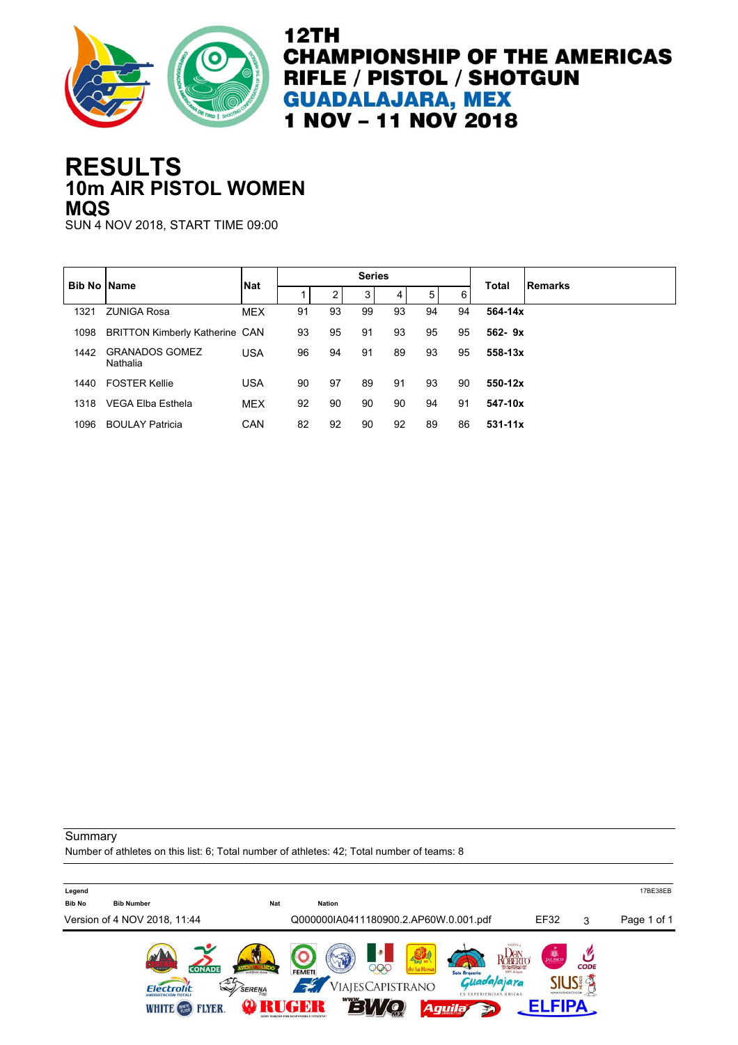# 12TH CHAMPIONSHIP OF THE AMERICAS RIFLE / PISTOL / SHOTGUN GUADALAJARA, MEX 1 NOV – 11 NOV 2018

# RESULTS
## 10m AIR PISTOL WOMEN
## MQS

SUN 4 NOV 2018, START TIME 09:00

| Bib No | Name | Nat | Series 1 | 2 | 3 | 4 | 5 | 6 | Total | Remarks |
|---|---|---|---|---|---|---|---|---|---|---|
| 1321 | ZUNIGA Rosa | MEX | 91 | 93 | 99 | 93 | 94 | 94 | **564-14x** | |
| 1098 | BRITTON Kimberly Katherine | CAN | 93 | 95 | 91 | 93 | 95 | 95 | **562- 9x** | |
| 1442 | GRANADOS GOMEZ Nathalia | USA | 96 | 94 | 91 | 89 | 93 | 95 | **558-13x** | |
| 1440 | FOSTER Kellie | USA | 90 | 97 | 89 | 91 | 93 | 90 | **550-12x** | |
| 1318 | VEGA Elba Esthela | MEX | 92 | 90 | 90 | 90 | 94 | 91 | **547-10x** | |
| 1096 | BOULAY Patricia | CAN | 82 | 92 | 90 | 92 | 89 | 86 | **531-11x** | |

Summary

Number of athletes on this list: 6; Total number of athletes: 42; Total number of teams: 8

Legend

| | |
|---|---|
| **Bib No** | **Bib Number** |
| **Nat** | **Nation** |

Version of 4 NOV 2018, 11:44 Q000000IA0411180900.2.AP60W.0.001.pdf EF32 3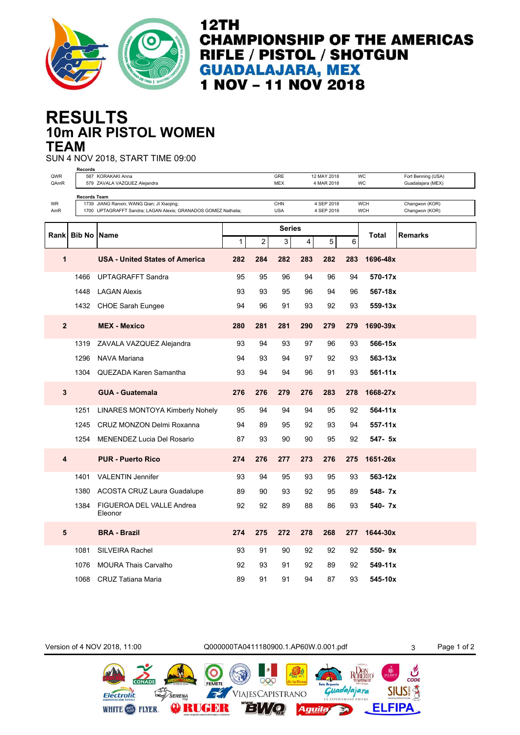# 12TH CHAMPIONSHIP OF THE AMERICAS RIFLE / PISTOL / SHOTGUN GUADALAJARA, MEX 1 NOV – 11 NOV 2018

# RESULTS
## 10m AIR PISTOL WOMEN
## TEAM

SUN 4 NOV 2018, START TIME 09:00

| | Records | | | | |
|---|---|---|---|---|---|
| QWR | 587 KORAKAKI Anna | GRE | 12 MAY 2018 | WC | Fort Benning (USA) |
| QAmR | 579 ZAVALA VAZQUEZ Alejandra | MEX | 4 MAR 2018 | WC | Guadalajara (MEX) |

| | Records Team | | | | |
|---|---|---|---|---|---|
| WR | 1739 JIANG Ranxin; WANG Qian; JI Xiaojing; | CHN | 4 SEP 2018 | WCH | Changwon (KOR) |
| AmR | 1700 UPTAGRAFFT Sandra; LAGAN Alexis; GRANADOS GOMEZ Nathalia; | USA | 4 SEP 2018 | WCH | Changwon (KOR) |

| Rank | Bib No | Name | Series 1 | 2 | 3 | 4 | 5 | 6 | Total | Remarks |
|---|---|---|---|---|---|---|---|---|---|---|
| 1 | | **USA - United States of America** | 282 | 284 | 282 | 283 | 282 | 283 | 1696-48x | |
| | 1466 | UPTAGRAFFT Sandra | 95 | 95 | 96 | 94 | 96 | 94 | 570-17x | |
| | 1448 | LAGAN Alexis | 93 | 93 | 95 | 96 | 94 | 96 | 567-18x | |
| | 1432 | CHOE Sarah Eungee | 94 | 96 | 91 | 93 | 92 | 93 | 559-13x | |
| 2 | | **MEX - Mexico** | 280 | 281 | 281 | 290 | 279 | 279 | 1690-39x | |
| | 1319 | ZAVALA VAZQUEZ Alejandra | 93 | 94 | 93 | 97 | 96 | 93 | 566-15x | |
| | 1296 | NAVA Mariana | 94 | 93 | 94 | 97 | 92 | 93 | 563-13x | |
| | 1304 | QUEZADA Karen Samantha | 93 | 94 | 94 | 96 | 91 | 93 | 561-11x | |
| 3 | | **GUA - Guatemala** | 276 | 276 | 279 | 276 | 283 | 278 | 1668-27x | |
| | 1251 | LINARES MONTOYA Kimberly Nohely | 95 | 94 | 94 | 94 | 95 | 92 | 564-11x | |
| | 1245 | CRUZ MONZON Delmi Roxanna | 94 | 89 | 95 | 92 | 93 | 94 | 557-11x | |
| | 1254 | MENENDEZ Lucia Del Rosario | 87 | 93 | 90 | 90 | 95 | 92 | 547- 5x | |
| 4 | | **PUR - Puerto Rico** | 274 | 276 | 277 | 273 | 276 | 275 | 1651-26x | |
| | 1401 | VALENTIN Jennifer | 93 | 94 | 95 | 93 | 95 | 93 | 563-12x | |
| | 1380 | ACOSTA CRUZ Laura Guadalupe | 89 | 90 | 93 | 92 | 95 | 89 | 548- 7x | |
| | 1384 | FIGUEROA DEL VALLE Andrea Eleonor | 92 | 92 | 89 | 88 | 86 | 93 | 540- 7x | |
| 5 | | **BRA - Brazil** | 274 | 275 | 272 | 278 | 268 | 277 | 1644-30x | |
| | 1081 | SILVEIRA Rachel | 93 | 91 | 90 | 92 | 92 | 92 | 550- 9x | |
| | 1076 | MOURA Thais Carvalho | 92 | 93 | 91 | 92 | 89 | 92 | 549-11x | |
| | 1068 | CRUZ Tatiana Maria | 89 | 91 | 91 | 94 | 87 | 93 | 545-10x | |

Version of 4 NOV 2018, 11:00    Q000000TA0411180900.1.AP60W.0.001.pdf    3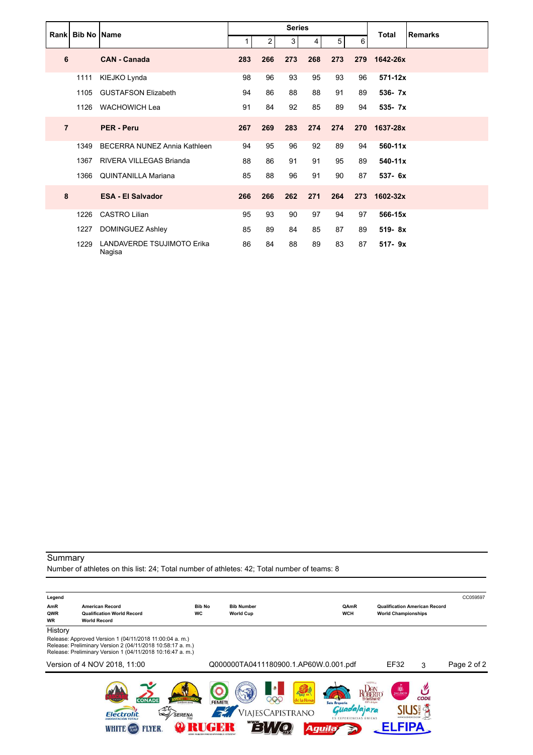| Rank | Bib No | Name | Series | | | | | | Total | Remarks |
|---|---|---|---|---|---|---|---|---|---|---|
| | | | 1 | 2 | 3 | 4 | 5 | 6 | | |
| **6** | | **CAN - Canada** | **283** | **266** | **273** | **268** | **273** | **279** | **1642-26x** | |
| | 1111 | KIEJKO Lynda | 98 | 96 | 93 | 95 | 93 | 96 | **571-12x** | |
| | 1105 | GUSTAFSON Elizabeth | 94 | 86 | 88 | 88 | 91 | 89 | **536- 7x** | |
| | 1126 | WACHOWICH Lea | 91 | 84 | 92 | 85 | 89 | 94 | **535- 7x** | |
| **7** | | **PER - Peru** | **267** | **269** | **283** | **274** | **274** | **270** | **1637-28x** | |
| | 1349 | BECERRA NUNEZ Annia Kathleen | 94 | 95 | 96 | 92 | 89 | 94 | **560-11x** | |
| | 1367 | RIVERA VILLEGAS Brianda | 88 | 86 | 91 | 91 | 95 | 89 | **540-11x** | |
| | 1366 | QUINTANILLA Mariana | 85 | 88 | 96 | 91 | 90 | 87 | **537- 6x** | |
| **8** | | **ESA - El Salvador** | **266** | **266** | **262** | **271** | **264** | **273** | **1602-32x** | |
| | 1226 | CASTRO Lilian | 95 | 93 | 90 | 97 | 94 | 97 | **566-15x** | |
| | 1227 | DOMINGUEZ Ashley | 85 | 89 | 84 | 85 | 87 | 89 | **519- 8x** | |
| | 1229 | LANDAVERDE TSUJIMOTO Erika Nagisa | 86 | 84 | 88 | 89 | 83 | 87 | **517- 9x** | |

Summary

Number of athletes on this list: 24; Total number of athletes: 42; Total number of teams: 8

**Legend**

| | | | | | |
|---|---|---|---|---|---|
| **AmR** | **American Record** | **Bib No** | **Bib Number** | **QAmR** | **Qualification American Record** |
| **QWR** | **Qualification World Record** | **WC** | **World Cup** | **WCH** | **World Championships** |
| **WR** | **World Record** | | | | |

CC059597

History

Release: Approved Version 1 (04/11/2018 11:00:04 a. m.)
Release: Preliminary Version 2 (04/11/2018 10:58:17 a. m.)
Release: Preliminary Version 1 (04/11/2018 10:16:47 a. m.)

Version of 4 NOV 2018, 11:00 Q000000TA0411180900.1.AP60W.0.001.pdf EF32 3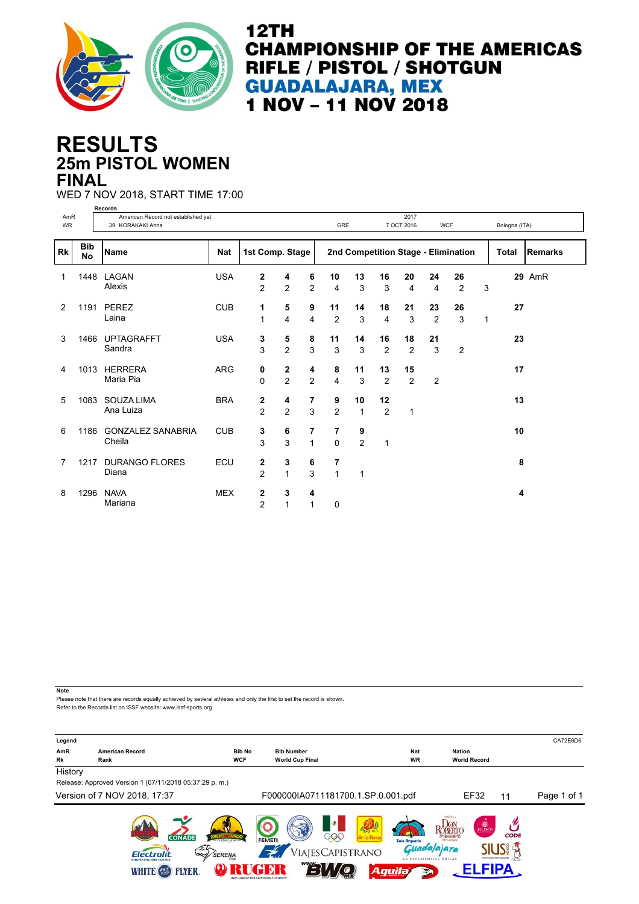# 12TH CHAMPIONSHIP OF THE AMERICAS RIFLE / PISTOL / SHOTGUN

## GUADALAJARA, MEX

## 1 NOV – 11 NOV 2018

# RESULTS

## 25m PISTOL WOMEN

## FINAL

WED 7 NOV 2018, START TIME 17:00

**Records**

| | | | | | | |
|---|---|---|---|---|---|---|
| AmR | American Record not established yet | | | | | |
| WR | 39 KORAKAKI Anna | GRE | 2017 7 OCT 2016 | WCF | Bologna (ITA) | |

| Rk | Bib No | Name | Nat | 1st Comp. Stage | | | 2nd Competition Stage - Elimination | | | | | | | Total | Remarks |
|---|---|---|---|---|---|---|---|---|---|---|---|---|---|---|---|
| 1 | 1448 | LAGAN Alexis | USA | 2 / 2 | 4 / 2 | 6 / 2 | 10 / 4 | 13 / 3 | 16 / 3 | 20 / 4 | 24 / 4 | 26 / 2 | 3 | 29 | AmR |
| 2 | 1191 | PEREZ Laina | CUB | 1 / 1 | 5 / 4 | 9 / 4 | 11 / 2 | 14 / 3 | 18 / 4 | 21 / 3 | 23 / 2 | 26 / 3 | 1 | 27 | |
| 3 | 1466 | UPTAGRAFFT Sandra | USA | 3 / 3 | 5 / 2 | 8 / 3 | 11 / 3 | 14 / 3 | 16 / 2 | 18 / 2 | 21 / 3 | 2 | | 23 | |
| 4 | 1013 | HERRERA Maria Pia | ARG | 0 / 0 | 2 / 2 | 4 / 2 | 8 / 4 | 11 / 3 | 13 / 2 | 15 / 2 | 2 | | | 17 | |
| 5 | 1083 | SOUZA LIMA Ana Luiza | BRA | 2 / 2 | 4 / 2 | 7 / 3 | 9 / 2 | 10 / 1 | 12 / 2 | 1 | | | | 13 | |
| 6 | 1186 | GONZALEZ SANABRIA Cheila | CUB | 3 / 3 | 6 / 3 | 7 / 1 | 7 / 0 | 9 / 2 | 1 | | | | | 10 | |
| 7 | 1217 | DURANGO FLORES Diana | ECU | 2 / 2 | 3 / 1 | 6 / 3 | 7 / 1 | 1 | | | | | | 8 | |
| 8 | 1296 | NAVA Mariana | MEX | 2 / 2 | 3 / 1 | 4 / 1 | 0 | | | | | | | 4 | |

**Note**

Please note that there are records equally achieved by several athletes and only the first to set the record is shown.
Refer to the Records list on ISSF website: www.issf-sports.org

**Legend**

| | | | | | |
|---|---|---|---|---|---|
| AmR | American Record | Bib No | Bib Number | Nat | Nation |
| Rk | Rank | WCF | World Cup Final | WR | World Record |

CA72E6D6

History

Release: Approved Version 1 (07/11/2018 05:37:29 p. m.)

Version of 7 NOV 2018, 17:37 F000000IA0711181700.1.SP.0.001.pdf EF32 11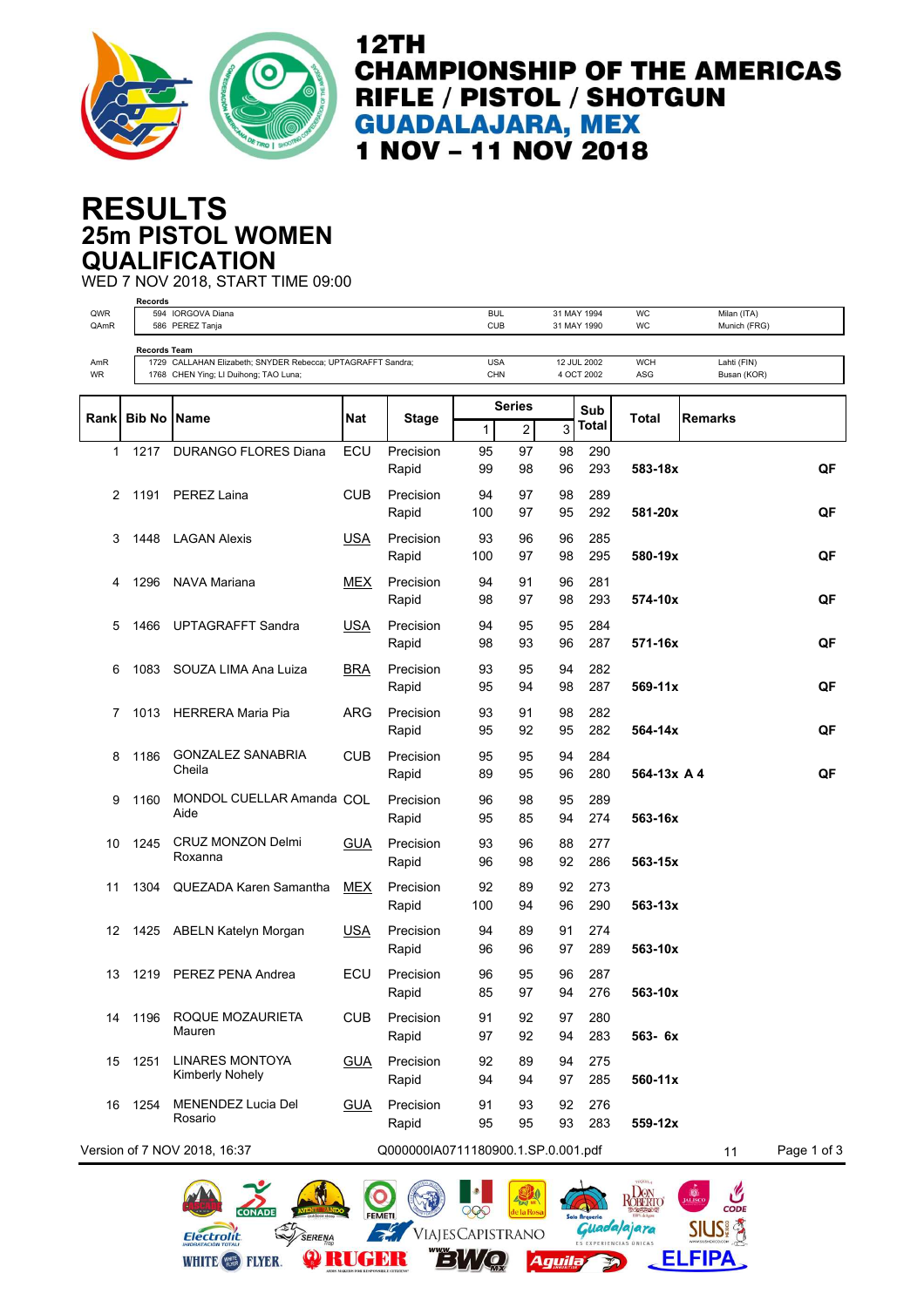# 12TH CHAMPIONSHIP OF THE AMERICAS RIFLE / PISTOL / SHOTGUN GUADALAJARA, MEX 1 NOV – 11 NOV 2018

# RESULTS

## 25m PISTOL WOMEN QUALIFICATION

WED 7 NOV 2018, START TIME 09:00

| | Records | | | | |
|---|---|---|---|---|---|
| QWR | 594 IORGOVA Diana | BUL | 31 MAY 1994 | WC | Milan (ITA) |
| QAmR | 586 PEREZ Tanja | CUB | 31 MAY 1990 | WC | Munich (FRG) |

| | Records Team | | | | |
|---|---|---|---|---|---|
| AmR | 1729 CALLAHAN Elizabeth; SNYDER Rebecca; UPTAGRAFFT Sandra; | USA | 12 JUL 2002 | WCH | Lahti (FIN) |
| WR | 1768 CHEN Ying; LI Duihong; TAO Luna; | CHN | 4 OCT 2002 | ASG | Busan (KOR) |

| Rank | Bib No | Name | Nat | Stage | Series 1 | Series 2 | Series 3 | Sub Total | Total | Remarks |
|---|---|---|---|---|---|---|---|---|---|---|
| 1 | 1217 | DURANGO FLORES Diana | ECU | Precision | 95 | 97 | 98 | 290 | | |
| | | | | Rapid | 99 | 98 | 96 | 293 | **583-18x** | **QF** |
| 2 | 1191 | PEREZ Laina | CUB | Precision | 94 | 97 | 98 | 289 | | |
| | | | | Rapid | 100 | 97 | 95 | 292 | **581-20x** | **QF** |
| 3 | 1448 | LAGAN Alexis | USA | Precision | 93 | 96 | 96 | 285 | | |
| | | | | Rapid | 100 | 97 | 98 | 295 | **580-19x** | **QF** |
| 4 | 1296 | NAVA Mariana | MEX | Precision | 94 | 91 | 96 | 281 | | |
| | | | | Rapid | 98 | 97 | 98 | 293 | **574-10x** | **QF** |
| 5 | 1466 | UPTAGRAFFT Sandra | USA | Precision | 94 | 95 | 95 | 284 | | |
| | | | | Rapid | 98 | 93 | 96 | 287 | **571-16x** | **QF** |
| 6 | 1083 | SOUZA LIMA Ana Luiza | BRA | Precision | 93 | 95 | 94 | 282 | | |
| | | | | Rapid | 95 | 94 | 98 | 287 | **569-11x** | **QF** |
| 7 | 1013 | HERRERA Maria Pia | ARG | Precision | 93 | 91 | 98 | 282 | | |
| | | | | Rapid | 95 | 92 | 95 | 282 | **564-14x** | **QF** |
| 8 | 1186 | GONZALEZ SANABRIA Cheila | CUB | Precision | 95 | 95 | 94 | 284 | | |
| | | | | Rapid | 89 | 95 | 96 | 280 | **564-13x A 4** | **QF** |
| 9 | 1160 | MONDOL CUELLAR Amanda Aide | COL | Precision | 96 | 98 | 95 | 289 | | |
| | | | | Rapid | 95 | 85 | 94 | 274 | **563-16x** | |
| 10 | 1245 | CRUZ MONZON Delmi Roxanna | GUA | Precision | 93 | 96 | 88 | 277 | | |
| | | | | Rapid | 96 | 98 | 92 | 286 | **563-15x** | |
| 11 | 1304 | QUEZADA Karen Samantha | MEX | Precision | 92 | 89 | 92 | 273 | | |
| | | | | Rapid | 100 | 94 | 96 | 290 | **563-13x** | |
| 12 | 1425 | ABELN Katelyn Morgan | USA | Precision | 94 | 89 | 91 | 274 | | |
| | | | | Rapid | 96 | 96 | 97 | 289 | **563-10x** | |
| 13 | 1219 | PEREZ PENA Andrea | ECU | Precision | 96 | 95 | 96 | 287 | | |
| | | | | Rapid | 85 | 97 | 94 | 276 | **563-10x** | |
| 14 | 1196 | ROQUE MOZAURIETA Mauren | CUB | Precision | 91 | 92 | 97 | 280 | | |
| | | | | Rapid | 97 | 92 | 94 | 283 | **563- 6x** | |
| 15 | 1251 | LINARES MONTOYA Kimberly Nohely | GUA | Precision | 92 | 89 | 94 | 275 | | |
| | | | | Rapid | 94 | 94 | 97 | 285 | **560-11x** | |
| 16 | 1254 | MENENDEZ Lucia Del Rosario | GUA | Precision | 91 | 93 | 92 | 276 | | |
| | | | | Rapid | 95 | 95 | 93 | 283 | **559-12x** | |

Version of 7 NOV 2018, 16:37 Q000000IA0711180900.1.SP.0.001.pdf 11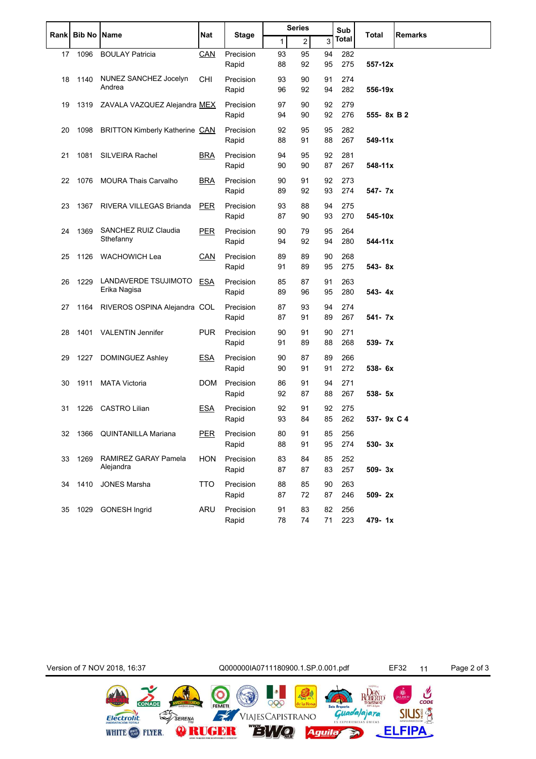| Rank | Bib No | Name | Nat | Stage | Series 1 | Series 2 | Series 3 | Sub Total | Total | Remarks |
|---|---|---|---|---|---|---|---|---|---|---|
| 17 | 1096 | BOULAY Patricia | CAN | Precision | 93 | 95 | 94 | 282 | | |
| | | | | Rapid | 88 | 92 | 95 | 275 | **557-12x** | |
| 18 | 1140 | NUNEZ SANCHEZ Jocelyn Andrea | CHI | Precision | 93 | 90 | 91 | 274 | | |
| | | | | Rapid | 96 | 92 | 94 | 282 | **556-19x** | |
| 19 | 1319 | ZAVALA VAZQUEZ Alejandra | MEX | Precision | 97 | 90 | 92 | 279 | | |
| | | | | Rapid | 94 | 90 | 92 | 276 | **555- 8x B 2** | |
| 20 | 1098 | BRITTON Kimberly Katherine | CAN | Precision | 92 | 95 | 95 | 282 | | |
| | | | | Rapid | 88 | 91 | 88 | 267 | **549-11x** | |
| 21 | 1081 | SILVEIRA Rachel | BRA | Precision | 94 | 95 | 92 | 281 | | |
| | | | | Rapid | 90 | 90 | 87 | 267 | **548-11x** | |
| 22 | 1076 | MOURA Thais Carvalho | BRA | Precision | 90 | 91 | 92 | 273 | | |
| | | | | Rapid | 89 | 92 | 93 | 274 | **547- 7x** | |
| 23 | 1367 | RIVERA VILLEGAS Brianda | PER | Precision | 93 | 88 | 94 | 275 | | |
| | | | | Rapid | 87 | 90 | 93 | 270 | **545-10x** | |
| 24 | 1369 | SANCHEZ RUIZ Claudia Sthefanny | PER | Precision | 90 | 79 | 95 | 264 | | |
| | | | | Rapid | 94 | 92 | 94 | 280 | **544-11x** | |
| 25 | 1126 | WACHOWICH Lea | CAN | Precision | 89 | 89 | 90 | 268 | | |
| | | | | Rapid | 91 | 89 | 95 | 275 | **543- 8x** | |
| 26 | 1229 | LANDAVERDE TSUJIMOTO Erika Nagisa | ESA | Precision | 85 | 87 | 91 | 263 | | |
| | | | | Rapid | 89 | 96 | 95 | 280 | **543- 4x** | |
| 27 | 1164 | RIVEROS OSPINA Alejandra | COL | Precision | 87 | 93 | 94 | 274 | | |
| | | | | Rapid | 87 | 91 | 89 | 267 | **541- 7x** | |
| 28 | 1401 | VALENTIN Jennifer | PUR | Precision | 90 | 91 | 90 | 271 | | |
| | | | | Rapid | 91 | 89 | 88 | 268 | **539- 7x** | |
| 29 | 1227 | DOMINGUEZ Ashley | ESA | Precision | 90 | 87 | 89 | 266 | | |
| | | | | Rapid | 90 | 91 | 91 | 272 | **538- 6x** | |
| 30 | 1911 | MATA Victoria | DOM | Precision | 86 | 91 | 94 | 271 | | |
| | | | | Rapid | 92 | 87 | 88 | 267 | **538- 5x** | |
| 31 | 1226 | CASTRO Lilian | ESA | Precision | 92 | 91 | 92 | 275 | | |
| | | | | Rapid | 93 | 84 | 85 | 262 | **537- 9x C 4** | |
| 32 | 1366 | QUINTANILLA Mariana | PER | Precision | 80 | 91 | 85 | 256 | | |
| | | | | Rapid | 88 | 91 | 95 | 274 | **530- 3x** | |
| 33 | 1269 | RAMIREZ GARAY Pamela Alejandra | HON | Precision | 83 | 84 | 85 | 252 | | |
| | | | | Rapid | 87 | 87 | 83 | 257 | **509- 3x** | |
| 34 | 1410 | JONES Marsha | TTO | Precision | 88 | 85 | 90 | 263 | | |
| | | | | Rapid | 87 | 72 | 87 | 246 | **509- 2x** | |
| 35 | 1029 | GONESH Ingrid | ARU | Precision | 91 | 83 | 82 | 256 | | |
| | | | | Rapid | 78 | 74 | 71 | 223 | **479- 1x** | |

Version of 7 NOV 2018, 16:37 &nbsp;&nbsp; Q000000IA0711180900.1.SP.0.001.pdf &nbsp;&nbsp; EF32 &nbsp;&nbsp; 11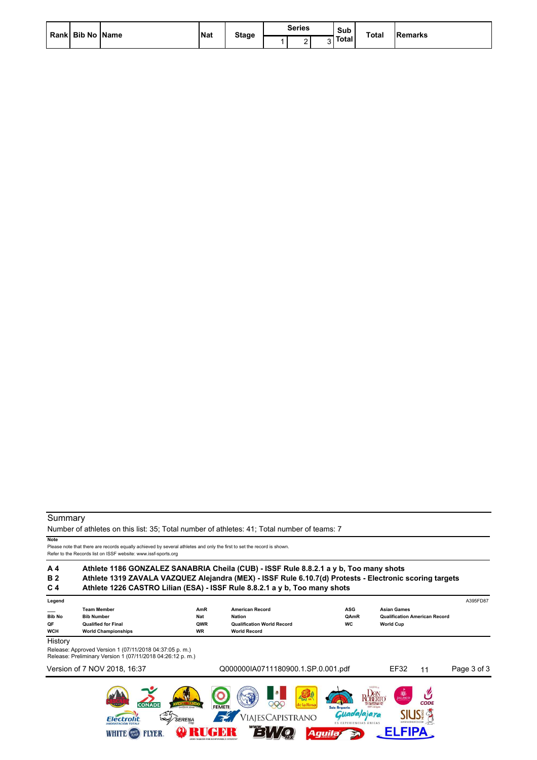| Rank | Bib No | Name | Nat | Stage | Series | | | Sub Total | Total | Remarks |
|---|---|---|---|---|---|---|---|---|---|---|
| | | | | | 1 | 2 | 3 | | | |

## Summary

Number of athletes on this list: 35; Total number of athletes: 41; Total number of teams: 7

**Note**

Please note that there are records equally achieved by several athletes and only the first to set the record is shown.
Refer to the Records list on ISSF website: www.issf-sports.org

**A 4** **Athlete 1186 GONZALEZ SANABRIA Cheila (CUB) - ISSF Rule 8.8.2.1 a y b, Too many shots**

**B 2** **Athlete 1319 ZAVALA VAZQUEZ Alejandra (MEX) - ISSF Rule 6.10.7(d) Protests - Electronic scoring targets**

**C 4** **Athlete 1226 CASTRO Lilian (ESA) - ISSF Rule 8.8.2.1 a y b, Too many shots**

**Legend** A395FD87

| | | | | | |
|---|---|---|---|---|---|
| ___ | Team Member | AmR | American Record | ASG | Asian Games |
| Bib No | Bib Number | Nat | Nation | QAmR | Qualification American Record |
| QF | Qualified for Final | QWR | Qualification World Record | WC | World Cup |
| WCH | World Championships | WR | World Record | | |

History

Release: Approved Version 1 (07/11/2018 04:37:05 p. m.)
Release: Preliminary Version 1 (07/11/2018 04:26:12 p. m.)

Version of 7 NOV 2018, 16:37 Q000000IA0711180900.1.SP.0.001.pdf EF32 11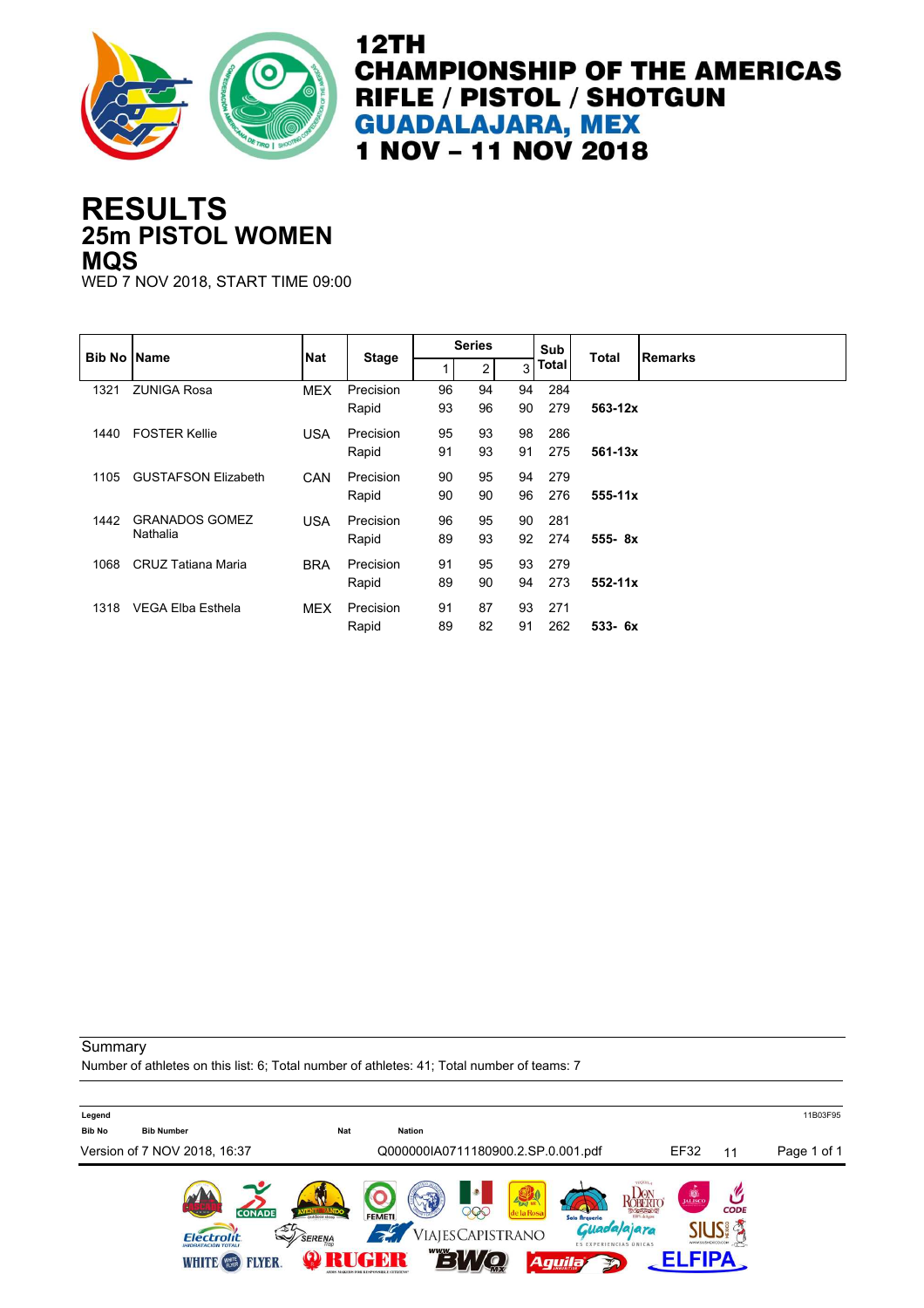# 12TH CHAMPIONSHIP OF THE AMERICAS RIFLE / PISTOL / SHOTGUN GUADALAJARA, MEX 1 NOV – 11 NOV 2018

# RESULTS
## 25m PISTOL WOMEN
## MQS

WED 7 NOV 2018, START TIME 09:00

| Bib No | Name | Nat | Stage | Series 1 | Series 2 | Series 3 | Sub Total | Total | Remarks |
|---|---|---|---|---|---|---|---|---|---|
| 1321 | ZUNIGA Rosa | MEX | Precision | 96 | 94 | 94 | 284 | | |
| | | | Rapid | 93 | 96 | 90 | 279 | **563-12x** | |
| 1440 | FOSTER Kellie | USA | Precision | 95 | 93 | 98 | 286 | | |
| | | | Rapid | 91 | 93 | 91 | 275 | **561-13x** | |
| 1105 | GUSTAFSON Elizabeth | CAN | Precision | 90 | 95 | 94 | 279 | | |
| | | | Rapid | 90 | 90 | 96 | 276 | **555-11x** | |
| 1442 | GRANADOS GOMEZ Nathalia | USA | Precision | 96 | 95 | 90 | 281 | | |
| | | | Rapid | 89 | 93 | 92 | 274 | **555- 8x** | |
| 1068 | CRUZ Tatiana Maria | BRA | Precision | 91 | 95 | 93 | 279 | | |
| | | | Rapid | 89 | 90 | 94 | 273 | **552-11x** | |
| 1318 | VEGA Elba Esthela | MEX | Precision | 91 | 87 | 93 | 271 | | |
| | | | Rapid | 89 | 82 | 91 | 262 | **533- 6x** | |

Summary

Number of athletes on this list: 6; Total number of athletes: 41; Total number of teams: 7

**Legend**

**Bib No** Bib Number **Nat** Nation

11B03F95

Version of 7 NOV 2018, 16:37 Q000000IA0711180900.2.SP.0.001.pdf EF32 11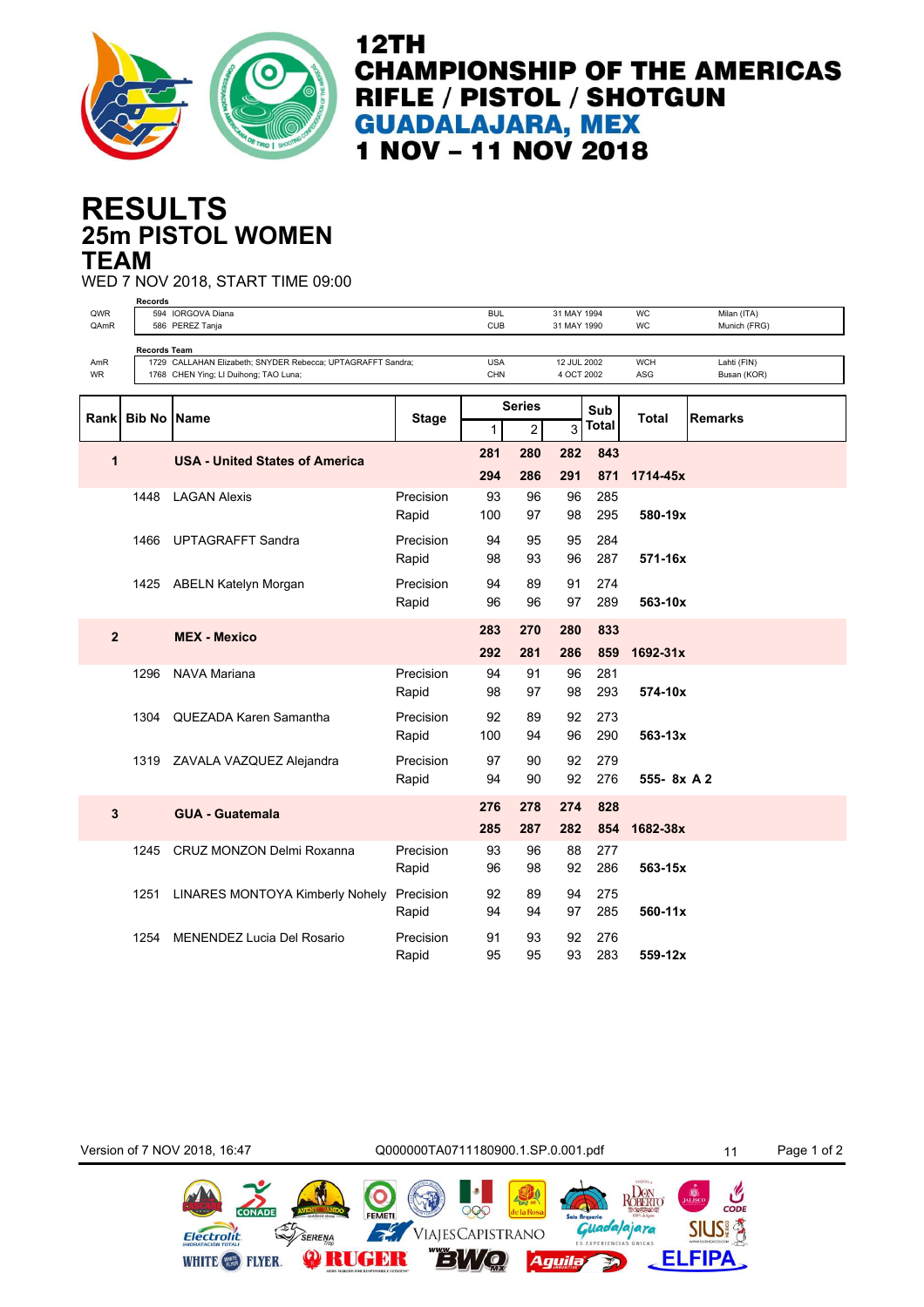# 12TH CHAMPIONSHIP OF THE AMERICAS RIFLE / PISTOL / SHOTGUN GUADALAJARA, MEX 1 NOV – 11 NOV 2018

# RESULTS
## 25m PISTOL WOMEN
## TEAM

WED 7 NOV 2018, START TIME 09:00

| | Records | | | | |
|---|---|---|---|---|---|
| QWR | 594 IORGOVA Diana | BUL | 31 MAY 1994 | WC | Milan (ITA) |
| QAmR | 586 PEREZ Tanja | CUB | 31 MAY 1990 | WC | Munich (FRG) |

| | Records Team | | | | |
|---|---|---|---|---|---|
| AmR | 1729 CALLAHAN Elizabeth; SNYDER Rebecca; UPTAGRAFFT Sandra; | USA | 12 JUL 2002 | WCH | Lahti (FIN) |
| WR | 1768 CHEN Ying; LI Duihong; TAO Luna; | CHN | 4 OCT 2002 | ASG | Busan (KOR) |

| Rank | Bib No | Name | Stage | Series 1 | 2 | 3 | Sub Total | Total | Remarks |
|---|---|---|---|---|---|---|---|---|---|
| 1 | | **USA - United States of America** | | **281** | **280** | **282** | **843** | | |
| | | | | **294** | **286** | **291** | **871** | **1714-45x** | |
| | 1448 | LAGAN Alexis | Precision | 93 | 96 | 96 | 285 | | |
| | | | Rapid | 100 | 97 | 98 | 295 | **580-19x** | |
| | 1466 | UPTAGRAFFT Sandra | Precision | 94 | 95 | 95 | 284 | | |
| | | | Rapid | 98 | 93 | 96 | 287 | **571-16x** | |
| | 1425 | ABELN Katelyn Morgan | Precision | 94 | 89 | 91 | 274 | | |
| | | | Rapid | 96 | 96 | 97 | 289 | **563-10x** | |
| 2 | | **MEX - Mexico** | | **283** | **270** | **280** | **833** | | |
| | | | | **292** | **281** | **286** | **859** | **1692-31x** | |
| | 1296 | NAVA Mariana | Precision | 94 | 91 | 96 | 281 | | |
| | | | Rapid | 98 | 97 | 98 | 293 | **574-10x** | |
| | 1304 | QUEZADA Karen Samantha | Precision | 92 | 89 | 92 | 273 | | |
| | | | Rapid | 100 | 94 | 96 | 290 | **563-13x** | |
| | 1319 | ZAVALA VAZQUEZ Alejandra | Precision | 97 | 90 | 92 | 279 | | |
| | | | Rapid | 94 | 90 | 92 | 276 | **555- 8x A 2** | |
| 3 | | **GUA - Guatemala** | | **276** | **278** | **274** | **828** | | |
| | | | | **285** | **287** | **282** | **854** | **1682-38x** | |
| | 1245 | CRUZ MONZON Delmi Roxanna | Precision | 93 | 96 | 88 | 277 | | |
| | | | Rapid | 96 | 98 | 92 | 286 | **563-15x** | |
| | 1251 | LINARES MONTOYA Kimberly Nohely | Precision | 92 | 89 | 94 | 275 | | |
| | | | Rapid | 94 | 94 | 97 | 285 | **560-11x** | |
| | 1254 | MENENDEZ Lucia Del Rosario | Precision | 91 | 93 | 92 | 276 | | |
| | | | Rapid | 95 | 95 | 93 | 283 | **559-12x** | |

Version of 7 NOV 2018, 16:47 Q000000TA0711180900.1.SP.0.001.pdf 11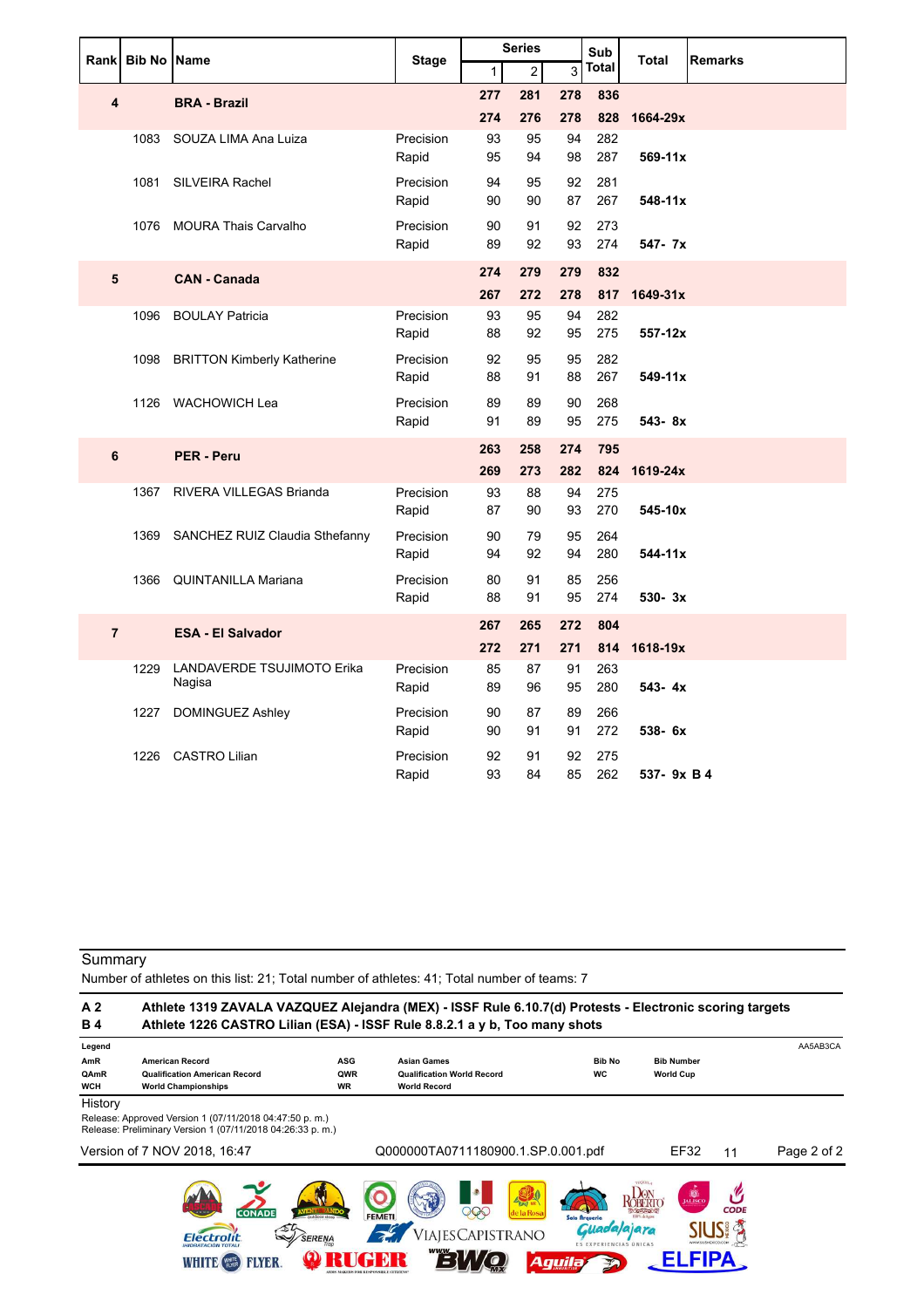| Rank | Bib No | Name | Stage | Series 1 | Series 2 | Series 3 | Sub Total | Total | Remarks |
|---|---|---|---|---|---|---|---|---|---|
| **4** | | **BRA - Brazil** | | **277** | **281** | **278** | **836** | | |
| | | | | **274** | **276** | **278** | **828** | **1664-29x** | |
| | 1083 | SOUZA LIMA Ana Luiza | Precision | 93 | 95 | 94 | 282 | | |
| | | | Rapid | 95 | 94 | 98 | 287 | **569-11x** | |
| | 1081 | SILVEIRA Rachel | Precision | 94 | 95 | 92 | 281 | | |
| | | | Rapid | 90 | 90 | 87 | 267 | **548-11x** | |
| | 1076 | MOURA Thais Carvalho | Precision | 90 | 91 | 92 | 273 | | |
| | | | Rapid | 89 | 92 | 93 | 274 | **547- 7x** | |
| **5** | | **CAN - Canada** | | **274** | **279** | **279** | **832** | | |
| | | | | **267** | **272** | **278** | **817** | **1649-31x** | |
| | 1096 | BOULAY Patricia | Precision | 93 | 95 | 94 | 282 | | |
| | | | Rapid | 88 | 92 | 95 | 275 | **557-12x** | |
| | 1098 | BRITTON Kimberly Katherine | Precision | 92 | 95 | 95 | 282 | | |
| | | | Rapid | 88 | 91 | 88 | 267 | **549-11x** | |
| | 1126 | WACHOWICH Lea | Precision | 89 | 89 | 90 | 268 | | |
| | | | Rapid | 91 | 89 | 95 | 275 | **543- 8x** | |
| **6** | | **PER - Peru** | | **263** | **258** | **274** | **795** | | |
| | | | | **269** | **273** | **282** | **824** | **1619-24x** | |
| | 1367 | RIVERA VILLEGAS Brianda | Precision | 93 | 88 | 94 | 275 | | |
| | | | Rapid | 87 | 90 | 93 | 270 | **545-10x** | |
| | 1369 | SANCHEZ RUIZ Claudia Sthefanny | Precision | 90 | 79 | 95 | 264 | | |
| | | | Rapid | 94 | 92 | 94 | 280 | **544-11x** | |
| | 1366 | QUINTANILLA Mariana | Precision | 80 | 91 | 85 | 256 | | |
| | | | Rapid | 88 | 91 | 95 | 274 | **530- 3x** | |
| **7** | | **ESA - El Salvador** | | **267** | **265** | **272** | **804** | | |
| | | | | **272** | **271** | **271** | **814** | **1618-19x** | |
| | 1229 | LANDAVERDE TSUJIMOTO Erika Nagisa | Precision | 85 | 87 | 91 | 263 | | |
| | | | Rapid | 89 | 96 | 95 | 280 | **543- 4x** | |
| | 1227 | DOMINGUEZ Ashley | Precision | 90 | 87 | 89 | 266 | | |
| | | | Rapid | 90 | 91 | 91 | 272 | **538- 6x** | |
| | 1226 | CASTRO Lilian | Precision | 92 | 91 | 92 | 275 | | |
| | | | Rapid | 93 | 84 | 85 | 262 | **537- 9x** | **B 4** |

Summary

Number of athletes on this list: 21; Total number of athletes: 41; Total number of teams: 7

**A 2** **Athlete 1319 ZAVALA VAZQUEZ Alejandra (MEX) - ISSF Rule 6.10.7(d) Protests - Electronic scoring targets**

**B 4** **Athlete 1226 CASTRO Lilian (ESA) - ISSF Rule 8.8.2.1 a y b, Too many shots**

Legend

| | | | | | |
|---|---|---|---|---|---|
| AmR | American Record | ASG | Asian Games | Bib No | Bib Number |
| QAmR | Qualification American Record | QWR | Qualification World Record | WC | World Cup |
| WCH | World Championships | WR | World Record | | |

History

Release: Approved Version 1 (07/11/2018 04:47:50 p. m.)
Release: Preliminary Version 1 (07/11/2018 04:26:33 p. m.)

Version of 7 NOV 2018, 16:47 Q000000TA0711180900.1.SP.0.001.pdf EF32 11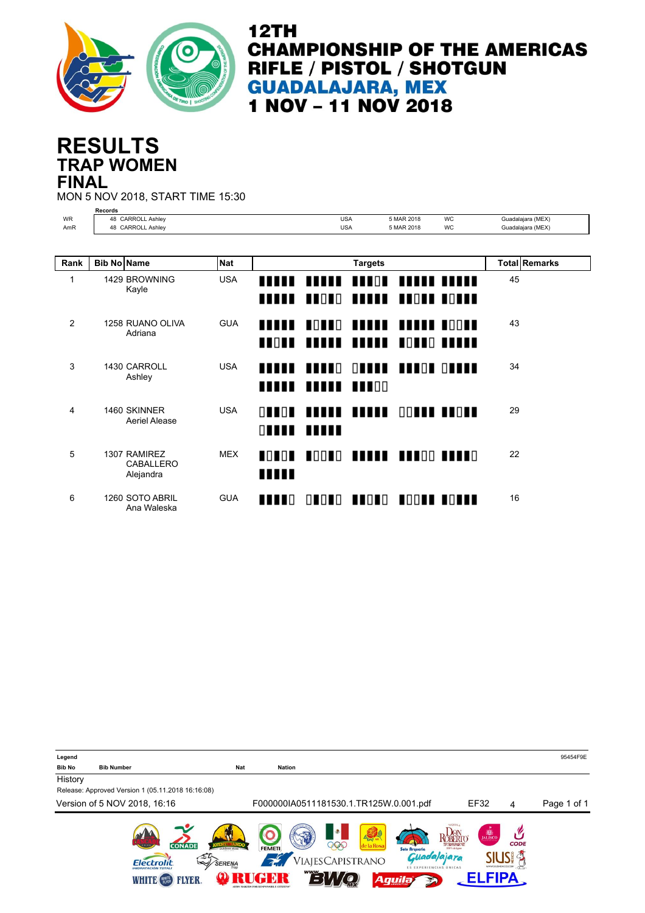# 12TH CHAMPIONSHIP OF THE AMERICAS RIFLE / PISTOL / SHOTGUN

## GUADALAJARA, MEX

## 1 NOV – 11 NOV 2018

# RESULTS

## TRAP WOMEN

## FINAL

MON 5 NOV 2018, START TIME 15:30

| | Records | | | | |
|---|---|---|---|---|---|
| WR | 48 CARROLL Ashley | USA | 5 MAR 2018 | WC | Guadalajara (MEX) |
| AmR | 48 CARROLL Ashley | USA | 5 MAR 2018 | WC | Guadalajara (MEX) |

| Rank | Bib No | Name | Nat | Targets | Total | Remarks |
|---|---|---|---|---|---|---|
| 1 | 1429 | BROWNING Kayle | USA | | 45 | |
| 2 | 1258 | RUANO OLIVA Adriana | GUA | | 43 | |
| 3 | 1430 | CARROLL Ashley | USA | | 34 | |
| 4 | 1460 | SKINNER Aeriel Alease | USA | | 29 | |
| 5 | 1307 | RAMIREZ CABALLERO Alejandra | MEX | | 22 | |
| 6 | 1260 | SOTO ABRIL Ana Waleska | GUA | | 16 | |

**Legend**

**Bib No** Bib Number **Nat** Nation

History

Release: Approved Version 1 (05.11.2018 16:16:08)

Version of 5 NOV 2018, 16:16 F000000IA0511181530.1.TR125W.0.001.pdf EF32 4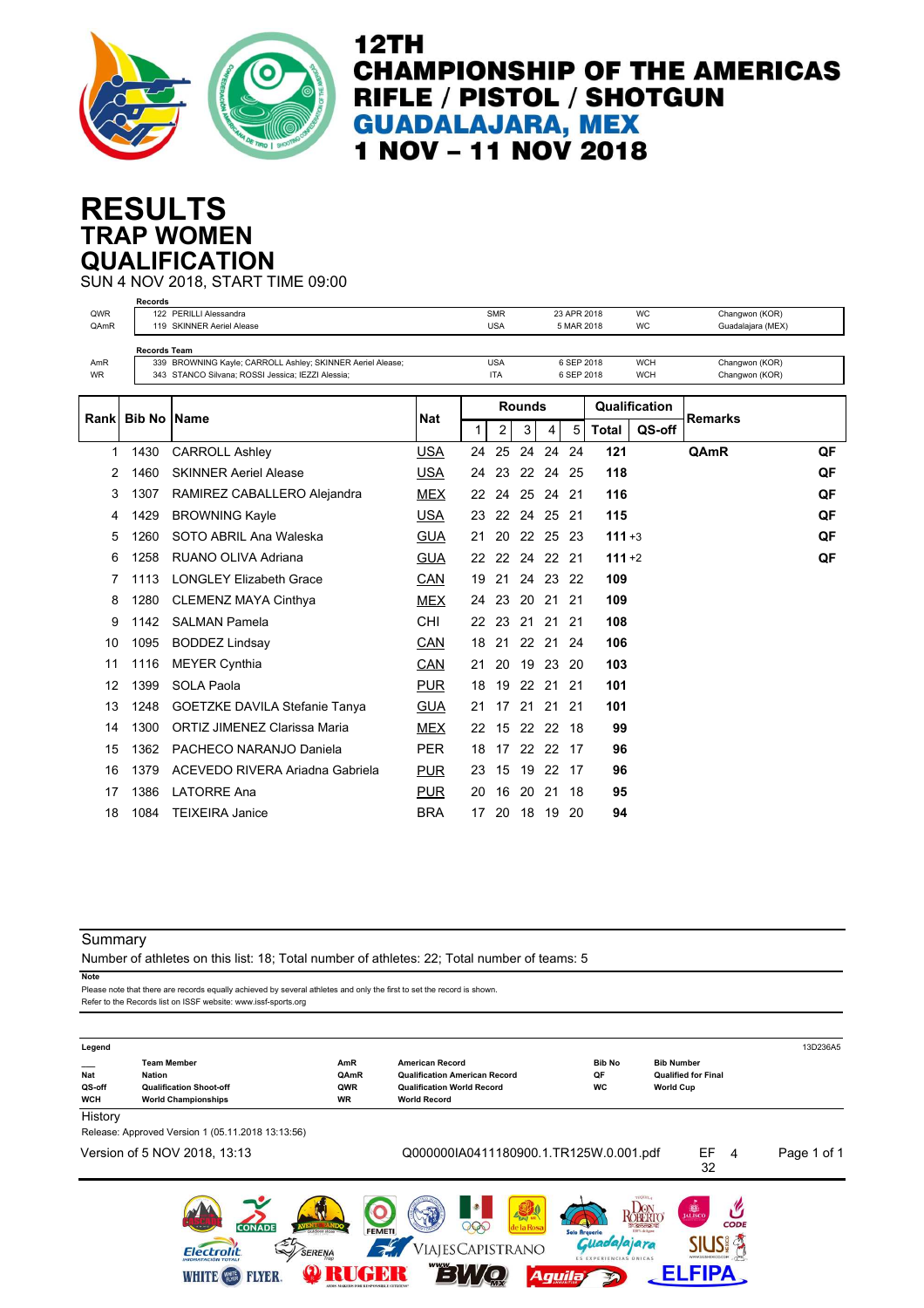# 12TH CHAMPIONSHIP OF THE AMERICAS RIFLE / PISTOL / SHOTGUN
## GUADALAJARA, MEX
## 1 NOV – 11 NOV 2018

# RESULTS
## TRAP WOMEN
## QUALIFICATION

SUN 4 NOV 2018, START TIME 09:00

| | Records | | | | |
|---|---|---|---|---|---|
| QWR | 122 PERILLI Alessandra | SMR | 23 APR 2018 | WC | Changwon (KOR) |
| QAmR | 119 SKINNER Aeriel Alease | USA | 5 MAR 2018 | WC | Guadalajara (MEX) |

| | Records Team | | | | |
|---|---|---|---|---|---|
| AmR | 339 BROWNING Kayle; CARROLL Ashley; SKINNER Aeriel Alease; | USA | 6 SEP 2018 | WCH | Changwon (KOR) |
| WR | 343 STANCO Silvana; ROSSI Jessica; IEZZI Alessia; | ITA | 6 SEP 2018 | WCH | Changwon (KOR) |

| Rank | Bib No | Name | Nat | Rounds 1 | 2 | 3 | 4 | 5 | Qualification Total | QS-off | Remarks | |
|---|---|---|---|---|---|---|---|---|---|---|---|---|
| 1 | 1430 | CARROLL Ashley | USA | 24 | 25 | 24 | 24 | 24 | 121 | | QAmR | QF |
| 2 | 1460 | SKINNER Aeriel Alease | USA | 24 | 23 | 22 | 24 | 25 | 118 | | | QF |
| 3 | 1307 | RAMIREZ CABALLERO Alejandra | MEX | 22 | 24 | 25 | 24 | 21 | 116 | | | QF |
| 4 | 1429 | BROWNING Kayle | USA | 23 | 22 | 24 | 25 | 21 | 115 | | | QF |
| 5 | 1260 | SOTO ABRIL Ana Waleska | GUA | 21 | 20 | 22 | 25 | 23 | 111 | +3 | | QF |
| 6 | 1258 | RUANO OLIVA Adriana | GUA | 22 | 22 | 24 | 22 | 21 | 111 | +2 | | QF |
| 7 | 1113 | LONGLEY Elizabeth Grace | CAN | 19 | 21 | 24 | 23 | 22 | 109 | | | |
| 8 | 1280 | CLEMENZ MAYA Cinthya | MEX | 24 | 23 | 20 | 21 | 21 | 109 | | | |
| 9 | 1142 | SALMAN Pamela | CHI | 22 | 23 | 21 | 21 | 21 | 108 | | | |
| 10 | 1095 | BODDEZ Lindsay | CAN | 18 | 21 | 22 | 21 | 24 | 106 | | | |
| 11 | 1116 | MEYER Cynthia | CAN | 21 | 20 | 19 | 23 | 20 | 103 | | | |
| 12 | 1399 | SOLA Paola | PUR | 18 | 19 | 22 | 21 | 21 | 101 | | | |
| 13 | 1248 | GOETZKE DAVILA Stefanie Tanya | GUA | 21 | 17 | 21 | 21 | 21 | 101 | | | |
| 14 | 1300 | ORTIZ JIMENEZ Clarissa Maria | MEX | 22 | 15 | 22 | 22 | 18 | 99 | | | |
| 15 | 1362 | PACHECO NARANJO Daniela | PER | 18 | 17 | 22 | 22 | 17 | 96 | | | |
| 16 | 1379 | ACEVEDO RIVERA Ariadna Gabriela | PUR | 23 | 15 | 19 | 22 | 17 | 96 | | | |
| 17 | 1386 | LATORRE Ana | PUR | 20 | 16 | 20 | 21 | 18 | 95 | | | |
| 18 | 1084 | TEIXEIRA Janice | BRA | 17 | 20 | 18 | 19 | 20 | 94 | | | |

### Summary

Number of athletes on this list: 18; Total number of athletes: 22; Total number of teams: 5

**Note**

Please note that there are records equally achieved by several athletes and only the first to set the record is shown.
Refer to the Records list on ISSF website: www.issf-sports.org

**Legend**

| | | | | | |
|---|---|---|---|---|---|
| ___ | Team Member | AmR | American Record | Bib No | Bib Number |
| Nat | Nation | QAmR | Qualification American Record | QF | Qualified for Final |
| QS-off | Qualification Shoot-off | QWR | Qualification World Record | WC | World Cup |
| WCH | World Championships | WR | World Record | | |

13D236A5

History

Release: Approved Version 1 (05.11.2018 13:13:56)

Version of 5 NOV 2018, 13:13 Q000000IA0411180900.1.TR125W.0.001.pdf EF 32 4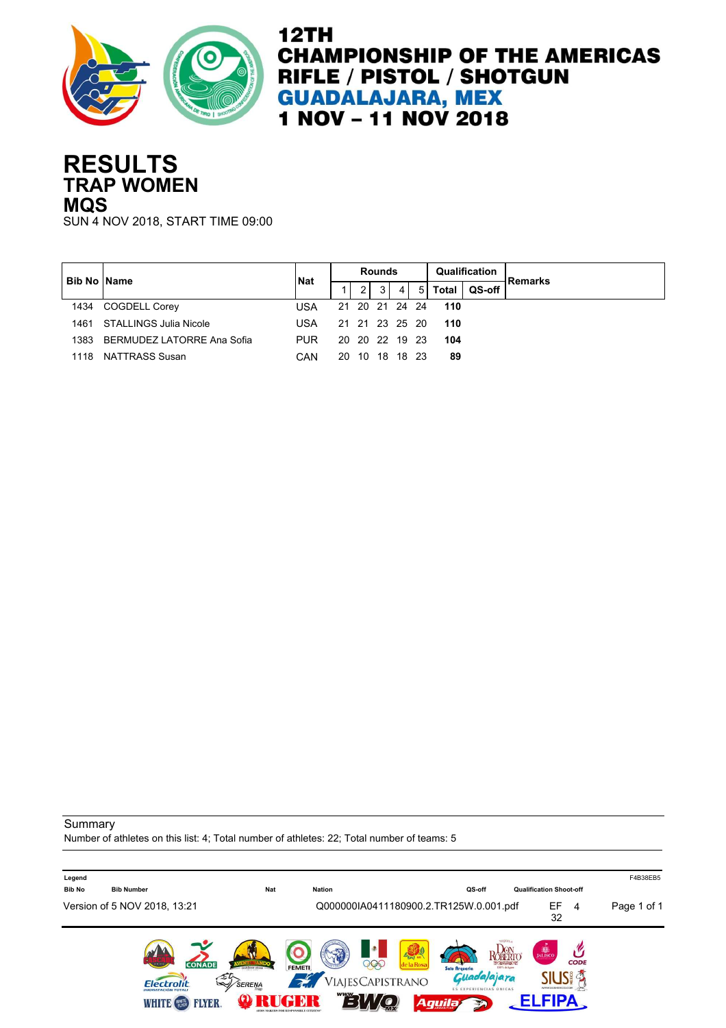# 12TH CHAMPIONSHIP OF THE AMERICAS RIFLE / PISTOL / SHOTGUN GUADALAJARA, MEX 1 NOV – 11 NOV 2018

# RESULTS
## TRAP WOMEN
## MQS

SUN 4 NOV 2018, START TIME 09:00

| Bib No | Name | Nat | Rounds | | | | | Qualification | | Remarks |
|---|---|---|---|---|---|---|---|---|---|---|
| | | | 1 | 2 | 3 | 4 | 5 | Total | QS-off | |
| 1434 | COGDELL Corey | USA | 21 | 20 | 21 | 24 | 24 | **110** | | |
| 1461 | STALLINGS Julia Nicole | USA | 21 | 21 | 23 | 25 | 20 | **110** | | |
| 1383 | BERMUDEZ LATORRE Ana Sofia | PUR | 20 | 20 | 22 | 19 | 23 | **104** | | |
| 1118 | NATTRASS Susan | CAN | 20 | 10 | 18 | 18 | 23 | **89** | | |

Summary

Number of athletes on this list: 4; Total number of athletes: 22; Total number of teams: 5

| Legend | | | | | |
|---|---|---|---|---|---|
| Bib No | Bib Number | Nat | Nation | QS-off | Qualification Shoot-off |

F4B38EB5

Version of 5 NOV 2018, 13:21 Q000000IA0411180900.2.TR125W.0.001.pdf EF 32 4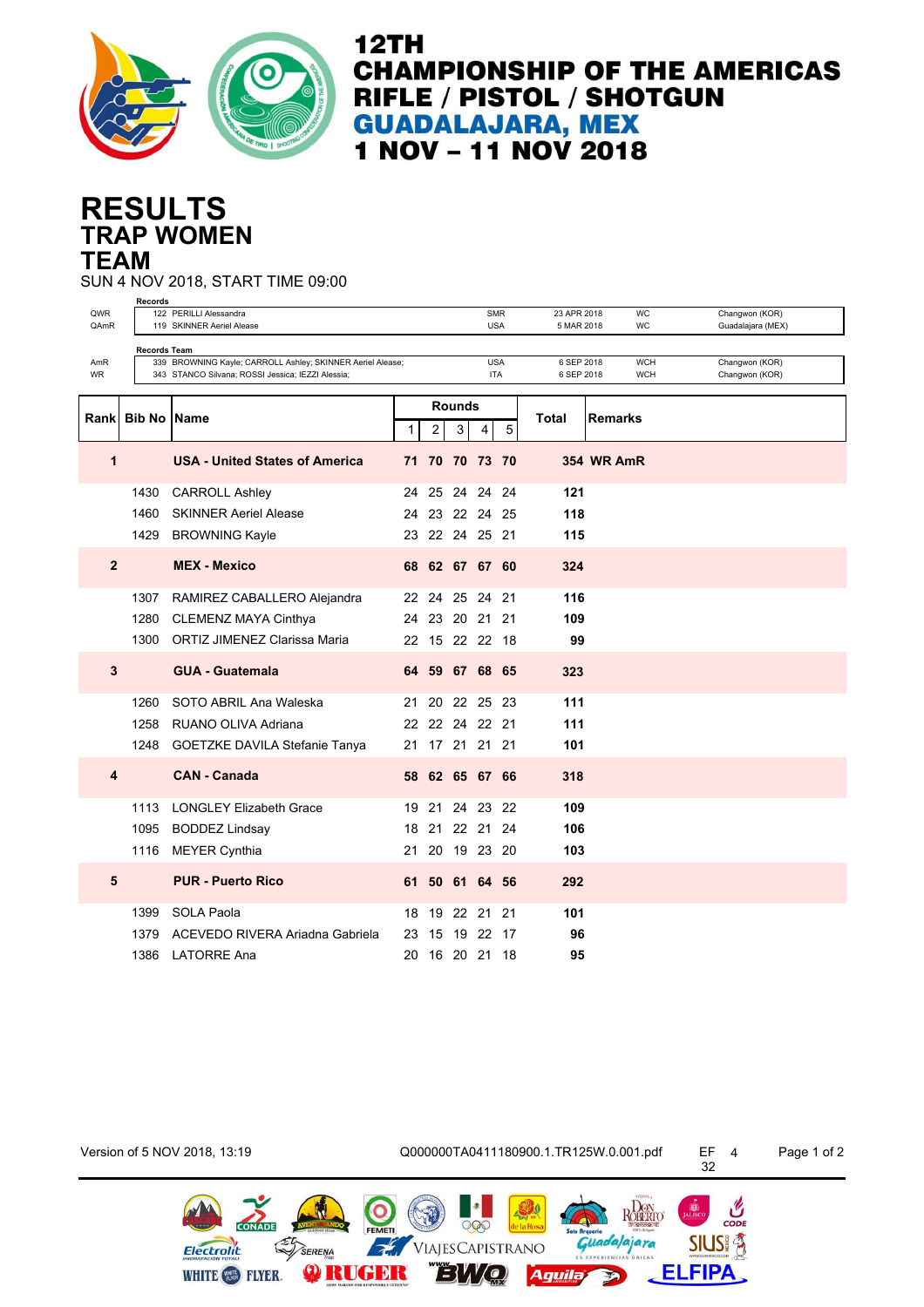# 12TH CHAMPIONSHIP OF THE AMERICAS RIFLE / PISTOL / SHOTGUN

## GUADALAJARA, MEX

## 1 NOV – 11 NOV 2018

# RESULTS

## TRAP WOMEN

## TEAM

SUN 4 NOV 2018, START TIME 09:00

| | Records | | | | |
|---|---|---|---|---|---|
| QWR | 122 PERILLI Alessandra | SMR | 23 APR 2018 | WC | Changwon (KOR) |
| QAmR | 119 SKINNER Aeriel Alease | USA | 5 MAR 2018 | WC | Guadalajara (MEX) |

| | Records Team | | | | |
|---|---|---|---|---|---|
| AmR | 339 BROWNING Kayle; CARROLL Ashley; SKINNER Aeriel Alease; | USA | 6 SEP 2018 | WCH | Changwon (KOR) |
| WR | 343 STANCO Silvana; ROSSI Jessica; IEZZI Alessia; | ITA | 6 SEP 2018 | WCH | Changwon (KOR) |

| Rank | Bib No | Name | Rounds 1 | 2 | 3 | 4 | 5 | Total | Remarks |
|---|---|---|---|---|---|---|---|---|---|
| **1** | | **USA - United States of America** | **71** | **70** | **70** | **73** | **70** | **354** | **WR AmR** |
| | 1430 | CARROLL Ashley | 24 | 25 | 24 | 24 | 24 | **121** | |
| | 1460 | SKINNER Aeriel Alease | 24 | 23 | 22 | 24 | 25 | **118** | |
| | 1429 | BROWNING Kayle | 23 | 22 | 24 | 25 | 21 | **115** | |
| **2** | | **MEX - Mexico** | **68** | **62** | **67** | **67** | **60** | **324** | |
| | 1307 | RAMIREZ CABALLERO Alejandra | 22 | 24 | 25 | 24 | 21 | **116** | |
| | 1280 | CLEMENZ MAYA Cinthya | 24 | 23 | 20 | 21 | 21 | **109** | |
| | 1300 | ORTIZ JIMENEZ Clarissa Maria | 22 | 15 | 22 | 22 | 18 | **99** | |
| **3** | | **GUA - Guatemala** | **64** | **59** | **67** | **68** | **65** | **323** | |
| | 1260 | SOTO ABRIL Ana Waleska | 21 | 20 | 22 | 25 | 23 | **111** | |
| | 1258 | RUANO OLIVA Adriana | 22 | 22 | 24 | 22 | 21 | **111** | |
| | 1248 | GOETZKE DAVILA Stefanie Tanya | 21 | 17 | 21 | 21 | 21 | **101** | |
| **4** | | **CAN - Canada** | **58** | **62** | **65** | **67** | **66** | **318** | |
| | 1113 | LONGLEY Elizabeth Grace | 19 | 21 | 24 | 23 | 22 | **109** | |
| | 1095 | BODDEZ Lindsay | 18 | 21 | 22 | 21 | 24 | **106** | |
| | 1116 | MEYER Cynthia | 21 | 20 | 19 | 23 | 20 | **103** | |
| **5** | | **PUR - Puerto Rico** | **61** | **50** | **61** | **64** | **56** | **292** | |
| | 1399 | SOLA Paola | 18 | 19 | 22 | 21 | 21 | **101** | |
| | 1379 | ACEVEDO RIVERA Ariadna Gabriela | 23 | 15 | 19 | 22 | 17 | **96** | |
| | 1386 | LATORRE Ana | 20 | 16 | 20 | 21 | 18 | **95** | |

Version of 5 NOV 2018, 13:19 Q000000TA0411180900.1.TR125W.0.001.pdf EF 4 32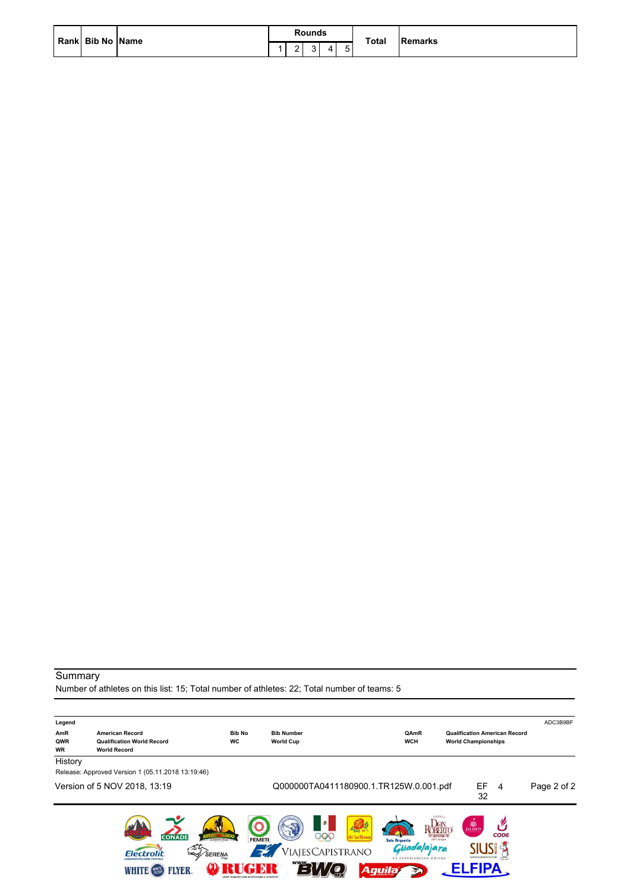| Rank | Bib No | Name | Rounds | | | | | Total | Remarks |
|---|---|---|---|---|---|---|---|---|---|
| | | | 1 | 2 | 3 | 4 | 5 | | |

Summary

Number of athletes on this list: 15; Total number of athletes: 22; Total number of teams: 5

**Legend**

ADC3B9BF

| | | | | | |
|---|---|---|---|---|---|
| **AmR** | **American Record** | **Bib No** | **Bib Number** | **QAmR** | **Qualification American Record** |
| **QWR** | **Qualification World Record** | **WC** | **World Cup** | **WCH** | **World Championships** |
| **WR** | **World Record** | | | | |

History

Release: Approved Version 1 (05.11.2018 13:19:46)

Version of 5 NOV 2018, 13:19

Q000000TA0411180900.1.TR125W.0.001.pdf

EF 4

32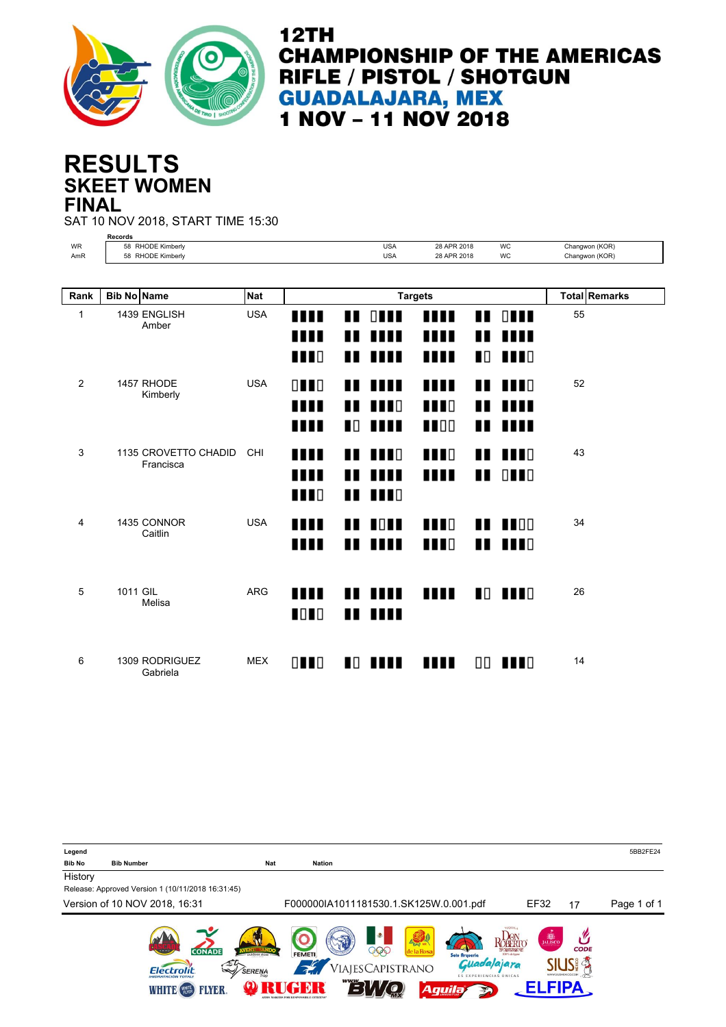# 12TH CHAMPIONSHIP OF THE AMERICAS
## RIFLE / PISTOL / SHOTGUN
## GUADALAJARA, MEX
## 1 NOV – 11 NOV 2018

# RESULTS
## SKEET WOMEN
## FINAL

SAT 10 NOV 2018, START TIME 15:30

| | Records | | | | |
|---|---|---|---|---|---|
| WR | 58 RHODE Kimberly | USA | 28 APR 2018 | WC | Changwon (KOR) |
| AmR | 58 RHODE Kimberly | USA | 28 APR 2018 | WC | Changwon (KOR) |

| Rank | Bib No | Name | Nat | Targets | Total | Remarks |
|---|---|---|---|---|---|---|
| 1 | 1439 | ENGLISH Amber | USA | | 55 | |
| 2 | 1457 | RHODE Kimberly | USA | | 52 | |
| 3 | 1135 | CROVETTO CHADID Francisca | CHI | | 43 | |
| 4 | 1435 | CONNOR Caitlin | USA | | 34 | |
| 5 | 1011 | GIL Melisa | ARG | | 26 | |
| 6 | 1309 | RODRIGUEZ Gabriela | MEX | | 14 | |

**Legend**

| Bib No | Bib Number | Nat | Nation |
|---|---|---|---|

History

Release: Approved Version 1 (10/11/2018 16:31:45)

Version of 10 NOV 2018, 16:31 F000000IA1011181530.1.SK125W.0.001.pdf EF32 17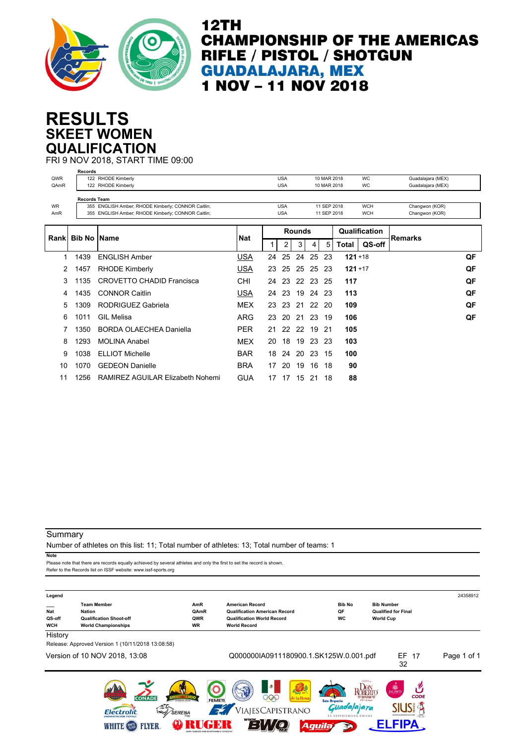# 12TH CHAMPIONSHIP OF THE AMERICAS RIFLE / PISTOL / SHOTGUN

## GUADALAJARA, MEX

## 1 NOV – 11 NOV 2018

# RESULTS

## SKEET WOMEN

## QUALIFICATION

FRI 9 NOV 2018, START TIME 09:00

| | Records | | | | |
|---|---|---|---|---|---|
| QWR | 122 RHODE Kimberly | USA | 10 MAR 2018 | WC | Guadalajara (MEX) |
| QAmR | 122 RHODE Kimberly | USA | 10 MAR 2018 | WC | Guadalajara (MEX) |

| | Records Team | | | | |
|---|---|---|---|---|---|
| WR | 355 ENGLISH Amber; RHODE Kimberly; CONNOR Caitlin; | USA | 11 SEP 2018 | WCH | Changwon (KOR) |
| AmR | 355 ENGLISH Amber; RHODE Kimberly; CONNOR Caitlin; | USA | 11 SEP 2018 | WCH | Changwon (KOR) |

| Rank | Bib No | Name | Nat | Rounds | | | | | Qualification | | Remarks |
|---|---|---|---|---|---|---|---|---|---|---|---|
| | | | | 1 | 2 | 3 | 4 | 5 | Total | QS-off | |
| 1 | 1439 | ENGLISH Amber | USA | 24 | 25 | 24 | 25 | 23 | **121** | +18 | QF |
| 2 | 1457 | RHODE Kimberly | USA | 23 | 25 | 25 | 25 | 23 | **121** | +17 | QF |
| 3 | 1135 | CROVETTO CHADID Francisca | CHI | 24 | 23 | 22 | 23 | 25 | **117** | | QF |
| 4 | 1435 | CONNOR Caitlin | USA | 24 | 23 | 19 | 24 | 23 | **113** | | QF |
| 5 | 1309 | RODRIGUEZ Gabriela | MEX | 23 | 23 | 21 | 22 | 20 | **109** | | QF |
| 6 | 1011 | GIL Melisa | ARG | 23 | 20 | 21 | 23 | 19 | **106** | | QF |
| 7 | 1350 | BORDA OLAECHEA Daniella | PER | 21 | 22 | 22 | 19 | 21 | **105** | | |
| 8 | 1293 | MOLINA Anabel | MEX | 20 | 18 | 19 | 23 | 23 | **103** | | |
| 9 | 1038 | ELLIOT Michelle | BAR | 18 | 24 | 20 | 23 | 15 | **100** | | |
| 10 | 1070 | GEDEON Danielle | BRA | 17 | 20 | 19 | 16 | 18 | **90** | | |
| 11 | 1256 | RAMIREZ AGUILAR Elizabeth Nohemi | GUA | 17 | 17 | 15 | 21 | 18 | **88** | | |

Summary

Number of athletes on this list: 11; Total number of athletes: 13; Total number of teams: 1

**Note**

Please note that there are records equally achieved by several athletes and only the first to set the record is shown.
Refer to the Records list on ISSF website: www.issf-sports.org

**Legend**

| | | | | | |
|---|---|---|---|---|---|
| ___ | Team Member | AmR | American Record | Bib No | Bib Number |
| Nat | Nation | QAmR | Qualification American Record | QF | Qualified for Final |
| QS-off | Qualification Shoot-off | QWR | Qualification World Record | WC | World Cup |
| WCH | World Championships | WR | World Record | | |

History

Release: Approved Version 1 (10/11/2018 13:08:58)

Version of 10 NOV 2018, 13:08 — Q000000IA0911180900.1.SK125W.0.001.pdf — EF 17 32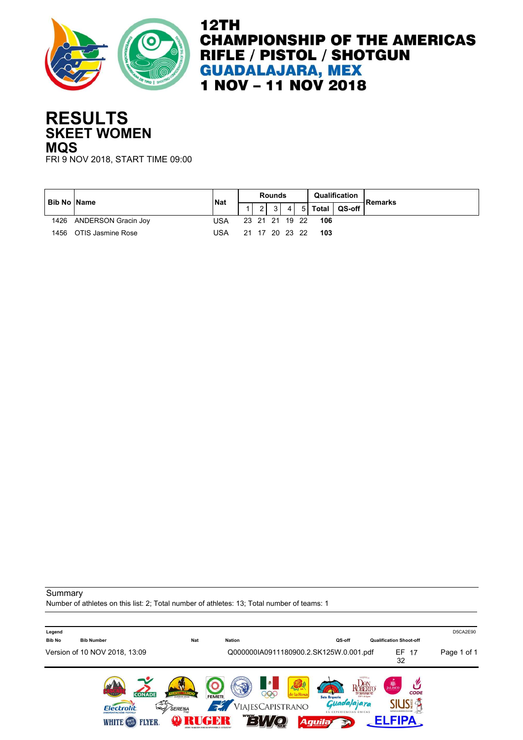# 12TH CHAMPIONSHIP OF THE AMERICAS RIFLE / PISTOL / SHOTGUN
## GUADALAJARA, MEX
## 1 NOV – 11 NOV 2018

# RESULTS
## SKEET WOMEN
## MQS

FRI 9 NOV 2018, START TIME 09:00

| Bib No | Name | Nat | Rounds | | | | | Qualification | | Remarks |
|---|---|---|---|---|---|---|---|---|---|---|
| | | | 1 | 2 | 3 | 4 | 5 | Total | QS-off | |
| 1426 | ANDERSON Gracin Joy | USA | 23 | 21 | 21 | 19 | 22 | **106** | | |
| 1456 | OTIS Jasmine Rose | USA | 21 | 17 | 20 | 23 | 22 | **103** | | |

Summary

Number of athletes on this list: 2; Total number of athletes: 13; Total number of teams: 1

| Legend | | | | | |
|---|---|---|---|---|---|
| Bib No | Bib Number | Nat | Nation | QS-off | Qualification Shoot-off |

D5CA2E90

Version of 10 NOV 2018, 13:09 Q000000IA0911180900.2.SK125W.0.001.pdf EF 17 32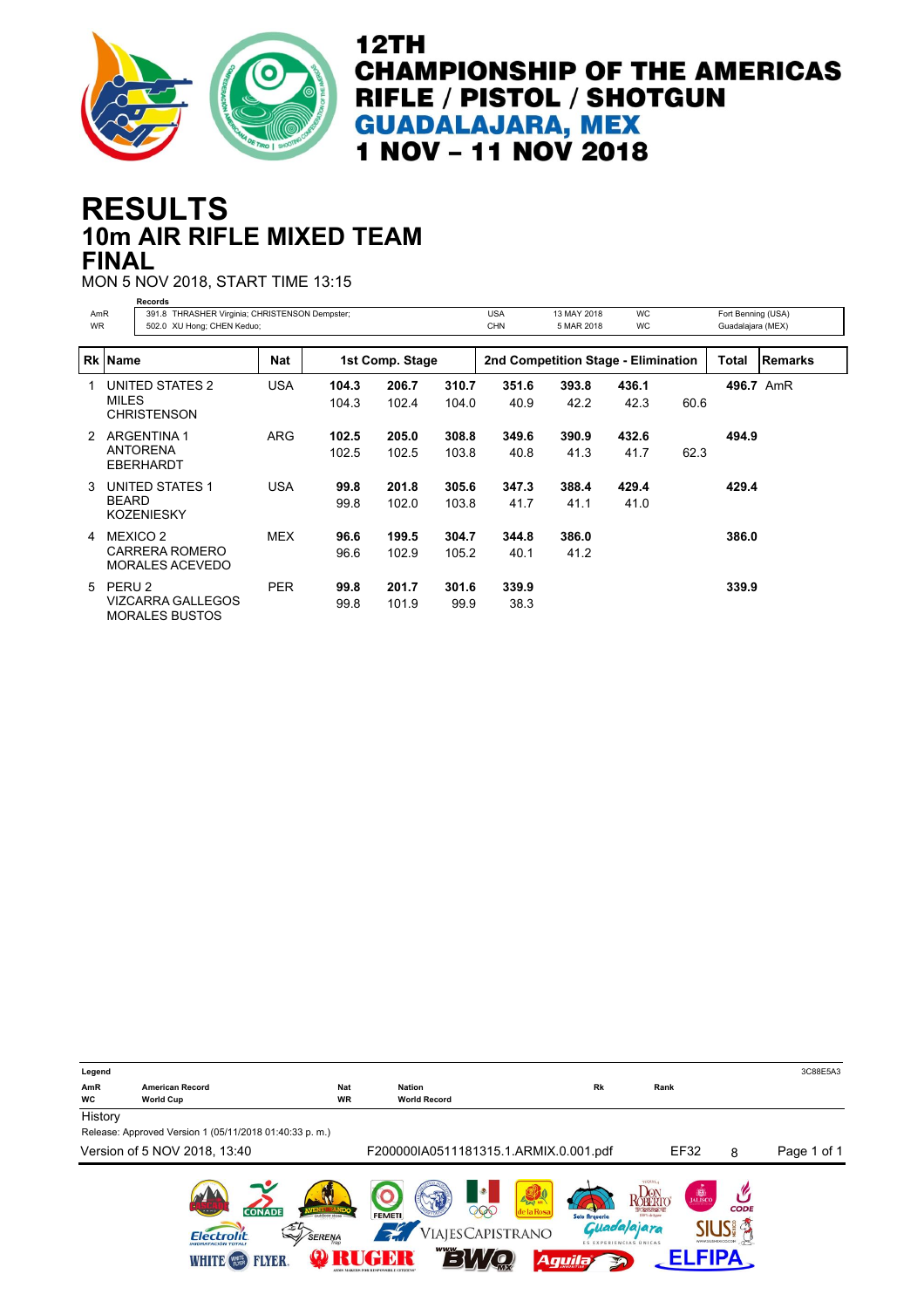# 12TH CHAMPIONSHIP OF THE AMERICAS
## RIFLE / PISTOL / SHOTGUN
## GUADALAJARA, MEX
## 1 NOV – 11 NOV 2018

# RESULTS
## 10m AIR RIFLE MIXED TEAM
## FINAL

MON 5 NOV 2018, START TIME 13:15

| | Records | | | | |
|---|---|---|---|---|---|
| AmR | 391.8 THRASHER Virginia; CHRISTENSON Dempster; | USA | 13 MAY 2018 | WC | Fort Benning (USA) |
| WR | 502.0 XU Hong; CHEN Keduo; | CHN | 5 MAR 2018 | WC | Guadalajara (MEX) |

| Rk | Name | Nat | 1st Comp. Stage | | | 2nd Competition Stage - Elimination | | | | Total | Remarks |
|---|---|---|---|---|---|---|---|---|---|---|---|
| 1 | UNITED STATES 2<br>MILES<br>CHRISTENSON | USA | **104.3**<br>104.3 | **206.7**<br>102.4 | **310.7**<br>104.0 | **351.6**<br>40.9 | **393.8**<br>42.2 | **436.1**<br>42.3 | <br>60.6 | **496.7** | AmR |
| 2 | ARGENTINA 1<br>ANTORENA<br>EBERHARDT | ARG | **102.5**<br>102.5 | **205.0**<br>102.5 | **308.8**<br>103.8 | **349.6**<br>40.8 | **390.9**<br>41.3 | **432.6**<br>41.7 | <br>62.3 | **494.9** | |
| 3 | UNITED STATES 1<br>BEARD<br>KOZENIESKY | USA | **99.8**<br>99.8 | **201.8**<br>102.0 | **305.6**<br>103.8 | **347.3**<br>41.7 | **388.4**<br>41.1 | **429.4**<br>41.0 | | **429.4** | |
| 4 | MEXICO 2<br>CARRERA ROMERO<br>MORALES ACEVEDO | MEX | **96.6**<br>96.6 | **199.5**<br>102.9 | **304.7**<br>105.2 | **344.8**<br>40.1 | **386.0**<br>41.2 | | | **386.0** | |
| 5 | PERU 2<br>VIZCARRA GALLEGOS<br>MORALES BUSTOS | PER | **99.8**<br>99.8 | **201.7**<br>101.9 | **301.6**<br>99.9 | **339.9**<br>38.3 | | | | **339.9** | |

**Legend**

| | | | | | |
|---|---|---|---|---|---|
| AmR | American Record | Nat | Nation | Rk | Rank |
| WC | World Cup | WR | World Record | | |

History

Release: Approved Version 1 (05/11/2018 01:40:33 p. m.)

Version of 5 NOV 2018, 13:40 F200000IA0511181315.1.ARMIX.0.001.pdf EF32 8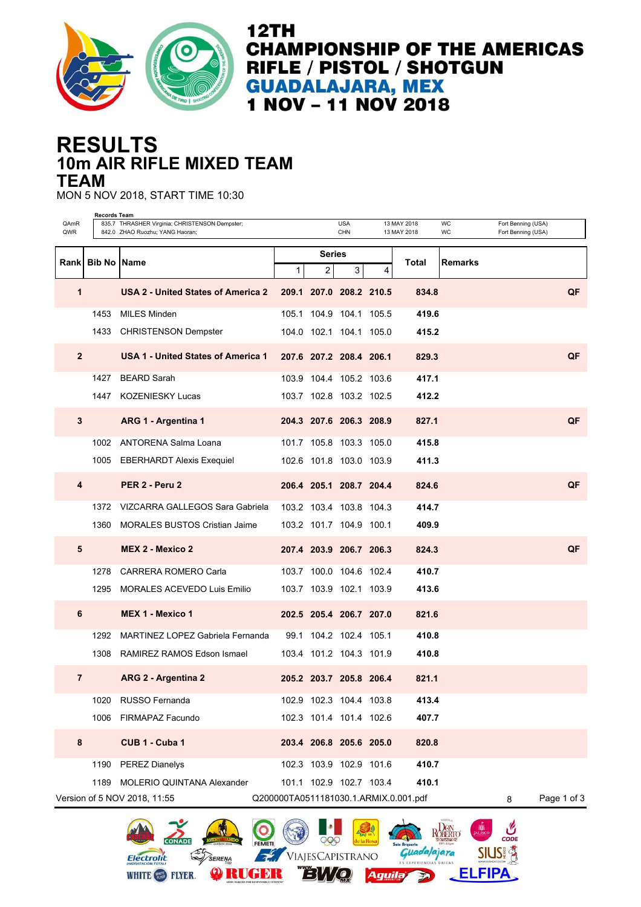# 12TH CHAMPIONSHIP OF THE AMERICAS RIFLE / PISTOL / SHOTGUN

## GUADALAJARA, MEX

## 1 NOV – 11 NOV 2018

# RESULTS

## 10m AIR RIFLE MIXED TEAM

## TEAM

MON 5 NOV 2018, START TIME 10:30

| | Records Team | | | | |
|---|---|---|---|---|---|
| QAmR | 835.7 THRASHER Virginia; CHRISTENSON Dempster; | USA | 13 MAY 2018 | WC | Fort Benning (USA) |
| QWR | 842.0 ZHAO Ruozhu; YANG Haoran; | CHN | 13 MAY 2018 | WC | Fort Benning (USA) |

| Rank | Bib No | Name | Series 1 | 2 | 3 | 4 | Total | Remarks |
|---|---|---|---|---|---|---|---|---|
| **1** | | **USA 2 - United States of America 2** | **209.1** | **207.0** | **208.2** | **210.5** | **834.8** | **QF** |
| | 1453 | MILES Minden | 105.1 | 104.9 | 104.1 | 105.5 | **419.6** | |
| | 1433 | CHRISTENSON Dempster | 104.0 | 102.1 | 104.1 | 105.0 | **415.2** | |
| **2** | | **USA 1 - United States of America 1** | **207.6** | **207.2** | **208.4** | **206.1** | **829.3** | **QF** |
| | 1427 | BEARD Sarah | 103.9 | 104.4 | 105.2 | 103.6 | **417.1** | |
| | 1447 | KOZENIESKY Lucas | 103.7 | 102.8 | 103.2 | 102.5 | **412.2** | |
| **3** | | **ARG 1 - Argentina 1** | **204.3** | **207.6** | **206.3** | **208.9** | **827.1** | **QF** |
| | 1002 | ANTORENA Salma Loana | 101.7 | 105.8 | 103.3 | 105.0 | **415.8** | |
| | 1005 | EBERHARDT Alexis Exequiel | 102.6 | 101.8 | 103.0 | 103.9 | **411.3** | |
| **4** | | **PER 2 - Peru 2** | **206.4** | **205.1** | **208.7** | **204.4** | **824.6** | **QF** |
| | 1372 | VIZCARRA GALLEGOS Sara Gabriela | 103.2 | 103.4 | 103.8 | 104.3 | **414.7** | |
| | 1360 | MORALES BUSTOS Cristian Jaime | 103.2 | 101.7 | 104.9 | 100.1 | **409.9** | |
| **5** | | **MEX 2 - Mexico 2** | **207.4** | **203.9** | **206.7** | **206.3** | **824.3** | **QF** |
| | 1278 | CARRERA ROMERO Carla | 103.7 | 100.0 | 104.6 | 102.4 | **410.7** | |
| | 1295 | MORALES ACEVEDO Luis Emilio | 103.7 | 103.9 | 102.1 | 103.9 | **413.6** | |
| **6** | | **MEX 1 - Mexico 1** | **202.5** | **205.4** | **206.7** | **207.0** | **821.6** | |
| | 1292 | MARTINEZ LOPEZ Gabriela Fernanda | 99.1 | 104.2 | 102.4 | 105.1 | **410.8** | |
| | 1308 | RAMIREZ RAMOS Edson Ismael | 103.4 | 101.2 | 104.3 | 101.9 | **410.8** | |
| **7** | | **ARG 2 - Argentina 2** | **205.2** | **203.7** | **205.8** | **206.4** | **821.1** | |
| | 1020 | RUSSO Fernanda | 102.9 | 102.3 | 104.4 | 103.8 | **413.4** | |
| | 1006 | FIRMAPAZ Facundo | 102.3 | 101.4 | 101.4 | 102.6 | **407.7** | |
| **8** | | **CUB 1 - Cuba 1** | **203.4** | **206.8** | **205.6** | **205.0** | **820.8** | |
| | 1190 | PEREZ Dianelys | 102.3 | 103.9 | 102.9 | 101.6 | **410.7** | |
| | 1189 | MOLERIO QUINTANA Alexander | 101.1 | 102.9 | 102.7 | 103.4 | **410.1** | |

Version of 5 NOV 2018, 11:55 Q200000TA0511181030.1.ARMIX.0.001.pdf 8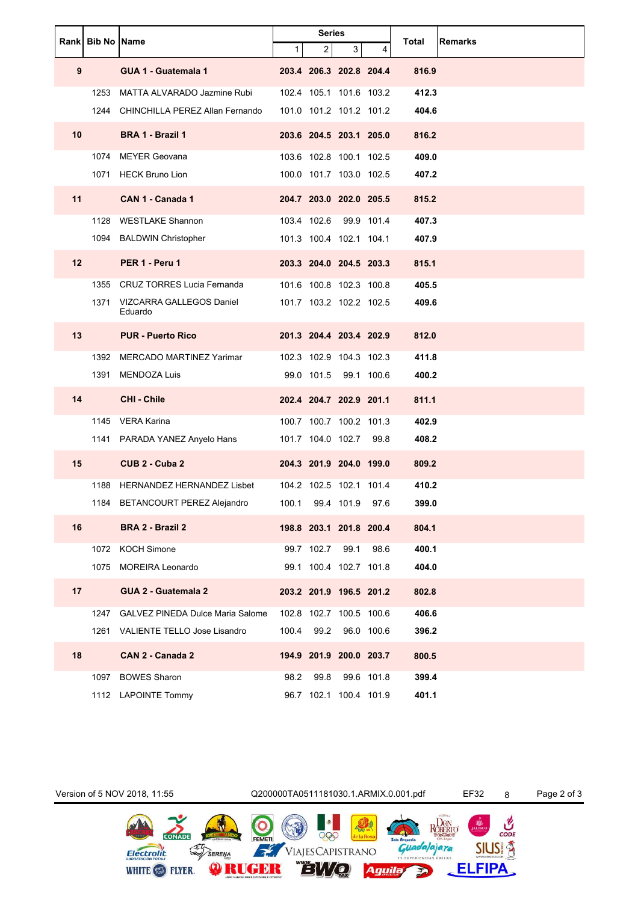| Rank | Bib No | Name | Series | | | | Total | Remarks |
|---|---|---|---|---|---|---|---|---|
| | | | 1 | 2 | 3 | 4 | | |
| **9** | | **GUA 1 - Guatemala 1** | **203.4** | **206.3** | **202.8** | **204.4** | **816.9** | |
| | 1253 | MATTA ALVARADO Jazmine Rubi | 102.4 | 105.1 | 101.6 | 103.2 | **412.3** | |
| | 1244 | CHINCHILLA PEREZ Allan Fernando | 101.0 | 101.2 | 101.2 | 101.2 | **404.6** | |
| **10** | | **BRA 1 - Brazil 1** | **203.6** | **204.5** | **203.1** | **205.0** | **816.2** | |
| | 1074 | MEYER Geovana | 103.6 | 102.8 | 100.1 | 102.5 | **409.0** | |
| | 1071 | HECK Bruno Lion | 100.0 | 101.7 | 103.0 | 102.5 | **407.2** | |
| **11** | | **CAN 1 - Canada 1** | **204.7** | **203.0** | **202.0** | **205.5** | **815.2** | |
| | 1128 | WESTLAKE Shannon | 103.4 | 102.6 | 99.9 | 101.4 | **407.3** | |
| | 1094 | BALDWIN Christopher | 101.3 | 100.4 | 102.1 | 104.1 | **407.9** | |
| **12** | | **PER 1 - Peru 1** | **203.3** | **204.0** | **204.5** | **203.3** | **815.1** | |
| | 1355 | CRUZ TORRES Lucia Fernanda | 101.6 | 100.8 | 102.3 | 100.8 | **405.5** | |
| | 1371 | VIZCARRA GALLEGOS Daniel Eduardo | 101.7 | 103.2 | 102.2 | 102.5 | **409.6** | |
| **13** | | **PUR - Puerto Rico** | **201.3** | **204.4** | **203.4** | **202.9** | **812.0** | |
| | 1392 | MERCADO MARTINEZ Yarimar | 102.3 | 102.9 | 104.3 | 102.3 | **411.8** | |
| | 1391 | MENDOZA Luis | 99.0 | 101.5 | 99.1 | 100.6 | **400.2** | |
| **14** | | **CHI - Chile** | **202.4** | **204.7** | **202.9** | **201.1** | **811.1** | |
| | 1145 | VERA Karina | 100.7 | 100.7 | 100.2 | 101.3 | **402.9** | |
| | 1141 | PARADA YANEZ Anyelo Hans | 101.7 | 104.0 | 102.7 | 99.8 | **408.2** | |
| **15** | | **CUB 2 - Cuba 2** | **204.3** | **201.9** | **204.0** | **199.0** | **809.2** | |
| | 1188 | HERNANDEZ HERNANDEZ Lisbet | 104.2 | 102.5 | 102.1 | 101.4 | **410.2** | |
| | 1184 | BETANCOURT PEREZ Alejandro | 100.1 | 99.4 | 101.9 | 97.6 | **399.0** | |
| **16** | | **BRA 2 - Brazil 2** | **198.8** | **203.1** | **201.8** | **200.4** | **804.1** | |
| | 1072 | KOCH Simone | 99.7 | 102.7 | 99.1 | 98.6 | **400.1** | |
| | 1075 | MOREIRA Leonardo | 99.1 | 100.4 | 102.7 | 101.8 | **404.0** | |
| **17** | | **GUA 2 - Guatemala 2** | **203.2** | **201.9** | **196.5** | **201.2** | **802.8** | |
| | 1247 | GALVEZ PINEDA Dulce Maria Salome | 102.8 | 102.7 | 100.5 | 100.6 | **406.6** | |
| | 1261 | VALIENTE TELLO Jose Lisandro | 100.4 | 99.2 | 96.0 | 100.6 | **396.2** | |
| **18** | | **CAN 2 - Canada 2** | **194.9** | **201.9** | **200.0** | **203.7** | **800.5** | |
| | 1097 | BOWES Sharon | 98.2 | 99.8 | 99.6 | 101.8 | **399.4** | |
| | 1112 | LAPOINTE Tommy | 96.7 | 102.1 | 100.4 | 101.9 | **401.1** | |

Version of 5 NOV 2018, 11:55　Q200000TA0511181030.1.ARMIX.0.001.pdf　EF32　8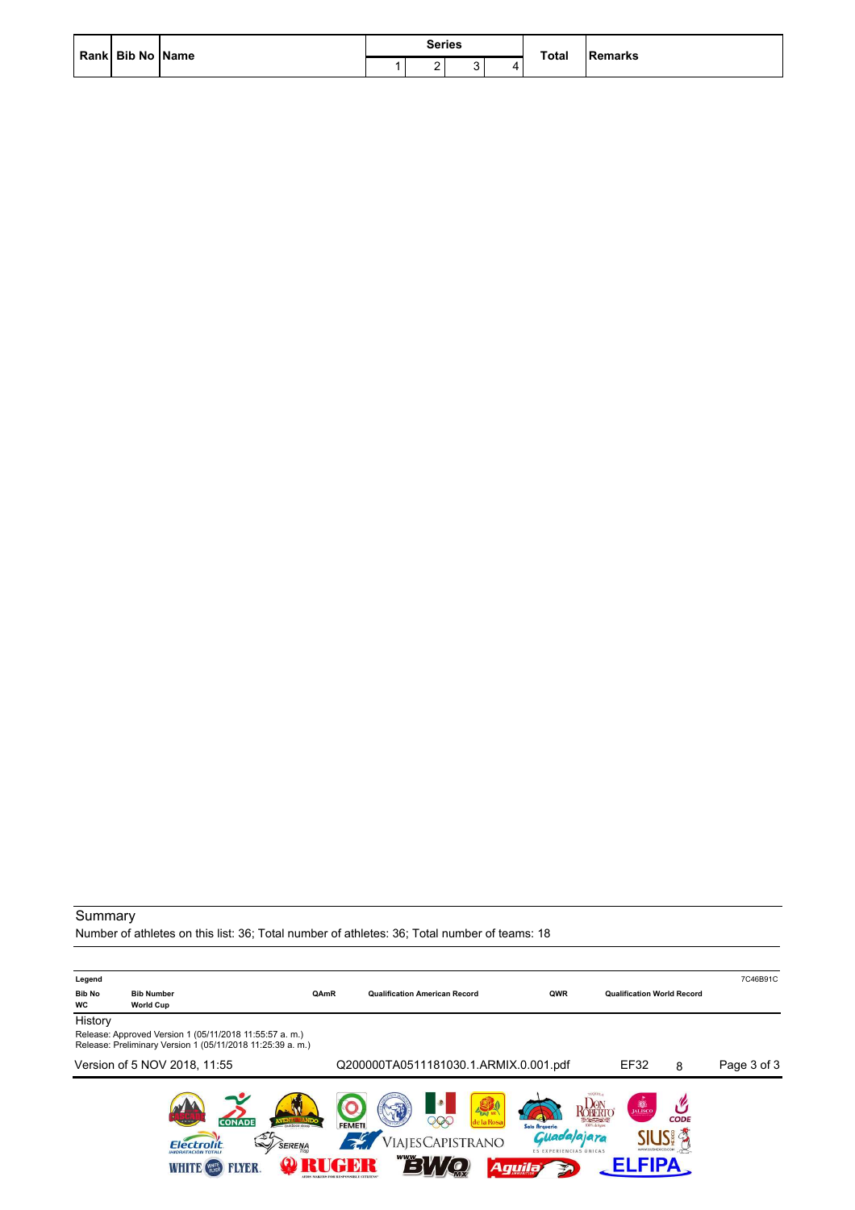| Rank | Bib No | Name | Series | | | | Total | Remarks |
|---|---|---|---|---|---|---|---|---|
| | | | 1 | 2 | 3 | 4 | | |

Summary

Number of athletes on this list: 36; Total number of athletes: 36; Total number of teams: 18

| Legend | | | | | |
|---|---|---|---|---|---|
| Bib No | Bib Number | QAmR | Qualification American Record | QWR | Qualification World Record |
| WC | World Cup | | | | |

History

Release: Approved Version 1 (05/11/2018 11:55:57 a. m.)
Release: Preliminary Version 1 (05/11/2018 11:25:39 a. m.)

Version of 5 NOV 2018, 11:55 Q200000TA0511181030.1.ARMIX.0.001.pdf EF32 8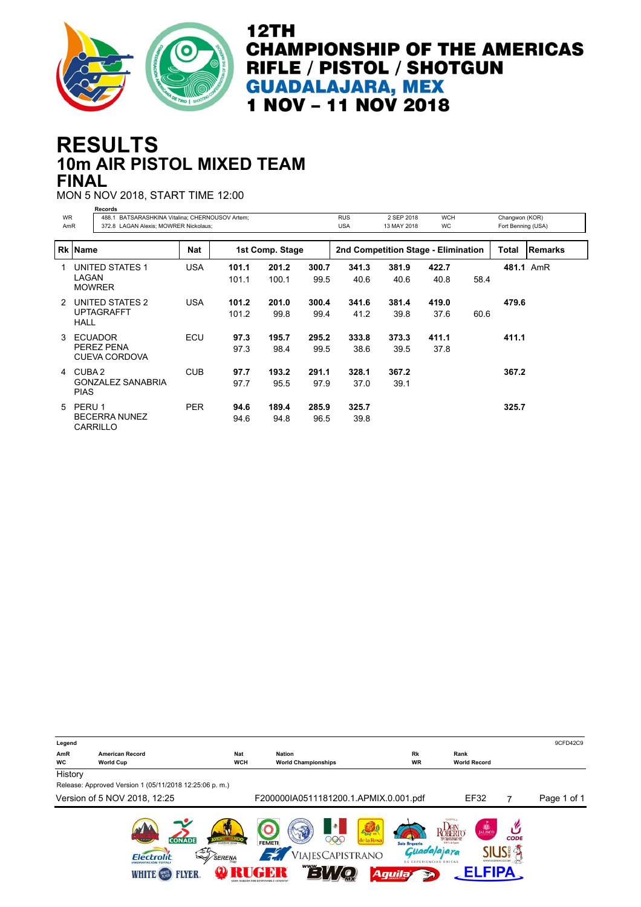# 12TH CHAMPIONSHIP OF THE AMERICAS
## RIFLE / PISTOL / SHOTGUN
## GUADALAJARA, MEX
## 1 NOV – 11 NOV 2018

# RESULTS
## 10m AIR PISTOL MIXED TEAM
## FINAL

MON 5 NOV 2018, START TIME 12:00

| Records | | | | | |
|---|---|---|---|---|---|
| WR | 488.1 BATSARASHKINA Vitalina; CHERNOUSOV Artem; | RUS | 2 SEP 2018 | WCH | Changwon (KOR) |
| AmR | 372.8 LAGAN Alexis; MOWRER Nickolaus; | USA | 13 MAY 2018 | WC | Fort Benning (USA) |

| Rk | Name | Nat | 1st Comp. Stage | | | 2nd Competition Stage - Elimination | | | | Total | Remarks |
|---|---|---|---|---|---|---|---|---|---|---|---|
| 1 | UNITED STATES 1<br>LAGAN<br>MOWRER | USA | **101.1**<br>101.1 | **201.2**<br>100.1 | **300.7**<br>99.5 | **341.3**<br>40.6 | **381.9**<br>40.6 | **422.7**<br>40.8 | <br>58.4 | **481.1** | AmR |
| 2 | UNITED STATES 2<br>UPTAGRAFFT<br>HALL | USA | **101.2**<br>101.2 | **201.0**<br>99.8 | **300.4**<br>99.4 | **341.6**<br>41.2 | **381.4**<br>39.8 | **419.0**<br>37.6 | <br>60.6 | **479.6** | |
| 3 | ECUADOR<br>PEREZ PENA<br>CUEVA CORDOVA | ECU | **97.3**<br>97.3 | **195.7**<br>98.4 | **295.2**<br>99.5 | **333.8**<br>38.6 | **373.3**<br>39.5 | **411.1**<br>37.8 | | **411.1** | |
| 4 | CUBA 2<br>GONZALEZ SANABRIA<br>PIAS | CUB | **97.7**<br>97.7 | **193.2**<br>95.5 | **291.1**<br>97.9 | **328.1**<br>37.0 | **367.2**<br>39.1 | | | **367.2** | |
| 5 | PERU 1<br>BECERRA NUNEZ<br>CARRILLO | PER | **94.6**<br>94.6 | **189.4**<br>94.8 | **285.9**<br>96.5 | **325.7**<br>39.8 | | | | **325.7** | |

**Legend**

| | | | | | |
|---|---|---|---|---|---|
| **AmR** | **American Record** | **Nat** | **Nation** | **Rk** | **Rank** |
| **WC** | **World Cup** | **WCH** | **World Championships** | **WR** | **World Record** |

9CFD42C9

History

Release: Approved Version 1 (05/11/2018 12:25:06 p. m.)

Version of 5 NOV 2018, 12:25 F200000IA0511181200.1.APMIX.0.001.pdf EF32 7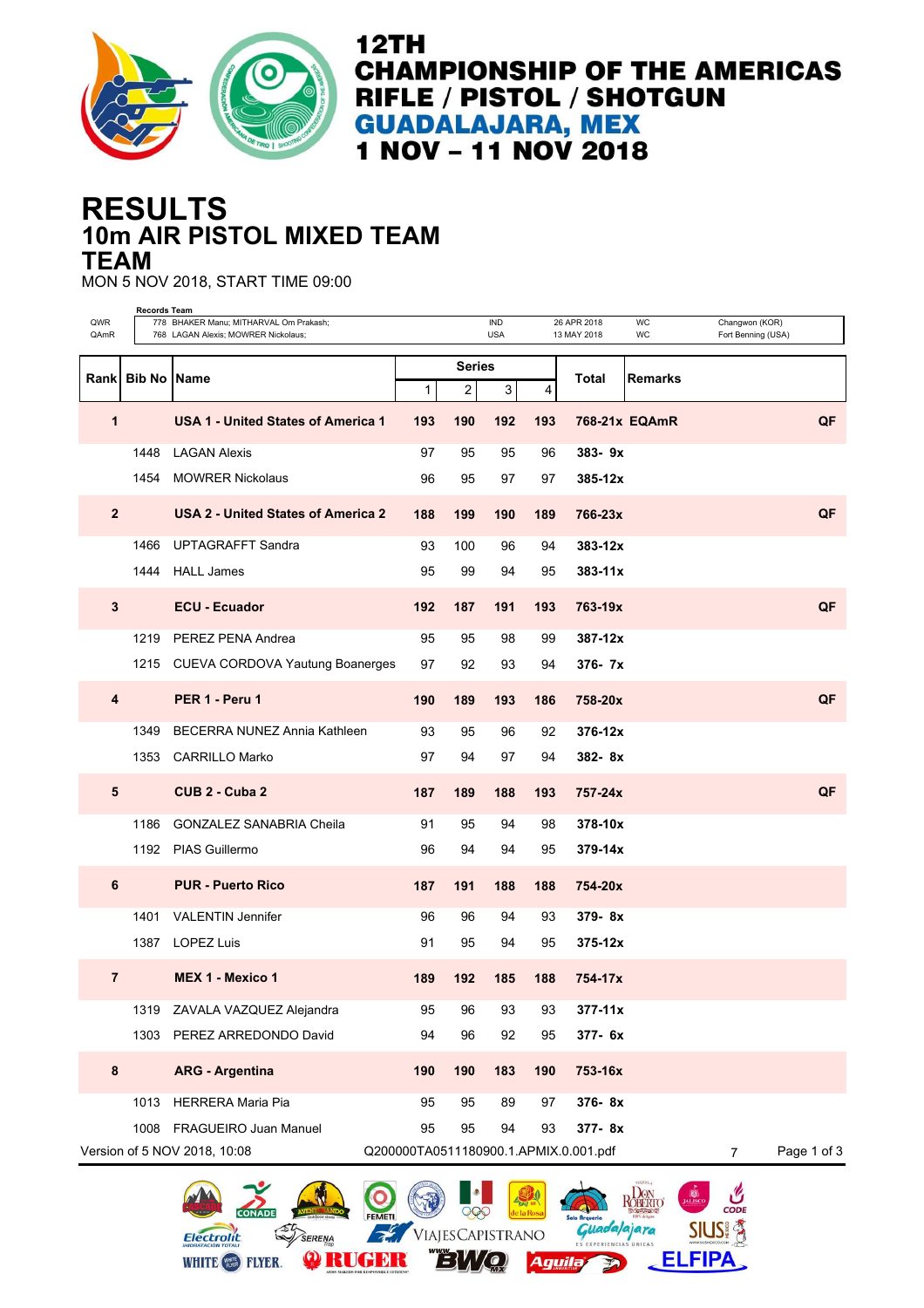# 12TH CHAMPIONSHIP OF THE AMERICAS RIFLE / PISTOL / SHOTGUN GUADALAJARA, MEX 1 NOV – 11 NOV 2018

# RESULTS
## 10m AIR PISTOL MIXED TEAM
## TEAM

MON 5 NOV 2018, START TIME 09:00

| Records Team | | | | | | |
|---|---|---|---|---|---|---|
| QWR | 778 | BHAKER Manu; MITHARVAL Om Prakash; | IND | 26 APR 2018 | WC | Changwon (KOR) |
| QAmR | 768 | LAGAN Alexis; MOWRER Nickolaus; | USA | 13 MAY 2018 | WC | Fort Benning (USA) |

| Rank | Bib No | Name | Series 1 | 2 | 3 | 4 | Total | Remarks | |
|---|---|---|---|---|---|---|---|---|---|
| 1 | | USA 1 - United States of America 1 | 193 | 190 | 192 | 193 | 768-21x | EQAmR | QF |
| | 1448 | LAGAN Alexis | 97 | 95 | 95 | 96 | 383- 9x | | |
| | 1454 | MOWRER Nickolaus | 96 | 95 | 97 | 97 | 385-12x | | |
| 2 | | USA 2 - United States of America 2 | 188 | 199 | 190 | 189 | 766-23x | | QF |
| | 1466 | UPTAGRAFFT Sandra | 93 | 100 | 96 | 94 | 383-12x | | |
| | 1444 | HALL James | 95 | 99 | 94 | 95 | 383-11x | | |
| 3 | | ECU - Ecuador | 192 | 187 | 191 | 193 | 763-19x | | QF |
| | 1219 | PEREZ PENA Andrea | 95 | 95 | 98 | 99 | 387-12x | | |
| | 1215 | CUEVA CORDOVA Yautung Boanerges | 97 | 92 | 93 | 94 | 376- 7x | | |
| 4 | | PER 1 - Peru 1 | 190 | 189 | 193 | 186 | 758-20x | | QF |
| | 1349 | BECERRA NUNEZ Annia Kathleen | 93 | 95 | 96 | 92 | 376-12x | | |
| | 1353 | CARRILLO Marko | 97 | 94 | 97 | 94 | 382- 8x | | |
| 5 | | CUB 2 - Cuba 2 | 187 | 189 | 188 | 193 | 757-24x | | QF |
| | 1186 | GONZALEZ SANABRIA Cheila | 91 | 95 | 94 | 98 | 378-10x | | |
| | 1192 | PIAS Guillermo | 96 | 94 | 94 | 95 | 379-14x | | |
| 6 | | PUR - Puerto Rico | 187 | 191 | 188 | 188 | 754-20x | | |
| | 1401 | VALENTIN Jennifer | 96 | 96 | 94 | 93 | 379- 8x | | |
| | 1387 | LOPEZ Luis | 91 | 95 | 94 | 95 | 375-12x | | |
| 7 | | MEX 1 - Mexico 1 | 189 | 192 | 185 | 188 | 754-17x | | |
| | 1319 | ZAVALA VAZQUEZ Alejandra | 95 | 96 | 93 | 93 | 377-11x | | |
| | 1303 | PEREZ ARREDONDO David | 94 | 96 | 92 | 95 | 377- 6x | | |
| 8 | | ARG - Argentina | 190 | 190 | 183 | 190 | 753-16x | | |
| | 1013 | HERRERA Maria Pia | 95 | 95 | 89 | 97 | 376- 8x | | |
| | 1008 | FRAGUEIRO Juan Manuel | 95 | 95 | 94 | 93 | 377- 8x | | |

Version of 5 NOV 2018, 10:08 Q200000TA0511180900.1.APMIX.0.001.pdf 7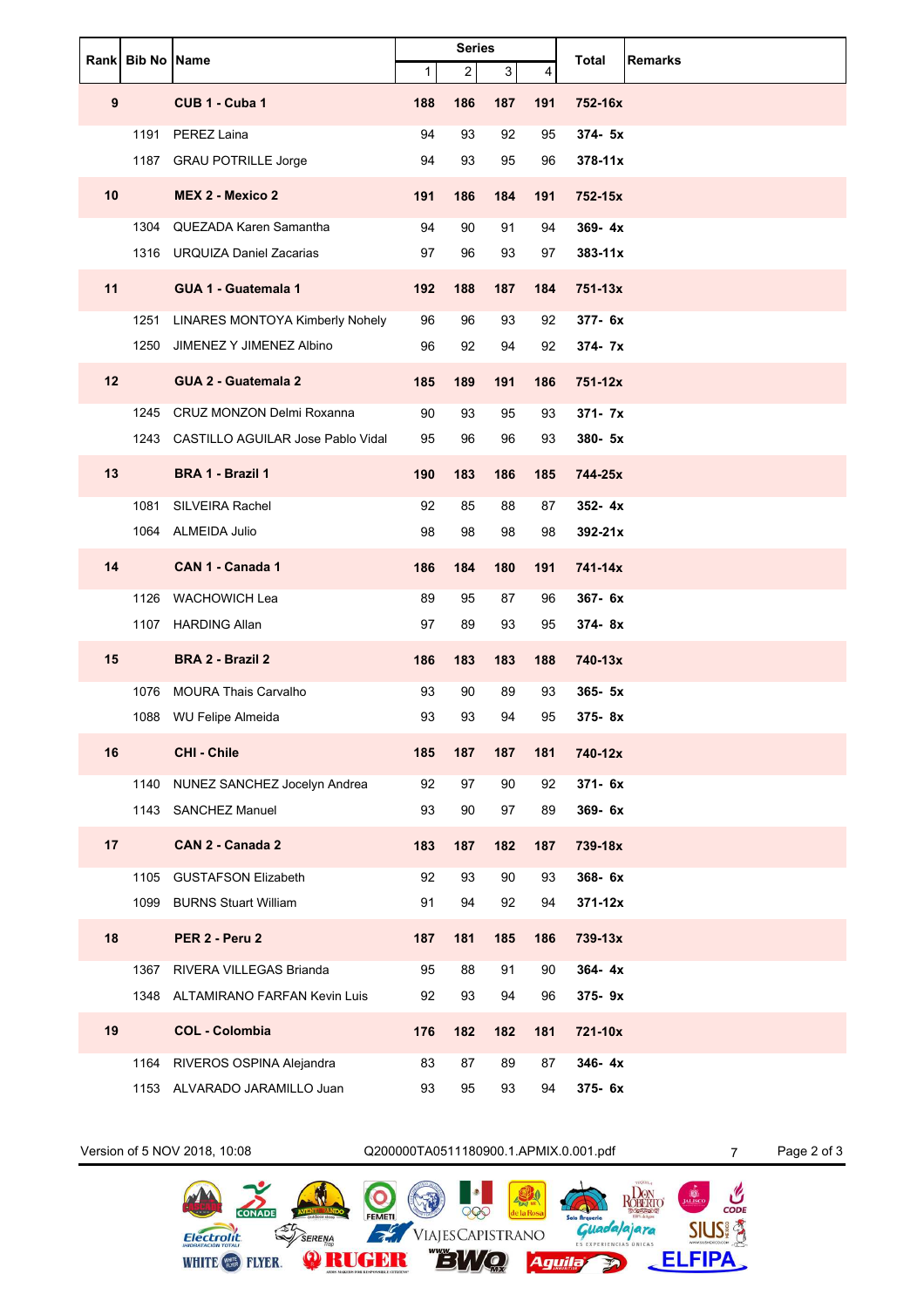| Rank | Bib No | Name | Series | | | | Total | Remarks |
|---|---|---|---|---|---|---|---|---|
| | | | 1 | 2 | 3 | 4 | | |
| **9** | | **CUB 1 - Cuba 1** | **188** | **186** | **187** | **191** | **752-16x** | |
| | 1191 | PEREZ Laina | 94 | 93 | 92 | 95 | **374- 5x** | |
| | 1187 | GRAU POTRILLE Jorge | 94 | 93 | 95 | 96 | **378-11x** | |
| **10** | | **MEX 2 - Mexico 2** | **191** | **186** | **184** | **191** | **752-15x** | |
| | 1304 | QUEZADA Karen Samantha | 94 | 90 | 91 | 94 | **369- 4x** | |
| | 1316 | URQUIZA Daniel Zacarias | 97 | 96 | 93 | 97 | **383-11x** | |
| **11** | | **GUA 1 - Guatemala 1** | **192** | **188** | **187** | **184** | **751-13x** | |
| | 1251 | LINARES MONTOYA Kimberly Nohely | 96 | 96 | 93 | 92 | **377- 6x** | |
| | 1250 | JIMENEZ Y JIMENEZ Albino | 96 | 92 | 94 | 92 | **374- 7x** | |
| **12** | | **GUA 2 - Guatemala 2** | **185** | **189** | **191** | **186** | **751-12x** | |
| | 1245 | CRUZ MONZON Delmi Roxanna | 90 | 93 | 95 | 93 | **371- 7x** | |
| | 1243 | CASTILLO AGUILAR Jose Pablo Vidal | 95 | 96 | 96 | 93 | **380- 5x** | |
| **13** | | **BRA 1 - Brazil 1** | **190** | **183** | **186** | **185** | **744-25x** | |
| | 1081 | SILVEIRA Rachel | 92 | 85 | 88 | 87 | **352- 4x** | |
| | 1064 | ALMEIDA Julio | 98 | 98 | 98 | 98 | **392-21x** | |
| **14** | | **CAN 1 - Canada 1** | **186** | **184** | **180** | **191** | **741-14x** | |
| | 1126 | WACHOWICH Lea | 89 | 95 | 87 | 96 | **367- 6x** | |
| | 1107 | HARDING Allan | 97 | 89 | 93 | 95 | **374- 8x** | |
| **15** | | **BRA 2 - Brazil 2** | **186** | **183** | **183** | **188** | **740-13x** | |
| | 1076 | MOURA Thais Carvalho | 93 | 90 | 89 | 93 | **365- 5x** | |
| | 1088 | WU Felipe Almeida | 93 | 93 | 94 | 95 | **375- 8x** | |
| **16** | | **CHI - Chile** | **185** | **187** | **187** | **181** | **740-12x** | |
| | 1140 | NUNEZ SANCHEZ Jocelyn Andrea | 92 | 97 | 90 | 92 | **371- 6x** | |
| | 1143 | SANCHEZ Manuel | 93 | 90 | 97 | 89 | **369- 6x** | |
| **17** | | **CAN 2 - Canada 2** | **183** | **187** | **182** | **187** | **739-18x** | |
| | 1105 | GUSTAFSON Elizabeth | 92 | 93 | 90 | 93 | **368- 6x** | |
| | 1099 | BURNS Stuart William | 91 | 94 | 92 | 94 | **371-12x** | |
| **18** | | **PER 2 - Peru 2** | **187** | **181** | **185** | **186** | **739-13x** | |
| | 1367 | RIVERA VILLEGAS Brianda | 95 | 88 | 91 | 90 | **364- 4x** | |
| | 1348 | ALTAMIRANO FARFAN Kevin Luis | 92 | 93 | 94 | 96 | **375- 9x** | |
| **19** | | **COL - Colombia** | **176** | **182** | **182** | **181** | **721-10x** | |
| | 1164 | RIVEROS OSPINA Alejandra | 83 | 87 | 89 | 87 | **346- 4x** | |
| | 1153 | ALVARADO JARAMILLO Juan | 93 | 95 | 93 | 94 | **375- 6x** | |

Version of 5 NOV 2018, 10:08 Q200000TA0511180900.1.APMIX.0.001.pdf 7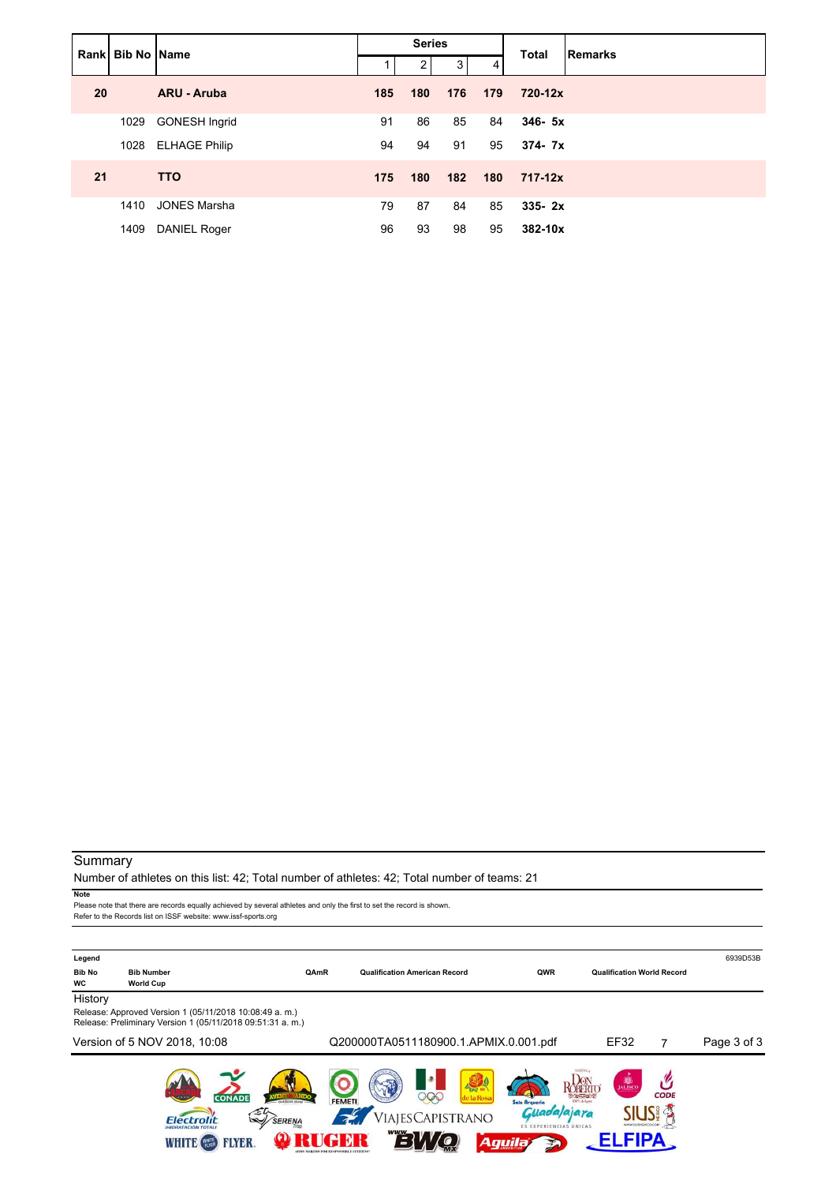| Rank | Bib No | Name | Series | | | | Total | Remarks |
|---|---|---|---|---|---|---|---|---|
| | | | 1 | 2 | 3 | 4 | | |
| **20** | | **ARU - Aruba** | **185** | **180** | **176** | **179** | **720-12x** | |
| | 1029 | GONESH Ingrid | 91 | 86 | 85 | 84 | **346- 5x** | |
| | 1028 | ELHAGE Philip | 94 | 94 | 91 | 95 | **374- 7x** | |
| **21** | | **TTO** | **175** | **180** | **182** | **180** | **717-12x** | |
| | 1410 | JONES Marsha | 79 | 87 | 84 | 85 | **335- 2x** | |
| | 1409 | DANIEL Roger | 96 | 93 | 98 | 95 | **382-10x** | |

## Summary

Number of athletes on this list: 42; Total number of athletes: 42; Total number of teams: 21

**Note**

Please note that there are records equally achieved by several athletes and only the first to set the record is shown.
Refer to the Records list on ISSF website: www.issf-sports.org

**Legend**

6939D53B

| | | | | | |
|---|---|---|---|---|---|
| **Bib No** | **Bib Number** | **QAmR** | **Qualification American Record** | **QWR** | **Qualification World Record** |
| **WC** | **World Cup** | | | | |

History

Release: Approved Version 1 (05/11/2018 10:08:49 a. m.)
Release: Preliminary Version 1 (05/11/2018 09:51:31 a. m.)

Version of 5 NOV 2018, 10:08 Q200000TA0511180900.1.APMIX.0.001.pdf EF32 7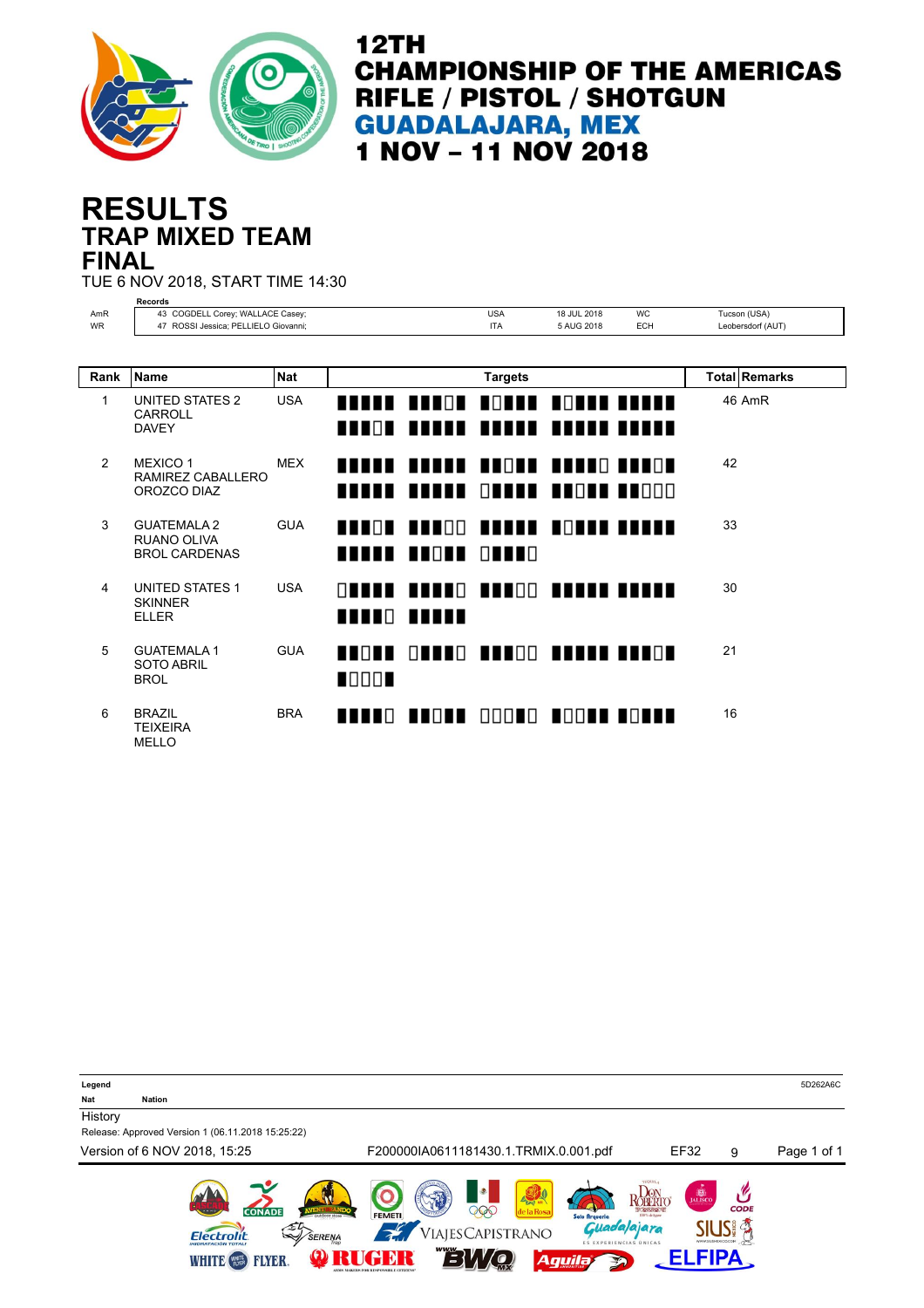# 12TH CHAMPIONSHIP OF THE AMERICAS
# RIFLE / PISTOL / SHOTGUN
# GUADALAJARA, MEX
# 1 NOV – 11 NOV 2018

# RESULTS
## TRAP MIXED TEAM
## FINAL

TUE 6 NOV 2018, START TIME 14:30

**Records**

| | | | | | |
|---|---|---|---|---|---|
| AmR | 43 COGDELL Corey; WALLACE Casey; | USA | 18 JUL 2018 | WC | Tucson (USA) |
| WR | 47 ROSSI Jessica; PELLIELO Giovanni; | ITA | 5 AUG 2018 | ECH | Leobersdorf (AUT) |

| Rank | Name | Nat | Targets | Total | Remarks |
|---|---|---|---|---|---|
| 1 | UNITED STATES 2<br>CARROLL<br>DAVEY | USA | ■■■■■ ■■■■□ ■□■■■ ■□■■■ ■■■■■<br>■■■□■ ■■■■■ ■■■■■ ■■■■■ ■■■■■ | 46 | AmR |
| 2 | MEXICO 1<br>RAMIREZ CABALLERO<br>OROZCO DIAZ | MEX | ■■■■■ ■■■■■ ■■□■■ ■■■■□ ■■■□■<br>■■■■■ ■■■■■ □■■■■ ■■□■■ ■■□□□ | 42 | |
| 3 | GUATEMALA 2<br>RUANO OLIVA<br>BROL CARDENAS | GUA | ■■■□■ ■■■□□ ■■■■■ ■□■■■ ■■■■■<br>■■■■■ ■■□■■ □■■■□ | 33 | |
| 4 | UNITED STATES 1<br>SKINNER<br>ELLER | USA | □■■■■ ■■■■□ ■■■□□ ■■■■■ ■■■■■<br>■■■■□ ■■■■■ | 30 | |
| 5 | GUATEMALA 1<br>SOTO ABRIL<br>BROL | GUA | ■■□■■ □■■■□ ■■■□□ ■■■■■ ■■■□■<br>■□□□■ | 21 | |
| 6 | BRAZIL<br>TEIXEIRA<br>MELLO | BRA | ■■■■□ ■■□■■ □□□■□ ■□□■■ ■□■■■ | 16 | |

**Legend**

**Nat** Nation

5D262A6C

History

Release: Approved Version 1 (06.11.2018 15:25:22)

Version of 6 NOV 2018, 15:25 F200000IA0611181430.1.TRMIX.0.001.pdf EF32 9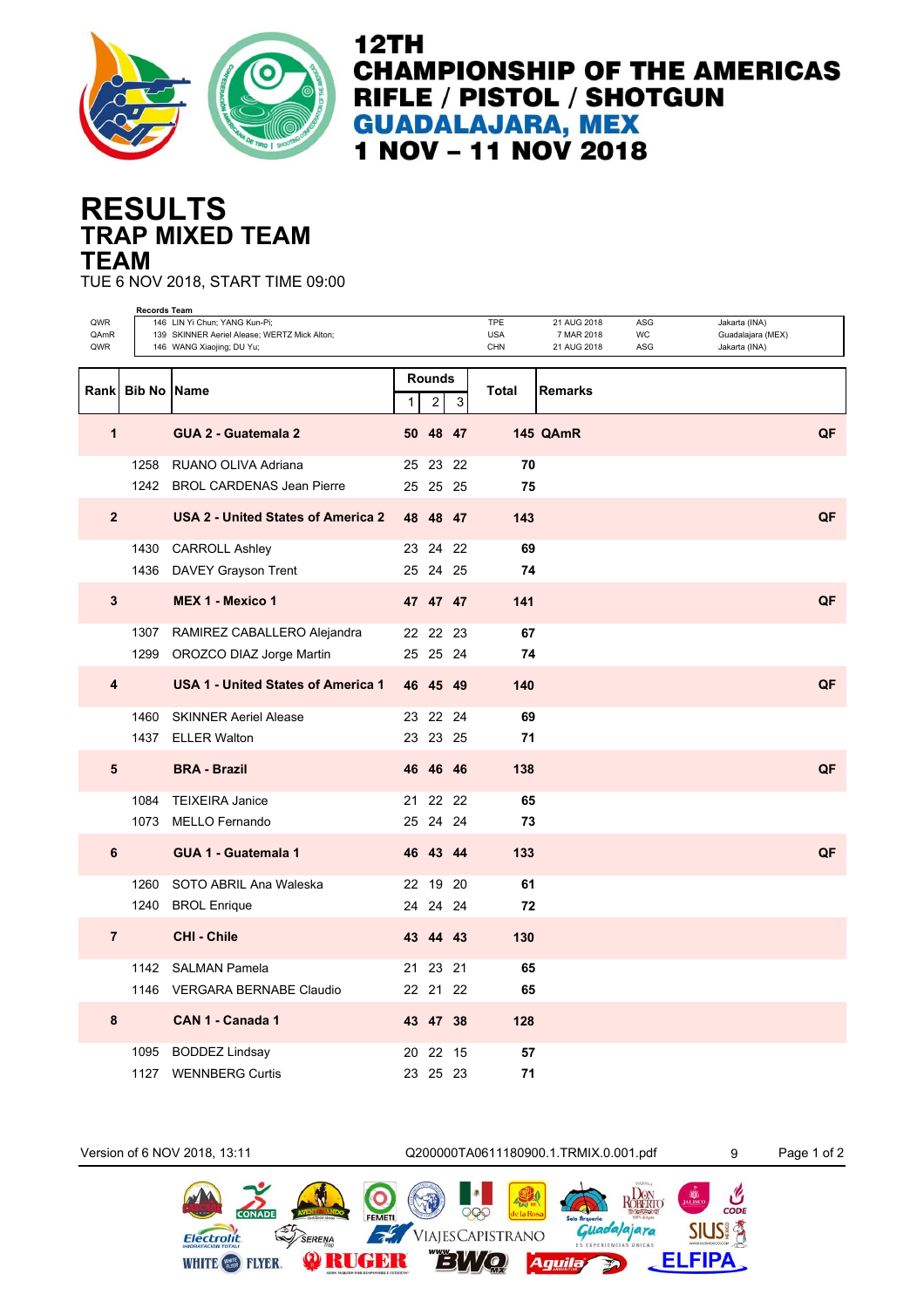# 12TH CHAMPIONSHIP OF THE AMERICAS RIFLE / PISTOL / SHOTGUN

## GUADALAJARA, MEX

## 1 NOV – 11 NOV 2018

# RESULTS

## TRAP MIXED TEAM

## TEAM

TUE 6 NOV 2018, START TIME 09:00

| | Records Team | | | | |
|---|---|---|---|---|---|
| QWR | 146 LIN Yi Chun; YANG Kun-Pi; | TPE | 21 AUG 2018 | ASG | Jakarta (INA) |
| QAmR | 139 SKINNER Aeriel Alease; WERTZ Mick Alton; | USA | 7 MAR 2018 | WC | Guadalajara (MEX) |
| QWR | 146 WANG Xiaojing; DU Yu; | CHN | 21 AUG 2018 | ASG | Jakarta (INA) |

| Rank | Bib No | Name | Rounds 1 | 2 | 3 | Total | Remarks | |
|---|---|---|---|---|---|---|---|---|
| 1 | | GUA 2 - Guatemala 2 | 50 | 48 | 47 | 145 | QAmR | QF |
| | 1258 | RUANO OLIVA Adriana | 25 | 23 | 22 | 70 | | |
| | 1242 | BROL CARDENAS Jean Pierre | 25 | 25 | 25 | 75 | | |
| 2 | | USA 2 - United States of America 2 | 48 | 48 | 47 | 143 | | QF |
| | 1430 | CARROLL Ashley | 23 | 24 | 22 | 69 | | |
| | 1436 | DAVEY Grayson Trent | 25 | 24 | 25 | 74 | | |
| 3 | | MEX 1 - Mexico 1 | 47 | 47 | 47 | 141 | | QF |
| | 1307 | RAMIREZ CABALLERO Alejandra | 22 | 22 | 23 | 67 | | |
| | 1299 | OROZCO DIAZ Jorge Martin | 25 | 25 | 24 | 74 | | |
| 4 | | USA 1 - United States of America 1 | 46 | 45 | 49 | 140 | | QF |
| | 1460 | SKINNER Aeriel Alease | 23 | 22 | 24 | 69 | | |
| | 1437 | ELLER Walton | 23 | 23 | 25 | 71 | | |
| 5 | | BRA - Brazil | 46 | 46 | 46 | 138 | | QF |
| | 1084 | TEIXEIRA Janice | 21 | 22 | 22 | 65 | | |
| | 1073 | MELLO Fernando | 25 | 24 | 24 | 73 | | |
| 6 | | GUA 1 - Guatemala 1 | 46 | 43 | 44 | 133 | | QF |
| | 1260 | SOTO ABRIL Ana Waleska | 22 | 19 | 20 | 61 | | |
| | 1240 | BROL Enrique | 24 | 24 | 24 | 72 | | |
| 7 | | CHI - Chile | 43 | 44 | 43 | 130 | | |
| | 1142 | SALMAN Pamela | 21 | 23 | 21 | 65 | | |
| | 1146 | VERGARA BERNABE Claudio | 22 | 21 | 22 | 65 | | |
| 8 | | CAN 1 - Canada 1 | 43 | 47 | 38 | 128 | | |
| | 1095 | BODDEZ Lindsay | 20 | 22 | 15 | 57 | | |
| | 1127 | WENNBERG Curtis | 23 | 25 | 23 | 71 | | |

Version of 6 NOV 2018, 13:11 Q200000TA0611180900.1.TRMIX.0.001.pdf 9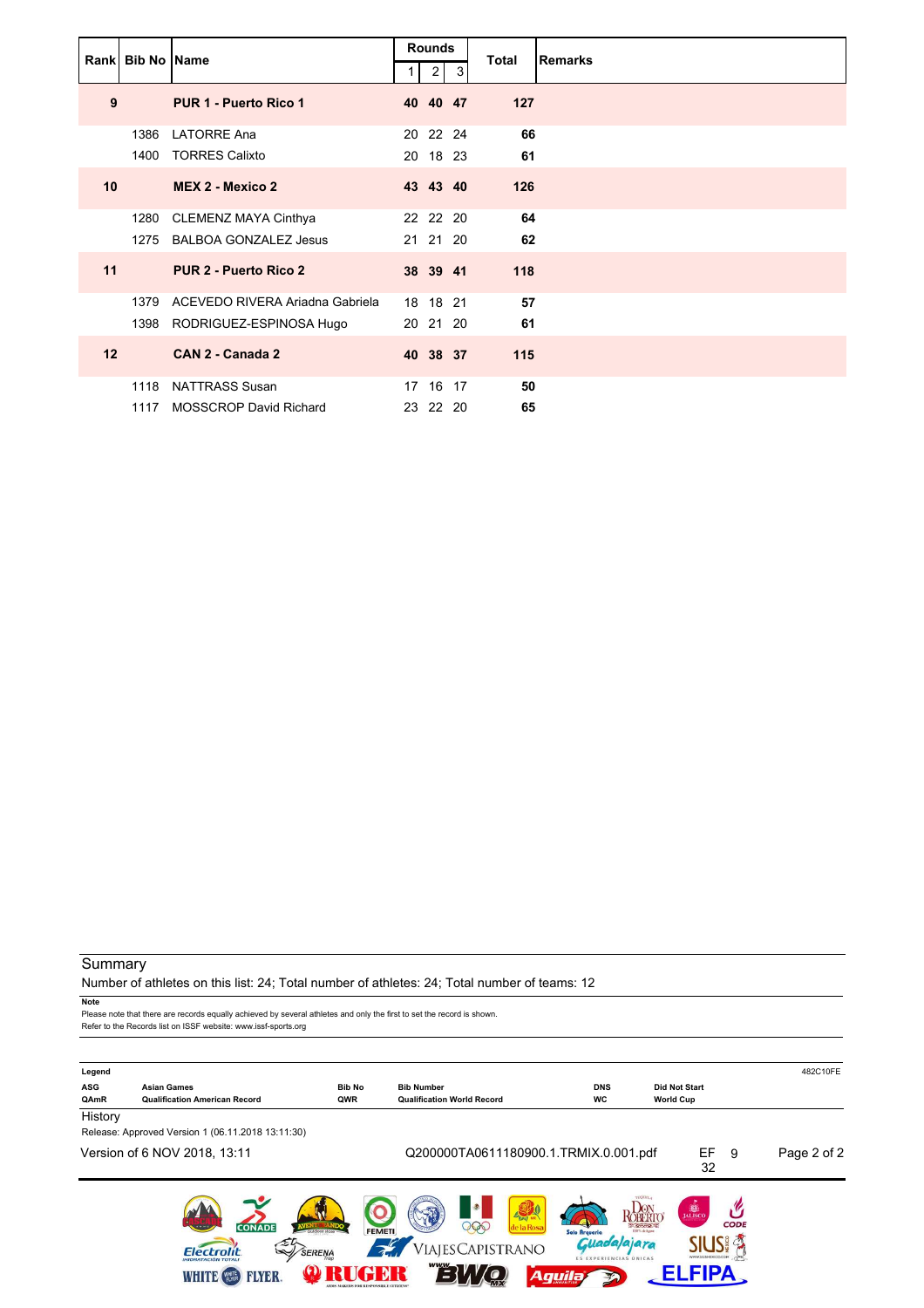| Rank | Bib No | Name | Rounds | | | Total | Remarks |
|---|---|---|---|---|---|---|---|
| | | | 1 | 2 | 3 | | |
| **9** | | **PUR 1 - Puerto Rico 1** | **40** | **40** | **47** | **127** | |
| | 1386 | LATORRE Ana | 20 | 22 | 24 | **66** | |
| | 1400 | TORRES Calixto | 20 | 18 | 23 | **61** | |
| **10** | | **MEX 2 - Mexico 2** | **43** | **43** | **40** | **126** | |
| | 1280 | CLEMENZ MAYA Cinthya | 22 | 22 | 20 | **64** | |
| | 1275 | BALBOA GONZALEZ Jesus | 21 | 21 | 20 | **62** | |
| **11** | | **PUR 2 - Puerto Rico 2** | **38** | **39** | **41** | **118** | |
| | 1379 | ACEVEDO RIVERA Ariadna Gabriela | 18 | 18 | 21 | **57** | |
| | 1398 | RODRIGUEZ-ESPINOSA Hugo | 20 | 21 | 20 | **61** | |
| **12** | | **CAN 2 - Canada 2** | **40** | **38** | **37** | **115** | |
| | 1118 | NATTRASS Susan | 17 | 16 | 17 | **50** | |
| | 1117 | MOSSCROP David Richard | 23 | 22 | 20 | **65** | |

Summary

Number of athletes on this list: 24; Total number of athletes: 24; Total number of teams: 12

**Note**

Please note that there are records equally achieved by several athletes and only the first to set the record is shown.
Refer to the Records list on ISSF website: www.issf-sports.org

**Legend**

| | | | | | |
|---|---|---|---|---|---|
| **ASG** | **Asian Games** | **Bib No** | **Bib Number** | **DNS** | **Did Not Start** |
| **QAmR** | **Qualification American Record** | **QWR** | **Qualification World Record** | **WC** | **World Cup** |

482C10FE

History

Release: Approved Version 1 (06.11.2018 13:11:30)

Version of 6 NOV 2018, 13:11 Q200000TA0611180900.1.TRMIX.0.001.pdf EF 32 9